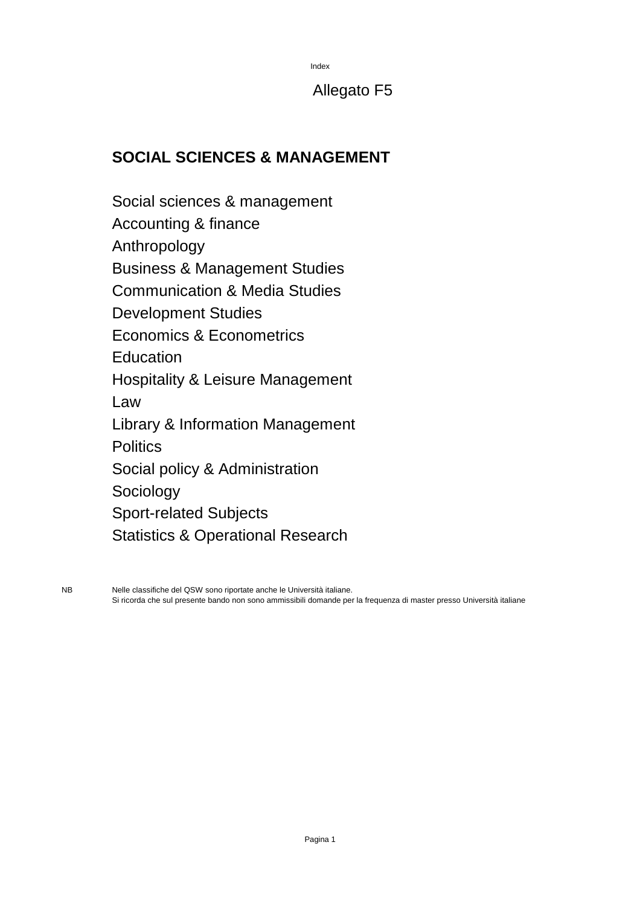Index

Allegato F5

# SOCIAL SCIENCES & MANAGEMENT

Social sciences & management
Accounting & finance
Anthropology
Business & Management Studies
Communication & Media Studies
Development Studies
Economics & Econometrics
Education
Hospitality & Leisure Management
Law
Library & Information Management
Politics
Social policy & Administration
Sociology
Sport-related Subjects
Statistics & Operational Research

NB Nelle classifiche del QSW sono riportate anche le Università italiane.
Si ricorda che sul presente bando non sono ammissibili domande per la frequenza di master presso Università italiane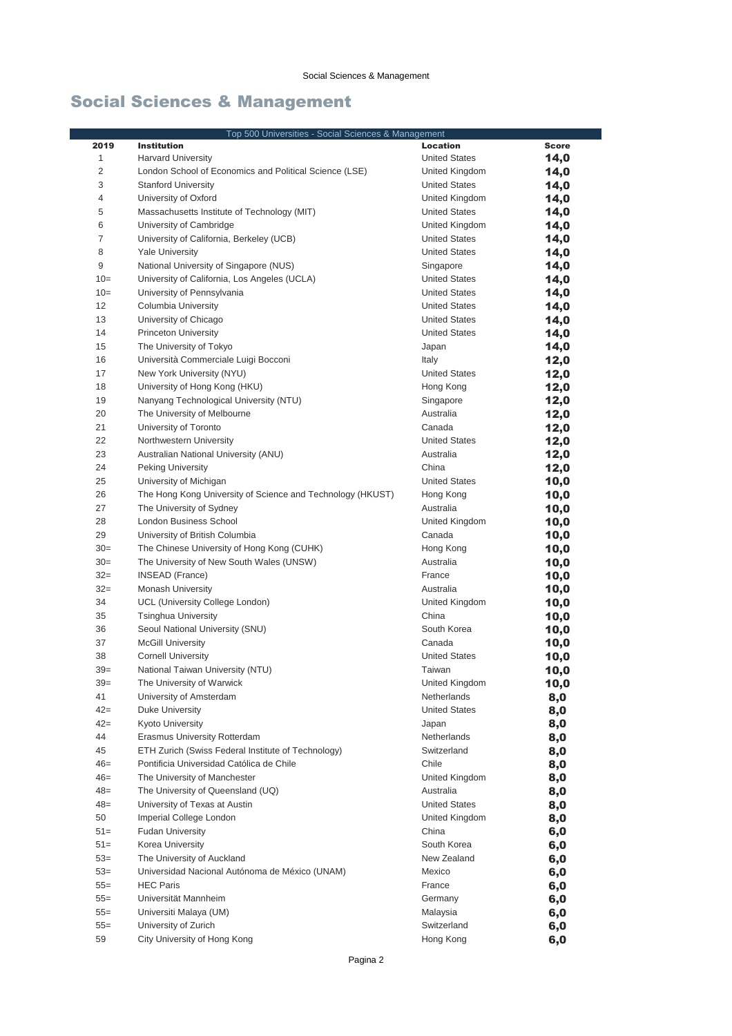# Social Sciences & Management

| Top 500 Universities - Social Sciences & Management | | | |
|---|---|---|---|
| **2019** | **Institution** | **Location** | **Score** |
| 1 | Harvard University | United States | **14,0** |
| 2 | London School of Economics and Political Science (LSE) | United Kingdom | **14,0** |
| 3 | Stanford University | United States | **14,0** |
| 4 | University of Oxford | United Kingdom | **14,0** |
| 5 | Massachusetts Institute of Technology (MIT) | United States | **14,0** |
| 6 | University of Cambridge | United Kingdom | **14,0** |
| 7 | University of California, Berkeley (UCB) | United States | **14,0** |
| 8 | Yale University | United States | **14,0** |
| 9 | National University of Singapore (NUS) | Singapore | **14,0** |
| 10= | University of California, Los Angeles (UCLA) | United States | **14,0** |
| 10= | University of Pennsylvania | United States | **14,0** |
| 12 | Columbia University | United States | **14,0** |
| 13 | University of Chicago | United States | **14,0** |
| 14 | Princeton University | United States | **14,0** |
| 15 | The University of Tokyo | Japan | **14,0** |
| 16 | Università Commerciale Luigi Bocconi | Italy | **12,0** |
| 17 | New York University (NYU) | United States | **12,0** |
| 18 | University of Hong Kong (HKU) | Hong Kong | **12,0** |
| 19 | Nanyang Technological University (NTU) | Singapore | **12,0** |
| 20 | The University of Melbourne | Australia | **12,0** |
| 21 | University of Toronto | Canada | **12,0** |
| 22 | Northwestern University | United States | **12,0** |
| 23 | Australian National University (ANU) | Australia | **12,0** |
| 24 | Peking University | China | **12,0** |
| 25 | University of Michigan | United States | **10,0** |
| 26 | The Hong Kong University of Science and Technology (HKUST) | Hong Kong | **10,0** |
| 27 | The University of Sydney | Australia | **10,0** |
| 28 | London Business School | United Kingdom | **10,0** |
| 29 | University of British Columbia | Canada | **10,0** |
| 30= | The Chinese University of Hong Kong (CUHK) | Hong Kong | **10,0** |
| 30= | The University of New South Wales (UNSW) | Australia | **10,0** |
| 32= | INSEAD (France) | France | **10,0** |
| 32= | Monash University | Australia | **10,0** |
| 34 | UCL (University College London) | United Kingdom | **10,0** |
| 35 | Tsinghua University | China | **10,0** |
| 36 | Seoul National University (SNU) | South Korea | **10,0** |
| 37 | McGill University | Canada | **10,0** |
| 38 | Cornell University | United States | **10,0** |
| 39= | National Taiwan University (NTU) | Taiwan | **10,0** |
| 39= | The University of Warwick | United Kingdom | **10,0** |
| 41 | University of Amsterdam | Netherlands | **8,0** |
| 42= | Duke University | United States | **8,0** |
| 42= | Kyoto University | Japan | **8,0** |
| 44 | Erasmus University Rotterdam | Netherlands | **8,0** |
| 45 | ETH Zurich (Swiss Federal Institute of Technology) | Switzerland | **8,0** |
| 46= | Pontificia Universidad Católica de Chile | Chile | **8,0** |
| 46= | The University of Manchester | United Kingdom | **8,0** |
| 48= | The University of Queensland (UQ) | Australia | **8,0** |
| 48= | University of Texas at Austin | United States | **8,0** |
| 50 | Imperial College London | United Kingdom | **8,0** |
| 51= | Fudan University | China | **6,0** |
| 51= | Korea University | South Korea | **6,0** |
| 53= | The University of Auckland | New Zealand | **6,0** |
| 53= | Universidad Nacional Autónoma de México (UNAM) | Mexico | **6,0** |
| 55= | HEC Paris | France | **6,0** |
| 55= | Universität Mannheim | Germany | **6,0** |
| 55= | Universiti Malaya (UM) | Malaysia | **6,0** |
| 55= | University of Zurich | Switzerland | **6,0** |
| 59 | City University of Hong Kong | Hong Kong | **6,0** |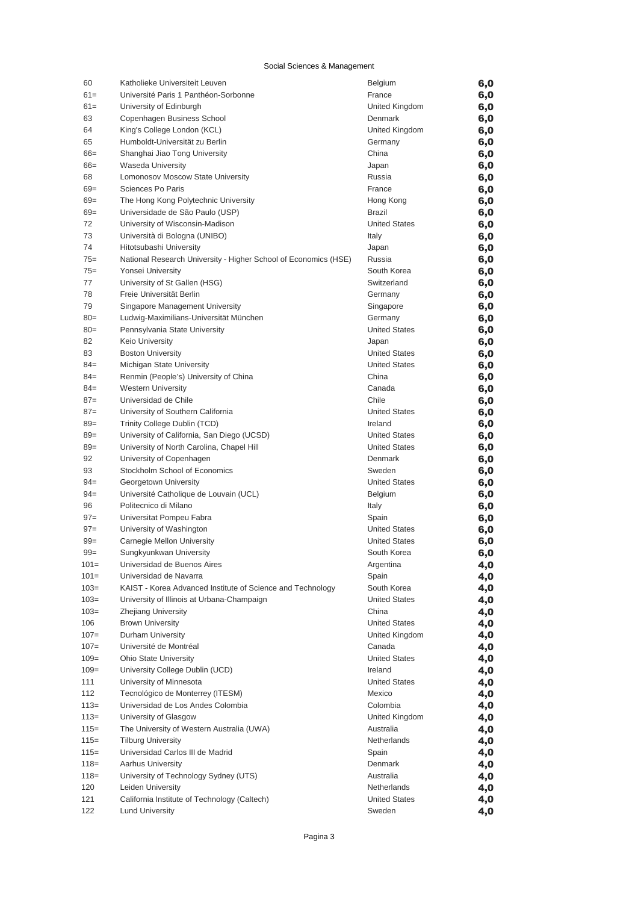Social Sciences & Management

| | | | |
|---|---|---|---|
| 60 | Katholieke Universiteit Leuven | Belgium | **6,0** |
| 61= | Université Paris 1 Panthéon-Sorbonne | France | **6,0** |
| 61= | University of Edinburgh | United Kingdom | **6,0** |
| 63 | Copenhagen Business School | Denmark | **6,0** |
| 64 | King's College London (KCL) | United Kingdom | **6,0** |
| 65 | Humboldt-Universität zu Berlin | Germany | **6,0** |
| 66= | Shanghai Jiao Tong University | China | **6,0** |
| 66= | Waseda University | Japan | **6,0** |
| 68 | Lomonosov Moscow State University | Russia | **6,0** |
| 69= | Sciences Po Paris | France | **6,0** |
| 69= | The Hong Kong Polytechnic University | Hong Kong | **6,0** |
| 69= | Universidade de São Paulo (USP) | Brazil | **6,0** |
| 72 | University of Wisconsin-Madison | United States | **6,0** |
| 73 | Università di Bologna (UNIBO) | Italy | **6,0** |
| 74 | Hitotsubashi University | Japan | **6,0** |
| 75= | National Research University - Higher School of Economics (HSE) | Russia | **6,0** |
| 75= | Yonsei University | South Korea | **6,0** |
| 77 | University of St Gallen (HSG) | Switzerland | **6,0** |
| 78 | Freie Universität Berlin | Germany | **6,0** |
| 79 | Singapore Management University | Singapore | **6,0** |
| 80= | Ludwig-Maximilians-Universität München | Germany | **6,0** |
| 80= | Pennsylvania State University | United States | **6,0** |
| 82 | Keio University | Japan | **6,0** |
| 83 | Boston University | United States | **6,0** |
| 84= | Michigan State University | United States | **6,0** |
| 84= | Renmin (People's) University of China | China | **6,0** |
| 84= | Western University | Canada | **6,0** |
| 87= | Universidad de Chile | Chile | **6,0** |
| 87= | University of Southern California | United States | **6,0** |
| 89= | Trinity College Dublin (TCD) | Ireland | **6,0** |
| 89= | University of California, San Diego (UCSD) | United States | **6,0** |
| 89= | University of North Carolina, Chapel Hill | United States | **6,0** |
| 92 | University of Copenhagen | Denmark | **6,0** |
| 93 | Stockholm School of Economics | Sweden | **6,0** |
| 94= | Georgetown University | United States | **6,0** |
| 94= | Université Catholique de Louvain (UCL) | Belgium | **6,0** |
| 96 | Politecnico di Milano | Italy | **6,0** |
| 97= | Universitat Pompeu Fabra | Spain | **6,0** |
| 97= | University of Washington | United States | **6,0** |
| 99= | Carnegie Mellon University | United States | **6,0** |
| 99= | Sungkyunkwan University | South Korea | **6,0** |
| 101= | Universidad de Buenos Aires | Argentina | **4,0** |
| 101= | Universidad de Navarra | Spain | **4,0** |
| 103= | KAIST - Korea Advanced Institute of Science and Technology | South Korea | **4,0** |
| 103= | University of Illinois at Urbana-Champaign | United States | **4,0** |
| 103= | Zhejiang University | China | **4,0** |
| 106 | Brown University | United States | **4,0** |
| 107= | Durham University | United Kingdom | **4,0** |
| 107= | Université de Montréal | Canada | **4,0** |
| 109= | Ohio State University | United States | **4,0** |
| 109= | University College Dublin (UCD) | Ireland | **4,0** |
| 111 | University of Minnesota | United States | **4,0** |
| 112 | Tecnológico de Monterrey (ITESM) | Mexico | **4,0** |
| 113= | Universidad de Los Andes Colombia | Colombia | **4,0** |
| 113= | University of Glasgow | United Kingdom | **4,0** |
| 115= | The University of Western Australia (UWA) | Australia | **4,0** |
| 115= | Tilburg University | Netherlands | **4,0** |
| 115= | Universidad Carlos III de Madrid | Spain | **4,0** |
| 118= | Aarhus University | Denmark | **4,0** |
| 118= | University of Technology Sydney (UTS) | Australia | **4,0** |
| 120 | Leiden University | Netherlands | **4,0** |
| 121 | California Institute of Technology (Caltech) | United States | **4,0** |
| 122 | Lund University | Sweden | **4,0** |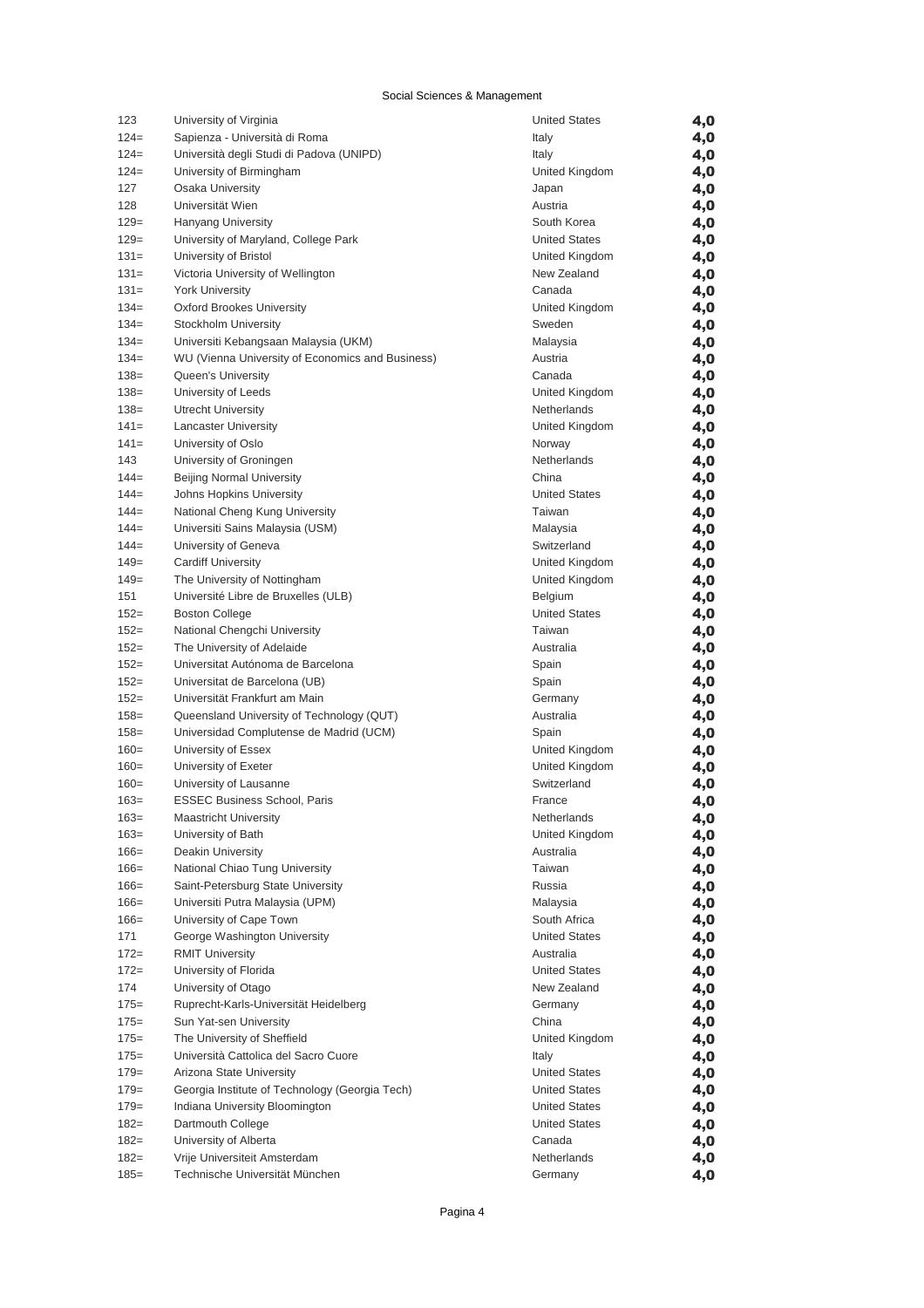Social Sciences & Management

| | | | |
|---|---|---|---|
| 123 | University of Virginia | United States | **4,0** |
| 124= | Sapienza - Università di Roma | Italy | **4,0** |
| 124= | Università degli Studi di Padova (UNIPD) | Italy | **4,0** |
| 124= | University of Birmingham | United Kingdom | **4,0** |
| 127 | Osaka University | Japan | **4,0** |
| 128 | Universität Wien | Austria | **4,0** |
| 129= | Hanyang University | South Korea | **4,0** |
| 129= | University of Maryland, College Park | United States | **4,0** |
| 131= | University of Bristol | United Kingdom | **4,0** |
| 131= | Victoria University of Wellington | New Zealand | **4,0** |
| 131= | York University | Canada | **4,0** |
| 134= | Oxford Brookes University | United Kingdom | **4,0** |
| 134= | Stockholm University | Sweden | **4,0** |
| 134= | Universiti Kebangsaan Malaysia (UKM) | Malaysia | **4,0** |
| 134= | WU (Vienna University of Economics and Business) | Austria | **4,0** |
| 138= | Queen's University | Canada | **4,0** |
| 138= | University of Leeds | United Kingdom | **4,0** |
| 138= | Utrecht University | Netherlands | **4,0** |
| 141= | Lancaster University | United Kingdom | **4,0** |
| 141= | University of Oslo | Norway | **4,0** |
| 143 | University of Groningen | Netherlands | **4,0** |
| 144= | Beijing Normal University | China | **4,0** |
| 144= | Johns Hopkins University | United States | **4,0** |
| 144= | National Cheng Kung University | Taiwan | **4,0** |
| 144= | Universiti Sains Malaysia (USM) | Malaysia | **4,0** |
| 144= | University of Geneva | Switzerland | **4,0** |
| 149= | Cardiff University | United Kingdom | **4,0** |
| 149= | The University of Nottingham | United Kingdom | **4,0** |
| 151 | Université Libre de Bruxelles (ULB) | Belgium | **4,0** |
| 152= | Boston College | United States | **4,0** |
| 152= | National Chengchi University | Taiwan | **4,0** |
| 152= | The University of Adelaide | Australia | **4,0** |
| 152= | Universitat Autónoma de Barcelona | Spain | **4,0** |
| 152= | Universitat de Barcelona (UB) | Spain | **4,0** |
| 152= | Universität Frankfurt am Main | Germany | **4,0** |
| 158= | Queensland University of Technology (QUT) | Australia | **4,0** |
| 158= | Universidad Complutense de Madrid (UCM) | Spain | **4,0** |
| 160= | University of Essex | United Kingdom | **4,0** |
| 160= | University of Exeter | United Kingdom | **4,0** |
| 160= | University of Lausanne | Switzerland | **4,0** |
| 163= | ESSEC Business School, Paris | France | **4,0** |
| 163= | Maastricht University | Netherlands | **4,0** |
| 163= | University of Bath | United Kingdom | **4,0** |
| 166= | Deakin University | Australia | **4,0** |
| 166= | National Chiao Tung University | Taiwan | **4,0** |
| 166= | Saint-Petersburg State University | Russia | **4,0** |
| 166= | Universiti Putra Malaysia (UPM) | Malaysia | **4,0** |
| 166= | University of Cape Town | South Africa | **4,0** |
| 171 | George Washington University | United States | **4,0** |
| 172= | RMIT University | Australia | **4,0** |
| 172= | University of Florida | United States | **4,0** |
| 174 | University of Otago | New Zealand | **4,0** |
| 175= | Ruprecht-Karls-Universität Heidelberg | Germany | **4,0** |
| 175= | Sun Yat-sen University | China | **4,0** |
| 175= | The University of Sheffield | United Kingdom | **4,0** |
| 175= | Università Cattolica del Sacro Cuore | Italy | **4,0** |
| 179= | Arizona State University | United States | **4,0** |
| 179= | Georgia Institute of Technology (Georgia Tech) | United States | **4,0** |
| 179= | Indiana University Bloomington | United States | **4,0** |
| 182= | Dartmouth College | United States | **4,0** |
| 182= | University of Alberta | Canada | **4,0** |
| 182= | Vrije Universiteit Amsterdam | Netherlands | **4,0** |
| 185= | Technische Universität München | Germany | **4,0** |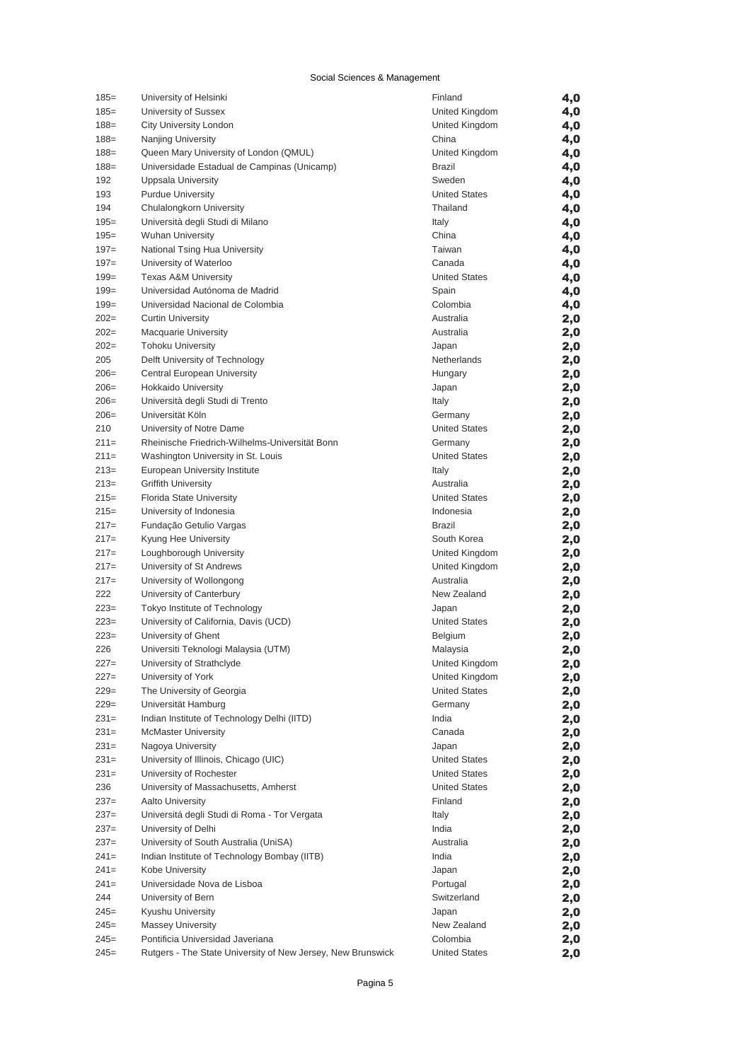Social Sciences & Management

| Rank | Institution | Country | Score |
|---|---|---|---|
| 185= | University of Helsinki | Finland | 4,0 |
| 185= | University of Sussex | United Kingdom | 4,0 |
| 188= | City University London | United Kingdom | 4,0 |
| 188= | Nanjing University | China | 4,0 |
| 188= | Queen Mary University of London (QMUL) | United Kingdom | 4,0 |
| 188= | Universidade Estadual de Campinas (Unicamp) | Brazil | 4,0 |
| 192 | Uppsala University | Sweden | 4,0 |
| 193 | Purdue University | United States | 4,0 |
| 194 | Chulalongkorn University | Thailand | 4,0 |
| 195= | Università degli Studi di Milano | Italy | 4,0 |
| 195= | Wuhan University | China | 4,0 |
| 197= | National Tsing Hua University | Taiwan | 4,0 |
| 197= | University of Waterloo | Canada | 4,0 |
| 199= | Texas A&M University | United States | 4,0 |
| 199= | Universidad Autónoma de Madrid | Spain | 4,0 |
| 199= | Universidad Nacional de Colombia | Colombia | 4,0 |
| 202= | Curtin University | Australia | 2,0 |
| 202= | Macquarie University | Australia | 2,0 |
| 202= | Tohoku University | Japan | 2,0 |
| 205 | Delft University of Technology | Netherlands | 2,0 |
| 206= | Central European University | Hungary | 2,0 |
| 206= | Hokkaido University | Japan | 2,0 |
| 206= | Università degli Studi di Trento | Italy | 2,0 |
| 206= | Universität Köln | Germany | 2,0 |
| 210 | University of Notre Dame | United States | 2,0 |
| 211= | Rheinische Friedrich-Wilhelms-Universität Bonn | Germany | 2,0 |
| 211= | Washington University in St. Louis | United States | 2,0 |
| 213= | European University Institute | Italy | 2,0 |
| 213= | Griffith University | Australia | 2,0 |
| 215= | Florida State University | United States | 2,0 |
| 215= | University of Indonesia | Indonesia | 2,0 |
| 217= | Fundação Getulio Vargas | Brazil | 2,0 |
| 217= | Kyung Hee University | South Korea | 2,0 |
| 217= | Loughborough University | United Kingdom | 2,0 |
| 217= | University of St Andrews | United Kingdom | 2,0 |
| 217= | University of Wollongong | Australia | 2,0 |
| 222 | University of Canterbury | New Zealand | 2,0 |
| 223= | Tokyo Institute of Technology | Japan | 2,0 |
| 223= | University of California, Davis (UCD) | United States | 2,0 |
| 223= | University of Ghent | Belgium | 2,0 |
| 226 | Universiti Teknologi Malaysia (UTM) | Malaysia | 2,0 |
| 227= | University of Strathclyde | United Kingdom | 2,0 |
| 227= | University of York | United Kingdom | 2,0 |
| 229= | The University of Georgia | United States | 2,0 |
| 229= | Universität Hamburg | Germany | 2,0 |
| 231= | Indian Institute of Technology Delhi (IITD) | India | 2,0 |
| 231= | McMaster University | Canada | 2,0 |
| 231= | Nagoya University | Japan | 2,0 |
| 231= | University of Illinois, Chicago (UIC) | United States | 2,0 |
| 231= | University of Rochester | United States | 2,0 |
| 236 | University of Massachusetts, Amherst | United States | 2,0 |
| 237= | Aalto University | Finland | 2,0 |
| 237= | Universitá degli Studi di Roma - Tor Vergata | Italy | 2,0 |
| 237= | University of Delhi | India | 2,0 |
| 237= | University of South Australia (UniSA) | Australia | 2,0 |
| 241= | Indian Institute of Technology Bombay (IITB) | India | 2,0 |
| 241= | Kobe University | Japan | 2,0 |
| 241= | Universidade Nova de Lisboa | Portugal | 2,0 |
| 244 | University of Bern | Switzerland | 2,0 |
| 245= | Kyushu University | Japan | 2,0 |
| 245= | Massey University | New Zealand | 2,0 |
| 245= | Pontificia Universidad Javeriana | Colombia | 2,0 |
| 245= | Rutgers - The State University of New Jersey, New Brunswick | United States | 2,0 |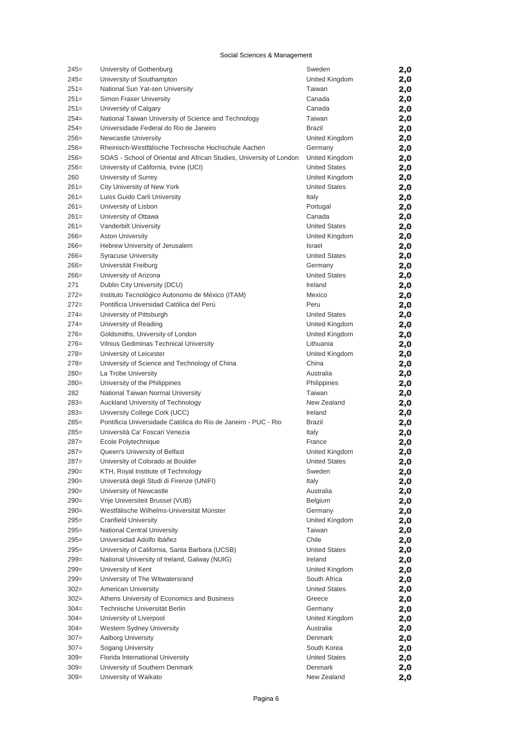Social Sciences & Management

| Rank | University | Country | Score |
|---|---|---|---|
| 245= | University of Gothenburg | Sweden | 2,0 |
| 245= | University of Southampton | United Kingdom | 2,0 |
| 251= | National Sun Yat-sen University | Taiwan | 2,0 |
| 251= | Simon Fraser University | Canada | 2,0 |
| 251= | University of Calgary | Canada | 2,0 |
| 254= | National Taiwan University of Science and Technology | Taiwan | 2,0 |
| 254= | Universidade Federal do Rio de Janeiro | Brazil | 2,0 |
| 256= | Newcastle University | United Kingdom | 2,0 |
| 256= | Rheinisch-Westfälische Technische Hochschule Aachen | Germany | 2,0 |
| 256= | SOAS - School of Oriental and African Studies, University of London | United Kingdom | 2,0 |
| 256= | University of California, Irvine (UCI) | United States | 2,0 |
| 260 | University of Surrey | United Kingdom | 2,0 |
| 261= | City University of New York | United States | 2,0 |
| 261= | Luiss Guido Carli University | Italy | 2,0 |
| 261= | University of Lisbon | Portugal | 2,0 |
| 261= | University of Ottawa | Canada | 2,0 |
| 261= | Vanderbilt University | United States | 2,0 |
| 266= | Aston University | United Kingdom | 2,0 |
| 266= | Hebrew University of Jerusalem | Israel | 2,0 |
| 266= | Syracuse University | United States | 2,0 |
| 266= | Universität Freiburg | Germany | 2,0 |
| 266= | University of Arizona | United States | 2,0 |
| 271 | Dublin City University (DCU) | Ireland | 2,0 |
| 272= | Instituto Tecnológico Autonomo de México (ITAM) | Mexico | 2,0 |
| 272= | Pontificia Universidad Católica del Perú | Peru | 2,0 |
| 274= | University of Pittsburgh | United States | 2,0 |
| 274= | University of Reading | United Kingdom | 2,0 |
| 276= | Goldsmiths, University of London | United Kingdom | 2,0 |
| 276= | Vilnius Gediminas Technical University | Lithuania | 2,0 |
| 278= | University of Leicester | United Kingdom | 2,0 |
| 278= | University of Science and Technology of China | China | 2,0 |
| 280= | La Trobe University | Australia | 2,0 |
| 280= | University of the Philippines | Philippines | 2,0 |
| 282 | National Taiwan Normal University | Taiwan | 2,0 |
| 283= | Auckland University of Technology | New Zealand | 2,0 |
| 283= | University College Cork (UCC) | Ireland | 2,0 |
| 285= | Pontificia Universidade Católica do Rio de Janeiro - PUC - Rio | Brazil | 2,0 |
| 285= | Università Ca' Foscari Venezia | Italy | 2,0 |
| 287= | Ecole Polytechnique | France | 2,0 |
| 287= | Queen's University of Belfast | United Kingdom | 2,0 |
| 287= | University of Colorado at Boulder | United States | 2,0 |
| 290= | KTH, Royal Institute of Technology | Sweden | 2,0 |
| 290= | Università degli Studi di Firenze (UNIFI) | Italy | 2,0 |
| 290= | University of Newcastle | Australia | 2,0 |
| 290= | Vrije Universiteit Brussel (VUB) | Belgium | 2,0 |
| 290= | Westfälische Wilhelms-Universität Münster | Germany | 2,0 |
| 295= | Cranfield University | United Kingdom | 2,0 |
| 295= | National Central University | Taiwan | 2,0 |
| 295= | Universidad Adolfo Ibáñez | Chile | 2,0 |
| 295= | University of California, Santa Barbara (UCSB) | United States | 2,0 |
| 299= | National University of Ireland, Galway (NUIG) | Ireland | 2,0 |
| 299= | University of Kent | United Kingdom | 2,0 |
| 299= | University of The Witwatersrand | South Africa | 2,0 |
| 302= | American University | United States | 2,0 |
| 302= | Athens University of Economics and Business | Greece | 2,0 |
| 304= | Technische Universität Berlin | Germany | 2,0 |
| 304= | University of Liverpool | United Kingdom | 2,0 |
| 304= | Western Sydney University | Australia | 2,0 |
| 307= | Aalborg University | Denmark | 2,0 |
| 307= | Sogang University | South Korea | 2,0 |
| 309= | Florida International University | United States | 2,0 |
| 309= | University of Southern Denmark | Denmark | 2,0 |
| 309= | University of Waikato | New Zealand | 2,0 |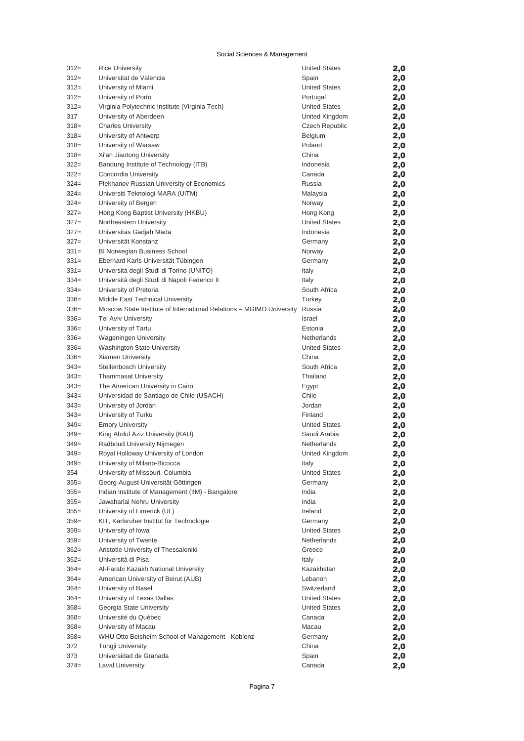Social Sciences & Management

| | | | |
|---|---|---|---|
| 312= | Rice University | United States | 2,0 |
| 312= | Universitat de Valencia | Spain | 2,0 |
| 312= | University of Miami | United States | 2,0 |
| 312= | University of Porto | Portugal | 2,0 |
| 312= | Virginia Polytechnic Institute (Virginia Tech) | United States | 2,0 |
| 317 | University of Aberdeen | United Kingdom | 2,0 |
| 318= | Charles University | Czech Republic | 2,0 |
| 318= | University of Antwerp | Belgium | 2,0 |
| 318= | University of Warsaw | Poland | 2,0 |
| 318= | Xi'an Jiaotong University | China | 2,0 |
| 322= | Bandung Institute of Technology (ITB) | Indonesia | 2,0 |
| 322= | Concordia University | Canada | 2,0 |
| 324= | Plekhanov Russian University of Economics | Russia | 2,0 |
| 324= | Universiti Teknologi MARA (UiTM) | Malaysia | 2,0 |
| 324= | University of Bergen | Norway | 2,0 |
| 327= | Hong Kong Baptist University (HKBU) | Hong Kong | 2,0 |
| 327= | Northeastern University | United States | 2,0 |
| 327= | Universitas Gadjah Mada | Indonesia | 2,0 |
| 327= | Universität Konstanz | Germany | 2,0 |
| 331= | BI Norwegian Business School | Norway | 2,0 |
| 331= | Eberhard Karls Universität Tübingen | Germany | 2,0 |
| 331= | Università degli Studi di Torino (UNITO) | Italy | 2,0 |
| 334= | Università degli Studi di Napoli Federico II | Italy | 2,0 |
| 334= | University of Pretoria | South Africa | 2,0 |
| 336= | Middle East Technical University | Turkey | 2,0 |
| 336= | Moscow State Institute of International Relations – MGIMO University | Russia | 2,0 |
| 336= | Tel Aviv University | Israel | 2,0 |
| 336= | University of Tartu | Estonia | 2,0 |
| 336= | Wageningen University | Netherlands | 2,0 |
| 336= | Washington State University | United States | 2,0 |
| 336= | Xiamen University | China | 2,0 |
| 343= | Stellenbosch University | South Africa | 2,0 |
| 343= | Thammasat University | Thailand | 2,0 |
| 343= | The American University in Cairo | Egypt | 2,0 |
| 343= | Universidad de Santiago de Chile (USACH) | Chile | 2,0 |
| 343= | University of Jordan | Jordan | 2,0 |
| 343= | University of Turku | Finland | 2,0 |
| 349= | Emory University | United States | 2,0 |
| 349= | King Abdul Aziz University (KAU) | Saudi Arabia | 2,0 |
| 349= | Radboud University Nijmegen | Netherlands | 2,0 |
| 349= | Royal Holloway University of London | United Kingdom | 2,0 |
| 349= | University of Milano-Bicocca | Italy | 2,0 |
| 354 | University of Missouri, Columbia | United States | 2,0 |
| 355= | Georg-August-Universität Göttingen | Germany | 2,0 |
| 355= | Indian Institute of Management (IIM) - Bangalore | India | 2,0 |
| 355= | Jawaharlal Nehru University | India | 2,0 |
| 355= | University of Limerick (UL) | Ireland | 2,0 |
| 359= | KIT, Karlsruher Institut für Technologie | Germany | 2,0 |
| 359= | University of Iowa | United States | 2,0 |
| 359= | University of Twente | Netherlands | 2,0 |
| 362= | Aristotle University of Thessaloniki | Greece | 2,0 |
| 362= | Università di Pisa | Italy | 2,0 |
| 364= | Al-Farabi Kazakh National University | Kazakhstan | 2,0 |
| 364= | American University of Beirut (AUB) | Lebanon | 2,0 |
| 364= | University of Basel | Switzerland | 2,0 |
| 364= | University of Texas Dallas | United States | 2,0 |
| 368= | Georgia State University | United States | 2,0 |
| 368= | Université du Québec | Canada | 2,0 |
| 368= | University of Macau | Macau | 2,0 |
| 368= | WHU Otto Beisheim School of Management - Koblenz | Germany | 2,0 |
| 372 | Tongji University | China | 2,0 |
| 373 | Universidad de Granada | Spain | 2,0 |
| 374= | Laval University | Canada | 2,0 |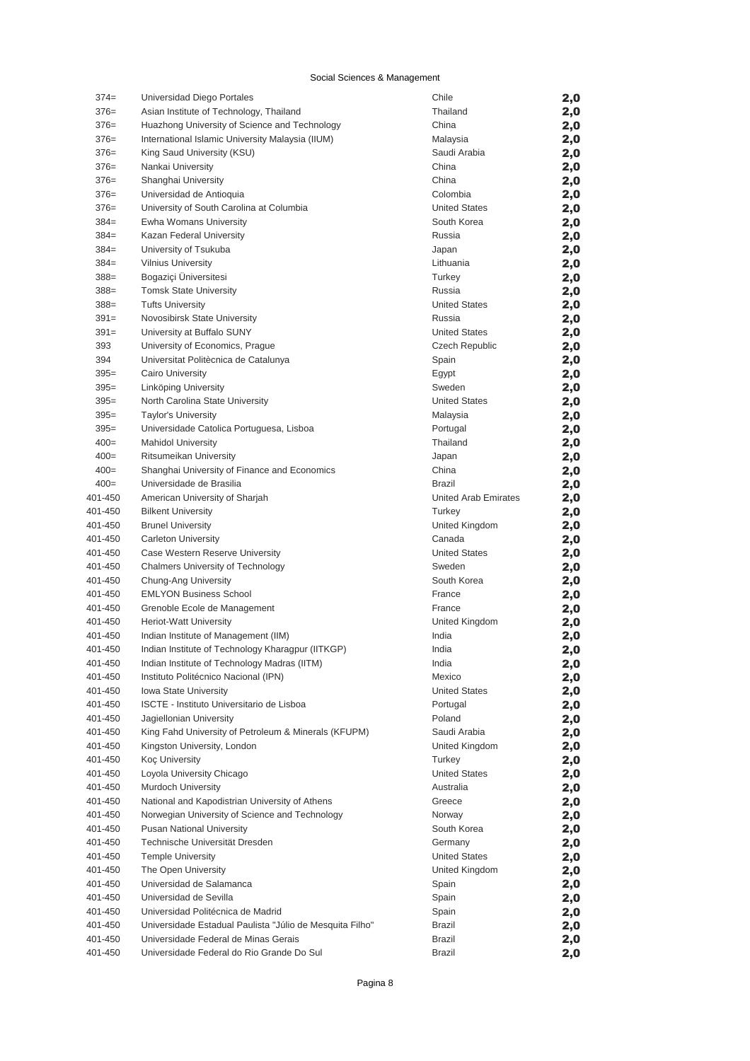Social Sciences & Management

| Rank | Institution | Country | Score |
|---|---|---|---|
| 374= | Universidad Diego Portales | Chile | 2,0 |
| 376= | Asian Institute of Technology, Thailand | Thailand | 2,0 |
| 376= | Huazhong University of Science and Technology | China | 2,0 |
| 376= | International Islamic University Malaysia (IIUM) | Malaysia | 2,0 |
| 376= | King Saud University (KSU) | Saudi Arabia | 2,0 |
| 376= | Nankai University | China | 2,0 |
| 376= | Shanghai University | China | 2,0 |
| 376= | Universidad de Antioquia | Colombia | 2,0 |
| 376= | University of South Carolina at Columbia | United States | 2,0 |
| 384= | Ewha Womans University | South Korea | 2,0 |
| 384= | Kazan Federal University | Russia | 2,0 |
| 384= | University of Tsukuba | Japan | 2,0 |
| 384= | Vilnius University | Lithuania | 2,0 |
| 388= | Bogaziçi Üniversitesi | Turkey | 2,0 |
| 388= | Tomsk State University | Russia | 2,0 |
| 388= | Tufts University | United States | 2,0 |
| 391= | Novosibirsk State University | Russia | 2,0 |
| 391= | University at Buffalo SUNY | United States | 2,0 |
| 393 | University of Economics, Prague | Czech Republic | 2,0 |
| 394 | Universitat Politècnica de Catalunya | Spain | 2,0 |
| 395= | Cairo University | Egypt | 2,0 |
| 395= | Linköping University | Sweden | 2,0 |
| 395= | North Carolina State University | United States | 2,0 |
| 395= | Taylor's University | Malaysia | 2,0 |
| 395= | Universidade Catolica Portuguesa, Lisboa | Portugal | 2,0 |
| 400= | Mahidol University | Thailand | 2,0 |
| 400= | Ritsumeikan University | Japan | 2,0 |
| 400= | Shanghai University of Finance and Economics | China | 2,0 |
| 400= | Universidade de Brasilia | Brazil | 2,0 |
| 401-450 | American University of Sharjah | United Arab Emirates | 2,0 |
| 401-450 | Bilkent University | Turkey | 2,0 |
| 401-450 | Brunel University | United Kingdom | 2,0 |
| 401-450 | Carleton University | Canada | 2,0 |
| 401-450 | Case Western Reserve University | United States | 2,0 |
| 401-450 | Chalmers University of Technology | Sweden | 2,0 |
| 401-450 | Chung-Ang University | South Korea | 2,0 |
| 401-450 | EMLYON Business School | France | 2,0 |
| 401-450 | Grenoble Ecole de Management | France | 2,0 |
| 401-450 | Heriot-Watt University | United Kingdom | 2,0 |
| 401-450 | Indian Institute of Management (IIM) | India | 2,0 |
| 401-450 | Indian Institute of Technology Kharagpur (IITKGP) | India | 2,0 |
| 401-450 | Indian Institute of Technology Madras (IITM) | India | 2,0 |
| 401-450 | Instituto Politécnico Nacional (IPN) | Mexico | 2,0 |
| 401-450 | Iowa State University | United States | 2,0 |
| 401-450 | ISCTE - Instituto Universitario de Lisboa | Portugal | 2,0 |
| 401-450 | Jagiellonian University | Poland | 2,0 |
| 401-450 | King Fahd University of Petroleum & Minerals (KFUPM) | Saudi Arabia | 2,0 |
| 401-450 | Kingston University, London | United Kingdom | 2,0 |
| 401-450 | Koç University | Turkey | 2,0 |
| 401-450 | Loyola University Chicago | United States | 2,0 |
| 401-450 | Murdoch University | Australia | 2,0 |
| 401-450 | National and Kapodistrian University of Athens | Greece | 2,0 |
| 401-450 | Norwegian University of Science and Technology | Norway | 2,0 |
| 401-450 | Pusan National University | South Korea | 2,0 |
| 401-450 | Technische Universität Dresden | Germany | 2,0 |
| 401-450 | Temple University | United States | 2,0 |
| 401-450 | The Open University | United Kingdom | 2,0 |
| 401-450 | Universidad de Salamanca | Spain | 2,0 |
| 401-450 | Universidad de Sevilla | Spain | 2,0 |
| 401-450 | Universidad Politécnica de Madrid | Spain | 2,0 |
| 401-450 | Universidade Estadual Paulista "Júlio de Mesquita Filho" | Brazil | 2,0 |
| 401-450 | Universidade Federal de Minas Gerais | Brazil | 2,0 |
| 401-450 | Universidade Federal do Rio Grande Do Sul | Brazil | 2,0 |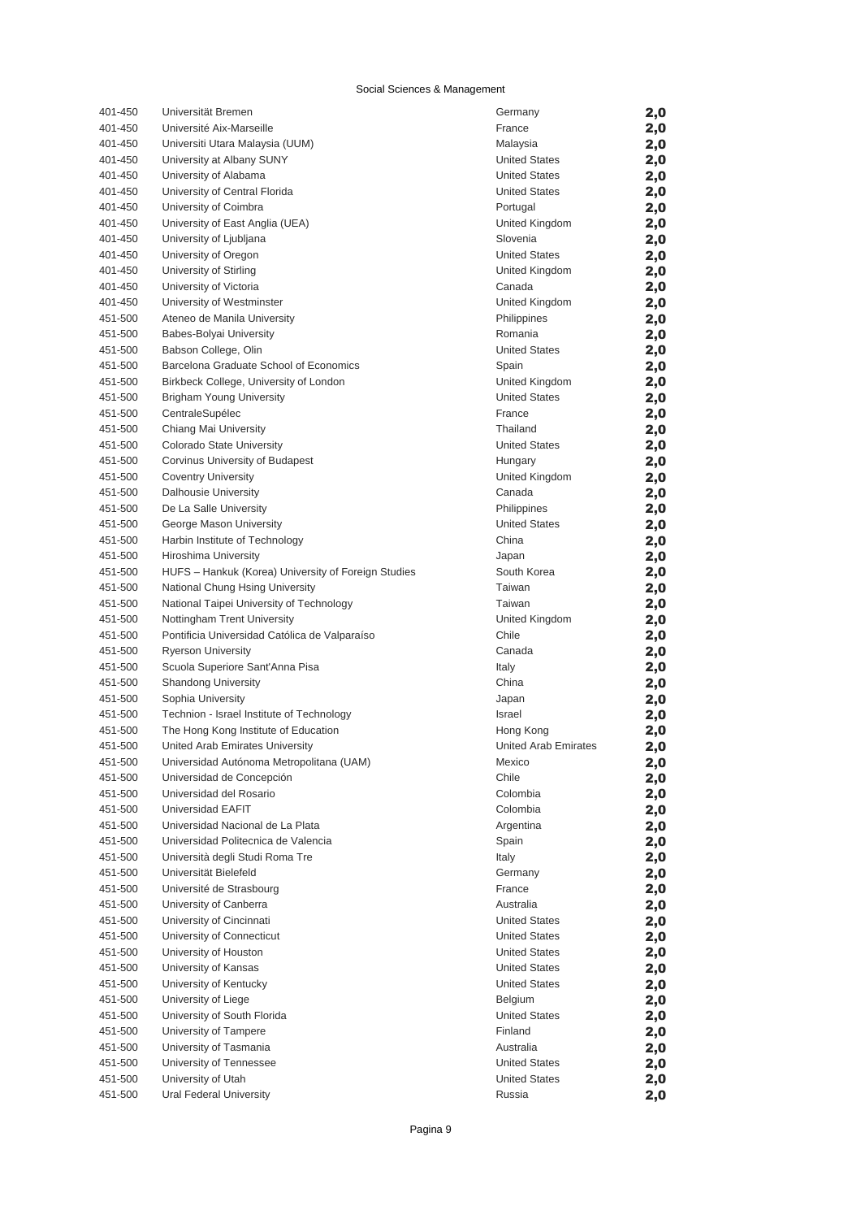Social Sciences & Management

| | | | |
|---|---|---|---|
| 401-450 | Universität Bremen | Germany | **2,0** |
| 401-450 | Université Aix-Marseille | France | **2,0** |
| 401-450 | Universiti Utara Malaysia (UUM) | Malaysia | **2,0** |
| 401-450 | University at Albany SUNY | United States | **2,0** |
| 401-450 | University of Alabama | United States | **2,0** |
| 401-450 | University of Central Florida | United States | **2,0** |
| 401-450 | University of Coimbra | Portugal | **2,0** |
| 401-450 | University of East Anglia (UEA) | United Kingdom | **2,0** |
| 401-450 | University of Ljubljana | Slovenia | **2,0** |
| 401-450 | University of Oregon | United States | **2,0** |
| 401-450 | University of Stirling | United Kingdom | **2,0** |
| 401-450 | University of Victoria | Canada | **2,0** |
| 401-450 | University of Westminster | United Kingdom | **2,0** |
| 451-500 | Ateneo de Manila University | Philippines | **2,0** |
| 451-500 | Babes-Bolyai University | Romania | **2,0** |
| 451-500 | Babson College, Olin | United States | **2,0** |
| 451-500 | Barcelona Graduate School of Economics | Spain | **2,0** |
| 451-500 | Birkbeck College, University of London | United Kingdom | **2,0** |
| 451-500 | Brigham Young University | United States | **2,0** |
| 451-500 | CentraleSupélec | France | **2,0** |
| 451-500 | Chiang Mai University | Thailand | **2,0** |
| 451-500 | Colorado State University | United States | **2,0** |
| 451-500 | Corvinus University of Budapest | Hungary | **2,0** |
| 451-500 | Coventry University | United Kingdom | **2,0** |
| 451-500 | Dalhousie University | Canada | **2,0** |
| 451-500 | De La Salle University | Philippines | **2,0** |
| 451-500 | George Mason University | United States | **2,0** |
| 451-500 | Harbin Institute of Technology | China | **2,0** |
| 451-500 | Hiroshima University | Japan | **2,0** |
| 451-500 | HUFS – Hankuk (Korea) University of Foreign Studies | South Korea | **2,0** |
| 451-500 | National Chung Hsing University | Taiwan | **2,0** |
| 451-500 | National Taipei University of Technology | Taiwan | **2,0** |
| 451-500 | Nottingham Trent University | United Kingdom | **2,0** |
| 451-500 | Pontificia Universidad Católica de Valparaíso | Chile | **2,0** |
| 451-500 | Ryerson University | Canada | **2,0** |
| 451-500 | Scuola Superiore Sant'Anna Pisa | Italy | **2,0** |
| 451-500 | Shandong University | China | **2,0** |
| 451-500 | Sophia University | Japan | **2,0** |
| 451-500 | Technion - Israel Institute of Technology | Israel | **2,0** |
| 451-500 | The Hong Kong Institute of Education | Hong Kong | **2,0** |
| 451-500 | United Arab Emirates University | United Arab Emirates | **2,0** |
| 451-500 | Universidad Autónoma Metropolitana (UAM) | Mexico | **2,0** |
| 451-500 | Universidad de Concepción | Chile | **2,0** |
| 451-500 | Universidad del Rosario | Colombia | **2,0** |
| 451-500 | Universidad EAFIT | Colombia | **2,0** |
| 451-500 | Universidad Nacional de La Plata | Argentina | **2,0** |
| 451-500 | Universidad Politecnica de Valencia | Spain | **2,0** |
| 451-500 | Università degli Studi Roma Tre | Italy | **2,0** |
| 451-500 | Universität Bielefeld | Germany | **2,0** |
| 451-500 | Université de Strasbourg | France | **2,0** |
| 451-500 | University of Canberra | Australia | **2,0** |
| 451-500 | University of Cincinnati | United States | **2,0** |
| 451-500 | University of Connecticut | United States | **2,0** |
| 451-500 | University of Houston | United States | **2,0** |
| 451-500 | University of Kansas | United States | **2,0** |
| 451-500 | University of Kentucky | United States | **2,0** |
| 451-500 | University of Liege | Belgium | **2,0** |
| 451-500 | University of South Florida | United States | **2,0** |
| 451-500 | University of Tampere | Finland | **2,0** |
| 451-500 | University of Tasmania | Australia | **2,0** |
| 451-500 | University of Tennessee | United States | **2,0** |
| 451-500 | University of Utah | United States | **2,0** |
| 451-500 | Ural Federal University | Russia | **2,0** |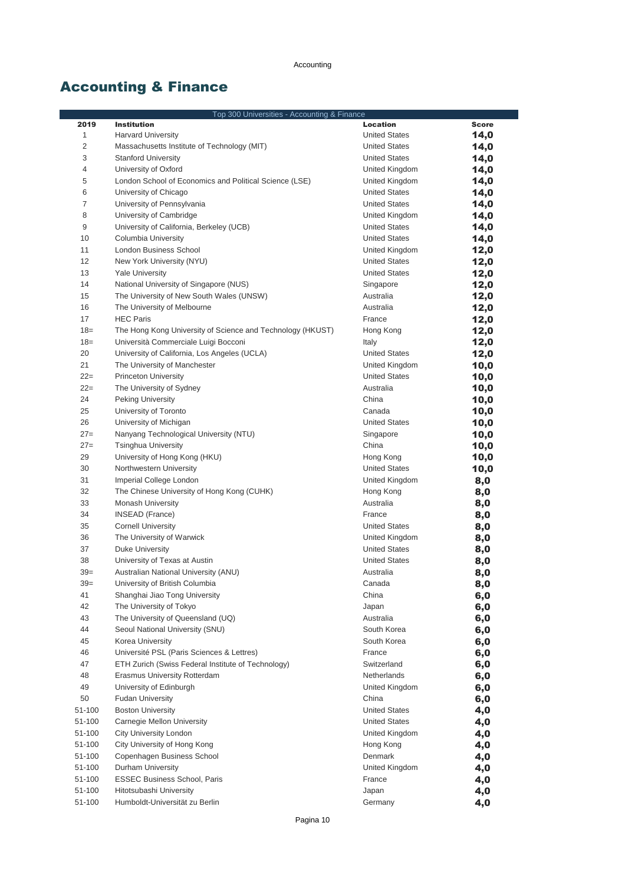# Accounting & Finance

| Top 300 Universities - Accounting & Finance | | | |
|---|---|---|---|
| **2019** | **Institution** | **Location** | **Score** |
| 1 | Harvard University | United States | **14,0** |
| 2 | Massachusetts Institute of Technology (MIT) | United States | **14,0** |
| 3 | Stanford University | United States | **14,0** |
| 4 | University of Oxford | United Kingdom | **14,0** |
| 5 | London School of Economics and Political Science (LSE) | United Kingdom | **14,0** |
| 6 | University of Chicago | United States | **14,0** |
| 7 | University of Pennsylvania | United States | **14,0** |
| 8 | University of Cambridge | United Kingdom | **14,0** |
| 9 | University of California, Berkeley (UCB) | United States | **14,0** |
| 10 | Columbia University | United States | **14,0** |
| 11 | London Business School | United Kingdom | **12,0** |
| 12 | New York University (NYU) | United States | **12,0** |
| 13 | Yale University | United States | **12,0** |
| 14 | National University of Singapore (NUS) | Singapore | **12,0** |
| 15 | The University of New South Wales (UNSW) | Australia | **12,0** |
| 16 | The University of Melbourne | Australia | **12,0** |
| 17 | HEC Paris | France | **12,0** |
| 18= | The Hong Kong University of Science and Technology (HKUST) | Hong Kong | **12,0** |
| 18= | Università Commerciale Luigi Bocconi | Italy | **12,0** |
| 20 | University of California, Los Angeles (UCLA) | United States | **12,0** |
| 21 | The University of Manchester | United Kingdom | **10,0** |
| 22= | Princeton University | United States | **10,0** |
| 22= | The University of Sydney | Australia | **10,0** |
| 24 | Peking University | China | **10,0** |
| 25 | University of Toronto | Canada | **10,0** |
| 26 | University of Michigan | United States | **10,0** |
| 27= | Nanyang Technological University (NTU) | Singapore | **10,0** |
| 27= | Tsinghua University | China | **10,0** |
| 29 | University of Hong Kong (HKU) | Hong Kong | **10,0** |
| 30 | Northwestern University | United States | **10,0** |
| 31 | Imperial College London | United Kingdom | **8,0** |
| 32 | The Chinese University of Hong Kong (CUHK) | Hong Kong | **8,0** |
| 33 | Monash University | Australia | **8,0** |
| 34 | INSEAD (France) | France | **8,0** |
| 35 | Cornell University | United States | **8,0** |
| 36 | The University of Warwick | United Kingdom | **8,0** |
| 37 | Duke University | United States | **8,0** |
| 38 | University of Texas at Austin | United States | **8,0** |
| 39= | Australian National University (ANU) | Australia | **8,0** |
| 39= | University of British Columbia | Canada | **8,0** |
| 41 | Shanghai Jiao Tong University | China | **6,0** |
| 42 | The University of Tokyo | Japan | **6,0** |
| 43 | The University of Queensland (UQ) | Australia | **6,0** |
| 44 | Seoul National University (SNU) | South Korea | **6,0** |
| 45 | Korea University | South Korea | **6,0** |
| 46 | Université PSL (Paris Sciences & Lettres) | France | **6,0** |
| 47 | ETH Zurich (Swiss Federal Institute of Technology) | Switzerland | **6,0** |
| 48 | Erasmus University Rotterdam | Netherlands | **6,0** |
| 49 | University of Edinburgh | United Kingdom | **6,0** |
| 50 | Fudan University | China | **6,0** |
| 51-100 | Boston University | United States | **4,0** |
| 51-100 | Carnegie Mellon University | United States | **4,0** |
| 51-100 | City University London | United Kingdom | **4,0** |
| 51-100 | City University of Hong Kong | Hong Kong | **4,0** |
| 51-100 | Copenhagen Business School | Denmark | **4,0** |
| 51-100 | Durham University | United Kingdom | **4,0** |
| 51-100 | ESSEC Business School, Paris | France | **4,0** |
| 51-100 | Hitotsubashi University | Japan | **4,0** |
| 51-100 | Humboldt-Universität zu Berlin | Germany | **4,0** |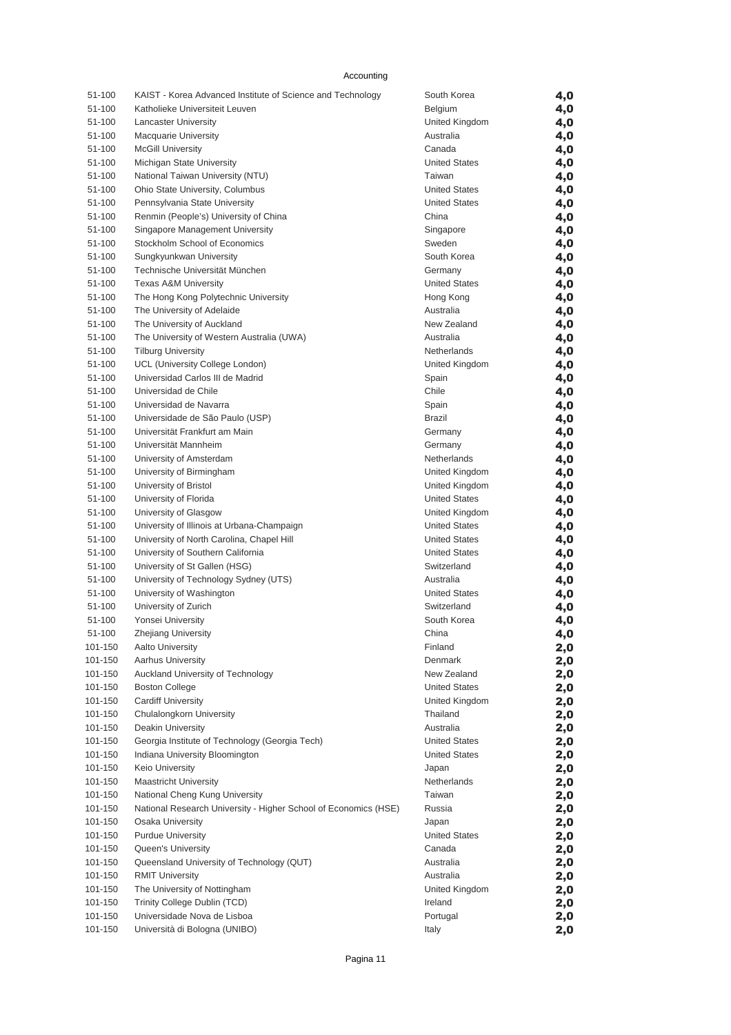Accounting

| Rank | Institution | Country | Score |
|---|---|---|---|
| 51-100 | KAIST - Korea Advanced Institute of Science and Technology | South Korea | 4,0 |
| 51-100 | Katholieke Universiteit Leuven | Belgium | 4,0 |
| 51-100 | Lancaster University | United Kingdom | 4,0 |
| 51-100 | Macquarie University | Australia | 4,0 |
| 51-100 | McGill University | Canada | 4,0 |
| 51-100 | Michigan State University | United States | 4,0 |
| 51-100 | National Taiwan University (NTU) | Taiwan | 4,0 |
| 51-100 | Ohio State University, Columbus | United States | 4,0 |
| 51-100 | Pennsylvania State University | United States | 4,0 |
| 51-100 | Renmin (People's) University of China | China | 4,0 |
| 51-100 | Singapore Management University | Singapore | 4,0 |
| 51-100 | Stockholm School of Economics | Sweden | 4,0 |
| 51-100 | Sungkyunkwan University | South Korea | 4,0 |
| 51-100 | Technische Universität München | Germany | 4,0 |
| 51-100 | Texas A&M University | United States | 4,0 |
| 51-100 | The Hong Kong Polytechnic University | Hong Kong | 4,0 |
| 51-100 | The University of Adelaide | Australia | 4,0 |
| 51-100 | The University of Auckland | New Zealand | 4,0 |
| 51-100 | The University of Western Australia (UWA) | Australia | 4,0 |
| 51-100 | Tilburg University | Netherlands | 4,0 |
| 51-100 | UCL (University College London) | United Kingdom | 4,0 |
| 51-100 | Universidad Carlos III de Madrid | Spain | 4,0 |
| 51-100 | Universidad de Chile | Chile | 4,0 |
| 51-100 | Universidad de Navarra | Spain | 4,0 |
| 51-100 | Universidade de São Paulo (USP) | Brazil | 4,0 |
| 51-100 | Universität Frankfurt am Main | Germany | 4,0 |
| 51-100 | Universität Mannheim | Germany | 4,0 |
| 51-100 | University of Amsterdam | Netherlands | 4,0 |
| 51-100 | University of Birmingham | United Kingdom | 4,0 |
| 51-100 | University of Bristol | United Kingdom | 4,0 |
| 51-100 | University of Florida | United States | 4,0 |
| 51-100 | University of Glasgow | United Kingdom | 4,0 |
| 51-100 | University of Illinois at Urbana-Champaign | United States | 4,0 |
| 51-100 | University of North Carolina, Chapel Hill | United States | 4,0 |
| 51-100 | University of Southern California | United States | 4,0 |
| 51-100 | University of St Gallen (HSG) | Switzerland | 4,0 |
| 51-100 | University of Technology Sydney (UTS) | Australia | 4,0 |
| 51-100 | University of Washington | United States | 4,0 |
| 51-100 | University of Zurich | Switzerland | 4,0 |
| 51-100 | Yonsei University | South Korea | 4,0 |
| 51-100 | Zhejiang University | China | 4,0 |
| 101-150 | Aalto University | Finland | 2,0 |
| 101-150 | Aarhus University | Denmark | 2,0 |
| 101-150 | Auckland University of Technology | New Zealand | 2,0 |
| 101-150 | Boston College | United States | 2,0 |
| 101-150 | Cardiff University | United Kingdom | 2,0 |
| 101-150 | Chulalongkorn University | Thailand | 2,0 |
| 101-150 | Deakin University | Australia | 2,0 |
| 101-150 | Georgia Institute of Technology (Georgia Tech) | United States | 2,0 |
| 101-150 | Indiana University Bloomington | United States | 2,0 |
| 101-150 | Keio University | Japan | 2,0 |
| 101-150 | Maastricht University | Netherlands | 2,0 |
| 101-150 | National Cheng Kung University | Taiwan | 2,0 |
| 101-150 | National Research University - Higher School of Economics (HSE) | Russia | 2,0 |
| 101-150 | Osaka University | Japan | 2,0 |
| 101-150 | Purdue University | United States | 2,0 |
| 101-150 | Queen's University | Canada | 2,0 |
| 101-150 | Queensland University of Technology (QUT) | Australia | 2,0 |
| 101-150 | RMIT University | Australia | 2,0 |
| 101-150 | The University of Nottingham | United Kingdom | 2,0 |
| 101-150 | Trinity College Dublin (TCD) | Ireland | 2,0 |
| 101-150 | Universidade Nova de Lisboa | Portugal | 2,0 |
| 101-150 | Università di Bologna (UNIBO) | Italy | 2,0 |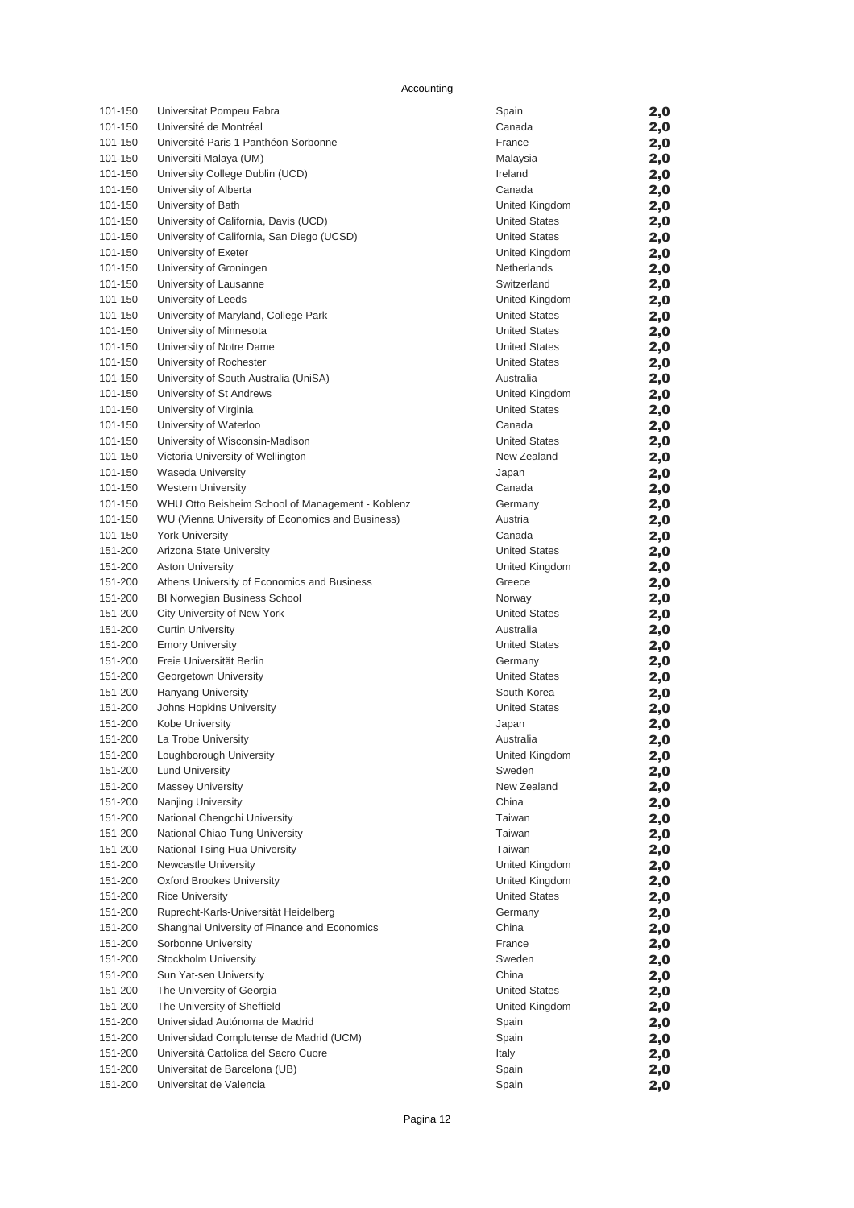Accounting

| | | | |
|---|---|---|---|
| 101-150 | Universitat Pompeu Fabra | Spain | **2,0** |
| 101-150 | Université de Montréal | Canada | **2,0** |
| 101-150 | Université Paris 1 Panthéon-Sorbonne | France | **2,0** |
| 101-150 | Universiti Malaya (UM) | Malaysia | **2,0** |
| 101-150 | University College Dublin (UCD) | Ireland | **2,0** |
| 101-150 | University of Alberta | Canada | **2,0** |
| 101-150 | University of Bath | United Kingdom | **2,0** |
| 101-150 | University of California, Davis (UCD) | United States | **2,0** |
| 101-150 | University of California, San Diego (UCSD) | United States | **2,0** |
| 101-150 | University of Exeter | United Kingdom | **2,0** |
| 101-150 | University of Groningen | Netherlands | **2,0** |
| 101-150 | University of Lausanne | Switzerland | **2,0** |
| 101-150 | University of Leeds | United Kingdom | **2,0** |
| 101-150 | University of Maryland, College Park | United States | **2,0** |
| 101-150 | University of Minnesota | United States | **2,0** |
| 101-150 | University of Notre Dame | United States | **2,0** |
| 101-150 | University of Rochester | United States | **2,0** |
| 101-150 | University of South Australia (UniSA) | Australia | **2,0** |
| 101-150 | University of St Andrews | United Kingdom | **2,0** |
| 101-150 | University of Virginia | United States | **2,0** |
| 101-150 | University of Waterloo | Canada | **2,0** |
| 101-150 | University of Wisconsin-Madison | United States | **2,0** |
| 101-150 | Victoria University of Wellington | New Zealand | **2,0** |
| 101-150 | Waseda University | Japan | **2,0** |
| 101-150 | Western University | Canada | **2,0** |
| 101-150 | WHU Otto Beisheim School of Management - Koblenz | Germany | **2,0** |
| 101-150 | WU (Vienna University of Economics and Business) | Austria | **2,0** |
| 101-150 | York University | Canada | **2,0** |
| 151-200 | Arizona State University | United States | **2,0** |
| 151-200 | Aston University | United Kingdom | **2,0** |
| 151-200 | Athens University of Economics and Business | Greece | **2,0** |
| 151-200 | BI Norwegian Business School | Norway | **2,0** |
| 151-200 | City University of New York | United States | **2,0** |
| 151-200 | Curtin University | Australia | **2,0** |
| 151-200 | Emory University | United States | **2,0** |
| 151-200 | Freie Universität Berlin | Germany | **2,0** |
| 151-200 | Georgetown University | United States | **2,0** |
| 151-200 | Hanyang University | South Korea | **2,0** |
| 151-200 | Johns Hopkins University | United States | **2,0** |
| 151-200 | Kobe University | Japan | **2,0** |
| 151-200 | La Trobe University | Australia | **2,0** |
| 151-200 | Loughborough University | United Kingdom | **2,0** |
| 151-200 | Lund University | Sweden | **2,0** |
| 151-200 | Massey University | New Zealand | **2,0** |
| 151-200 | Nanjing University | China | **2,0** |
| 151-200 | National Chengchi University | Taiwan | **2,0** |
| 151-200 | National Chiao Tung University | Taiwan | **2,0** |
| 151-200 | National Tsing Hua University | Taiwan | **2,0** |
| 151-200 | Newcastle University | United Kingdom | **2,0** |
| 151-200 | Oxford Brookes University | United Kingdom | **2,0** |
| 151-200 | Rice University | United States | **2,0** |
| 151-200 | Ruprecht-Karls-Universität Heidelberg | Germany | **2,0** |
| 151-200 | Shanghai University of Finance and Economics | China | **2,0** |
| 151-200 | Sorbonne University | France | **2,0** |
| 151-200 | Stockholm University | Sweden | **2,0** |
| 151-200 | Sun Yat-sen University | China | **2,0** |
| 151-200 | The University of Georgia | United States | **2,0** |
| 151-200 | The University of Sheffield | United Kingdom | **2,0** |
| 151-200 | Universidad Autónoma de Madrid | Spain | **2,0** |
| 151-200 | Universidad Complutense de Madrid (UCM) | Spain | **2,0** |
| 151-200 | Università Cattolica del Sacro Cuore | Italy | **2,0** |
| 151-200 | Universitat de Barcelona (UB) | Spain | **2,0** |
| 151-200 | Universitat de Valencia | Spain | **2,0** |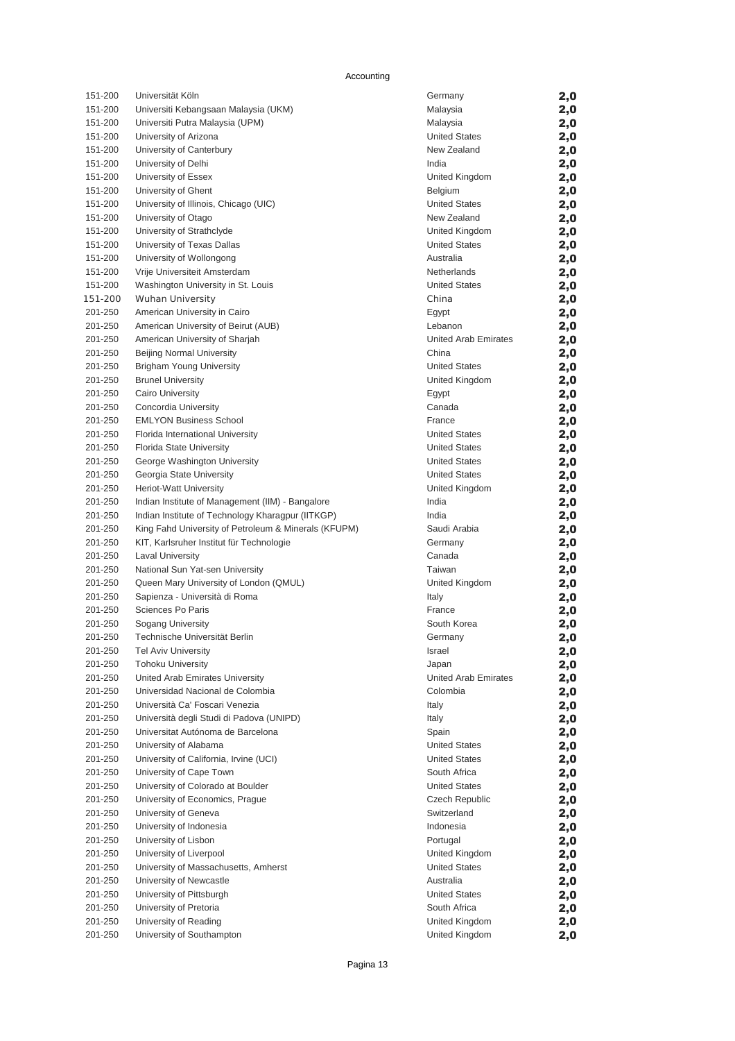Accounting

| | | | |
|---|---|---|---|
| 151-200 | Universität Köln | Germany | 2,0 |
| 151-200 | Universiti Kebangsaan Malaysia (UKM) | Malaysia | 2,0 |
| 151-200 | Universiti Putra Malaysia (UPM) | Malaysia | 2,0 |
| 151-200 | University of Arizona | United States | 2,0 |
| 151-200 | University of Canterbury | New Zealand | 2,0 |
| 151-200 | University of Delhi | India | 2,0 |
| 151-200 | University of Essex | United Kingdom | 2,0 |
| 151-200 | University of Ghent | Belgium | 2,0 |
| 151-200 | University of Illinois, Chicago (UIC) | United States | 2,0 |
| 151-200 | University of Otago | New Zealand | 2,0 |
| 151-200 | University of Strathclyde | United Kingdom | 2,0 |
| 151-200 | University of Texas Dallas | United States | 2,0 |
| 151-200 | University of Wollongong | Australia | 2,0 |
| 151-200 | Vrije Universiteit Amsterdam | Netherlands | 2,0 |
| 151-200 | Washington University in St. Louis | United States | 2,0 |
| 151-200 | Wuhan University | China | 2,0 |
| 201-250 | American University in Cairo | Egypt | 2,0 |
| 201-250 | American University of Beirut (AUB) | Lebanon | 2,0 |
| 201-250 | American University of Sharjah | United Arab Emirates | 2,0 |
| 201-250 | Beijing Normal University | China | 2,0 |
| 201-250 | Brigham Young University | United States | 2,0 |
| 201-250 | Brunel University | United Kingdom | 2,0 |
| 201-250 | Cairo University | Egypt | 2,0 |
| 201-250 | Concordia University | Canada | 2,0 |
| 201-250 | EMLYON Business School | France | 2,0 |
| 201-250 | Florida International University | United States | 2,0 |
| 201-250 | Florida State University | United States | 2,0 |
| 201-250 | George Washington University | United States | 2,0 |
| 201-250 | Georgia State University | United States | 2,0 |
| 201-250 | Heriot-Watt University | United Kingdom | 2,0 |
| 201-250 | Indian Institute of Management (IIM) - Bangalore | India | 2,0 |
| 201-250 | Indian Institute of Technology Kharagpur (IITKGP) | India | 2,0 |
| 201-250 | King Fahd University of Petroleum & Minerals (KFUPM) | Saudi Arabia | 2,0 |
| 201-250 | KIT, Karlsruher Institut für Technologie | Germany | 2,0 |
| 201-250 | Laval University | Canada | 2,0 |
| 201-250 | National Sun Yat-sen University | Taiwan | 2,0 |
| 201-250 | Queen Mary University of London (QMUL) | United Kingdom | 2,0 |
| 201-250 | Sapienza - Università di Roma | Italy | 2,0 |
| 201-250 | Sciences Po Paris | France | 2,0 |
| 201-250 | Sogang University | South Korea | 2,0 |
| 201-250 | Technische Universität Berlin | Germany | 2,0 |
| 201-250 | Tel Aviv University | Israel | 2,0 |
| 201-250 | Tohoku University | Japan | 2,0 |
| 201-250 | United Arab Emirates University | United Arab Emirates | 2,0 |
| 201-250 | Universidad Nacional de Colombia | Colombia | 2,0 |
| 201-250 | Università Ca' Foscari Venezia | Italy | 2,0 |
| 201-250 | Università degli Studi di Padova (UNIPD) | Italy | 2,0 |
| 201-250 | Universitat Autónoma de Barcelona | Spain | 2,0 |
| 201-250 | University of Alabama | United States | 2,0 |
| 201-250 | University of California, Irvine (UCI) | United States | 2,0 |
| 201-250 | University of Cape Town | South Africa | 2,0 |
| 201-250 | University of Colorado at Boulder | United States | 2,0 |
| 201-250 | University of Economics, Prague | Czech Republic | 2,0 |
| 201-250 | University of Geneva | Switzerland | 2,0 |
| 201-250 | University of Indonesia | Indonesia | 2,0 |
| 201-250 | University of Lisbon | Portugal | 2,0 |
| 201-250 | University of Liverpool | United Kingdom | 2,0 |
| 201-250 | University of Massachusetts, Amherst | United States | 2,0 |
| 201-250 | University of Newcastle | Australia | 2,0 |
| 201-250 | University of Pittsburgh | United States | 2,0 |
| 201-250 | University of Pretoria | South Africa | 2,0 |
| 201-250 | University of Reading | United Kingdom | 2,0 |
| 201-250 | University of Southampton | United Kingdom | 2,0 |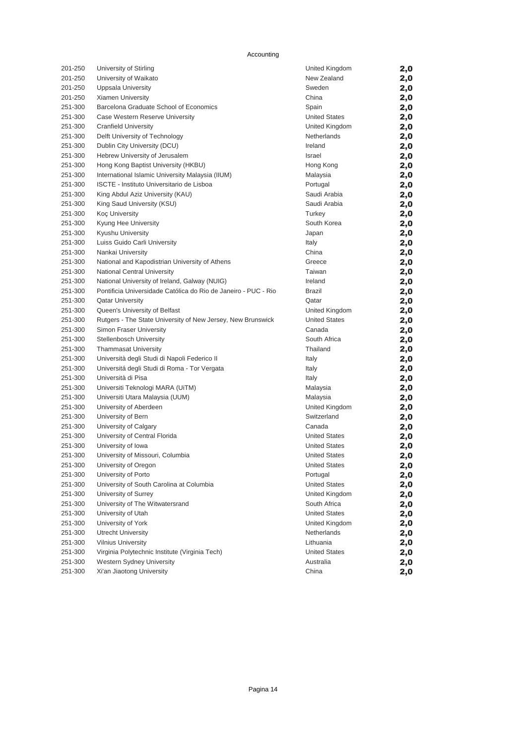Accounting

| | | | |
|---|---|---|---|
| 201-250 | University of Stirling | United Kingdom | 2,0 |
| 201-250 | University of Waikato | New Zealand | 2,0 |
| 201-250 | Uppsala University | Sweden | 2,0 |
| 201-250 | Xiamen University | China | 2,0 |
| 251-300 | Barcelona Graduate School of Economics | Spain | 2,0 |
| 251-300 | Case Western Reserve University | United States | 2,0 |
| 251-300 | Cranfield University | United Kingdom | 2,0 |
| 251-300 | Delft University of Technology | Netherlands | 2,0 |
| 251-300 | Dublin City University (DCU) | Ireland | 2,0 |
| 251-300 | Hebrew University of Jerusalem | Israel | 2,0 |
| 251-300 | Hong Kong Baptist University (HKBU) | Hong Kong | 2,0 |
| 251-300 | International Islamic University Malaysia (IIUM) | Malaysia | 2,0 |
| 251-300 | ISCTE - Instituto Universitario de Lisboa | Portugal | 2,0 |
| 251-300 | King Abdul Aziz University (KAU) | Saudi Arabia | 2,0 |
| 251-300 | King Saud University (KSU) | Saudi Arabia | 2,0 |
| 251-300 | Koç University | Turkey | 2,0 |
| 251-300 | Kyung Hee University | South Korea | 2,0 |
| 251-300 | Kyushu University | Japan | 2,0 |
| 251-300 | Luiss Guido Carli University | Italy | 2,0 |
| 251-300 | Nankai University | China | 2,0 |
| 251-300 | National and Kapodistrian University of Athens | Greece | 2,0 |
| 251-300 | National Central University | Taiwan | 2,0 |
| 251-300 | National University of Ireland, Galway (NUIG) | Ireland | 2,0 |
| 251-300 | Pontificia Universidade Católica do Rio de Janeiro - PUC - Rio | Brazil | 2,0 |
| 251-300 | Qatar University | Qatar | 2,0 |
| 251-300 | Queen's University of Belfast | United Kingdom | 2,0 |
| 251-300 | Rutgers - The State University of New Jersey, New Brunswick | United States | 2,0 |
| 251-300 | Simon Fraser University | Canada | 2,0 |
| 251-300 | Stellenbosch University | South Africa | 2,0 |
| 251-300 | Thammasat University | Thailand | 2,0 |
| 251-300 | Università degli Studi di Napoli Federico II | Italy | 2,0 |
| 251-300 | Universitá degli Studi di Roma - Tor Vergata | Italy | 2,0 |
| 251-300 | Università di Pisa | Italy | 2,0 |
| 251-300 | Universiti Teknologi MARA (UiTM) | Malaysia | 2,0 |
| 251-300 | Universiti Utara Malaysia (UUM) | Malaysia | 2,0 |
| 251-300 | University of Aberdeen | United Kingdom | 2,0 |
| 251-300 | University of Bern | Switzerland | 2,0 |
| 251-300 | University of Calgary | Canada | 2,0 |
| 251-300 | University of Central Florida | United States | 2,0 |
| 251-300 | University of Iowa | United States | 2,0 |
| 251-300 | University of Missouri, Columbia | United States | 2,0 |
| 251-300 | University of Oregon | United States | 2,0 |
| 251-300 | University of Porto | Portugal | 2,0 |
| 251-300 | University of South Carolina at Columbia | United States | 2,0 |
| 251-300 | University of Surrey | United Kingdom | 2,0 |
| 251-300 | University of The Witwatersrand | South Africa | 2,0 |
| 251-300 | University of Utah | United States | 2,0 |
| 251-300 | University of York | United Kingdom | 2,0 |
| 251-300 | Utrecht University | Netherlands | 2,0 |
| 251-300 | Vilnius University | Lithuania | 2,0 |
| 251-300 | Virginia Polytechnic Institute (Virginia Tech) | United States | 2,0 |
| 251-300 | Western Sydney University | Australia | 2,0 |
| 251-300 | Xi'an Jiaotong University | China | 2,0 |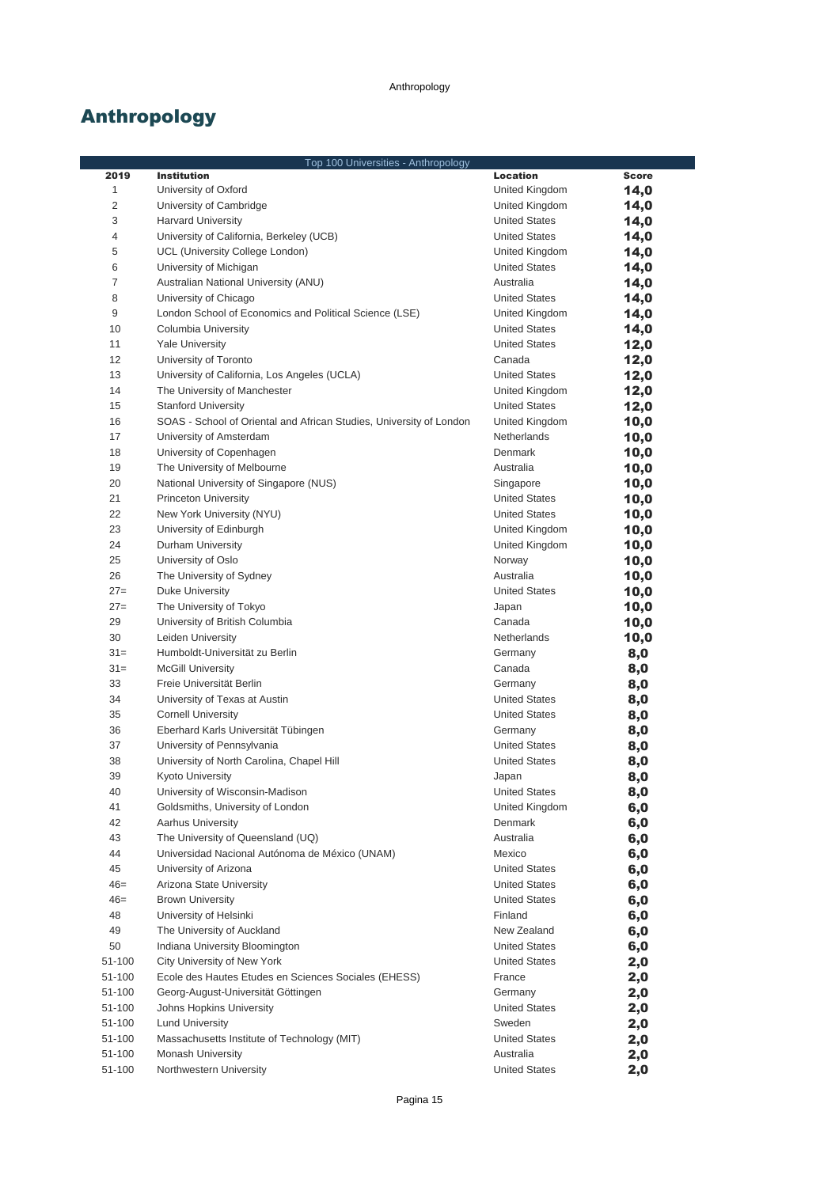# Anthropology

| Top 100 Universities - Anthropology | | | |
|---|---|---|---|
| **2019** | **Institution** | **Location** | **Score** |
| 1 | University of Oxford | United Kingdom | **14,0** |
| 2 | University of Cambridge | United Kingdom | **14,0** |
| 3 | Harvard University | United States | **14,0** |
| 4 | University of California, Berkeley (UCB) | United States | **14,0** |
| 5 | UCL (University College London) | United Kingdom | **14,0** |
| 6 | University of Michigan | United States | **14,0** |
| 7 | Australian National University (ANU) | Australia | **14,0** |
| 8 | University of Chicago | United States | **14,0** |
| 9 | London School of Economics and Political Science (LSE) | United Kingdom | **14,0** |
| 10 | Columbia University | United States | **14,0** |
| 11 | Yale University | United States | **12,0** |
| 12 | University of Toronto | Canada | **12,0** |
| 13 | University of California, Los Angeles (UCLA) | United States | **12,0** |
| 14 | The University of Manchester | United Kingdom | **12,0** |
| 15 | Stanford University | United States | **12,0** |
| 16 | SOAS - School of Oriental and African Studies, University of London | United Kingdom | **10,0** |
| 17 | University of Amsterdam | Netherlands | **10,0** |
| 18 | University of Copenhagen | Denmark | **10,0** |
| 19 | The University of Melbourne | Australia | **10,0** |
| 20 | National University of Singapore (NUS) | Singapore | **10,0** |
| 21 | Princeton University | United States | **10,0** |
| 22 | New York University (NYU) | United States | **10,0** |
| 23 | University of Edinburgh | United Kingdom | **10,0** |
| 24 | Durham University | United Kingdom | **10,0** |
| 25 | University of Oslo | Norway | **10,0** |
| 26 | The University of Sydney | Australia | **10,0** |
| 27= | Duke University | United States | **10,0** |
| 27= | The University of Tokyo | Japan | **10,0** |
| 29 | University of British Columbia | Canada | **10,0** |
| 30 | Leiden University | Netherlands | **10,0** |
| 31= | Humboldt-Universität zu Berlin | Germany | **8,0** |
| 31= | McGill University | Canada | **8,0** |
| 33 | Freie Universität Berlin | Germany | **8,0** |
| 34 | University of Texas at Austin | United States | **8,0** |
| 35 | Cornell University | United States | **8,0** |
| 36 | Eberhard Karls Universität Tübingen | Germany | **8,0** |
| 37 | University of Pennsylvania | United States | **8,0** |
| 38 | University of North Carolina, Chapel Hill | United States | **8,0** |
| 39 | Kyoto University | Japan | **8,0** |
| 40 | University of Wisconsin-Madison | United States | **8,0** |
| 41 | Goldsmiths, University of London | United Kingdom | **6,0** |
| 42 | Aarhus University | Denmark | **6,0** |
| 43 | The University of Queensland (UQ) | Australia | **6,0** |
| 44 | Universidad Nacional Autónoma de México (UNAM) | Mexico | **6,0** |
| 45 | University of Arizona | United States | **6,0** |
| 46= | Arizona State University | United States | **6,0** |
| 46= | Brown University | United States | **6,0** |
| 48 | University of Helsinki | Finland | **6,0** |
| 49 | The University of Auckland | New Zealand | **6,0** |
| 50 | Indiana University Bloomington | United States | **6,0** |
| 51-100 | City University of New York | United States | **2,0** |
| 51-100 | Ecole des Hautes Etudes en Sciences Sociales (EHESS) | France | **2,0** |
| 51-100 | Georg-August-Universität Göttingen | Germany | **2,0** |
| 51-100 | Johns Hopkins University | United States | **2,0** |
| 51-100 | Lund University | Sweden | **2,0** |
| 51-100 | Massachusetts Institute of Technology (MIT) | United States | **2,0** |
| 51-100 | Monash University | Australia | **2,0** |
| 51-100 | Northwestern University | United States | **2,0** |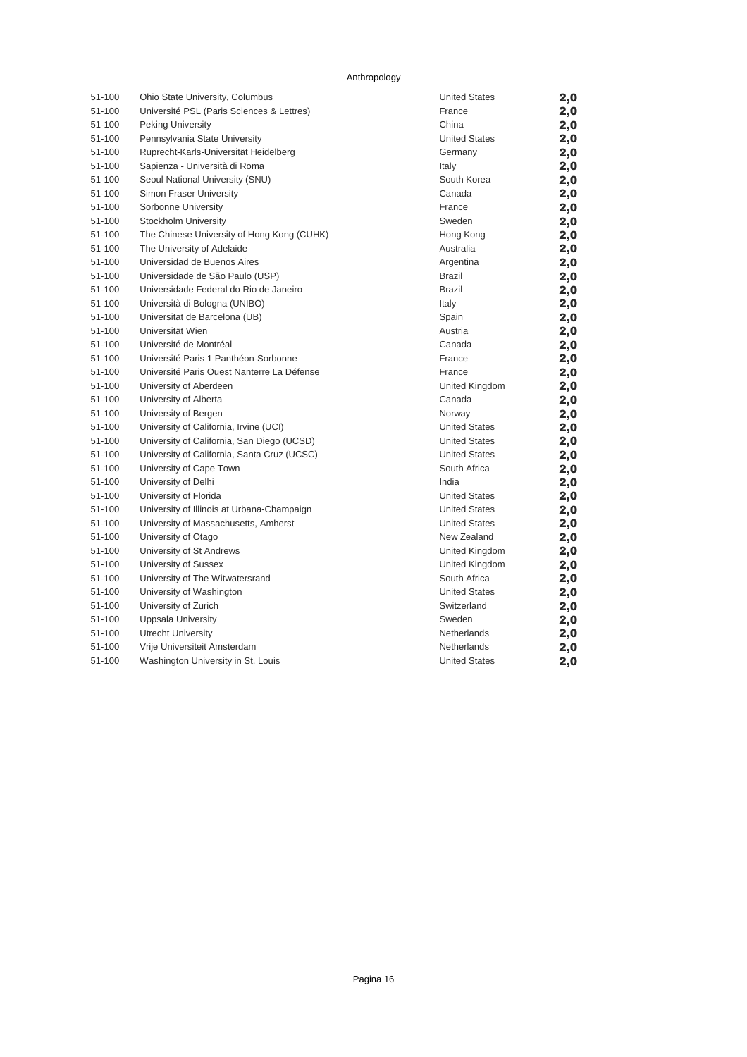Anthropology

| | | | |
|---|---|---|---|
| 51-100 | Ohio State University, Columbus | United States | **2,0** |
| 51-100 | Université PSL (Paris Sciences & Lettres) | France | **2,0** |
| 51-100 | Peking University | China | **2,0** |
| 51-100 | Pennsylvania State University | United States | **2,0** |
| 51-100 | Ruprecht-Karls-Universität Heidelberg | Germany | **2,0** |
| 51-100 | Sapienza - Università di Roma | Italy | **2,0** |
| 51-100 | Seoul National University (SNU) | South Korea | **2,0** |
| 51-100 | Simon Fraser University | Canada | **2,0** |
| 51-100 | Sorbonne University | France | **2,0** |
| 51-100 | Stockholm University | Sweden | **2,0** |
| 51-100 | The Chinese University of Hong Kong (CUHK) | Hong Kong | **2,0** |
| 51-100 | The University of Adelaide | Australia | **2,0** |
| 51-100 | Universidad de Buenos Aires | Argentina | **2,0** |
| 51-100 | Universidade de São Paulo (USP) | Brazil | **2,0** |
| 51-100 | Universidade Federal do Rio de Janeiro | Brazil | **2,0** |
| 51-100 | Università di Bologna (UNIBO) | Italy | **2,0** |
| 51-100 | Universitat de Barcelona (UB) | Spain | **2,0** |
| 51-100 | Universität Wien | Austria | **2,0** |
| 51-100 | Université de Montréal | Canada | **2,0** |
| 51-100 | Université Paris 1 Panthéon-Sorbonne | France | **2,0** |
| 51-100 | Université Paris Ouest Nanterre La Défense | France | **2,0** |
| 51-100 | University of Aberdeen | United Kingdom | **2,0** |
| 51-100 | University of Alberta | Canada | **2,0** |
| 51-100 | University of Bergen | Norway | **2,0** |
| 51-100 | University of California, Irvine (UCI) | United States | **2,0** |
| 51-100 | University of California, San Diego (UCSD) | United States | **2,0** |
| 51-100 | University of California, Santa Cruz (UCSC) | United States | **2,0** |
| 51-100 | University of Cape Town | South Africa | **2,0** |
| 51-100 | University of Delhi | India | **2,0** |
| 51-100 | University of Florida | United States | **2,0** |
| 51-100 | University of Illinois at Urbana-Champaign | United States | **2,0** |
| 51-100 | University of Massachusetts, Amherst | United States | **2,0** |
| 51-100 | University of Otago | New Zealand | **2,0** |
| 51-100 | University of St Andrews | United Kingdom | **2,0** |
| 51-100 | University of Sussex | United Kingdom | **2,0** |
| 51-100 | University of The Witwatersrand | South Africa | **2,0** |
| 51-100 | University of Washington | United States | **2,0** |
| 51-100 | University of Zurich | Switzerland | **2,0** |
| 51-100 | Uppsala University | Sweden | **2,0** |
| 51-100 | Utrecht University | Netherlands | **2,0** |
| 51-100 | Vrije Universiteit Amsterdam | Netherlands | **2,0** |
| 51-100 | Washington University in St. Louis | United States | **2,0** |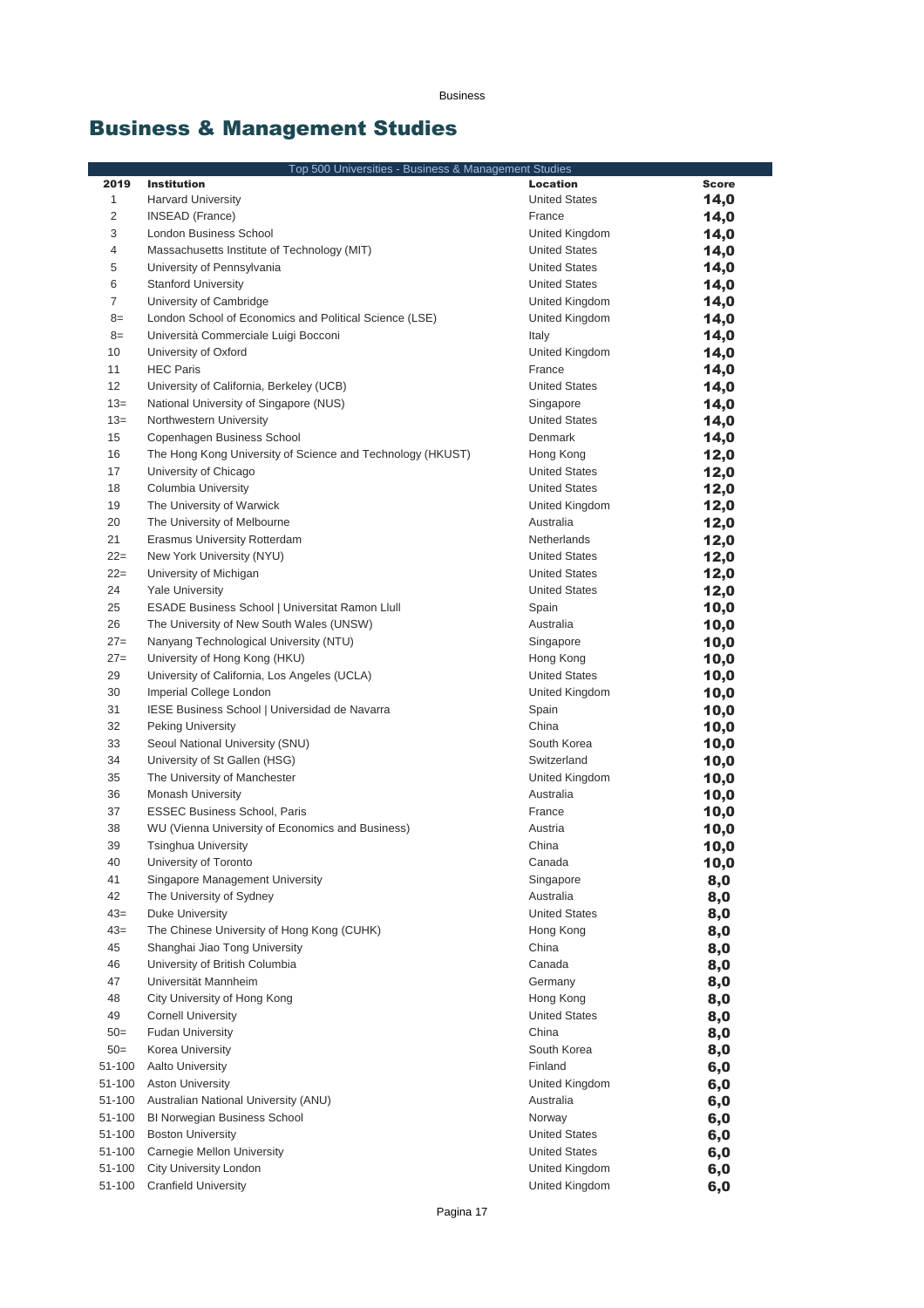# Business & Management Studies

| Top 500 Universities - Business & Management Studies | | | |
|---|---|---|---|
| **2019** | **Institution** | **Location** | **Score** |
| 1 | Harvard University | United States | **14,0** |
| 2 | INSEAD (France) | France | **14,0** |
| 3 | London Business School | United Kingdom | **14,0** |
| 4 | Massachusetts Institute of Technology (MIT) | United States | **14,0** |
| 5 | University of Pennsylvania | United States | **14,0** |
| 6 | Stanford University | United States | **14,0** |
| 7 | University of Cambridge | United Kingdom | **14,0** |
| 8= | London School of Economics and Political Science (LSE) | United Kingdom | **14,0** |
| 8= | Università Commerciale Luigi Bocconi | Italy | **14,0** |
| 10 | University of Oxford | United Kingdom | **14,0** |
| 11 | HEC Paris | France | **14,0** |
| 12 | University of California, Berkeley (UCB) | United States | **14,0** |
| 13= | National University of Singapore (NUS) | Singapore | **14,0** |
| 13= | Northwestern University | United States | **14,0** |
| 15 | Copenhagen Business School | Denmark | **14,0** |
| 16 | The Hong Kong University of Science and Technology (HKUST) | Hong Kong | **12,0** |
| 17 | University of Chicago | United States | **12,0** |
| 18 | Columbia University | United States | **12,0** |
| 19 | The University of Warwick | United Kingdom | **12,0** |
| 20 | The University of Melbourne | Australia | **12,0** |
| 21 | Erasmus University Rotterdam | Netherlands | **12,0** |
| 22= | New York University (NYU) | United States | **12,0** |
| 22= | University of Michigan | United States | **12,0** |
| 24 | Yale University | United States | **12,0** |
| 25 | ESADE Business School \| Universitat Ramon Llull | Spain | **10,0** |
| 26 | The University of New South Wales (UNSW) | Australia | **10,0** |
| 27= | Nanyang Technological University (NTU) | Singapore | **10,0** |
| 27= | University of Hong Kong (HKU) | Hong Kong | **10,0** |
| 29 | University of California, Los Angeles (UCLA) | United States | **10,0** |
| 30 | Imperial College London | United Kingdom | **10,0** |
| 31 | IESE Business School \| Universidad de Navarra | Spain | **10,0** |
| 32 | Peking University | China | **10,0** |
| 33 | Seoul National University (SNU) | South Korea | **10,0** |
| 34 | University of St Gallen (HSG) | Switzerland | **10,0** |
| 35 | The University of Manchester | United Kingdom | **10,0** |
| 36 | Monash University | Australia | **10,0** |
| 37 | ESSEC Business School, Paris | France | **10,0** |
| 38 | WU (Vienna University of Economics and Business) | Austria | **10,0** |
| 39 | Tsinghua University | China | **10,0** |
| 40 | University of Toronto | Canada | **10,0** |
| 41 | Singapore Management University | Singapore | **8,0** |
| 42 | The University of Sydney | Australia | **8,0** |
| 43= | Duke University | United States | **8,0** |
| 43= | The Chinese University of Hong Kong (CUHK) | Hong Kong | **8,0** |
| 45 | Shanghai Jiao Tong University | China | **8,0** |
| 46 | University of British Columbia | Canada | **8,0** |
| 47 | Universität Mannheim | Germany | **8,0** |
| 48 | City University of Hong Kong | Hong Kong | **8,0** |
| 49 | Cornell University | United States | **8,0** |
| 50= | Fudan University | China | **8,0** |
| 50= | Korea University | South Korea | **8,0** |
| 51-100 | Aalto University | Finland | **6,0** |
| 51-100 | Aston University | United Kingdom | **6,0** |
| 51-100 | Australian National University (ANU) | Australia | **6,0** |
| 51-100 | BI Norwegian Business School | Norway | **6,0** |
| 51-100 | Boston University | United States | **6,0** |
| 51-100 | Carnegie Mellon University | United States | **6,0** |
| 51-100 | City University London | United Kingdom | **6,0** |
| 51-100 | Cranfield University | United Kingdom | **6,0** |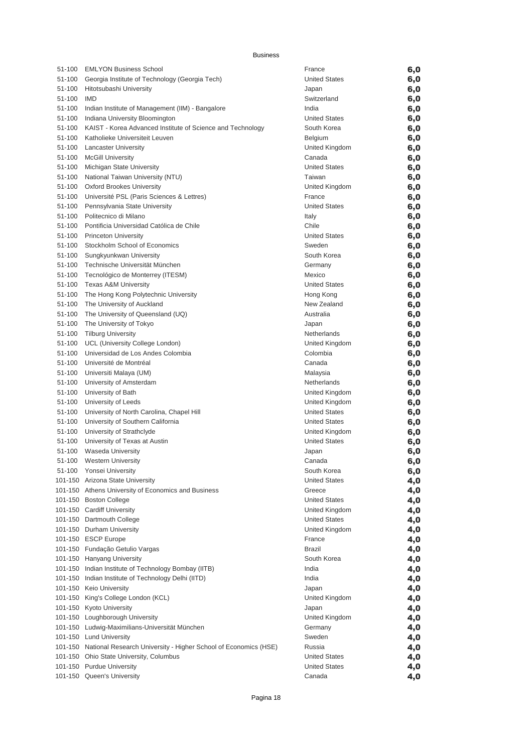Business

| | | | |
|---|---|---|---|
| 51-100 | EMLYON Business School | France | **6,0** |
| 51-100 | Georgia Institute of Technology (Georgia Tech) | United States | **6,0** |
| 51-100 | Hitotsubashi University | Japan | **6,0** |
| 51-100 | IMD | Switzerland | **6,0** |
| 51-100 | Indian Institute of Management (IIM) - Bangalore | India | **6,0** |
| 51-100 | Indiana University Bloomington | United States | **6,0** |
| 51-100 | KAIST - Korea Advanced Institute of Science and Technology | South Korea | **6,0** |
| 51-100 | Katholieke Universiteit Leuven | Belgium | **6,0** |
| 51-100 | Lancaster University | United Kingdom | **6,0** |
| 51-100 | McGill University | Canada | **6,0** |
| 51-100 | Michigan State University | United States | **6,0** |
| 51-100 | National Taiwan University (NTU) | Taiwan | **6,0** |
| 51-100 | Oxford Brookes University | United Kingdom | **6,0** |
| 51-100 | Université PSL (Paris Sciences & Lettres) | France | **6,0** |
| 51-100 | Pennsylvania State University | United States | **6,0** |
| 51-100 | Politecnico di Milano | Italy | **6,0** |
| 51-100 | Pontificia Universidad Católica de Chile | Chile | **6,0** |
| 51-100 | Princeton University | United States | **6,0** |
| 51-100 | Stockholm School of Economics | Sweden | **6,0** |
| 51-100 | Sungkyunkwan University | South Korea | **6,0** |
| 51-100 | Technische Universität München | Germany | **6,0** |
| 51-100 | Tecnológico de Monterrey (ITESM) | Mexico | **6,0** |
| 51-100 | Texas A&M University | United States | **6,0** |
| 51-100 | The Hong Kong Polytechnic University | Hong Kong | **6,0** |
| 51-100 | The University of Auckland | New Zealand | **6,0** |
| 51-100 | The University of Queensland (UQ) | Australia | **6,0** |
| 51-100 | The University of Tokyo | Japan | **6,0** |
| 51-100 | Tilburg University | Netherlands | **6,0** |
| 51-100 | UCL (University College London) | United Kingdom | **6,0** |
| 51-100 | Universidad de Los Andes Colombia | Colombia | **6,0** |
| 51-100 | Université de Montréal | Canada | **6,0** |
| 51-100 | Universiti Malaya (UM) | Malaysia | **6,0** |
| 51-100 | University of Amsterdam | Netherlands | **6,0** |
| 51-100 | University of Bath | United Kingdom | **6,0** |
| 51-100 | University of Leeds | United Kingdom | **6,0** |
| 51-100 | University of North Carolina, Chapel Hill | United States | **6,0** |
| 51-100 | University of Southern California | United States | **6,0** |
| 51-100 | University of Strathclyde | United Kingdom | **6,0** |
| 51-100 | University of Texas at Austin | United States | **6,0** |
| 51-100 | Waseda University | Japan | **6,0** |
| 51-100 | Western University | Canada | **6,0** |
| 51-100 | Yonsei University | South Korea | **6,0** |
| 101-150 | Arizona State University | United States | **4,0** |
| 101-150 | Athens University of Economics and Business | Greece | **4,0** |
| 101-150 | Boston College | United States | **4,0** |
| 101-150 | Cardiff University | United Kingdom | **4,0** |
| 101-150 | Dartmouth College | United States | **4,0** |
| 101-150 | Durham University | United Kingdom | **4,0** |
| 101-150 | ESCP Europe | France | **4,0** |
| 101-150 | Fundação Getulio Vargas | Brazil | **4,0** |
| 101-150 | Hanyang University | South Korea | **4,0** |
| 101-150 | Indian Institute of Technology Bombay (IITB) | India | **4,0** |
| 101-150 | Indian Institute of Technology Delhi (IITD) | India | **4,0** |
| 101-150 | Keio University | Japan | **4,0** |
| 101-150 | King's College London (KCL) | United Kingdom | **4,0** |
| 101-150 | Kyoto University | Japan | **4,0** |
| 101-150 | Loughborough University | United Kingdom | **4,0** |
| 101-150 | Ludwig-Maximilians-Universität München | Germany | **4,0** |
| 101-150 | Lund University | Sweden | **4,0** |
| 101-150 | National Research University - Higher School of Economics (HSE) | Russia | **4,0** |
| 101-150 | Ohio State University, Columbus | United States | **4,0** |
| 101-150 | Purdue University | United States | **4,0** |
| 101-150 | Queen's University | Canada | **4,0** |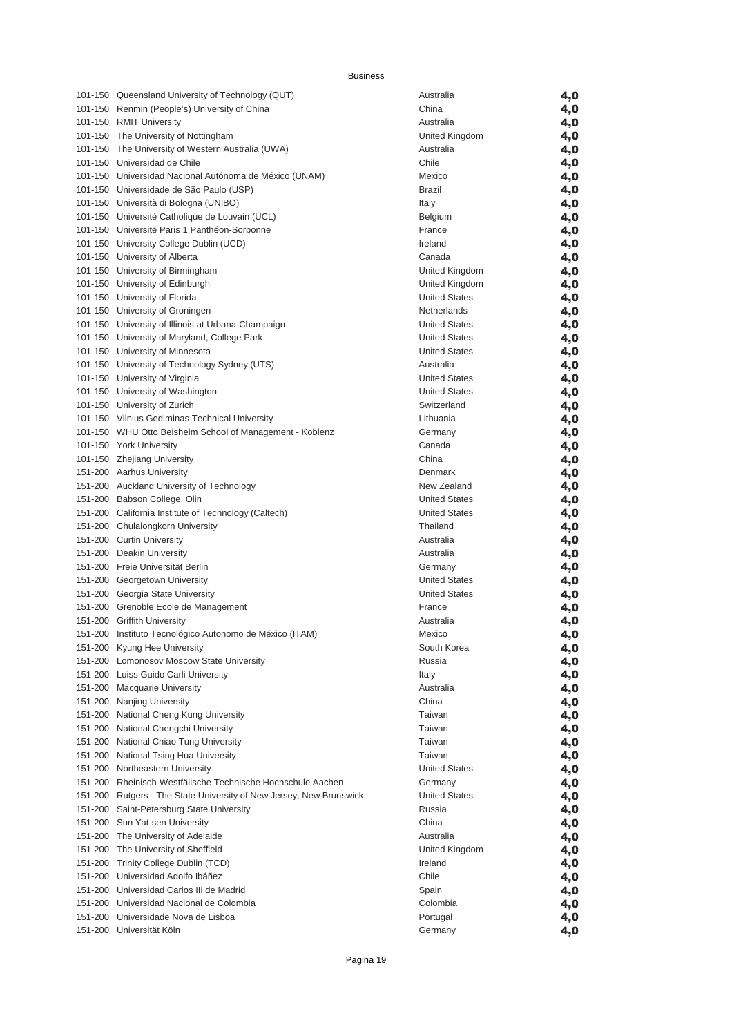Business

| | | | |
|---|---|---|---|
| 101-150 | Queensland University of Technology (QUT) | Australia | 4,0 |
| 101-150 | Renmin (People's) University of China | China | 4,0 |
| 101-150 | RMIT University | Australia | 4,0 |
| 101-150 | The University of Nottingham | United Kingdom | 4,0 |
| 101-150 | The University of Western Australia (UWA) | Australia | 4,0 |
| 101-150 | Universidad de Chile | Chile | 4,0 |
| 101-150 | Universidad Nacional Autónoma de México (UNAM) | Mexico | 4,0 |
| 101-150 | Universidade de São Paulo (USP) | Brazil | 4,0 |
| 101-150 | Università di Bologna (UNIBO) | Italy | 4,0 |
| 101-150 | Université Catholique de Louvain (UCL) | Belgium | 4,0 |
| 101-150 | Université Paris 1 Panthéon-Sorbonne | France | 4,0 |
| 101-150 | University College Dublin (UCD) | Ireland | 4,0 |
| 101-150 | University of Alberta | Canada | 4,0 |
| 101-150 | University of Birmingham | United Kingdom | 4,0 |
| 101-150 | University of Edinburgh | United Kingdom | 4,0 |
| 101-150 | University of Florida | United States | 4,0 |
| 101-150 | University of Groningen | Netherlands | 4,0 |
| 101-150 | University of Illinois at Urbana-Champaign | United States | 4,0 |
| 101-150 | University of Maryland, College Park | United States | 4,0 |
| 101-150 | University of Minnesota | United States | 4,0 |
| 101-150 | University of Technology Sydney (UTS) | Australia | 4,0 |
| 101-150 | University of Virginia | United States | 4,0 |
| 101-150 | University of Washington | United States | 4,0 |
| 101-150 | University of Zurich | Switzerland | 4,0 |
| 101-150 | Vilnius Gediminas Technical University | Lithuania | 4,0 |
| 101-150 | WHU Otto Beisheim School of Management - Koblenz | Germany | 4,0 |
| 101-150 | York University | Canada | 4,0 |
| 101-150 | Zhejiang University | China | 4,0 |
| 151-200 | Aarhus University | Denmark | 4,0 |
| 151-200 | Auckland University of Technology | New Zealand | 4,0 |
| 151-200 | Babson College, Olin | United States | 4,0 |
| 151-200 | California Institute of Technology (Caltech) | United States | 4,0 |
| 151-200 | Chulalongkorn University | Thailand | 4,0 |
| 151-200 | Curtin University | Australia | 4,0 |
| 151-200 | Deakin University | Australia | 4,0 |
| 151-200 | Freie Universität Berlin | Germany | 4,0 |
| 151-200 | Georgetown University | United States | 4,0 |
| 151-200 | Georgia State University | United States | 4,0 |
| 151-200 | Grenoble Ecole de Management | France | 4,0 |
| 151-200 | Griffith University | Australia | 4,0 |
| 151-200 | Instituto Tecnológico Autonomo de México (ITAM) | Mexico | 4,0 |
| 151-200 | Kyung Hee University | South Korea | 4,0 |
| 151-200 | Lomonosov Moscow State University | Russia | 4,0 |
| 151-200 | Luiss Guido Carli University | Italy | 4,0 |
| 151-200 | Macquarie University | Australia | 4,0 |
| 151-200 | Nanjing University | China | 4,0 |
| 151-200 | National Cheng Kung University | Taiwan | 4,0 |
| 151-200 | National Chengchi University | Taiwan | 4,0 |
| 151-200 | National Chiao Tung University | Taiwan | 4,0 |
| 151-200 | National Tsing Hua University | Taiwan | 4,0 |
| 151-200 | Northeastern University | United States | 4,0 |
| 151-200 | Rheinisch-Westfälische Technische Hochschule Aachen | Germany | 4,0 |
| 151-200 | Rutgers - The State University of New Jersey, New Brunswick | United States | 4,0 |
| 151-200 | Saint-Petersburg State University | Russia | 4,0 |
| 151-200 | Sun Yat-sen University | China | 4,0 |
| 151-200 | The University of Adelaide | Australia | 4,0 |
| 151-200 | The University of Sheffield | United Kingdom | 4,0 |
| 151-200 | Trinity College Dublin (TCD) | Ireland | 4,0 |
| 151-200 | Universidad Adolfo Ibáñez | Chile | 4,0 |
| 151-200 | Universidad Carlos III de Madrid | Spain | 4,0 |
| 151-200 | Universidad Nacional de Colombia | Colombia | 4,0 |
| 151-200 | Universidade Nova de Lisboa | Portugal | 4,0 |
| 151-200 | Universität Köln | Germany | 4,0 |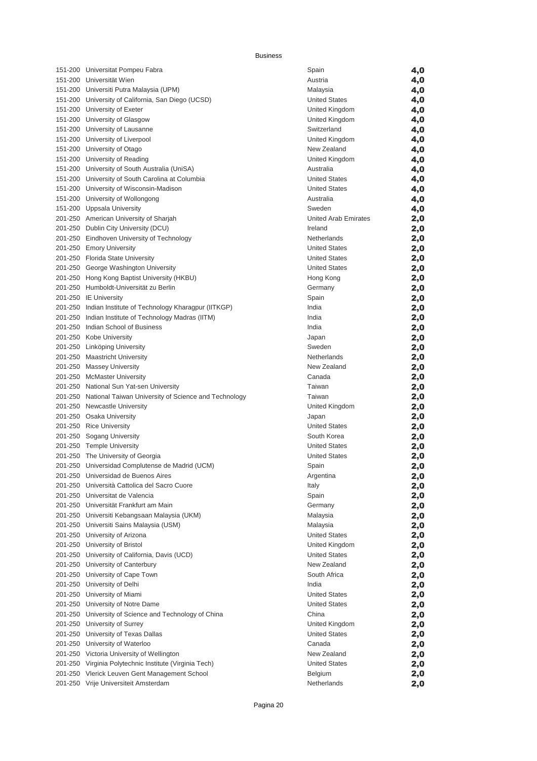Business

| | | | |
|---|---|---|---|
| 151-200 | Universitat Pompeu Fabra | Spain | **4,0** |
| 151-200 | Universität Wien | Austria | **4,0** |
| 151-200 | Universiti Putra Malaysia (UPM) | Malaysia | **4,0** |
| 151-200 | University of California, San Diego (UCSD) | United States | **4,0** |
| 151-200 | University of Exeter | United Kingdom | **4,0** |
| 151-200 | University of Glasgow | United Kingdom | **4,0** |
| 151-200 | University of Lausanne | Switzerland | **4,0** |
| 151-200 | University of Liverpool | United Kingdom | **4,0** |
| 151-200 | University of Otago | New Zealand | **4,0** |
| 151-200 | University of Reading | United Kingdom | **4,0** |
| 151-200 | University of South Australia (UniSA) | Australia | **4,0** |
| 151-200 | University of South Carolina at Columbia | United States | **4,0** |
| 151-200 | University of Wisconsin-Madison | United States | **4,0** |
| 151-200 | University of Wollongong | Australia | **4,0** |
| 151-200 | Uppsala University | Sweden | **4,0** |
| 201-250 | American University of Sharjah | United Arab Emirates | **2,0** |
| 201-250 | Dublin City University (DCU) | Ireland | **2,0** |
| 201-250 | Eindhoven University of Technology | Netherlands | **2,0** |
| 201-250 | Emory University | United States | **2,0** |
| 201-250 | Florida State University | United States | **2,0** |
| 201-250 | George Washington University | United States | **2,0** |
| 201-250 | Hong Kong Baptist University (HKBU) | Hong Kong | **2,0** |
| 201-250 | Humboldt-Universität zu Berlin | Germany | **2,0** |
| 201-250 | IE University | Spain | **2,0** |
| 201-250 | Indian Institute of Technology Kharagpur (IITKGP) | India | **2,0** |
| 201-250 | Indian Institute of Technology Madras (IITM) | India | **2,0** |
| 201-250 | Indian School of Business | India | **2,0** |
| 201-250 | Kobe University | Japan | **2,0** |
| 201-250 | Linköping University | Sweden | **2,0** |
| 201-250 | Maastricht University | Netherlands | **2,0** |
| 201-250 | Massey University | New Zealand | **2,0** |
| 201-250 | McMaster University | Canada | **2,0** |
| 201-250 | National Sun Yat-sen University | Taiwan | **2,0** |
| 201-250 | National Taiwan University of Science and Technology | Taiwan | **2,0** |
| 201-250 | Newcastle University | United Kingdom | **2,0** |
| 201-250 | Osaka University | Japan | **2,0** |
| 201-250 | Rice University | United States | **2,0** |
| 201-250 | Sogang University | South Korea | **2,0** |
| 201-250 | Temple University | United States | **2,0** |
| 201-250 | The University of Georgia | United States | **2,0** |
| 201-250 | Universidad Complutense de Madrid (UCM) | Spain | **2,0** |
| 201-250 | Universidad de Buenos Aires | Argentina | **2,0** |
| 201-250 | Università Cattolica del Sacro Cuore | Italy | **2,0** |
| 201-250 | Universitat de Valencia | Spain | **2,0** |
| 201-250 | Universität Frankfurt am Main | Germany | **2,0** |
| 201-250 | Universiti Kebangsaan Malaysia (UKM) | Malaysia | **2,0** |
| 201-250 | Universiti Sains Malaysia (USM) | Malaysia | **2,0** |
| 201-250 | University of Arizona | United States | **2,0** |
| 201-250 | University of Bristol | United Kingdom | **2,0** |
| 201-250 | University of California, Davis (UCD) | United States | **2,0** |
| 201-250 | University of Canterbury | New Zealand | **2,0** |
| 201-250 | University of Cape Town | South Africa | **2,0** |
| 201-250 | University of Delhi | India | **2,0** |
| 201-250 | University of Miami | United States | **2,0** |
| 201-250 | University of Notre Dame | United States | **2,0** |
| 201-250 | University of Science and Technology of China | China | **2,0** |
| 201-250 | University of Surrey | United Kingdom | **2,0** |
| 201-250 | University of Texas Dallas | United States | **2,0** |
| 201-250 | University of Waterloo | Canada | **2,0** |
| 201-250 | Victoria University of Wellington | New Zealand | **2,0** |
| 201-250 | Virginia Polytechnic Institute (Virginia Tech) | United States | **2,0** |
| 201-250 | Vlerick Leuven Gent Management School | Belgium | **2,0** |
| 201-250 | Vrije Universiteit Amsterdam | Netherlands | **2,0** |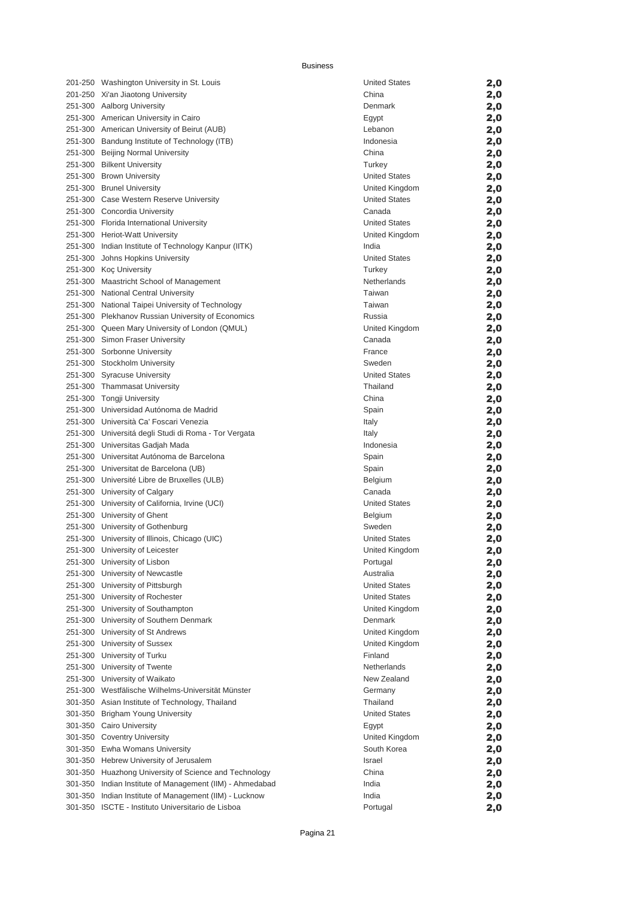Business

| | | | |
|---|---|---|---|
| 201-250 | Washington University in St. Louis | United States | 2,0 |
| 201-250 | Xi'an Jiaotong University | China | 2,0 |
| 251-300 | Aalborg University | Denmark | 2,0 |
| 251-300 | American University in Cairo | Egypt | 2,0 |
| 251-300 | American University of Beirut (AUB) | Lebanon | 2,0 |
| 251-300 | Bandung Institute of Technology (ITB) | Indonesia | 2,0 |
| 251-300 | Beijing Normal University | China | 2,0 |
| 251-300 | Bilkent University | Turkey | 2,0 |
| 251-300 | Brown University | United States | 2,0 |
| 251-300 | Brunel University | United Kingdom | 2,0 |
| 251-300 | Case Western Reserve University | United States | 2,0 |
| 251-300 | Concordia University | Canada | 2,0 |
| 251-300 | Florida International University | United States | 2,0 |
| 251-300 | Heriot-Watt University | United Kingdom | 2,0 |
| 251-300 | Indian Institute of Technology Kanpur (IITK) | India | 2,0 |
| 251-300 | Johns Hopkins University | United States | 2,0 |
| 251-300 | Koç University | Turkey | 2,0 |
| 251-300 | Maastricht School of Management | Netherlands | 2,0 |
| 251-300 | National Central University | Taiwan | 2,0 |
| 251-300 | National Taipei University of Technology | Taiwan | 2,0 |
| 251-300 | Plekhanov Russian University of Economics | Russia | 2,0 |
| 251-300 | Queen Mary University of London (QMUL) | United Kingdom | 2,0 |
| 251-300 | Simon Fraser University | Canada | 2,0 |
| 251-300 | Sorbonne University | France | 2,0 |
| 251-300 | Stockholm University | Sweden | 2,0 |
| 251-300 | Syracuse University | United States | 2,0 |
| 251-300 | Thammasat University | Thailand | 2,0 |
| 251-300 | Tongji University | China | 2,0 |
| 251-300 | Universidad Autónoma de Madrid | Spain | 2,0 |
| 251-300 | Università Ca' Foscari Venezia | Italy | 2,0 |
| 251-300 | Universitá degli Studi di Roma - Tor Vergata | Italy | 2,0 |
| 251-300 | Universitas Gadjah Mada | Indonesia | 2,0 |
| 251-300 | Universitat Autónoma de Barcelona | Spain | 2,0 |
| 251-300 | Universitat de Barcelona (UB) | Spain | 2,0 |
| 251-300 | Université Libre de Bruxelles (ULB) | Belgium | 2,0 |
| 251-300 | University of Calgary | Canada | 2,0 |
| 251-300 | University of California, Irvine (UCI) | United States | 2,0 |
| 251-300 | University of Ghent | Belgium | 2,0 |
| 251-300 | University of Gothenburg | Sweden | 2,0 |
| 251-300 | University of Illinois, Chicago (UIC) | United States | 2,0 |
| 251-300 | University of Leicester | United Kingdom | 2,0 |
| 251-300 | University of Lisbon | Portugal | 2,0 |
| 251-300 | University of Newcastle | Australia | 2,0 |
| 251-300 | University of Pittsburgh | United States | 2,0 |
| 251-300 | University of Rochester | United States | 2,0 |
| 251-300 | University of Southampton | United Kingdom | 2,0 |
| 251-300 | University of Southern Denmark | Denmark | 2,0 |
| 251-300 | University of St Andrews | United Kingdom | 2,0 |
| 251-300 | University of Sussex | United Kingdom | 2,0 |
| 251-300 | University of Turku | Finland | 2,0 |
| 251-300 | University of Twente | Netherlands | 2,0 |
| 251-300 | University of Waikato | New Zealand | 2,0 |
| 251-300 | Westfälische Wilhelms-Universität Münster | Germany | 2,0 |
| 301-350 | Asian Institute of Technology, Thailand | Thailand | 2,0 |
| 301-350 | Brigham Young University | United States | 2,0 |
| 301-350 | Cairo University | Egypt | 2,0 |
| 301-350 | Coventry University | United Kingdom | 2,0 |
| 301-350 | Ewha Womans University | South Korea | 2,0 |
| 301-350 | Hebrew University of Jerusalem | Israel | 2,0 |
| 301-350 | Huazhong University of Science and Technology | China | 2,0 |
| 301-350 | Indian Institute of Management (IIM) - Ahmedabad | India | 2,0 |
| 301-350 | Indian Institute of Management (IIM) - Lucknow | India | 2,0 |
| 301-350 | ISCTE - Instituto Universitario de Lisboa | Portugal | 2,0 |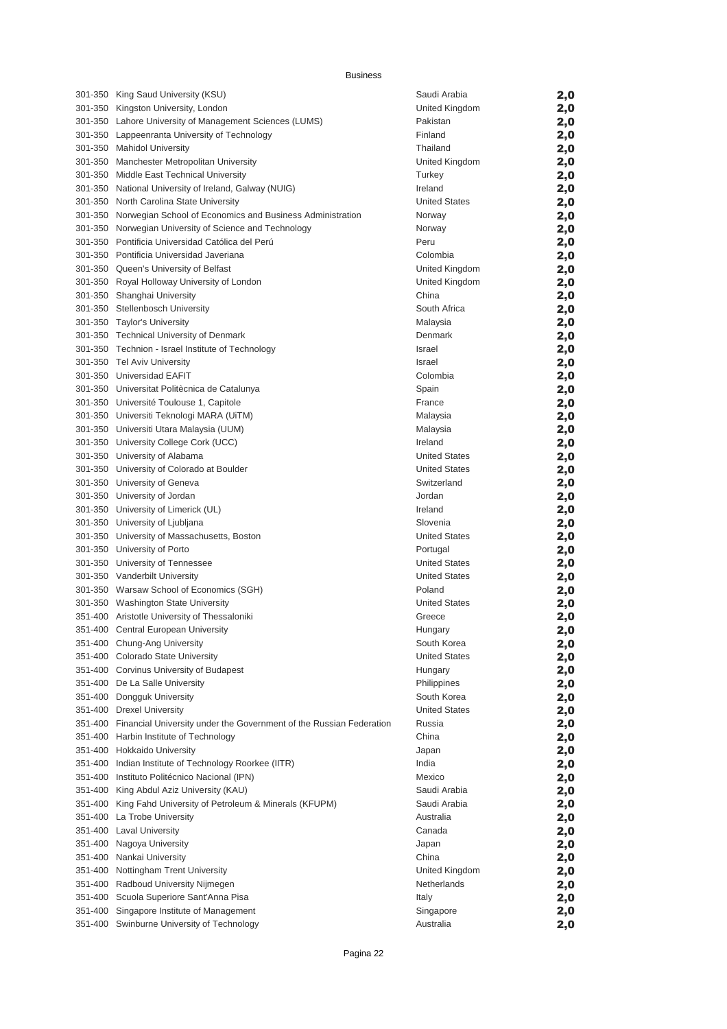Business

| | | | |
|---|---|---|---|
| 301-350 | King Saud University (KSU) | Saudi Arabia | 2,0 |
| 301-350 | Kingston University, London | United Kingdom | 2,0 |
| 301-350 | Lahore University of Management Sciences (LUMS) | Pakistan | 2,0 |
| 301-350 | Lappeenranta University of Technology | Finland | 2,0 |
| 301-350 | Mahidol University | Thailand | 2,0 |
| 301-350 | Manchester Metropolitan University | United Kingdom | 2,0 |
| 301-350 | Middle East Technical University | Turkey | 2,0 |
| 301-350 | National University of Ireland, Galway (NUIG) | Ireland | 2,0 |
| 301-350 | North Carolina State University | United States | 2,0 |
| 301-350 | Norwegian School of Economics and Business Administration | Norway | 2,0 |
| 301-350 | Norwegian University of Science and Technology | Norway | 2,0 |
| 301-350 | Pontificia Universidad Católica del Perú | Peru | 2,0 |
| 301-350 | Pontificia Universidad Javeriana | Colombia | 2,0 |
| 301-350 | Queen's University of Belfast | United Kingdom | 2,0 |
| 301-350 | Royal Holloway University of London | United Kingdom | 2,0 |
| 301-350 | Shanghai University | China | 2,0 |
| 301-350 | Stellenbosch University | South Africa | 2,0 |
| 301-350 | Taylor's University | Malaysia | 2,0 |
| 301-350 | Technical University of Denmark | Denmark | 2,0 |
| 301-350 | Technion - Israel Institute of Technology | Israel | 2,0 |
| 301-350 | Tel Aviv University | Israel | 2,0 |
| 301-350 | Universidad EAFIT | Colombia | 2,0 |
| 301-350 | Universitat Politècnica de Catalunya | Spain | 2,0 |
| 301-350 | Université Toulouse 1, Capitole | France | 2,0 |
| 301-350 | Universiti Teknologi MARA (UiTM) | Malaysia | 2,0 |
| 301-350 | Universiti Utara Malaysia (UUM) | Malaysia | 2,0 |
| 301-350 | University College Cork (UCC) | Ireland | 2,0 |
| 301-350 | University of Alabama | United States | 2,0 |
| 301-350 | University of Colorado at Boulder | United States | 2,0 |
| 301-350 | University of Geneva | Switzerland | 2,0 |
| 301-350 | University of Jordan | Jordan | 2,0 |
| 301-350 | University of Limerick (UL) | Ireland | 2,0 |
| 301-350 | University of Ljubljana | Slovenia | 2,0 |
| 301-350 | University of Massachusetts, Boston | United States | 2,0 |
| 301-350 | University of Porto | Portugal | 2,0 |
| 301-350 | University of Tennessee | United States | 2,0 |
| 301-350 | Vanderbilt University | United States | 2,0 |
| 301-350 | Warsaw School of Economics (SGH) | Poland | 2,0 |
| 301-350 | Washington State University | United States | 2,0 |
| 351-400 | Aristotle University of Thessaloniki | Greece | 2,0 |
| 351-400 | Central European University | Hungary | 2,0 |
| 351-400 | Chung-Ang University | South Korea | 2,0 |
| 351-400 | Colorado State University | United States | 2,0 |
| 351-400 | Corvinus University of Budapest | Hungary | 2,0 |
| 351-400 | De La Salle University | Philippines | 2,0 |
| 351-400 | Dongguk University | South Korea | 2,0 |
| 351-400 | Drexel University | United States | 2,0 |
| 351-400 | Financial University under the Government of the Russian Federation | Russia | 2,0 |
| 351-400 | Harbin Institute of Technology | China | 2,0 |
| 351-400 | Hokkaido University | Japan | 2,0 |
| 351-400 | Indian Institute of Technology Roorkee (IITR) | India | 2,0 |
| 351-400 | Instituto Politécnico Nacional (IPN) | Mexico | 2,0 |
| 351-400 | King Abdul Aziz University (KAU) | Saudi Arabia | 2,0 |
| 351-400 | King Fahd University of Petroleum & Minerals (KFUPM) | Saudi Arabia | 2,0 |
| 351-400 | La Trobe University | Australia | 2,0 |
| 351-400 | Laval University | Canada | 2,0 |
| 351-400 | Nagoya University | Japan | 2,0 |
| 351-400 | Nankai University | China | 2,0 |
| 351-400 | Nottingham Trent University | United Kingdom | 2,0 |
| 351-400 | Radboud University Nijmegen | Netherlands | 2,0 |
| 351-400 | Scuola Superiore Sant'Anna Pisa | Italy | 2,0 |
| 351-400 | Singapore Institute of Management | Singapore | 2,0 |
| 351-400 | Swinburne University of Technology | Australia | 2,0 |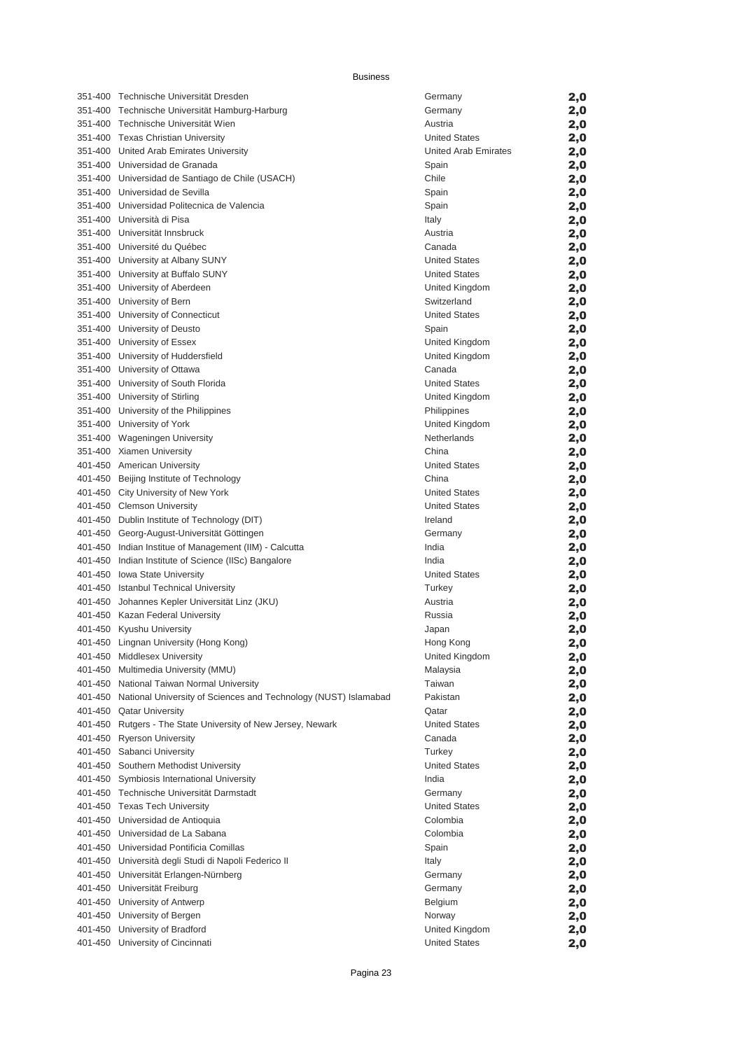# Business

| | | | |
|---|---|---|---|
| 351-400 | Technische Universität Dresden | Germany | 2,0 |
| 351-400 | Technische Universität Hamburg-Harburg | Germany | 2,0 |
| 351-400 | Technische Universität Wien | Austria | 2,0 |
| 351-400 | Texas Christian University | United States | 2,0 |
| 351-400 | United Arab Emirates University | United Arab Emirates | 2,0 |
| 351-400 | Universidad de Granada | Spain | 2,0 |
| 351-400 | Universidad de Santiago de Chile (USACH) | Chile | 2,0 |
| 351-400 | Universidad de Sevilla | Spain | 2,0 |
| 351-400 | Universidad Politecnica de Valencia | Spain | 2,0 |
| 351-400 | Università di Pisa | Italy | 2,0 |
| 351-400 | Universität Innsbruck | Austria | 2,0 |
| 351-400 | Université du Québec | Canada | 2,0 |
| 351-400 | University at Albany SUNY | United States | 2,0 |
| 351-400 | University at Buffalo SUNY | United States | 2,0 |
| 351-400 | University of Aberdeen | United Kingdom | 2,0 |
| 351-400 | University of Bern | Switzerland | 2,0 |
| 351-400 | University of Connecticut | United States | 2,0 |
| 351-400 | University of Deusto | Spain | 2,0 |
| 351-400 | University of Essex | United Kingdom | 2,0 |
| 351-400 | University of Huddersfield | United Kingdom | 2,0 |
| 351-400 | University of Ottawa | Canada | 2,0 |
| 351-400 | University of South Florida | United States | 2,0 |
| 351-400 | University of Stirling | United Kingdom | 2,0 |
| 351-400 | University of the Philippines | Philippines | 2,0 |
| 351-400 | University of York | United Kingdom | 2,0 |
| 351-400 | Wageningen University | Netherlands | 2,0 |
| 351-400 | Xiamen University | China | 2,0 |
| 401-450 | American University | United States | 2,0 |
| 401-450 | Beijing Institute of Technology | China | 2,0 |
| 401-450 | City University of New York | United States | 2,0 |
| 401-450 | Clemson University | United States | 2,0 |
| 401-450 | Dublin Institute of Technology (DIT) | Ireland | 2,0 |
| 401-450 | Georg-August-Universität Göttingen | Germany | 2,0 |
| 401-450 | Indian Institue of Management (IIM) - Calcutta | India | 2,0 |
| 401-450 | Indian Institute of Science (IISc) Bangalore | India | 2,0 |
| 401-450 | Iowa State University | United States | 2,0 |
| 401-450 | Istanbul Technical University | Turkey | 2,0 |
| 401-450 | Johannes Kepler Universität Linz (JKU) | Austria | 2,0 |
| 401-450 | Kazan Federal University | Russia | 2,0 |
| 401-450 | Kyushu University | Japan | 2,0 |
| 401-450 | Lingnan University (Hong Kong) | Hong Kong | 2,0 |
| 401-450 | Middlesex University | United Kingdom | 2,0 |
| 401-450 | Multimedia University (MMU) | Malaysia | 2,0 |
| 401-450 | National Taiwan Normal University | Taiwan | 2,0 |
| 401-450 | National University of Sciences and Technology (NUST) Islamabad | Pakistan | 2,0 |
| 401-450 | Qatar University | Qatar | 2,0 |
| 401-450 | Rutgers - The State University of New Jersey, Newark | United States | 2,0 |
| 401-450 | Ryerson University | Canada | 2,0 |
| 401-450 | Sabanci University | Turkey | 2,0 |
| 401-450 | Southern Methodist University | United States | 2,0 |
| 401-450 | Symbiosis International University | India | 2,0 |
| 401-450 | Technische Universität Darmstadt | Germany | 2,0 |
| 401-450 | Texas Tech University | United States | 2,0 |
| 401-450 | Universidad de Antioquia | Colombia | 2,0 |
| 401-450 | Universidad de La Sabana | Colombia | 2,0 |
| 401-450 | Universidad Pontificia Comillas | Spain | 2,0 |
| 401-450 | Università degli Studi di Napoli Federico II | Italy | 2,0 |
| 401-450 | Universität Erlangen-Nürnberg | Germany | 2,0 |
| 401-450 | Universität Freiburg | Germany | 2,0 |
| 401-450 | University of Antwerp | Belgium | 2,0 |
| 401-450 | University of Bergen | Norway | 2,0 |
| 401-450 | University of Bradford | United Kingdom | 2,0 |
| 401-450 | University of Cincinnati | United States | 2,0 |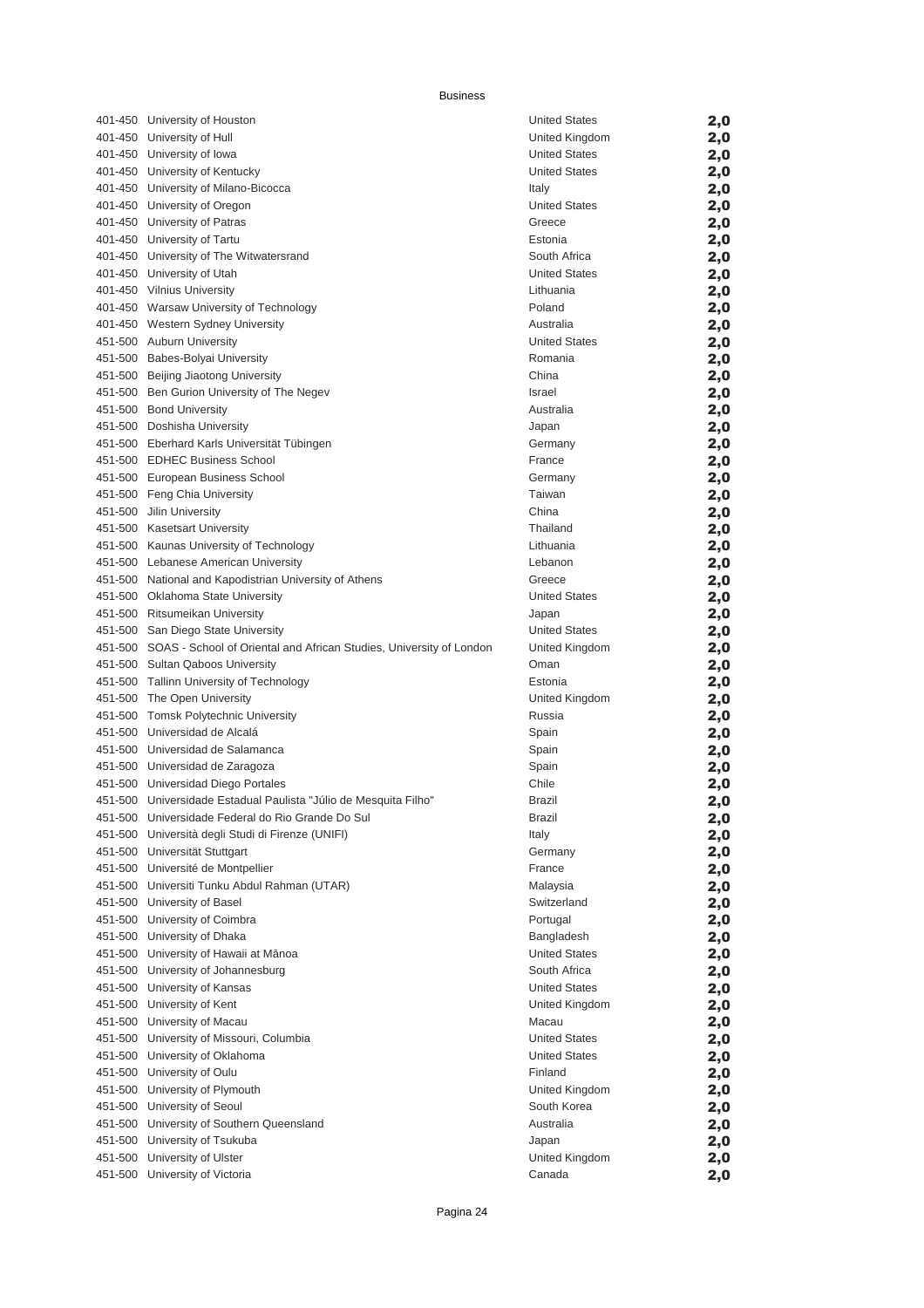# Business

| Rank | Institution | Country | Score |
|---|---|---|---|
| 401-450 | University of Houston | United States | 2,0 |
| 401-450 | University of Hull | United Kingdom | 2,0 |
| 401-450 | University of Iowa | United States | 2,0 |
| 401-450 | University of Kentucky | United States | 2,0 |
| 401-450 | University of Milano-Bicocca | Italy | 2,0 |
| 401-450 | University of Oregon | United States | 2,0 |
| 401-450 | University of Patras | Greece | 2,0 |
| 401-450 | University of Tartu | Estonia | 2,0 |
| 401-450 | University of The Witwatersrand | South Africa | 2,0 |
| 401-450 | University of Utah | United States | 2,0 |
| 401-450 | Vilnius University | Lithuania | 2,0 |
| 401-450 | Warsaw University of Technology | Poland | 2,0 |
| 401-450 | Western Sydney University | Australia | 2,0 |
| 451-500 | Auburn University | United States | 2,0 |
| 451-500 | Babes-Bolyai University | Romania | 2,0 |
| 451-500 | Beijing Jiaotong University | China | 2,0 |
| 451-500 | Ben Gurion University of The Negev | Israel | 2,0 |
| 451-500 | Bond University | Australia | 2,0 |
| 451-500 | Doshisha University | Japan | 2,0 |
| 451-500 | Eberhard Karls Universität Tübingen | Germany | 2,0 |
| 451-500 | EDHEC Business School | France | 2,0 |
| 451-500 | European Business School | Germany | 2,0 |
| 451-500 | Feng Chia University | Taiwan | 2,0 |
| 451-500 | Jilin University | China | 2,0 |
| 451-500 | Kasetsart University | Thailand | 2,0 |
| 451-500 | Kaunas University of Technology | Lithuania | 2,0 |
| 451-500 | Lebanese American University | Lebanon | 2,0 |
| 451-500 | National and Kapodistrian University of Athens | Greece | 2,0 |
| 451-500 | Oklahoma State University | United States | 2,0 |
| 451-500 | Ritsumeikan University | Japan | 2,0 |
| 451-500 | San Diego State University | United States | 2,0 |
| 451-500 | SOAS - School of Oriental and African Studies, University of London | United Kingdom | 2,0 |
| 451-500 | Sultan Qaboos University | Oman | 2,0 |
| 451-500 | Tallinn University of Technology | Estonia | 2,0 |
| 451-500 | The Open University | United Kingdom | 2,0 |
| 451-500 | Tomsk Polytechnic University | Russia | 2,0 |
| 451-500 | Universidad de Alcalá | Spain | 2,0 |
| 451-500 | Universidad de Salamanca | Spain | 2,0 |
| 451-500 | Universidad de Zaragoza | Spain | 2,0 |
| 451-500 | Universidad Diego Portales | Chile | 2,0 |
| 451-500 | Universidade Estadual Paulista "Júlio de Mesquita Filho" | Brazil | 2,0 |
| 451-500 | Universidade Federal do Rio Grande Do Sul | Brazil | 2,0 |
| 451-500 | Università degli Studi di Firenze (UNIFI) | Italy | 2,0 |
| 451-500 | Universität Stuttgart | Germany | 2,0 |
| 451-500 | Université de Montpellier | France | 2,0 |
| 451-500 | Universiti Tunku Abdul Rahman (UTAR) | Malaysia | 2,0 |
| 451-500 | University of Basel | Switzerland | 2,0 |
| 451-500 | University of Coimbra | Portugal | 2,0 |
| 451-500 | University of Dhaka | Bangladesh | 2,0 |
| 451-500 | University of Hawaii at Mānoa | United States | 2,0 |
| 451-500 | University of Johannesburg | South Africa | 2,0 |
| 451-500 | University of Kansas | United States | 2,0 |
| 451-500 | University of Kent | United Kingdom | 2,0 |
| 451-500 | University of Macau | Macau | 2,0 |
| 451-500 | University of Missouri, Columbia | United States | 2,0 |
| 451-500 | University of Oklahoma | United States | 2,0 |
| 451-500 | University of Oulu | Finland | 2,0 |
| 451-500 | University of Plymouth | United Kingdom | 2,0 |
| 451-500 | University of Seoul | South Korea | 2,0 |
| 451-500 | University of Southern Queensland | Australia | 2,0 |
| 451-500 | University of Tsukuba | Japan | 2,0 |
| 451-500 | University of Ulster | United Kingdom | 2,0 |
| 451-500 | University of Victoria | Canada | 2,0 |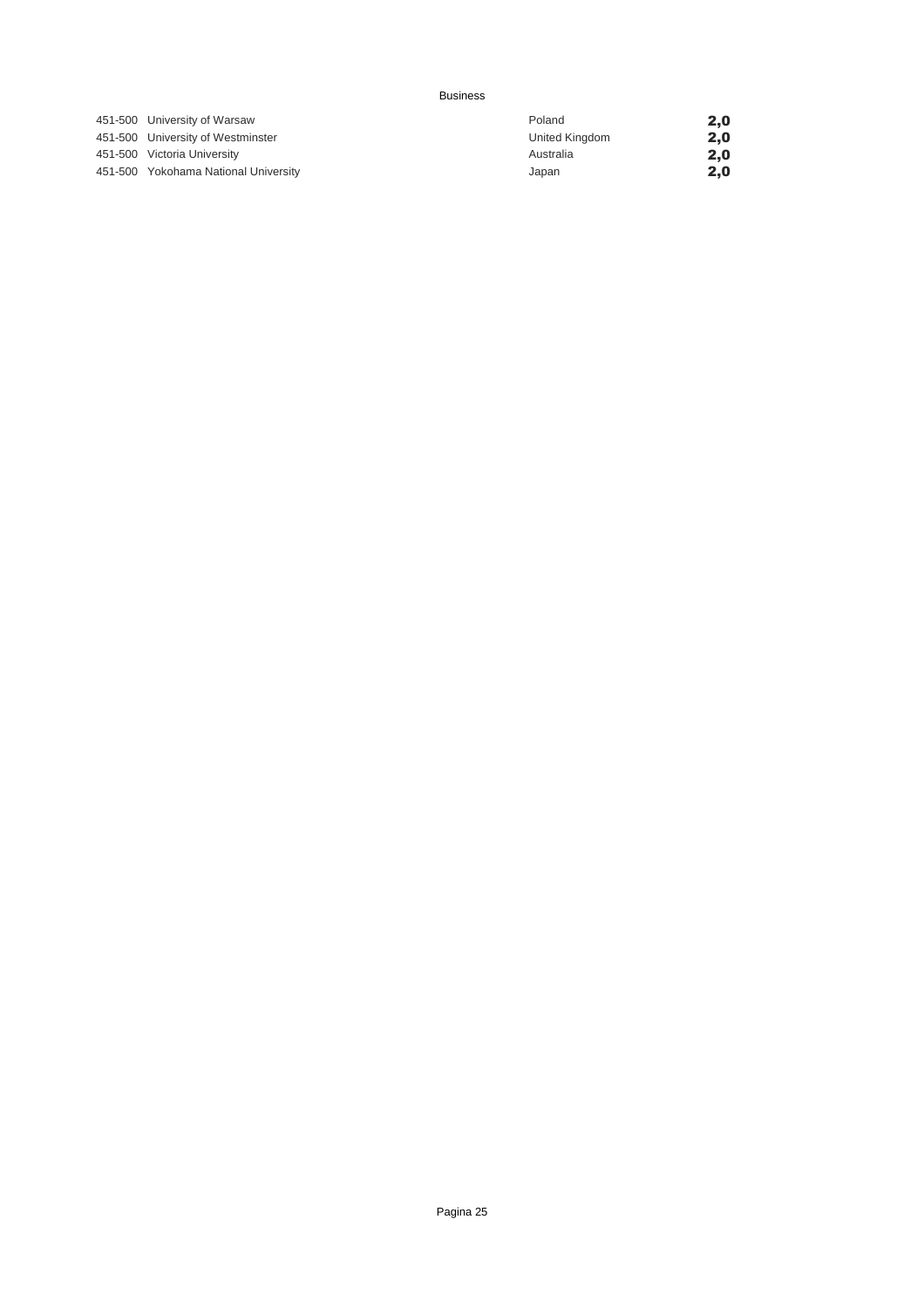Business

| | | | |
|---|---|---|---|
| 451-500 | University of Warsaw | Poland | **2,0** |
| 451-500 | University of Westminster | United Kingdom | **2,0** |
| 451-500 | Victoria University | Australia | **2,0** |
| 451-500 | Yokohama National University | Japan | **2,0** |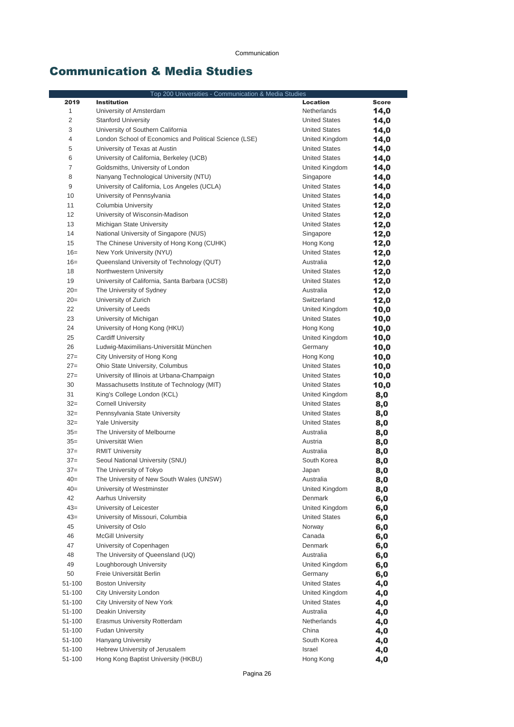# Communication & Media Studies

| Top 200 Universities - Communication & Media Studies | | | |
|---|---|---|---|
| **2019** | **Institution** | **Location** | **Score** |
| 1 | University of Amsterdam | Netherlands | **14,0** |
| 2 | Stanford University | United States | **14,0** |
| 3 | University of Southern California | United States | **14,0** |
| 4 | London School of Economics and Political Science (LSE) | United Kingdom | **14,0** |
| 5 | University of Texas at Austin | United States | **14,0** |
| 6 | University of California, Berkeley (UCB) | United States | **14,0** |
| 7 | Goldsmiths, University of London | United Kingdom | **14,0** |
| 8 | Nanyang Technological University (NTU) | Singapore | **14,0** |
| 9 | University of California, Los Angeles (UCLA) | United States | **14,0** |
| 10 | University of Pennsylvania | United States | **14,0** |
| 11 | Columbia University | United States | **12,0** |
| 12 | University of Wisconsin-Madison | United States | **12,0** |
| 13 | Michigan State University | United States | **12,0** |
| 14 | National University of Singapore (NUS) | Singapore | **12,0** |
| 15 | The Chinese University of Hong Kong (CUHK) | Hong Kong | **12,0** |
| 16= | New York University (NYU) | United States | **12,0** |
| 16= | Queensland University of Technology (QUT) | Australia | **12,0** |
| 18 | Northwestern University | United States | **12,0** |
| 19 | University of California, Santa Barbara (UCSB) | United States | **12,0** |
| 20= | The University of Sydney | Australia | **12,0** |
| 20= | University of Zurich | Switzerland | **12,0** |
| 22 | University of Leeds | United Kingdom | **10,0** |
| 23 | University of Michigan | United States | **10,0** |
| 24 | University of Hong Kong (HKU) | Hong Kong | **10,0** |
| 25 | Cardiff University | United Kingdom | **10,0** |
| 26 | Ludwig-Maximilians-Universität München | Germany | **10,0** |
| 27= | City University of Hong Kong | Hong Kong | **10,0** |
| 27= | Ohio State University, Columbus | United States | **10,0** |
| 27= | University of Illinois at Urbana-Champaign | United States | **10,0** |
| 30 | Massachusetts Institute of Technology (MIT) | United States | **10,0** |
| 31 | King's College London (KCL) | United Kingdom | **8,0** |
| 32= | Cornell University | United States | **8,0** |
| 32= | Pennsylvania State University | United States | **8,0** |
| 32= | Yale University | United States | **8,0** |
| 35= | The University of Melbourne | Australia | **8,0** |
| 35= | Universität Wien | Austria | **8,0** |
| 37= | RMIT University | Australia | **8,0** |
| 37= | Seoul National University (SNU) | South Korea | **8,0** |
| 37= | The University of Tokyo | Japan | **8,0** |
| 40= | The University of New South Wales (UNSW) | Australia | **8,0** |
| 40= | University of Westminster | United Kingdom | **8,0** |
| 42 | Aarhus University | Denmark | **6,0** |
| 43= | University of Leicester | United Kingdom | **6,0** |
| 43= | University of Missouri, Columbia | United States | **6,0** |
| 45 | University of Oslo | Norway | **6,0** |
| 46 | McGill University | Canada | **6,0** |
| 47 | University of Copenhagen | Denmark | **6,0** |
| 48 | The University of Queensland (UQ) | Australia | **6,0** |
| 49 | Loughborough University | United Kingdom | **6,0** |
| 50 | Freie Universität Berlin | Germany | **6,0** |
| 51-100 | Boston University | United States | **4,0** |
| 51-100 | City University London | United Kingdom | **4,0** |
| 51-100 | City University of New York | United States | **4,0** |
| 51-100 | Deakin University | Australia | **4,0** |
| 51-100 | Erasmus University Rotterdam | Netherlands | **4,0** |
| 51-100 | Fudan University | China | **4,0** |
| 51-100 | Hanyang University | South Korea | **4,0** |
| 51-100 | Hebrew University of Jerusalem | Israel | **4,0** |
| 51-100 | Hong Kong Baptist University (HKBU) | Hong Kong | **4,0** |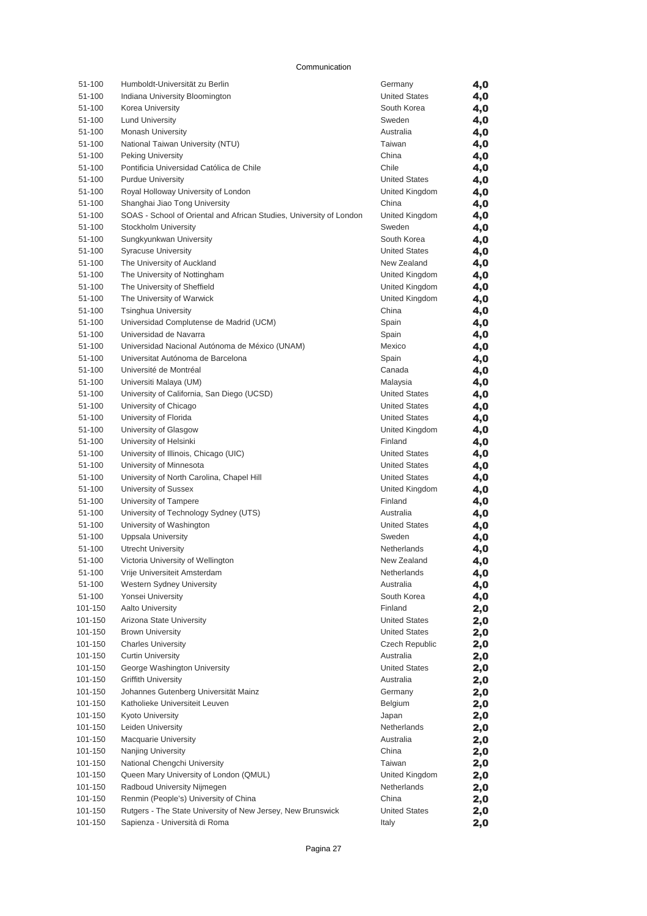Communication

| | | | |
|---|---|---|---|
| 51-100 | Humboldt-Universität zu Berlin | Germany | **4,0** |
| 51-100 | Indiana University Bloomington | United States | **4,0** |
| 51-100 | Korea University | South Korea | **4,0** |
| 51-100 | Lund University | Sweden | **4,0** |
| 51-100 | Monash University | Australia | **4,0** |
| 51-100 | National Taiwan University (NTU) | Taiwan | **4,0** |
| 51-100 | Peking University | China | **4,0** |
| 51-100 | Pontificia Universidad Católica de Chile | Chile | **4,0** |
| 51-100 | Purdue University | United States | **4,0** |
| 51-100 | Royal Holloway University of London | United Kingdom | **4,0** |
| 51-100 | Shanghai Jiao Tong University | China | **4,0** |
| 51-100 | SOAS - School of Oriental and African Studies, University of London | United Kingdom | **4,0** |
| 51-100 | Stockholm University | Sweden | **4,0** |
| 51-100 | Sungkyunkwan University | South Korea | **4,0** |
| 51-100 | Syracuse University | United States | **4,0** |
| 51-100 | The University of Auckland | New Zealand | **4,0** |
| 51-100 | The University of Nottingham | United Kingdom | **4,0** |
| 51-100 | The University of Sheffield | United Kingdom | **4,0** |
| 51-100 | The University of Warwick | United Kingdom | **4,0** |
| 51-100 | Tsinghua University | China | **4,0** |
| 51-100 | Universidad Complutense de Madrid (UCM) | Spain | **4,0** |
| 51-100 | Universidad de Navarra | Spain | **4,0** |
| 51-100 | Universidad Nacional Autónoma de México (UNAM) | Mexico | **4,0** |
| 51-100 | Universitat Autónoma de Barcelona | Spain | **4,0** |
| 51-100 | Université de Montréal | Canada | **4,0** |
| 51-100 | Universiti Malaya (UM) | Malaysia | **4,0** |
| 51-100 | University of California, San Diego (UCSD) | United States | **4,0** |
| 51-100 | University of Chicago | United States | **4,0** |
| 51-100 | University of Florida | United States | **4,0** |
| 51-100 | University of Glasgow | United Kingdom | **4,0** |
| 51-100 | University of Helsinki | Finland | **4,0** |
| 51-100 | University of Illinois, Chicago (UIC) | United States | **4,0** |
| 51-100 | University of Minnesota | United States | **4,0** |
| 51-100 | University of North Carolina, Chapel Hill | United States | **4,0** |
| 51-100 | University of Sussex | United Kingdom | **4,0** |
| 51-100 | University of Tampere | Finland | **4,0** |
| 51-100 | University of Technology Sydney (UTS) | Australia | **4,0** |
| 51-100 | University of Washington | United States | **4,0** |
| 51-100 | Uppsala University | Sweden | **4,0** |
| 51-100 | Utrecht University | Netherlands | **4,0** |
| 51-100 | Victoria University of Wellington | New Zealand | **4,0** |
| 51-100 | Vrije Universiteit Amsterdam | Netherlands | **4,0** |
| 51-100 | Western Sydney University | Australia | **4,0** |
| 51-100 | Yonsei University | South Korea | **4,0** |
| 101-150 | Aalto University | Finland | **2,0** |
| 101-150 | Arizona State University | United States | **2,0** |
| 101-150 | Brown University | United States | **2,0** |
| 101-150 | Charles University | Czech Republic | **2,0** |
| 101-150 | Curtin University | Australia | **2,0** |
| 101-150 | George Washington University | United States | **2,0** |
| 101-150 | Griffith University | Australia | **2,0** |
| 101-150 | Johannes Gutenberg Universität Mainz | Germany | **2,0** |
| 101-150 | Katholieke Universiteit Leuven | Belgium | **2,0** |
| 101-150 | Kyoto University | Japan | **2,0** |
| 101-150 | Leiden University | Netherlands | **2,0** |
| 101-150 | Macquarie University | Australia | **2,0** |
| 101-150 | Nanjing University | China | **2,0** |
| 101-150 | National Chengchi University | Taiwan | **2,0** |
| 101-150 | Queen Mary University of London (QMUL) | United Kingdom | **2,0** |
| 101-150 | Radboud University Nijmegen | Netherlands | **2,0** |
| 101-150 | Renmin (People's) University of China | China | **2,0** |
| 101-150 | Rutgers - The State University of New Jersey, New Brunswick | United States | **2,0** |
| 101-150 | Sapienza - Università di Roma | Italy | **2,0** |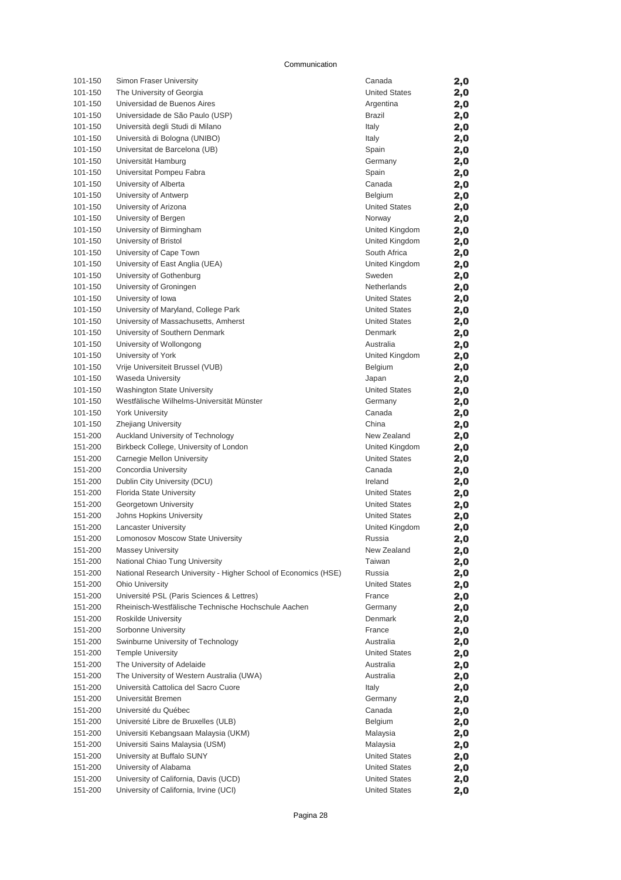Communication

| | | | |
|---|---|---|---|
| 101-150 | Simon Fraser University | Canada | **2,0** |
| 101-150 | The University of Georgia | United States | **2,0** |
| 101-150 | Universidad de Buenos Aires | Argentina | **2,0** |
| 101-150 | Universidade de São Paulo (USP) | Brazil | **2,0** |
| 101-150 | Università degli Studi di Milano | Italy | **2,0** |
| 101-150 | Università di Bologna (UNIBO) | Italy | **2,0** |
| 101-150 | Universitat de Barcelona (UB) | Spain | **2,0** |
| 101-150 | Universität Hamburg | Germany | **2,0** |
| 101-150 | Universitat Pompeu Fabra | Spain | **2,0** |
| 101-150 | University of Alberta | Canada | **2,0** |
| 101-150 | University of Antwerp | Belgium | **2,0** |
| 101-150 | University of Arizona | United States | **2,0** |
| 101-150 | University of Bergen | Norway | **2,0** |
| 101-150 | University of Birmingham | United Kingdom | **2,0** |
| 101-150 | University of Bristol | United Kingdom | **2,0** |
| 101-150 | University of Cape Town | South Africa | **2,0** |
| 101-150 | University of East Anglia (UEA) | United Kingdom | **2,0** |
| 101-150 | University of Gothenburg | Sweden | **2,0** |
| 101-150 | University of Groningen | Netherlands | **2,0** |
| 101-150 | University of Iowa | United States | **2,0** |
| 101-150 | University of Maryland, College Park | United States | **2,0** |
| 101-150 | University of Massachusetts, Amherst | United States | **2,0** |
| 101-150 | University of Southern Denmark | Denmark | **2,0** |
| 101-150 | University of Wollongong | Australia | **2,0** |
| 101-150 | University of York | United Kingdom | **2,0** |
| 101-150 | Vrije Universiteit Brussel (VUB) | Belgium | **2,0** |
| 101-150 | Waseda University | Japan | **2,0** |
| 101-150 | Washington State University | United States | **2,0** |
| 101-150 | Westfälische Wilhelms-Universität Münster | Germany | **2,0** |
| 101-150 | York University | Canada | **2,0** |
| 101-150 | Zhejiang University | China | **2,0** |
| 151-200 | Auckland University of Technology | New Zealand | **2,0** |
| 151-200 | Birkbeck College, University of London | United Kingdom | **2,0** |
| 151-200 | Carnegie Mellon University | United States | **2,0** |
| 151-200 | Concordia University | Canada | **2,0** |
| 151-200 | Dublin City University (DCU) | Ireland | **2,0** |
| 151-200 | Florida State University | United States | **2,0** |
| 151-200 | Georgetown University | United States | **2,0** |
| 151-200 | Johns Hopkins University | United States | **2,0** |
| 151-200 | Lancaster University | United Kingdom | **2,0** |
| 151-200 | Lomonosov Moscow State University | Russia | **2,0** |
| 151-200 | Massey University | New Zealand | **2,0** |
| 151-200 | National Chiao Tung University | Taiwan | **2,0** |
| 151-200 | National Research University - Higher School of Economics (HSE) | Russia | **2,0** |
| 151-200 | Ohio University | United States | **2,0** |
| 151-200 | Université PSL (Paris Sciences & Lettres) | France | **2,0** |
| 151-200 | Rheinisch-Westfälische Technische Hochschule Aachen | Germany | **2,0** |
| 151-200 | Roskilde University | Denmark | **2,0** |
| 151-200 | Sorbonne University | France | **2,0** |
| 151-200 | Swinburne University of Technology | Australia | **2,0** |
| 151-200 | Temple University | United States | **2,0** |
| 151-200 | The University of Adelaide | Australia | **2,0** |
| 151-200 | The University of Western Australia (UWA) | Australia | **2,0** |
| 151-200 | Università Cattolica del Sacro Cuore | Italy | **2,0** |
| 151-200 | Universität Bremen | Germany | **2,0** |
| 151-200 | Université du Québec | Canada | **2,0** |
| 151-200 | Université Libre de Bruxelles (ULB) | Belgium | **2,0** |
| 151-200 | Universiti Kebangsaan Malaysia (UKM) | Malaysia | **2,0** |
| 151-200 | Universiti Sains Malaysia (USM) | Malaysia | **2,0** |
| 151-200 | University at Buffalo SUNY | United States | **2,0** |
| 151-200 | University of Alabama | United States | **2,0** |
| 151-200 | University of California, Davis (UCD) | United States | **2,0** |
| 151-200 | University of California, Irvine (UCI) | United States | **2,0** |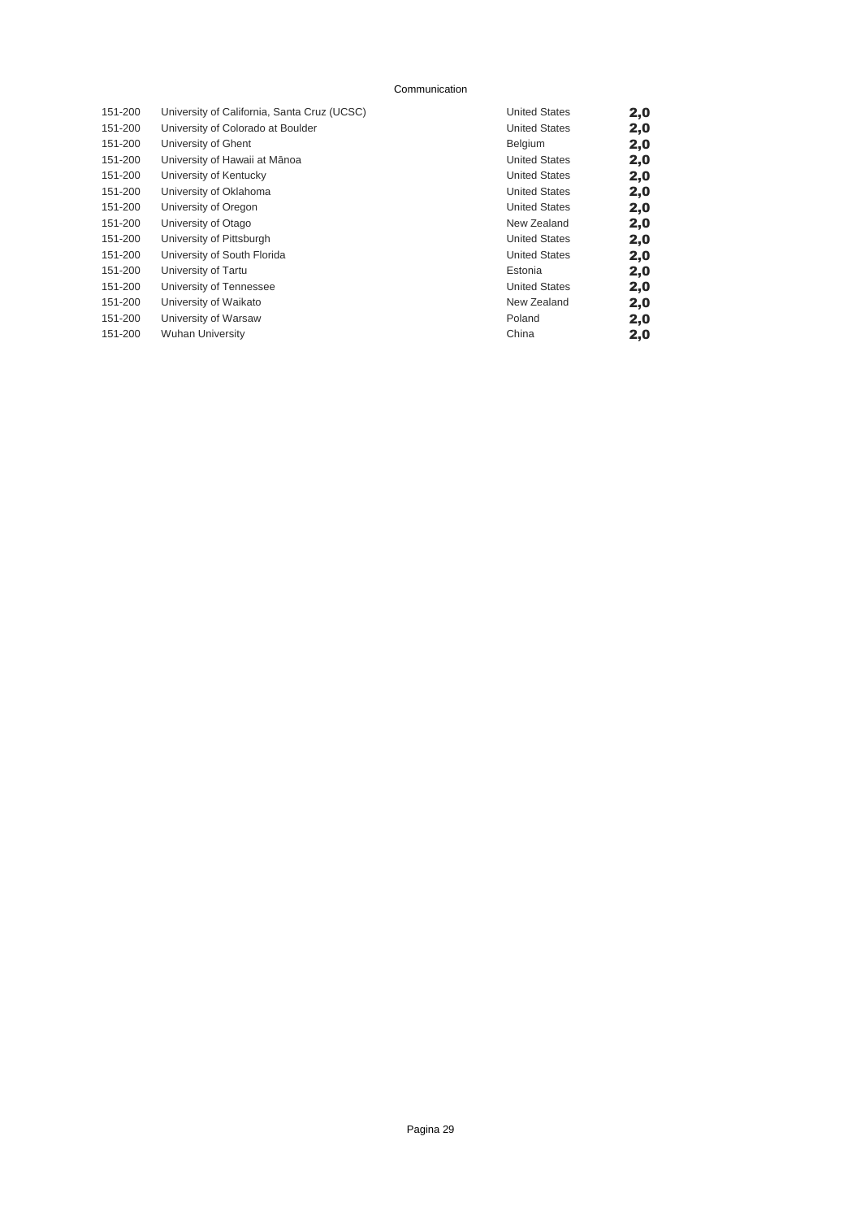Communication

| | | | |
|---|---|---|---|
| 151-200 | University of California, Santa Cruz (UCSC) | United States | **2,0** |
| 151-200 | University of Colorado at Boulder | United States | **2,0** |
| 151-200 | University of Ghent | Belgium | **2,0** |
| 151-200 | University of Hawaii at Mānoa | United States | **2,0** |
| 151-200 | University of Kentucky | United States | **2,0** |
| 151-200 | University of Oklahoma | United States | **2,0** |
| 151-200 | University of Oregon | United States | **2,0** |
| 151-200 | University of Otago | New Zealand | **2,0** |
| 151-200 | University of Pittsburgh | United States | **2,0** |
| 151-200 | University of South Florida | United States | **2,0** |
| 151-200 | University of Tartu | Estonia | **2,0** |
| 151-200 | University of Tennessee | United States | **2,0** |
| 151-200 | University of Waikato | New Zealand | **2,0** |
| 151-200 | University of Warsaw | Poland | **2,0** |
| 151-200 | Wuhan University | China | **2,0** |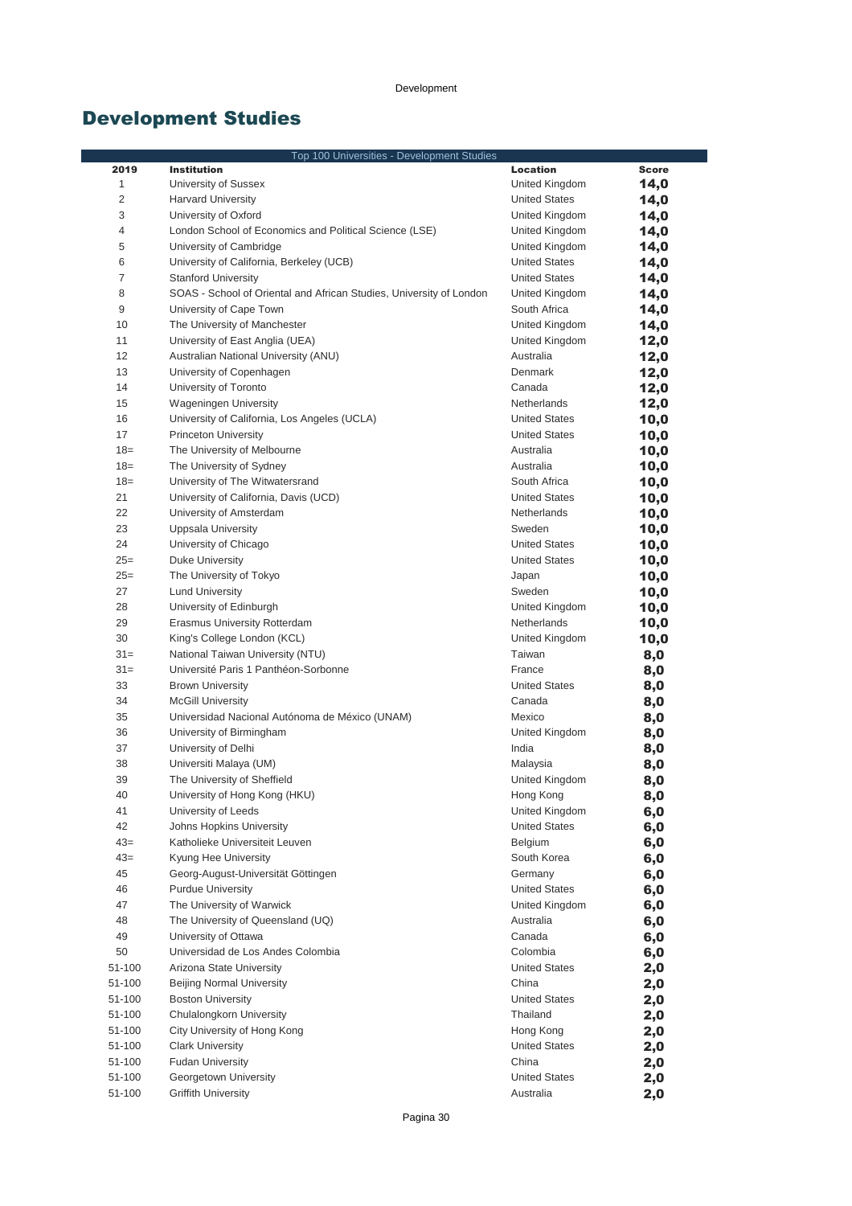# Development Studies

| Top 100 Universities - Development Studies | | | |
|---|---|---|---|
| **2019** | **Institution** | **Location** | **Score** |
| 1 | University of Sussex | United Kingdom | **14,0** |
| 2 | Harvard University | United States | **14,0** |
| 3 | University of Oxford | United Kingdom | **14,0** |
| 4 | London School of Economics and Political Science (LSE) | United Kingdom | **14,0** |
| 5 | University of Cambridge | United Kingdom | **14,0** |
| 6 | University of California, Berkeley (UCB) | United States | **14,0** |
| 7 | Stanford University | United States | **14,0** |
| 8 | SOAS - School of Oriental and African Studies, University of London | United Kingdom | **14,0** |
| 9 | University of Cape Town | South Africa | **14,0** |
| 10 | The University of Manchester | United Kingdom | **14,0** |
| 11 | University of East Anglia (UEA) | United Kingdom | **12,0** |
| 12 | Australian National University (ANU) | Australia | **12,0** |
| 13 | University of Copenhagen | Denmark | **12,0** |
| 14 | University of Toronto | Canada | **12,0** |
| 15 | Wageningen University | Netherlands | **12,0** |
| 16 | University of California, Los Angeles (UCLA) | United States | **10,0** |
| 17 | Princeton University | United States | **10,0** |
| 18= | The University of Melbourne | Australia | **10,0** |
| 18= | The University of Sydney | Australia | **10,0** |
| 18= | University of The Witwatersrand | South Africa | **10,0** |
| 21 | University of California, Davis (UCD) | United States | **10,0** |
| 22 | University of Amsterdam | Netherlands | **10,0** |
| 23 | Uppsala University | Sweden | **10,0** |
| 24 | University of Chicago | United States | **10,0** |
| 25= | Duke University | United States | **10,0** |
| 25= | The University of Tokyo | Japan | **10,0** |
| 27 | Lund University | Sweden | **10,0** |
| 28 | University of Edinburgh | United Kingdom | **10,0** |
| 29 | Erasmus University Rotterdam | Netherlands | **10,0** |
| 30 | King's College London (KCL) | United Kingdom | **10,0** |
| 31= | National Taiwan University (NTU) | Taiwan | **8,0** |
| 31= | Université Paris 1 Panthéon-Sorbonne | France | **8,0** |
| 33 | Brown University | United States | **8,0** |
| 34 | McGill University | Canada | **8,0** |
| 35 | Universidad Nacional Autónoma de México (UNAM) | Mexico | **8,0** |
| 36 | University of Birmingham | United Kingdom | **8,0** |
| 37 | University of Delhi | India | **8,0** |
| 38 | Universiti Malaya (UM) | Malaysia | **8,0** |
| 39 | The University of Sheffield | United Kingdom | **8,0** |
| 40 | University of Hong Kong (HKU) | Hong Kong | **8,0** |
| 41 | University of Leeds | United Kingdom | **6,0** |
| 42 | Johns Hopkins University | United States | **6,0** |
| 43= | Katholieke Universiteit Leuven | Belgium | **6,0** |
| 43= | Kyung Hee University | South Korea | **6,0** |
| 45 | Georg-August-Universität Göttingen | Germany | **6,0** |
| 46 | Purdue University | United States | **6,0** |
| 47 | The University of Warwick | United Kingdom | **6,0** |
| 48 | The University of Queensland (UQ) | Australia | **6,0** |
| 49 | University of Ottawa | Canada | **6,0** |
| 50 | Universidad de Los Andes Colombia | Colombia | **6,0** |
| 51-100 | Arizona State University | United States | **2,0** |
| 51-100 | Beijing Normal University | China | **2,0** |
| 51-100 | Boston University | United States | **2,0** |
| 51-100 | Chulalongkorn University | Thailand | **2,0** |
| 51-100 | City University of Hong Kong | Hong Kong | **2,0** |
| 51-100 | Clark University | United States | **2,0** |
| 51-100 | Fudan University | China | **2,0** |
| 51-100 | Georgetown University | United States | **2,0** |
| 51-100 | Griffith University | Australia | **2,0** |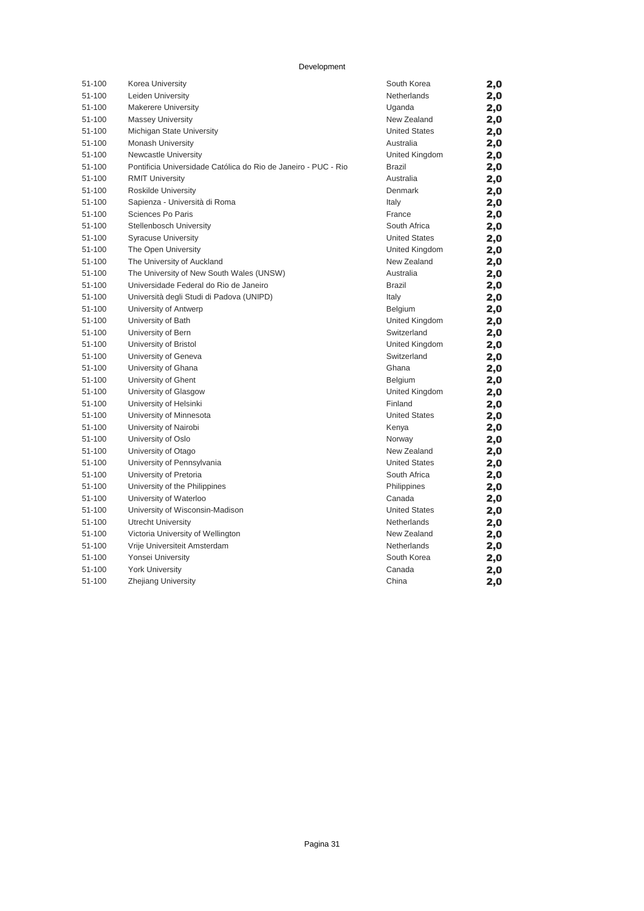Development

| | | | |
|---|---|---|---|
| 51-100 | Korea University | South Korea | **2,0** |
| 51-100 | Leiden University | Netherlands | **2,0** |
| 51-100 | Makerere University | Uganda | **2,0** |
| 51-100 | Massey University | New Zealand | **2,0** |
| 51-100 | Michigan State University | United States | **2,0** |
| 51-100 | Monash University | Australia | **2,0** |
| 51-100 | Newcastle University | United Kingdom | **2,0** |
| 51-100 | Pontificia Universidade Católica do Rio de Janeiro - PUC - Rio | Brazil | **2,0** |
| 51-100 | RMIT University | Australia | **2,0** |
| 51-100 | Roskilde University | Denmark | **2,0** |
| 51-100 | Sapienza - Università di Roma | Italy | **2,0** |
| 51-100 | Sciences Po Paris | France | **2,0** |
| 51-100 | Stellenbosch University | South Africa | **2,0** |
| 51-100 | Syracuse University | United States | **2,0** |
| 51-100 | The Open University | United Kingdom | **2,0** |
| 51-100 | The University of Auckland | New Zealand | **2,0** |
| 51-100 | The University of New South Wales (UNSW) | Australia | **2,0** |
| 51-100 | Universidade Federal do Rio de Janeiro | Brazil | **2,0** |
| 51-100 | Università degli Studi di Padova (UNIPD) | Italy | **2,0** |
| 51-100 | University of Antwerp | Belgium | **2,0** |
| 51-100 | University of Bath | United Kingdom | **2,0** |
| 51-100 | University of Bern | Switzerland | **2,0** |
| 51-100 | University of Bristol | United Kingdom | **2,0** |
| 51-100 | University of Geneva | Switzerland | **2,0** |
| 51-100 | University of Ghana | Ghana | **2,0** |
| 51-100 | University of Ghent | Belgium | **2,0** |
| 51-100 | University of Glasgow | United Kingdom | **2,0** |
| 51-100 | University of Helsinki | Finland | **2,0** |
| 51-100 | University of Minnesota | United States | **2,0** |
| 51-100 | University of Nairobi | Kenya | **2,0** |
| 51-100 | University of Oslo | Norway | **2,0** |
| 51-100 | University of Otago | New Zealand | **2,0** |
| 51-100 | University of Pennsylvania | United States | **2,0** |
| 51-100 | University of Pretoria | South Africa | **2,0** |
| 51-100 | University of the Philippines | Philippines | **2,0** |
| 51-100 | University of Waterloo | Canada | **2,0** |
| 51-100 | University of Wisconsin-Madison | United States | **2,0** |
| 51-100 | Utrecht University | Netherlands | **2,0** |
| 51-100 | Victoria University of Wellington | New Zealand | **2,0** |
| 51-100 | Vrije Universiteit Amsterdam | Netherlands | **2,0** |
| 51-100 | Yonsei University | South Korea | **2,0** |
| 51-100 | York University | Canada | **2,0** |
| 51-100 | Zhejiang University | China | **2,0** |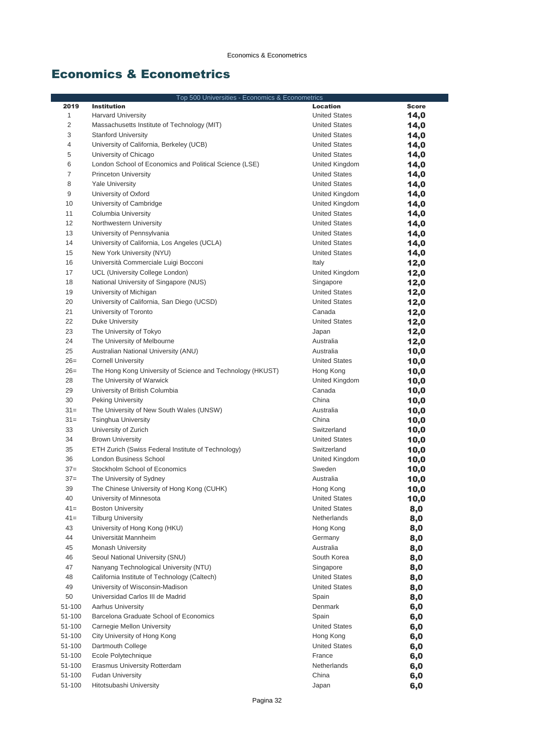# Economics & Econometrics

| Top 500 Universities - Economics & Econometrics | | | |
|---|---|---|---|
| 2019 | Institution | Location | Score |
| 1 | Harvard University | United States | 14,0 |
| 2 | Massachusetts Institute of Technology (MIT) | United States | 14,0 |
| 3 | Stanford University | United States | 14,0 |
| 4 | University of California, Berkeley (UCB) | United States | 14,0 |
| 5 | University of Chicago | United States | 14,0 |
| 6 | London School of Economics and Political Science (LSE) | United Kingdom | 14,0 |
| 7 | Princeton University | United States | 14,0 |
| 8 | Yale University | United States | 14,0 |
| 9 | University of Oxford | United Kingdom | 14,0 |
| 10 | University of Cambridge | United Kingdom | 14,0 |
| 11 | Columbia University | United States | 14,0 |
| 12 | Northwestern University | United States | 14,0 |
| 13 | University of Pennsylvania | United States | 14,0 |
| 14 | University of California, Los Angeles (UCLA) | United States | 14,0 |
| 15 | New York University (NYU) | United States | 14,0 |
| 16 | Università Commerciale Luigi Bocconi | Italy | 12,0 |
| 17 | UCL (University College London) | United Kingdom | 12,0 |
| 18 | National University of Singapore (NUS) | Singapore | 12,0 |
| 19 | University of Michigan | United States | 12,0 |
| 20 | University of California, San Diego (UCSD) | United States | 12,0 |
| 21 | University of Toronto | Canada | 12,0 |
| 22 | Duke University | United States | 12,0 |
| 23 | The University of Tokyo | Japan | 12,0 |
| 24 | The University of Melbourne | Australia | 12,0 |
| 25 | Australian National University (ANU) | Australia | 10,0 |
| 26= | Cornell University | United States | 10,0 |
| 26= | The Hong Kong University of Science and Technology (HKUST) | Hong Kong | 10,0 |
| 28 | The University of Warwick | United Kingdom | 10,0 |
| 29 | University of British Columbia | Canada | 10,0 |
| 30 | Peking University | China | 10,0 |
| 31= | The University of New South Wales (UNSW) | Australia | 10,0 |
| 31= | Tsinghua University | China | 10,0 |
| 33 | University of Zurich | Switzerland | 10,0 |
| 34 | Brown University | United States | 10,0 |
| 35 | ETH Zurich (Swiss Federal Institute of Technology) | Switzerland | 10,0 |
| 36 | London Business School | United Kingdom | 10,0 |
| 37= | Stockholm School of Economics | Sweden | 10,0 |
| 37= | The University of Sydney | Australia | 10,0 |
| 39 | The Chinese University of Hong Kong (CUHK) | Hong Kong | 10,0 |
| 40 | University of Minnesota | United States | 10,0 |
| 41= | Boston University | United States | 8,0 |
| 41= | Tilburg University | Netherlands | 8,0 |
| 43 | University of Hong Kong (HKU) | Hong Kong | 8,0 |
| 44 | Universität Mannheim | Germany | 8,0 |
| 45 | Monash University | Australia | 8,0 |
| 46 | Seoul National University (SNU) | South Korea | 8,0 |
| 47 | Nanyang Technological University (NTU) | Singapore | 8,0 |
| 48 | California Institute of Technology (Caltech) | United States | 8,0 |
| 49 | University of Wisconsin-Madison | United States | 8,0 |
| 50 | Universidad Carlos III de Madrid | Spain | 8,0 |
| 51-100 | Aarhus University | Denmark | 6,0 |
| 51-100 | Barcelona Graduate School of Economics | Spain | 6,0 |
| 51-100 | Carnegie Mellon University | United States | 6,0 |
| 51-100 | City University of Hong Kong | Hong Kong | 6,0 |
| 51-100 | Dartmouth College | United States | 6,0 |
| 51-100 | Ecole Polytechnique | France | 6,0 |
| 51-100 | Erasmus University Rotterdam | Netherlands | 6,0 |
| 51-100 | Fudan University | China | 6,0 |
| 51-100 | Hitotsubashi University | Japan | 6,0 |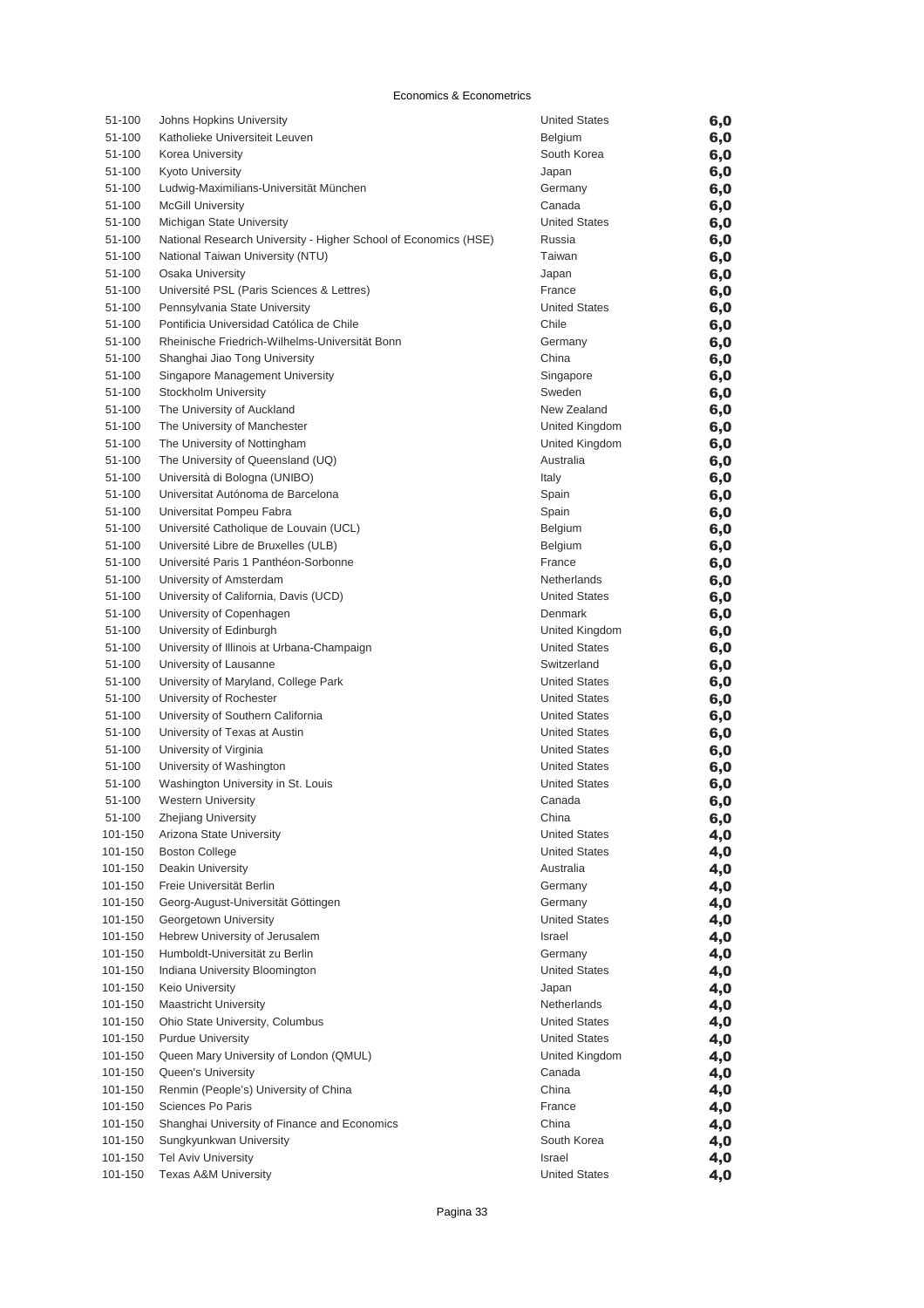Economics & Econometrics

| | | | |
|---|---|---|---|
| 51-100 | Johns Hopkins University | United States | 6,0 |
| 51-100 | Katholieke Universiteit Leuven | Belgium | 6,0 |
| 51-100 | Korea University | South Korea | 6,0 |
| 51-100 | Kyoto University | Japan | 6,0 |
| 51-100 | Ludwig-Maximilians-Universität München | Germany | 6,0 |
| 51-100 | McGill University | Canada | 6,0 |
| 51-100 | Michigan State University | United States | 6,0 |
| 51-100 | National Research University - Higher School of Economics (HSE) | Russia | 6,0 |
| 51-100 | National Taiwan University (NTU) | Taiwan | 6,0 |
| 51-100 | Osaka University | Japan | 6,0 |
| 51-100 | Université PSL (Paris Sciences & Lettres) | France | 6,0 |
| 51-100 | Pennsylvania State University | United States | 6,0 |
| 51-100 | Pontificia Universidad Católica de Chile | Chile | 6,0 |
| 51-100 | Rheinische Friedrich-Wilhelms-Universität Bonn | Germany | 6,0 |
| 51-100 | Shanghai Jiao Tong University | China | 6,0 |
| 51-100 | Singapore Management University | Singapore | 6,0 |
| 51-100 | Stockholm University | Sweden | 6,0 |
| 51-100 | The University of Auckland | New Zealand | 6,0 |
| 51-100 | The University of Manchester | United Kingdom | 6,0 |
| 51-100 | The University of Nottingham | United Kingdom | 6,0 |
| 51-100 | The University of Queensland (UQ) | Australia | 6,0 |
| 51-100 | Università di Bologna (UNIBO) | Italy | 6,0 |
| 51-100 | Universitat Autónoma de Barcelona | Spain | 6,0 |
| 51-100 | Universitat Pompeu Fabra | Spain | 6,0 |
| 51-100 | Université Catholique de Louvain (UCL) | Belgium | 6,0 |
| 51-100 | Université Libre de Bruxelles (ULB) | Belgium | 6,0 |
| 51-100 | Université Paris 1 Panthéon-Sorbonne | France | 6,0 |
| 51-100 | University of Amsterdam | Netherlands | 6,0 |
| 51-100 | University of California, Davis (UCD) | United States | 6,0 |
| 51-100 | University of Copenhagen | Denmark | 6,0 |
| 51-100 | University of Edinburgh | United Kingdom | 6,0 |
| 51-100 | University of Illinois at Urbana-Champaign | United States | 6,0 |
| 51-100 | University of Lausanne | Switzerland | 6,0 |
| 51-100 | University of Maryland, College Park | United States | 6,0 |
| 51-100 | University of Rochester | United States | 6,0 |
| 51-100 | University of Southern California | United States | 6,0 |
| 51-100 | University of Texas at Austin | United States | 6,0 |
| 51-100 | University of Virginia | United States | 6,0 |
| 51-100 | University of Washington | United States | 6,0 |
| 51-100 | Washington University in St. Louis | United States | 6,0 |
| 51-100 | Western University | Canada | 6,0 |
| 51-100 | Zhejiang University | China | 6,0 |
| 101-150 | Arizona State University | United States | 4,0 |
| 101-150 | Boston College | United States | 4,0 |
| 101-150 | Deakin University | Australia | 4,0 |
| 101-150 | Freie Universität Berlin | Germany | 4,0 |
| 101-150 | Georg-August-Universität Göttingen | Germany | 4,0 |
| 101-150 | Georgetown University | United States | 4,0 |
| 101-150 | Hebrew University of Jerusalem | Israel | 4,0 |
| 101-150 | Humboldt-Universität zu Berlin | Germany | 4,0 |
| 101-150 | Indiana University Bloomington | United States | 4,0 |
| 101-150 | Keio University | Japan | 4,0 |
| 101-150 | Maastricht University | Netherlands | 4,0 |
| 101-150 | Ohio State University, Columbus | United States | 4,0 |
| 101-150 | Purdue University | United States | 4,0 |
| 101-150 | Queen Mary University of London (QMUL) | United Kingdom | 4,0 |
| 101-150 | Queen's University | Canada | 4,0 |
| 101-150 | Renmin (People's) University of China | China | 4,0 |
| 101-150 | Sciences Po Paris | France | 4,0 |
| 101-150 | Shanghai University of Finance and Economics | China | 4,0 |
| 101-150 | Sungkyunkwan University | South Korea | 4,0 |
| 101-150 | Tel Aviv University | Israel | 4,0 |
| 101-150 | Texas A&M University | United States | 4,0 |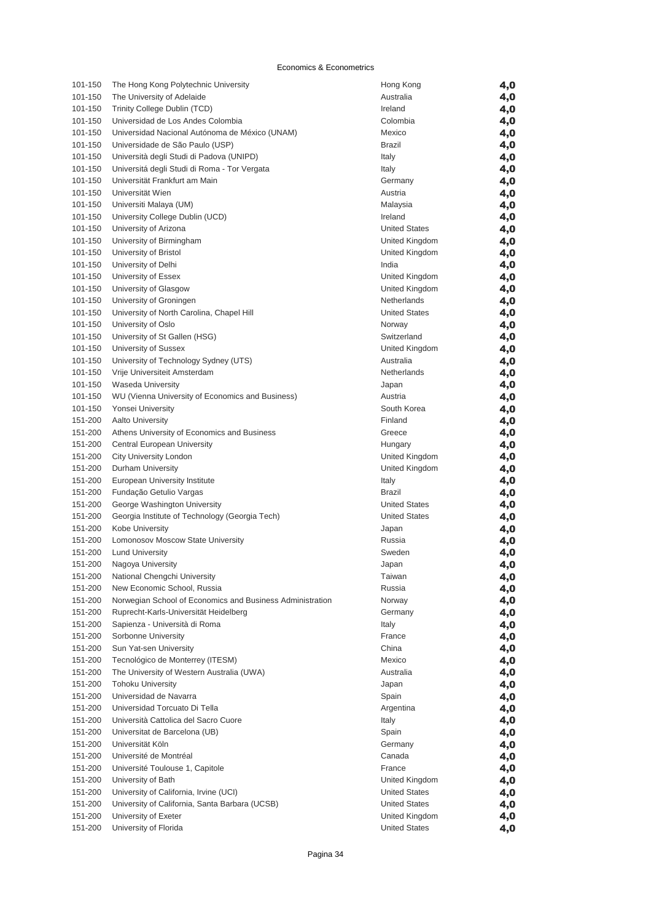Economics & Econometrics

| | | | |
|---|---|---|---|
| 101-150 | The Hong Kong Polytechnic University | Hong Kong | 4,0 |
| 101-150 | The University of Adelaide | Australia | 4,0 |
| 101-150 | Trinity College Dublin (TCD) | Ireland | 4,0 |
| 101-150 | Universidad de Los Andes Colombia | Colombia | 4,0 |
| 101-150 | Universidad Nacional Autónoma de México (UNAM) | Mexico | 4,0 |
| 101-150 | Universidade de São Paulo (USP) | Brazil | 4,0 |
| 101-150 | Università degli Studi di Padova (UNIPD) | Italy | 4,0 |
| 101-150 | Universitá degli Studi di Roma - Tor Vergata | Italy | 4,0 |
| 101-150 | Universität Frankfurt am Main | Germany | 4,0 |
| 101-150 | Universität Wien | Austria | 4,0 |
| 101-150 | Universiti Malaya (UM) | Malaysia | 4,0 |
| 101-150 | University College Dublin (UCD) | Ireland | 4,0 |
| 101-150 | University of Arizona | United States | 4,0 |
| 101-150 | University of Birmingham | United Kingdom | 4,0 |
| 101-150 | University of Bristol | United Kingdom | 4,0 |
| 101-150 | University of Delhi | India | 4,0 |
| 101-150 | University of Essex | United Kingdom | 4,0 |
| 101-150 | University of Glasgow | United Kingdom | 4,0 |
| 101-150 | University of Groningen | Netherlands | 4,0 |
| 101-150 | University of North Carolina, Chapel Hill | United States | 4,0 |
| 101-150 | University of Oslo | Norway | 4,0 |
| 101-150 | University of St Gallen (HSG) | Switzerland | 4,0 |
| 101-150 | University of Sussex | United Kingdom | 4,0 |
| 101-150 | University of Technology Sydney (UTS) | Australia | 4,0 |
| 101-150 | Vrije Universiteit Amsterdam | Netherlands | 4,0 |
| 101-150 | Waseda University | Japan | 4,0 |
| 101-150 | WU (Vienna University of Economics and Business) | Austria | 4,0 |
| 101-150 | Yonsei University | South Korea | 4,0 |
| 151-200 | Aalto University | Finland | 4,0 |
| 151-200 | Athens University of Economics and Business | Greece | 4,0 |
| 151-200 | Central European University | Hungary | 4,0 |
| 151-200 | City University London | United Kingdom | 4,0 |
| 151-200 | Durham University | United Kingdom | 4,0 |
| 151-200 | European University Institute | Italy | 4,0 |
| 151-200 | Fundação Getulio Vargas | Brazil | 4,0 |
| 151-200 | George Washington University | United States | 4,0 |
| 151-200 | Georgia Institute of Technology (Georgia Tech) | United States | 4,0 |
| 151-200 | Kobe University | Japan | 4,0 |
| 151-200 | Lomonosov Moscow State University | Russia | 4,0 |
| 151-200 | Lund University | Sweden | 4,0 |
| 151-200 | Nagoya University | Japan | 4,0 |
| 151-200 | National Chengchi University | Taiwan | 4,0 |
| 151-200 | New Economic School, Russia | Russia | 4,0 |
| 151-200 | Norwegian School of Economics and Business Administration | Norway | 4,0 |
| 151-200 | Ruprecht-Karls-Universität Heidelberg | Germany | 4,0 |
| 151-200 | Sapienza - Università di Roma | Italy | 4,0 |
| 151-200 | Sorbonne University | France | 4,0 |
| 151-200 | Sun Yat-sen University | China | 4,0 |
| 151-200 | Tecnológico de Monterrey (ITESM) | Mexico | 4,0 |
| 151-200 | The University of Western Australia (UWA) | Australia | 4,0 |
| 151-200 | Tohoku University | Japan | 4,0 |
| 151-200 | Universidad de Navarra | Spain | 4,0 |
| 151-200 | Universidad Torcuato Di Tella | Argentina | 4,0 |
| 151-200 | Università Cattolica del Sacro Cuore | Italy | 4,0 |
| 151-200 | Universitat de Barcelona (UB) | Spain | 4,0 |
| 151-200 | Universität Köln | Germany | 4,0 |
| 151-200 | Université de Montréal | Canada | 4,0 |
| 151-200 | Université Toulouse 1, Capitole | France | 4,0 |
| 151-200 | University of Bath | United Kingdom | 4,0 |
| 151-200 | University of California, Irvine (UCI) | United States | 4,0 |
| 151-200 | University of California, Santa Barbara (UCSB) | United States | 4,0 |
| 151-200 | University of Exeter | United Kingdom | 4,0 |
| 151-200 | University of Florida | United States | 4,0 |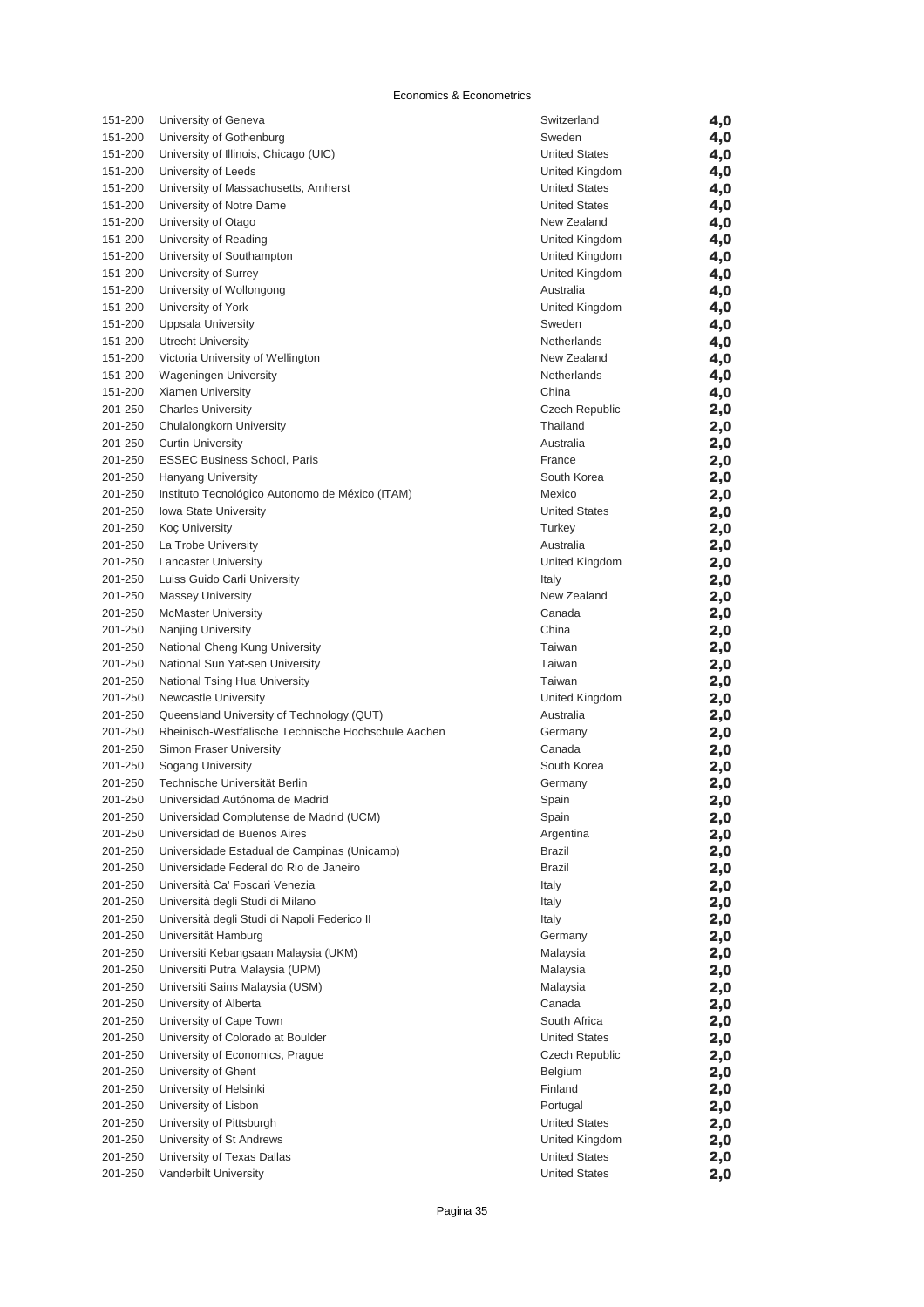Economics & Econometrics

| | | | |
|---|---|---|---|
| 151-200 | University of Geneva | Switzerland | **4,0** |
| 151-200 | University of Gothenburg | Sweden | **4,0** |
| 151-200 | University of Illinois, Chicago (UIC) | United States | **4,0** |
| 151-200 | University of Leeds | United Kingdom | **4,0** |
| 151-200 | University of Massachusetts, Amherst | United States | **4,0** |
| 151-200 | University of Notre Dame | United States | **4,0** |
| 151-200 | University of Otago | New Zealand | **4,0** |
| 151-200 | University of Reading | United Kingdom | **4,0** |
| 151-200 | University of Southampton | United Kingdom | **4,0** |
| 151-200 | University of Surrey | United Kingdom | **4,0** |
| 151-200 | University of Wollongong | Australia | **4,0** |
| 151-200 | University of York | United Kingdom | **4,0** |
| 151-200 | Uppsala University | Sweden | **4,0** |
| 151-200 | Utrecht University | Netherlands | **4,0** |
| 151-200 | Victoria University of Wellington | New Zealand | **4,0** |
| 151-200 | Wageningen University | Netherlands | **4,0** |
| 151-200 | Xiamen University | China | **4,0** |
| 201-250 | Charles University | Czech Republic | **2,0** |
| 201-250 | Chulalongkorn University | Thailand | **2,0** |
| 201-250 | Curtin University | Australia | **2,0** |
| 201-250 | ESSEC Business School, Paris | France | **2,0** |
| 201-250 | Hanyang University | South Korea | **2,0** |
| 201-250 | Instituto Tecnológico Autonomo de México (ITAM) | Mexico | **2,0** |
| 201-250 | Iowa State University | United States | **2,0** |
| 201-250 | Koç University | Turkey | **2,0** |
| 201-250 | La Trobe University | Australia | **2,0** |
| 201-250 | Lancaster University | United Kingdom | **2,0** |
| 201-250 | Luiss Guido Carli University | Italy | **2,0** |
| 201-250 | Massey University | New Zealand | **2,0** |
| 201-250 | McMaster University | Canada | **2,0** |
| 201-250 | Nanjing University | China | **2,0** |
| 201-250 | National Cheng Kung University | Taiwan | **2,0** |
| 201-250 | National Sun Yat-sen University | Taiwan | **2,0** |
| 201-250 | National Tsing Hua University | Taiwan | **2,0** |
| 201-250 | Newcastle University | United Kingdom | **2,0** |
| 201-250 | Queensland University of Technology (QUT) | Australia | **2,0** |
| 201-250 | Rheinisch-Westfälische Technische Hochschule Aachen | Germany | **2,0** |
| 201-250 | Simon Fraser University | Canada | **2,0** |
| 201-250 | Sogang University | South Korea | **2,0** |
| 201-250 | Technische Universität Berlin | Germany | **2,0** |
| 201-250 | Universidad Autónoma de Madrid | Spain | **2,0** |
| 201-250 | Universidad Complutense de Madrid (UCM) | Spain | **2,0** |
| 201-250 | Universidad de Buenos Aires | Argentina | **2,0** |
| 201-250 | Universidade Estadual de Campinas (Unicamp) | Brazil | **2,0** |
| 201-250 | Universidade Federal do Rio de Janeiro | Brazil | **2,0** |
| 201-250 | Università Ca' Foscari Venezia | Italy | **2,0** |
| 201-250 | Università degli Studi di Milano | Italy | **2,0** |
| 201-250 | Università degli Studi di Napoli Federico II | Italy | **2,0** |
| 201-250 | Universität Hamburg | Germany | **2,0** |
| 201-250 | Universiti Kebangsaan Malaysia (UKM) | Malaysia | **2,0** |
| 201-250 | Universiti Putra Malaysia (UPM) | Malaysia | **2,0** |
| 201-250 | Universiti Sains Malaysia (USM) | Malaysia | **2,0** |
| 201-250 | University of Alberta | Canada | **2,0** |
| 201-250 | University of Cape Town | South Africa | **2,0** |
| 201-250 | University of Colorado at Boulder | United States | **2,0** |
| 201-250 | University of Economics, Prague | Czech Republic | **2,0** |
| 201-250 | University of Ghent | Belgium | **2,0** |
| 201-250 | University of Helsinki | Finland | **2,0** |
| 201-250 | University of Lisbon | Portugal | **2,0** |
| 201-250 | University of Pittsburgh | United States | **2,0** |
| 201-250 | University of St Andrews | United Kingdom | **2,0** |
| 201-250 | University of Texas Dallas | United States | **2,0** |
| 201-250 | Vanderbilt University | United States | **2,0** |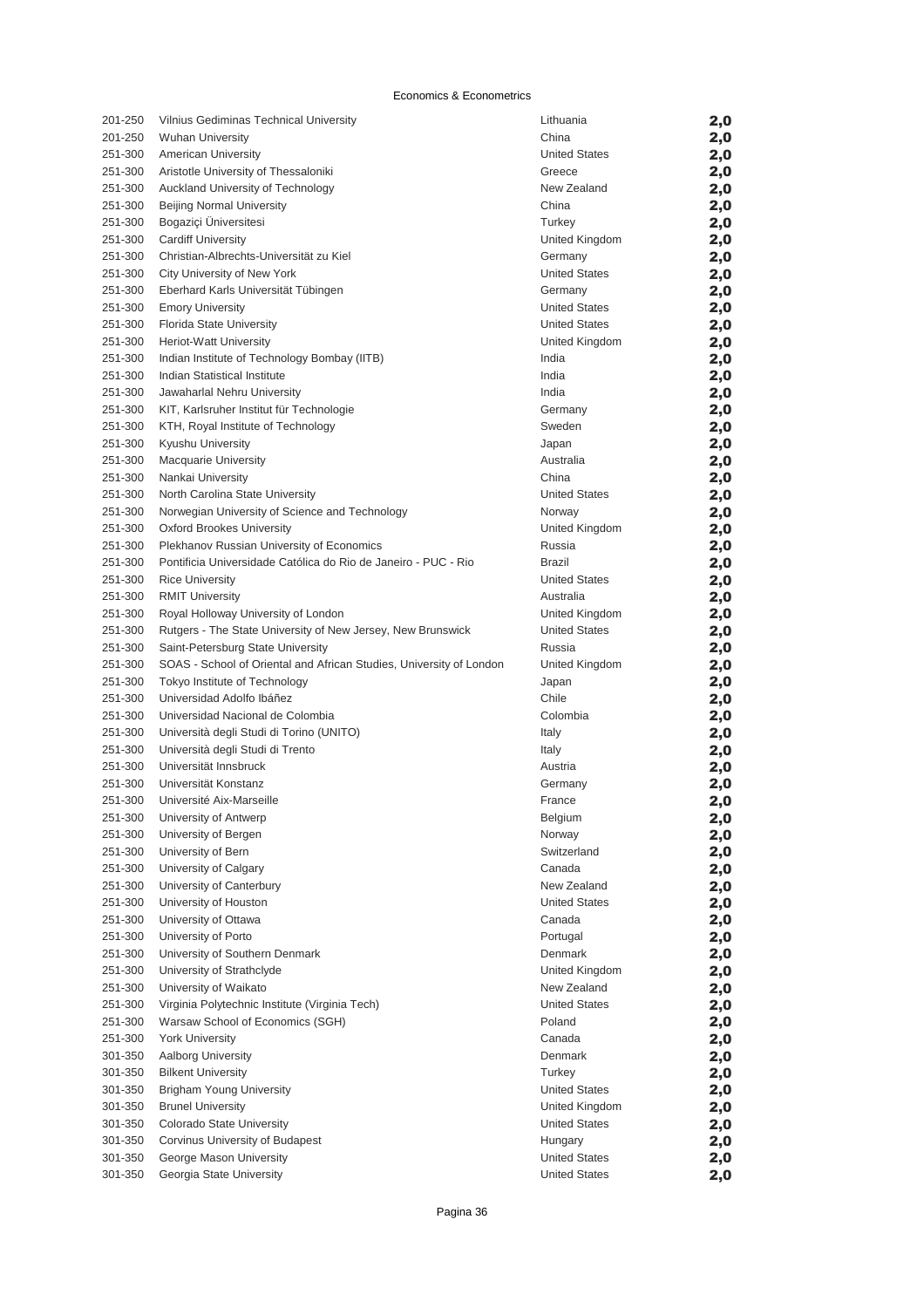Economics & Econometrics

| | | | |
|---|---|---|---|
| 201-250 | Vilnius Gediminas Technical University | Lithuania | **2,0** |
| 201-250 | Wuhan University | China | **2,0** |
| 251-300 | American University | United States | **2,0** |
| 251-300 | Aristotle University of Thessaloniki | Greece | **2,0** |
| 251-300 | Auckland University of Technology | New Zealand | **2,0** |
| 251-300 | Beijing Normal University | China | **2,0** |
| 251-300 | Bogaziçi Üniversitesi | Turkey | **2,0** |
| 251-300 | Cardiff University | United Kingdom | **2,0** |
| 251-300 | Christian-Albrechts-Universität zu Kiel | Germany | **2,0** |
| 251-300 | City University of New York | United States | **2,0** |
| 251-300 | Eberhard Karls Universität Tübingen | Germany | **2,0** |
| 251-300 | Emory University | United States | **2,0** |
| 251-300 | Florida State University | United States | **2,0** |
| 251-300 | Heriot-Watt University | United Kingdom | **2,0** |
| 251-300 | Indian Institute of Technology Bombay (IITB) | India | **2,0** |
| 251-300 | Indian Statistical Institute | India | **2,0** |
| 251-300 | Jawaharlal Nehru University | India | **2,0** |
| 251-300 | KIT, Karlsruher Institut für Technologie | Germany | **2,0** |
| 251-300 | KTH, Royal Institute of Technology | Sweden | **2,0** |
| 251-300 | Kyushu University | Japan | **2,0** |
| 251-300 | Macquarie University | Australia | **2,0** |
| 251-300 | Nankai University | China | **2,0** |
| 251-300 | North Carolina State University | United States | **2,0** |
| 251-300 | Norwegian University of Science and Technology | Norway | **2,0** |
| 251-300 | Oxford Brookes University | United Kingdom | **2,0** |
| 251-300 | Plekhanov Russian University of Economics | Russia | **2,0** |
| 251-300 | Pontificia Universidade Católica do Rio de Janeiro - PUC - Rio | Brazil | **2,0** |
| 251-300 | Rice University | United States | **2,0** |
| 251-300 | RMIT University | Australia | **2,0** |
| 251-300 | Royal Holloway University of London | United Kingdom | **2,0** |
| 251-300 | Rutgers - The State University of New Jersey, New Brunswick | United States | **2,0** |
| 251-300 | Saint-Petersburg State University | Russia | **2,0** |
| 251-300 | SOAS - School of Oriental and African Studies, University of London | United Kingdom | **2,0** |
| 251-300 | Tokyo Institute of Technology | Japan | **2,0** |
| 251-300 | Universidad Adolfo Ibáñez | Chile | **2,0** |
| 251-300 | Universidad Nacional de Colombia | Colombia | **2,0** |
| 251-300 | Università degli Studi di Torino (UNITO) | Italy | **2,0** |
| 251-300 | Università degli Studi di Trento | Italy | **2,0** |
| 251-300 | Universität Innsbruck | Austria | **2,0** |
| 251-300 | Universität Konstanz | Germany | **2,0** |
| 251-300 | Université Aix-Marseille | France | **2,0** |
| 251-300 | University of Antwerp | Belgium | **2,0** |
| 251-300 | University of Bergen | Norway | **2,0** |
| 251-300 | University of Bern | Switzerland | **2,0** |
| 251-300 | University of Calgary | Canada | **2,0** |
| 251-300 | University of Canterbury | New Zealand | **2,0** |
| 251-300 | University of Houston | United States | **2,0** |
| 251-300 | University of Ottawa | Canada | **2,0** |
| 251-300 | University of Porto | Portugal | **2,0** |
| 251-300 | University of Southern Denmark | Denmark | **2,0** |
| 251-300 | University of Strathclyde | United Kingdom | **2,0** |
| 251-300 | University of Waikato | New Zealand | **2,0** |
| 251-300 | Virginia Polytechnic Institute (Virginia Tech) | United States | **2,0** |
| 251-300 | Warsaw School of Economics (SGH) | Poland | **2,0** |
| 251-300 | York University | Canada | **2,0** |
| 301-350 | Aalborg University | Denmark | **2,0** |
| 301-350 | Bilkent University | Turkey | **2,0** |
| 301-350 | Brigham Young University | United States | **2,0** |
| 301-350 | Brunel University | United Kingdom | **2,0** |
| 301-350 | Colorado State University | United States | **2,0** |
| 301-350 | Corvinus University of Budapest | Hungary | **2,0** |
| 301-350 | George Mason University | United States | **2,0** |
| 301-350 | Georgia State University | United States | **2,0** |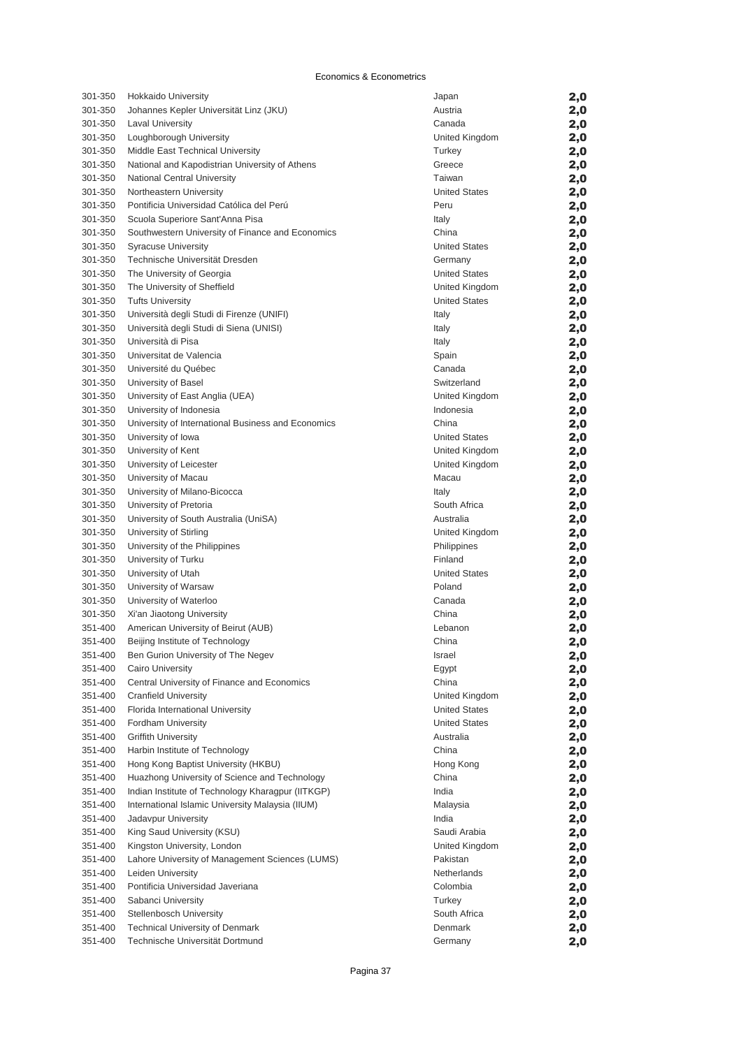Economics & Econometrics

| | | | |
|---|---|---|---|
| 301-350 | Hokkaido University | Japan | 2,0 |
| 301-350 | Johannes Kepler Universität Linz (JKU) | Austria | 2,0 |
| 301-350 | Laval University | Canada | 2,0 |
| 301-350 | Loughborough University | United Kingdom | 2,0 |
| 301-350 | Middle East Technical University | Turkey | 2,0 |
| 301-350 | National and Kapodistrian University of Athens | Greece | 2,0 |
| 301-350 | National Central University | Taiwan | 2,0 |
| 301-350 | Northeastern University | United States | 2,0 |
| 301-350 | Pontificia Universidad Católica del Perú | Peru | 2,0 |
| 301-350 | Scuola Superiore Sant'Anna Pisa | Italy | 2,0 |
| 301-350 | Southwestern University of Finance and Economics | China | 2,0 |
| 301-350 | Syracuse University | United States | 2,0 |
| 301-350 | Technische Universität Dresden | Germany | 2,0 |
| 301-350 | The University of Georgia | United States | 2,0 |
| 301-350 | The University of Sheffield | United Kingdom | 2,0 |
| 301-350 | Tufts University | United States | 2,0 |
| 301-350 | Università degli Studi di Firenze (UNIFI) | Italy | 2,0 |
| 301-350 | Università degli Studi di Siena (UNISI) | Italy | 2,0 |
| 301-350 | Università di Pisa | Italy | 2,0 |
| 301-350 | Universitat de Valencia | Spain | 2,0 |
| 301-350 | Université du Québec | Canada | 2,0 |
| 301-350 | University of Basel | Switzerland | 2,0 |
| 301-350 | University of East Anglia (UEA) | United Kingdom | 2,0 |
| 301-350 | University of Indonesia | Indonesia | 2,0 |
| 301-350 | University of International Business and Economics | China | 2,0 |
| 301-350 | University of Iowa | United States | 2,0 |
| 301-350 | University of Kent | United Kingdom | 2,0 |
| 301-350 | University of Leicester | United Kingdom | 2,0 |
| 301-350 | University of Macau | Macau | 2,0 |
| 301-350 | University of Milano-Bicocca | Italy | 2,0 |
| 301-350 | University of Pretoria | South Africa | 2,0 |
| 301-350 | University of South Australia (UniSA) | Australia | 2,0 |
| 301-350 | University of Stirling | United Kingdom | 2,0 |
| 301-350 | University of the Philippines | Philippines | 2,0 |
| 301-350 | University of Turku | Finland | 2,0 |
| 301-350 | University of Utah | United States | 2,0 |
| 301-350 | University of Warsaw | Poland | 2,0 |
| 301-350 | University of Waterloo | Canada | 2,0 |
| 301-350 | Xi'an Jiaotong University | China | 2,0 |
| 351-400 | American University of Beirut (AUB) | Lebanon | 2,0 |
| 351-400 | Beijing Institute of Technology | China | 2,0 |
| 351-400 | Ben Gurion University of The Negev | Israel | 2,0 |
| 351-400 | Cairo University | Egypt | 2,0 |
| 351-400 | Central University of Finance and Economics | China | 2,0 |
| 351-400 | Cranfield University | United Kingdom | 2,0 |
| 351-400 | Florida International University | United States | 2,0 |
| 351-400 | Fordham University | United States | 2,0 |
| 351-400 | Griffith University | Australia | 2,0 |
| 351-400 | Harbin Institute of Technology | China | 2,0 |
| 351-400 | Hong Kong Baptist University (HKBU) | Hong Kong | 2,0 |
| 351-400 | Huazhong University of Science and Technology | China | 2,0 |
| 351-400 | Indian Institute of Technology Kharagpur (IITKGP) | India | 2,0 |
| 351-400 | International Islamic University Malaysia (IIUM) | Malaysia | 2,0 |
| 351-400 | Jadavpur University | India | 2,0 |
| 351-400 | King Saud University (KSU) | Saudi Arabia | 2,0 |
| 351-400 | Kingston University, London | United Kingdom | 2,0 |
| 351-400 | Lahore University of Management Sciences (LUMS) | Pakistan | 2,0 |
| 351-400 | Leiden University | Netherlands | 2,0 |
| 351-400 | Pontificia Universidad Javeriana | Colombia | 2,0 |
| 351-400 | Sabanci University | Turkey | 2,0 |
| 351-400 | Stellenbosch University | South Africa | 2,0 |
| 351-400 | Technical University of Denmark | Denmark | 2,0 |
| 351-400 | Technische Universität Dortmund | Germany | 2,0 |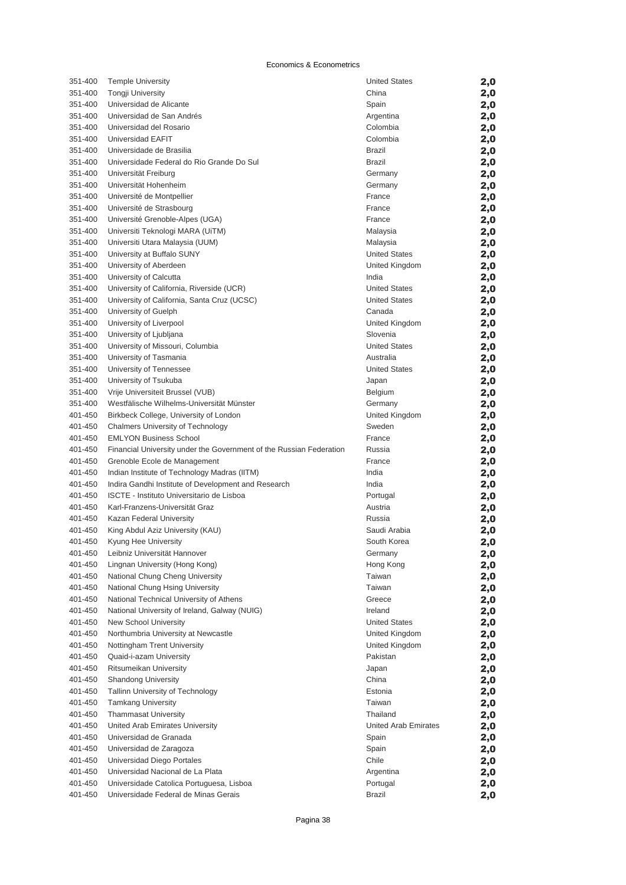Economics & Econometrics

| | | | |
|---|---|---|---|
| 351-400 | Temple University | United States | **2,0** |
| 351-400 | Tongji University | China | **2,0** |
| 351-400 | Universidad de Alicante | Spain | **2,0** |
| 351-400 | Universidad de San Andrés | Argentina | **2,0** |
| 351-400 | Universidad del Rosario | Colombia | **2,0** |
| 351-400 | Universidad EAFIT | Colombia | **2,0** |
| 351-400 | Universidade de Brasilia | Brazil | **2,0** |
| 351-400 | Universidade Federal do Rio Grande Do Sul | Brazil | **2,0** |
| 351-400 | Universität Freiburg | Germany | **2,0** |
| 351-400 | Universität Hohenheim | Germany | **2,0** |
| 351-400 | Université de Montpellier | France | **2,0** |
| 351-400 | Université de Strasbourg | France | **2,0** |
| 351-400 | Université Grenoble-Alpes (UGA) | France | **2,0** |
| 351-400 | Universiti Teknologi MARA (UiTM) | Malaysia | **2,0** |
| 351-400 | Universiti Utara Malaysia (UUM) | Malaysia | **2,0** |
| 351-400 | University at Buffalo SUNY | United States | **2,0** |
| 351-400 | University of Aberdeen | United Kingdom | **2,0** |
| 351-400 | University of Calcutta | India | **2,0** |
| 351-400 | University of California, Riverside (UCR) | United States | **2,0** |
| 351-400 | University of California, Santa Cruz (UCSC) | United States | **2,0** |
| 351-400 | University of Guelph | Canada | **2,0** |
| 351-400 | University of Liverpool | United Kingdom | **2,0** |
| 351-400 | University of Ljubljana | Slovenia | **2,0** |
| 351-400 | University of Missouri, Columbia | United States | **2,0** |
| 351-400 | University of Tasmania | Australia | **2,0** |
| 351-400 | University of Tennessee | United States | **2,0** |
| 351-400 | University of Tsukuba | Japan | **2,0** |
| 351-400 | Vrije Universiteit Brussel (VUB) | Belgium | **2,0** |
| 351-400 | Westfälische Wilhelms-Universität Münster | Germany | **2,0** |
| 401-450 | Birkbeck College, University of London | United Kingdom | **2,0** |
| 401-450 | Chalmers University of Technology | Sweden | **2,0** |
| 401-450 | EMLYON Business School | France | **2,0** |
| 401-450 | Financial University under the Government of the Russian Federation | Russia | **2,0** |
| 401-450 | Grenoble Ecole de Management | France | **2,0** |
| 401-450 | Indian Institute of Technology Madras (IITM) | India | **2,0** |
| 401-450 | Indira Gandhi Institute of Development and Research | India | **2,0** |
| 401-450 | ISCTE - Instituto Universitario de Lisboa | Portugal | **2,0** |
| 401-450 | Karl-Franzens-Universität Graz | Austria | **2,0** |
| 401-450 | Kazan Federal University | Russia | **2,0** |
| 401-450 | King Abdul Aziz University (KAU) | Saudi Arabia | **2,0** |
| 401-450 | Kyung Hee University | South Korea | **2,0** |
| 401-450 | Leibniz Universität Hannover | Germany | **2,0** |
| 401-450 | Lingnan University (Hong Kong) | Hong Kong | **2,0** |
| 401-450 | National Chung Cheng University | Taiwan | **2,0** |
| 401-450 | National Chung Hsing University | Taiwan | **2,0** |
| 401-450 | National Technical University of Athens | Greece | **2,0** |
| 401-450 | National University of Ireland, Galway (NUIG) | Ireland | **2,0** |
| 401-450 | New School University | United States | **2,0** |
| 401-450 | Northumbria University at Newcastle | United Kingdom | **2,0** |
| 401-450 | Nottingham Trent University | United Kingdom | **2,0** |
| 401-450 | Quaid-i-azam University | Pakistan | **2,0** |
| 401-450 | Ritsumeikan University | Japan | **2,0** |
| 401-450 | Shandong University | China | **2,0** |
| 401-450 | Tallinn University of Technology | Estonia | **2,0** |
| 401-450 | Tamkang University | Taiwan | **2,0** |
| 401-450 | Thammasat University | Thailand | **2,0** |
| 401-450 | United Arab Emirates University | United Arab Emirates | **2,0** |
| 401-450 | Universidad de Granada | Spain | **2,0** |
| 401-450 | Universidad de Zaragoza | Spain | **2,0** |
| 401-450 | Universidad Diego Portales | Chile | **2,0** |
| 401-450 | Universidad Nacional de La Plata | Argentina | **2,0** |
| 401-450 | Universidade Catolica Portuguesa, Lisboa | Portugal | **2,0** |
| 401-450 | Universidade Federal de Minas Gerais | Brazil | **2,0** |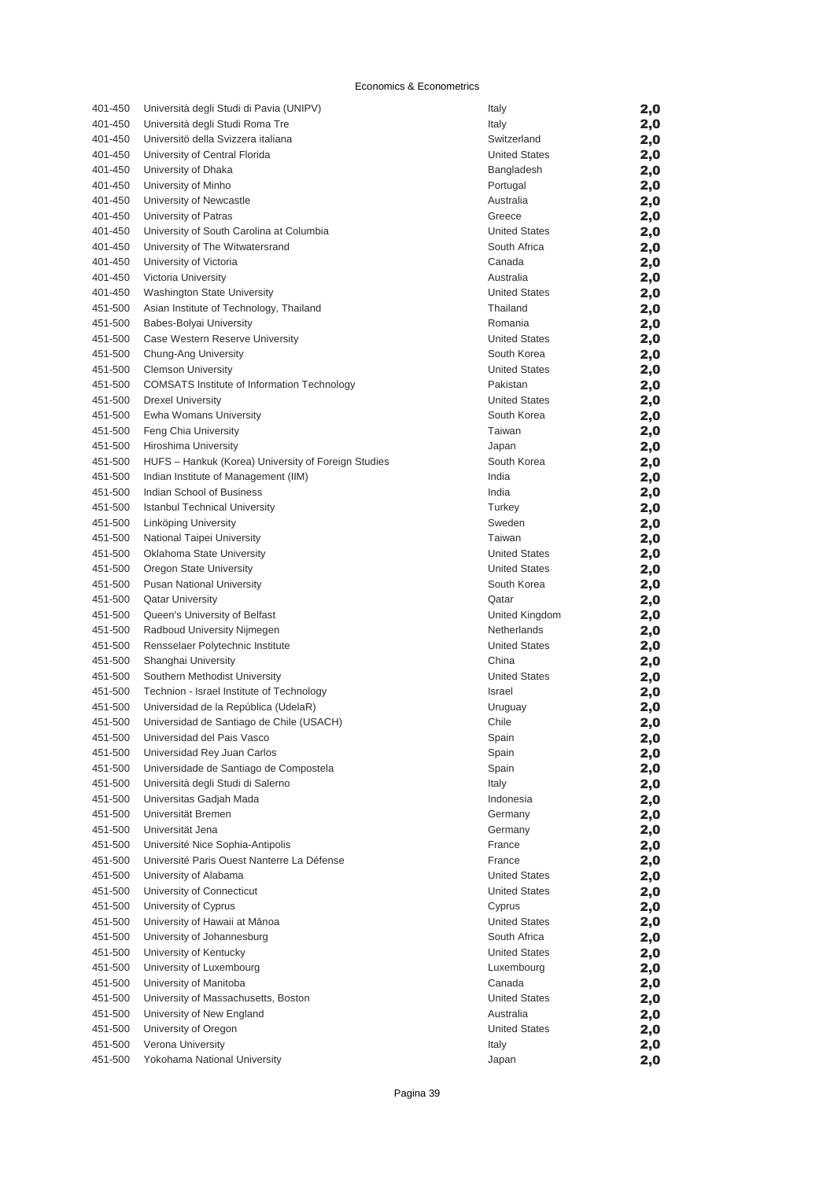Economics & Econometrics

| | | | |
|---|---|---|---|
| 401-450 | Università degli Studi di Pavia (UNIPV) | Italy | **2,0** |
| 401-450 | Università degli Studi Roma Tre | Italy | **2,0** |
| 401-450 | Universitò della Svizzera italiana | Switzerland | **2,0** |
| 401-450 | University of Central Florida | United States | **2,0** |
| 401-450 | University of Dhaka | Bangladesh | **2,0** |
| 401-450 | University of Minho | Portugal | **2,0** |
| 401-450 | University of Newcastle | Australia | **2,0** |
| 401-450 | University of Patras | Greece | **2,0** |
| 401-450 | University of South Carolina at Columbia | United States | **2,0** |
| 401-450 | University of The Witwatersrand | South Africa | **2,0** |
| 401-450 | University of Victoria | Canada | **2,0** |
| 401-450 | Victoria University | Australia | **2,0** |
| 401-450 | Washington State University | United States | **2,0** |
| 451-500 | Asian Institute of Technology, Thailand | Thailand | **2,0** |
| 451-500 | Babes-Bolyai University | Romania | **2,0** |
| 451-500 | Case Western Reserve University | United States | **2,0** |
| 451-500 | Chung-Ang University | South Korea | **2,0** |
| 451-500 | Clemson University | United States | **2,0** |
| 451-500 | COMSATS Institute of Information Technology | Pakistan | **2,0** |
| 451-500 | Drexel University | United States | **2,0** |
| 451-500 | Ewha Womans University | South Korea | **2,0** |
| 451-500 | Feng Chia University | Taiwan | **2,0** |
| 451-500 | Hiroshima University | Japan | **2,0** |
| 451-500 | HUFS – Hankuk (Korea) University of Foreign Studies | South Korea | **2,0** |
| 451-500 | Indian Institute of Management (IIM) | India | **2,0** |
| 451-500 | Indian School of Business | India | **2,0** |
| 451-500 | Istanbul Technical University | Turkey | **2,0** |
| 451-500 | Linköping University | Sweden | **2,0** |
| 451-500 | National Taipei University | Taiwan | **2,0** |
| 451-500 | Oklahoma State University | United States | **2,0** |
| 451-500 | Oregon State University | United States | **2,0** |
| 451-500 | Pusan National University | South Korea | **2,0** |
| 451-500 | Qatar University | Qatar | **2,0** |
| 451-500 | Queen's University of Belfast | United Kingdom | **2,0** |
| 451-500 | Radboud University Nijmegen | Netherlands | **2,0** |
| 451-500 | Rensselaer Polytechnic Institute | United States | **2,0** |
| 451-500 | Shanghai University | China | **2,0** |
| 451-500 | Southern Methodist University | United States | **2,0** |
| 451-500 | Technion - Israel Institute of Technology | Israel | **2,0** |
| 451-500 | Universidad de la República (UdelaR) | Uruguay | **2,0** |
| 451-500 | Universidad de Santiago de Chile (USACH) | Chile | **2,0** |
| 451-500 | Universidad del Pais Vasco | Spain | **2,0** |
| 451-500 | Universidad Rey Juan Carlos | Spain | **2,0** |
| 451-500 | Universidade de Santiago de Compostela | Spain | **2,0** |
| 451-500 | Università degli Studi di Salerno | Italy | **2,0** |
| 451-500 | Universitas Gadjah Mada | Indonesia | **2,0** |
| 451-500 | Universität Bremen | Germany | **2,0** |
| 451-500 | Universität Jena | Germany | **2,0** |
| 451-500 | Université Nice Sophia-Antipolis | France | **2,0** |
| 451-500 | Université Paris Ouest Nanterre La Défense | France | **2,0** |
| 451-500 | University of Alabama | United States | **2,0** |
| 451-500 | University of Connecticut | United States | **2,0** |
| 451-500 | University of Cyprus | Cyprus | **2,0** |
| 451-500 | University of Hawaii at Mānoa | United States | **2,0** |
| 451-500 | University of Johannesburg | South Africa | **2,0** |
| 451-500 | University of Kentucky | United States | **2,0** |
| 451-500 | University of Luxembourg | Luxembourg | **2,0** |
| 451-500 | University of Manitoba | Canada | **2,0** |
| 451-500 | University of Massachusetts, Boston | United States | **2,0** |
| 451-500 | University of New England | Australia | **2,0** |
| 451-500 | University of Oregon | United States | **2,0** |
| 451-500 | Verona University | Italy | **2,0** |
| 451-500 | Yokohama National University | Japan | **2,0** |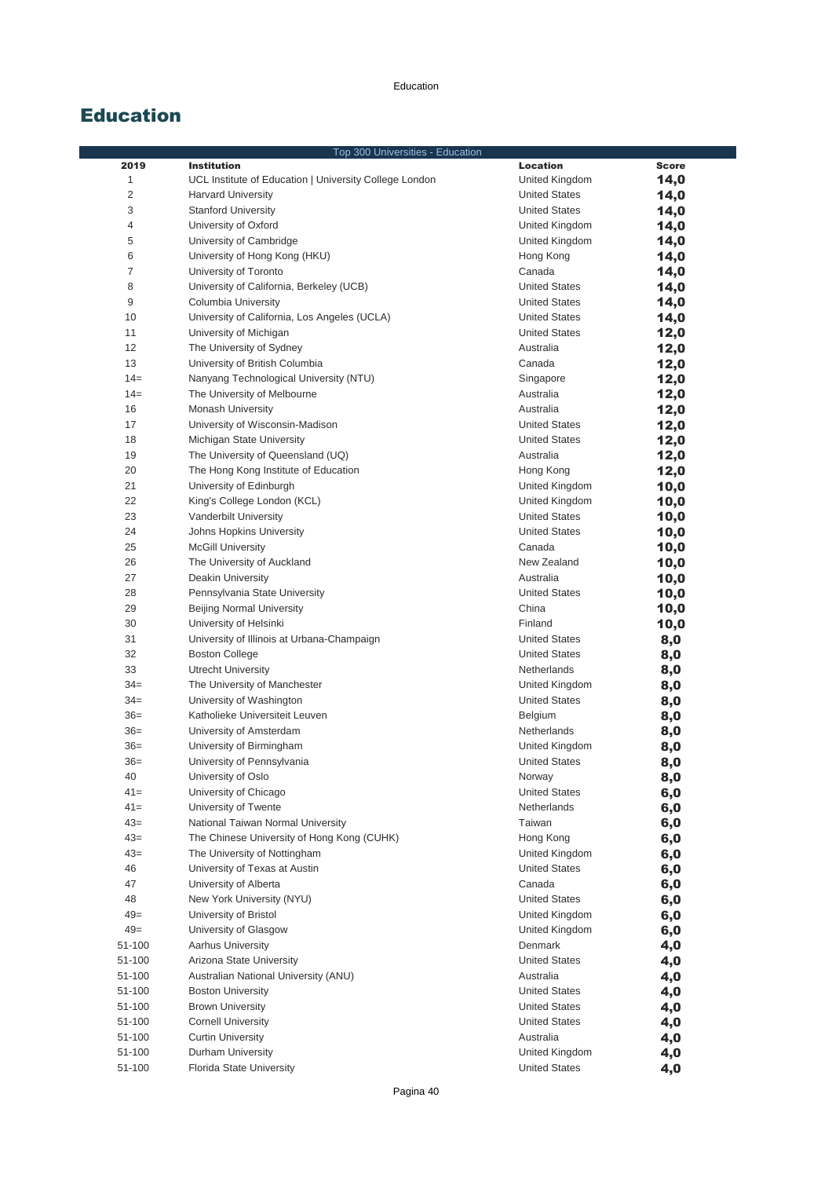# Education

| Top 300 Universities - Education | | | |
|---|---|---|---|
| **2019** | **Institution** | **Location** | **Score** |
| 1 | UCL Institute of Education \| University College London | United Kingdom | **14,0** |
| 2 | Harvard University | United States | **14,0** |
| 3 | Stanford University | United States | **14,0** |
| 4 | University of Oxford | United Kingdom | **14,0** |
| 5 | University of Cambridge | United Kingdom | **14,0** |
| 6 | University of Hong Kong (HKU) | Hong Kong | **14,0** |
| 7 | University of Toronto | Canada | **14,0** |
| 8 | University of California, Berkeley (UCB) | United States | **14,0** |
| 9 | Columbia University | United States | **14,0** |
| 10 | University of California, Los Angeles (UCLA) | United States | **14,0** |
| 11 | University of Michigan | United States | **12,0** |
| 12 | The University of Sydney | Australia | **12,0** |
| 13 | University of British Columbia | Canada | **12,0** |
| 14= | Nanyang Technological University (NTU) | Singapore | **12,0** |
| 14= | The University of Melbourne | Australia | **12,0** |
| 16 | Monash University | Australia | **12,0** |
| 17 | University of Wisconsin-Madison | United States | **12,0** |
| 18 | Michigan State University | United States | **12,0** |
| 19 | The University of Queensland (UQ) | Australia | **12,0** |
| 20 | The Hong Kong Institute of Education | Hong Kong | **12,0** |
| 21 | University of Edinburgh | United Kingdom | **10,0** |
| 22 | King's College London (KCL) | United Kingdom | **10,0** |
| 23 | Vanderbilt University | United States | **10,0** |
| 24 | Johns Hopkins University | United States | **10,0** |
| 25 | McGill University | Canada | **10,0** |
| 26 | The University of Auckland | New Zealand | **10,0** |
| 27 | Deakin University | Australia | **10,0** |
| 28 | Pennsylvania State University | United States | **10,0** |
| 29 | Beijing Normal University | China | **10,0** |
| 30 | University of Helsinki | Finland | **10,0** |
| 31 | University of Illinois at Urbana-Champaign | United States | **8,0** |
| 32 | Boston College | United States | **8,0** |
| 33 | Utrecht University | Netherlands | **8,0** |
| 34= | The University of Manchester | United Kingdom | **8,0** |
| 34= | University of Washington | United States | **8,0** |
| 36= | Katholieke Universiteit Leuven | Belgium | **8,0** |
| 36= | University of Amsterdam | Netherlands | **8,0** |
| 36= | University of Birmingham | United Kingdom | **8,0** |
| 36= | University of Pennsylvania | United States | **8,0** |
| 40 | University of Oslo | Norway | **8,0** |
| 41= | University of Chicago | United States | **6,0** |
| 41= | University of Twente | Netherlands | **6,0** |
| 43= | National Taiwan Normal University | Taiwan | **6,0** |
| 43= | The Chinese University of Hong Kong (CUHK) | Hong Kong | **6,0** |
| 43= | The University of Nottingham | United Kingdom | **6,0** |
| 46 | University of Texas at Austin | United States | **6,0** |
| 47 | University of Alberta | Canada | **6,0** |
| 48 | New York University (NYU) | United States | **6,0** |
| 49= | University of Bristol | United Kingdom | **6,0** |
| 49= | University of Glasgow | United Kingdom | **6,0** |
| 51-100 | Aarhus University | Denmark | **4,0** |
| 51-100 | Arizona State University | United States | **4,0** |
| 51-100 | Australian National University (ANU) | Australia | **4,0** |
| 51-100 | Boston University | United States | **4,0** |
| 51-100 | Brown University | United States | **4,0** |
| 51-100 | Cornell University | United States | **4,0** |
| 51-100 | Curtin University | Australia | **4,0** |
| 51-100 | Durham University | United Kingdom | **4,0** |
| 51-100 | Florida State University | United States | **4,0** |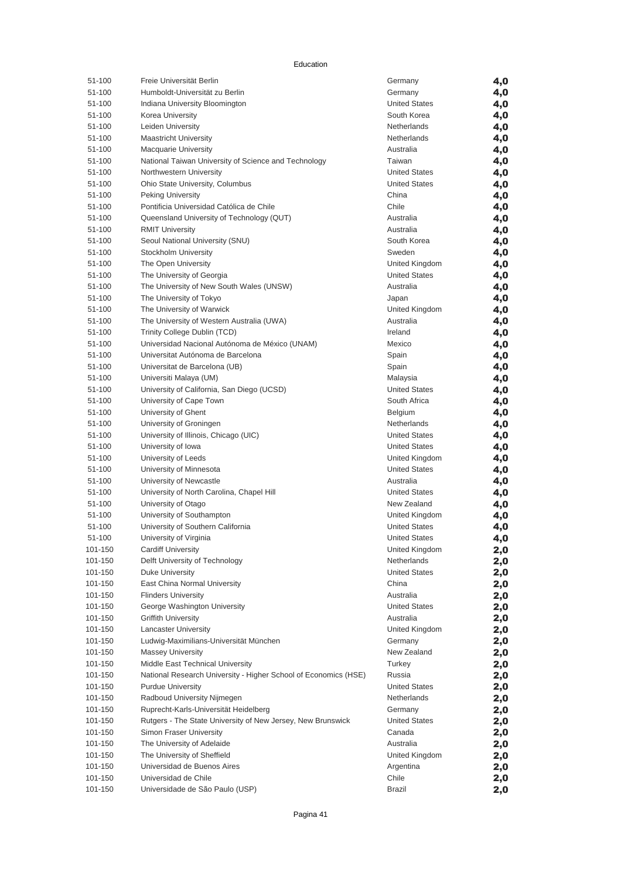Education

| | | | |
|---|---|---|---|
| 51-100 | Freie Universität Berlin | Germany | **4,0** |
| 51-100 | Humboldt-Universität zu Berlin | Germany | **4,0** |
| 51-100 | Indiana University Bloomington | United States | **4,0** |
| 51-100 | Korea University | South Korea | **4,0** |
| 51-100 | Leiden University | Netherlands | **4,0** |
| 51-100 | Maastricht University | Netherlands | **4,0** |
| 51-100 | Macquarie University | Australia | **4,0** |
| 51-100 | National Taiwan University of Science and Technology | Taiwan | **4,0** |
| 51-100 | Northwestern University | United States | **4,0** |
| 51-100 | Ohio State University, Columbus | United States | **4,0** |
| 51-100 | Peking University | China | **4,0** |
| 51-100 | Pontificia Universidad Católica de Chile | Chile | **4,0** |
| 51-100 | Queensland University of Technology (QUT) | Australia | **4,0** |
| 51-100 | RMIT University | Australia | **4,0** |
| 51-100 | Seoul National University (SNU) | South Korea | **4,0** |
| 51-100 | Stockholm University | Sweden | **4,0** |
| 51-100 | The Open University | United Kingdom | **4,0** |
| 51-100 | The University of Georgia | United States | **4,0** |
| 51-100 | The University of New South Wales (UNSW) | Australia | **4,0** |
| 51-100 | The University of Tokyo | Japan | **4,0** |
| 51-100 | The University of Warwick | United Kingdom | **4,0** |
| 51-100 | The University of Western Australia (UWA) | Australia | **4,0** |
| 51-100 | Trinity College Dublin (TCD) | Ireland | **4,0** |
| 51-100 | Universidad Nacional Autónoma de México (UNAM) | Mexico | **4,0** |
| 51-100 | Universitat Autónoma de Barcelona | Spain | **4,0** |
| 51-100 | Universitat de Barcelona (UB) | Spain | **4,0** |
| 51-100 | Universiti Malaya (UM) | Malaysia | **4,0** |
| 51-100 | University of California, San Diego (UCSD) | United States | **4,0** |
| 51-100 | University of Cape Town | South Africa | **4,0** |
| 51-100 | University of Ghent | Belgium | **4,0** |
| 51-100 | University of Groningen | Netherlands | **4,0** |
| 51-100 | University of Illinois, Chicago (UIC) | United States | **4,0** |
| 51-100 | University of Iowa | United States | **4,0** |
| 51-100 | University of Leeds | United Kingdom | **4,0** |
| 51-100 | University of Minnesota | United States | **4,0** |
| 51-100 | University of Newcastle | Australia | **4,0** |
| 51-100 | University of North Carolina, Chapel Hill | United States | **4,0** |
| 51-100 | University of Otago | New Zealand | **4,0** |
| 51-100 | University of Southampton | United Kingdom | **4,0** |
| 51-100 | University of Southern California | United States | **4,0** |
| 51-100 | University of Virginia | United States | **4,0** |
| 101-150 | Cardiff University | United Kingdom | **2,0** |
| 101-150 | Delft University of Technology | Netherlands | **2,0** |
| 101-150 | Duke University | United States | **2,0** |
| 101-150 | East China Normal University | China | **2,0** |
| 101-150 | Flinders University | Australia | **2,0** |
| 101-150 | George Washington University | United States | **2,0** |
| 101-150 | Griffith University | Australia | **2,0** |
| 101-150 | Lancaster University | United Kingdom | **2,0** |
| 101-150 | Ludwig-Maximilians-Universität München | Germany | **2,0** |
| 101-150 | Massey University | New Zealand | **2,0** |
| 101-150 | Middle East Technical University | Turkey | **2,0** |
| 101-150 | National Research University - Higher School of Economics (HSE) | Russia | **2,0** |
| 101-150 | Purdue University | United States | **2,0** |
| 101-150 | Radboud University Nijmegen | Netherlands | **2,0** |
| 101-150 | Ruprecht-Karls-Universität Heidelberg | Germany | **2,0** |
| 101-150 | Rutgers - The State University of New Jersey, New Brunswick | United States | **2,0** |
| 101-150 | Simon Fraser University | Canada | **2,0** |
| 101-150 | The University of Adelaide | Australia | **2,0** |
| 101-150 | The University of Sheffield | United Kingdom | **2,0** |
| 101-150 | Universidad de Buenos Aires | Argentina | **2,0** |
| 101-150 | Universidad de Chile | Chile | **2,0** |
| 101-150 | Universidade de São Paulo (USP) | Brazil | **2,0** |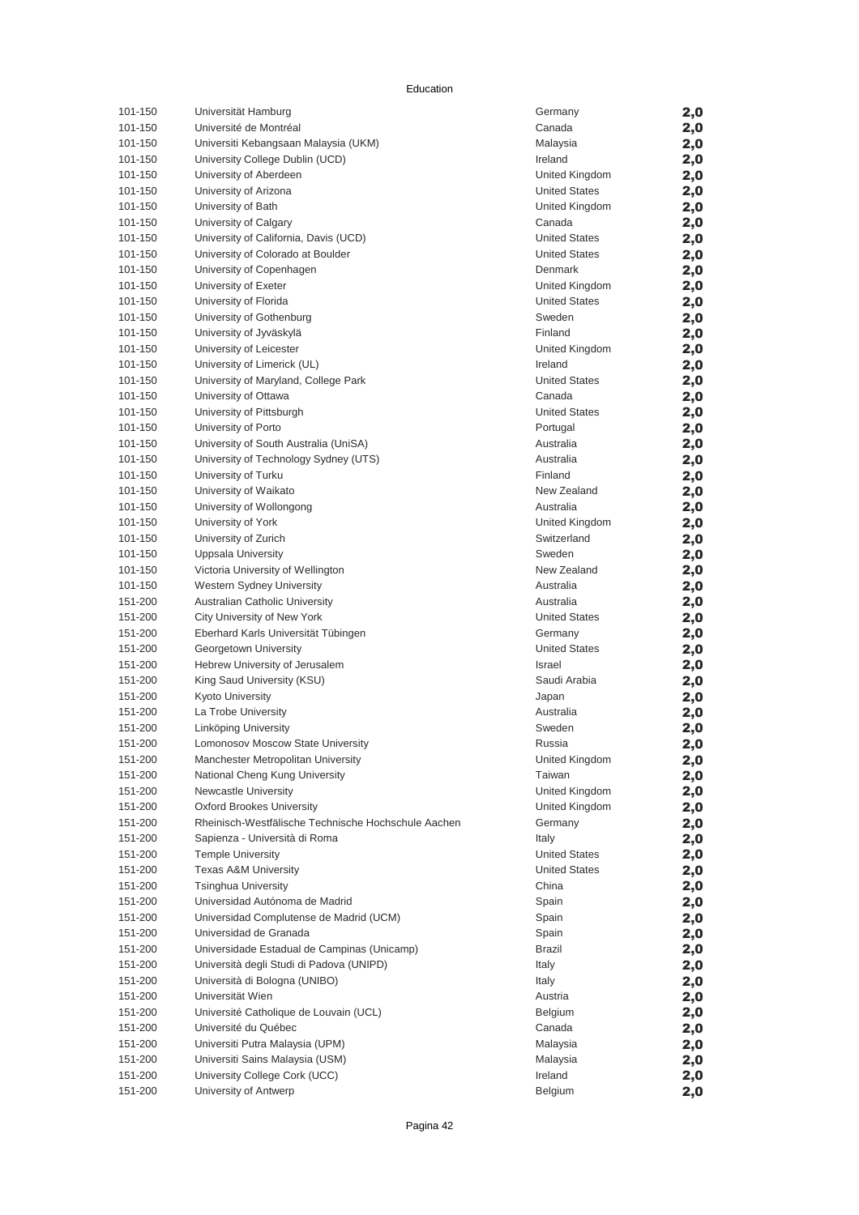Education

| 101-150 | Universität Hamburg | Germany | 2,0 |
|---|---|---|---|
| 101-150 | Université de Montréal | Canada | 2,0 |
| 101-150 | Universiti Kebangsaan Malaysia (UKM) | Malaysia | 2,0 |
| 101-150 | University College Dublin (UCD) | Ireland | 2,0 |
| 101-150 | University of Aberdeen | United Kingdom | 2,0 |
| 101-150 | University of Arizona | United States | 2,0 |
| 101-150 | University of Bath | United Kingdom | 2,0 |
| 101-150 | University of Calgary | Canada | 2,0 |
| 101-150 | University of California, Davis (UCD) | United States | 2,0 |
| 101-150 | University of Colorado at Boulder | United States | 2,0 |
| 101-150 | University of Copenhagen | Denmark | 2,0 |
| 101-150 | University of Exeter | United Kingdom | 2,0 |
| 101-150 | University of Florida | United States | 2,0 |
| 101-150 | University of Gothenburg | Sweden | 2,0 |
| 101-150 | University of Jyväskylä | Finland | 2,0 |
| 101-150 | University of Leicester | United Kingdom | 2,0 |
| 101-150 | University of Limerick (UL) | Ireland | 2,0 |
| 101-150 | University of Maryland, College Park | United States | 2,0 |
| 101-150 | University of Ottawa | Canada | 2,0 |
| 101-150 | University of Pittsburgh | United States | 2,0 |
| 101-150 | University of Porto | Portugal | 2,0 |
| 101-150 | University of South Australia (UniSA) | Australia | 2,0 |
| 101-150 | University of Technology Sydney (UTS) | Australia | 2,0 |
| 101-150 | University of Turku | Finland | 2,0 |
| 101-150 | University of Waikato | New Zealand | 2,0 |
| 101-150 | University of Wollongong | Australia | 2,0 |
| 101-150 | University of York | United Kingdom | 2,0 |
| 101-150 | University of Zurich | Switzerland | 2,0 |
| 101-150 | Uppsala University | Sweden | 2,0 |
| 101-150 | Victoria University of Wellington | New Zealand | 2,0 |
| 101-150 | Western Sydney University | Australia | 2,0 |
| 151-200 | Australian Catholic University | Australia | 2,0 |
| 151-200 | City University of New York | United States | 2,0 |
| 151-200 | Eberhard Karls Universität Tübingen | Germany | 2,0 |
| 151-200 | Georgetown University | United States | 2,0 |
| 151-200 | Hebrew University of Jerusalem | Israel | 2,0 |
| 151-200 | King Saud University (KSU) | Saudi Arabia | 2,0 |
| 151-200 | Kyoto University | Japan | 2,0 |
| 151-200 | La Trobe University | Australia | 2,0 |
| 151-200 | Linköping University | Sweden | 2,0 |
| 151-200 | Lomonosov Moscow State University | Russia | 2,0 |
| 151-200 | Manchester Metropolitan University | United Kingdom | 2,0 |
| 151-200 | National Cheng Kung University | Taiwan | 2,0 |
| 151-200 | Newcastle University | United Kingdom | 2,0 |
| 151-200 | Oxford Brookes University | United Kingdom | 2,0 |
| 151-200 | Rheinisch-Westfälische Technische Hochschule Aachen | Germany | 2,0 |
| 151-200 | Sapienza - Università di Roma | Italy | 2,0 |
| 151-200 | Temple University | United States | 2,0 |
| 151-200 | Texas A&M University | United States | 2,0 |
| 151-200 | Tsinghua University | China | 2,0 |
| 151-200 | Universidad Autónoma de Madrid | Spain | 2,0 |
| 151-200 | Universidad Complutense de Madrid (UCM) | Spain | 2,0 |
| 151-200 | Universidad de Granada | Spain | 2,0 |
| 151-200 | Universidade Estadual de Campinas (Unicamp) | Brazil | 2,0 |
| 151-200 | Università degli Studi di Padova (UNIPD) | Italy | 2,0 |
| 151-200 | Università di Bologna (UNIBO) | Italy | 2,0 |
| 151-200 | Universität Wien | Austria | 2,0 |
| 151-200 | Université Catholique de Louvain (UCL) | Belgium | 2,0 |
| 151-200 | Université du Québec | Canada | 2,0 |
| 151-200 | Universiti Putra Malaysia (UPM) | Malaysia | 2,0 |
| 151-200 | Universiti Sains Malaysia (USM) | Malaysia | 2,0 |
| 151-200 | University College Cork (UCC) | Ireland | 2,0 |
| 151-200 | University of Antwerp | Belgium | 2,0 |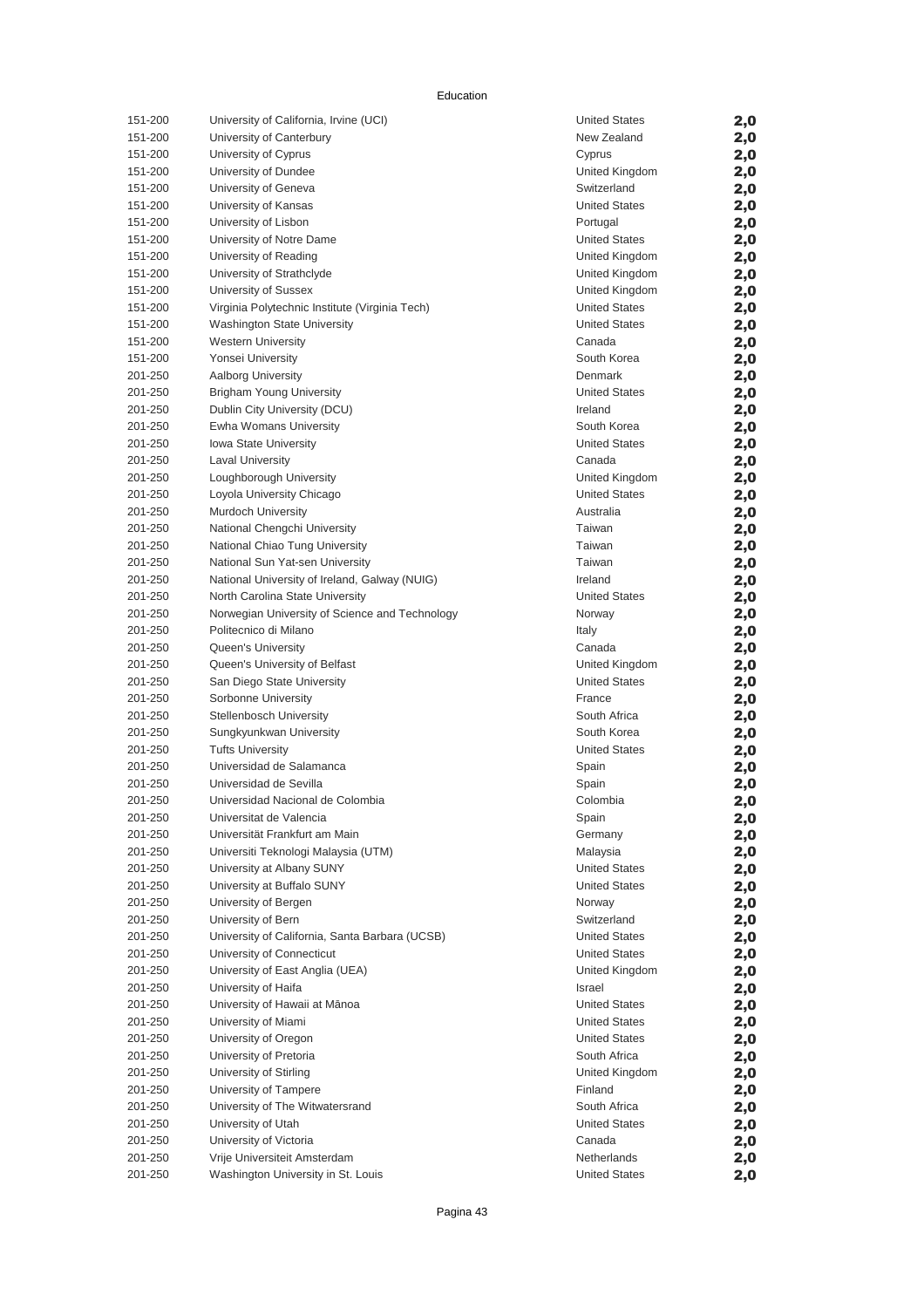Education

| | | | |
|---|---|---|---|
| 151-200 | University of California, Irvine (UCI) | United States | **2,0** |
| 151-200 | University of Canterbury | New Zealand | **2,0** |
| 151-200 | University of Cyprus | Cyprus | **2,0** |
| 151-200 | University of Dundee | United Kingdom | **2,0** |
| 151-200 | University of Geneva | Switzerland | **2,0** |
| 151-200 | University of Kansas | United States | **2,0** |
| 151-200 | University of Lisbon | Portugal | **2,0** |
| 151-200 | University of Notre Dame | United States | **2,0** |
| 151-200 | University of Reading | United Kingdom | **2,0** |
| 151-200 | University of Strathclyde | United Kingdom | **2,0** |
| 151-200 | University of Sussex | United Kingdom | **2,0** |
| 151-200 | Virginia Polytechnic Institute (Virginia Tech) | United States | **2,0** |
| 151-200 | Washington State University | United States | **2,0** |
| 151-200 | Western University | Canada | **2,0** |
| 151-200 | Yonsei University | South Korea | **2,0** |
| 201-250 | Aalborg University | Denmark | **2,0** |
| 201-250 | Brigham Young University | United States | **2,0** |
| 201-250 | Dublin City University (DCU) | Ireland | **2,0** |
| 201-250 | Ewha Womans University | South Korea | **2,0** |
| 201-250 | Iowa State University | United States | **2,0** |
| 201-250 | Laval University | Canada | **2,0** |
| 201-250 | Loughborough University | United Kingdom | **2,0** |
| 201-250 | Loyola University Chicago | United States | **2,0** |
| 201-250 | Murdoch University | Australia | **2,0** |
| 201-250 | National Chengchi University | Taiwan | **2,0** |
| 201-250 | National Chiao Tung University | Taiwan | **2,0** |
| 201-250 | National Sun Yat-sen University | Taiwan | **2,0** |
| 201-250 | National University of Ireland, Galway (NUIG) | Ireland | **2,0** |
| 201-250 | North Carolina State University | United States | **2,0** |
| 201-250 | Norwegian University of Science and Technology | Norway | **2,0** |
| 201-250 | Politecnico di Milano | Italy | **2,0** |
| 201-250 | Queen's University | Canada | **2,0** |
| 201-250 | Queen's University of Belfast | United Kingdom | **2,0** |
| 201-250 | San Diego State University | United States | **2,0** |
| 201-250 | Sorbonne University | France | **2,0** |
| 201-250 | Stellenbosch University | South Africa | **2,0** |
| 201-250 | Sungkyunkwan University | South Korea | **2,0** |
| 201-250 | Tufts University | United States | **2,0** |
| 201-250 | Universidad de Salamanca | Spain | **2,0** |
| 201-250 | Universidad de Sevilla | Spain | **2,0** |
| 201-250 | Universidad Nacional de Colombia | Colombia | **2,0** |
| 201-250 | Universitat de Valencia | Spain | **2,0** |
| 201-250 | Universität Frankfurt am Main | Germany | **2,0** |
| 201-250 | Universiti Teknologi Malaysia (UTM) | Malaysia | **2,0** |
| 201-250 | University at Albany SUNY | United States | **2,0** |
| 201-250 | University at Buffalo SUNY | United States | **2,0** |
| 201-250 | University of Bergen | Norway | **2,0** |
| 201-250 | University of Bern | Switzerland | **2,0** |
| 201-250 | University of California, Santa Barbara (UCSB) | United States | **2,0** |
| 201-250 | University of Connecticut | United States | **2,0** |
| 201-250 | University of East Anglia (UEA) | United Kingdom | **2,0** |
| 201-250 | University of Haifa | Israel | **2,0** |
| 201-250 | University of Hawaii at Mānoa | United States | **2,0** |
| 201-250 | University of Miami | United States | **2,0** |
| 201-250 | University of Oregon | United States | **2,0** |
| 201-250 | University of Pretoria | South Africa | **2,0** |
| 201-250 | University of Stirling | United Kingdom | **2,0** |
| 201-250 | University of Tampere | Finland | **2,0** |
| 201-250 | University of The Witwatersrand | South Africa | **2,0** |
| 201-250 | University of Utah | United States | **2,0** |
| 201-250 | University of Victoria | Canada | **2,0** |
| 201-250 | Vrije Universiteit Amsterdam | Netherlands | **2,0** |
| 201-250 | Washington University in St. Louis | United States | **2,0** |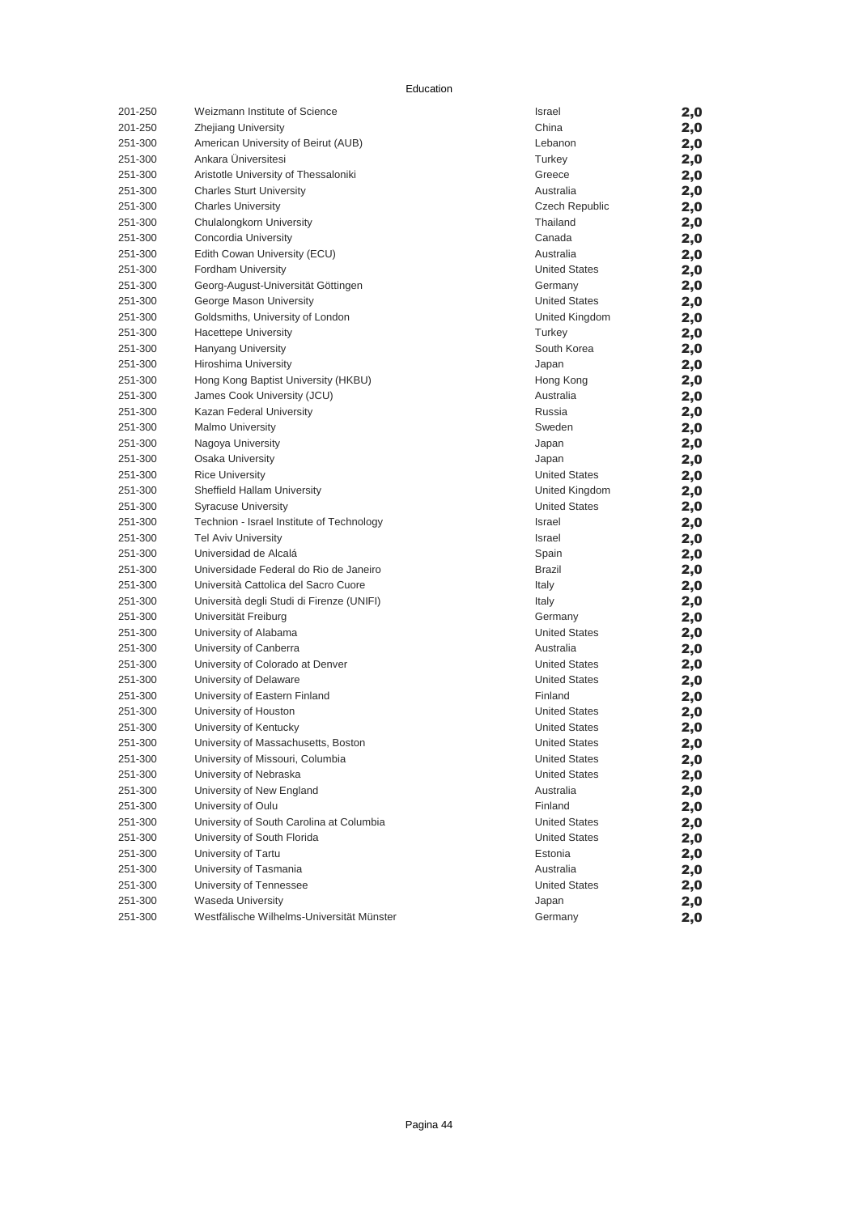Education

| | | | |
|---|---|---|---|
| 201-250 | Weizmann Institute of Science | Israel | **2,0** |
| 201-250 | Zhejiang University | China | **2,0** |
| 251-300 | American University of Beirut (AUB) | Lebanon | **2,0** |
| 251-300 | Ankara Üniversitesi | Turkey | **2,0** |
| 251-300 | Aristotle University of Thessaloniki | Greece | **2,0** |
| 251-300 | Charles Sturt University | Australia | **2,0** |
| 251-300 | Charles University | Czech Republic | **2,0** |
| 251-300 | Chulalongkorn University | Thailand | **2,0** |
| 251-300 | Concordia University | Canada | **2,0** |
| 251-300 | Edith Cowan University (ECU) | Australia | **2,0** |
| 251-300 | Fordham University | United States | **2,0** |
| 251-300 | Georg-August-Universität Göttingen | Germany | **2,0** |
| 251-300 | George Mason University | United States | **2,0** |
| 251-300 | Goldsmiths, University of London | United Kingdom | **2,0** |
| 251-300 | Hacettepe University | Turkey | **2,0** |
| 251-300 | Hanyang University | South Korea | **2,0** |
| 251-300 | Hiroshima University | Japan | **2,0** |
| 251-300 | Hong Kong Baptist University (HKBU) | Hong Kong | **2,0** |
| 251-300 | James Cook University (JCU) | Australia | **2,0** |
| 251-300 | Kazan Federal University | Russia | **2,0** |
| 251-300 | Malmo University | Sweden | **2,0** |
| 251-300 | Nagoya University | Japan | **2,0** |
| 251-300 | Osaka University | Japan | **2,0** |
| 251-300 | Rice University | United States | **2,0** |
| 251-300 | Sheffield Hallam University | United Kingdom | **2,0** |
| 251-300 | Syracuse University | United States | **2,0** |
| 251-300 | Technion - Israel Institute of Technology | Israel | **2,0** |
| 251-300 | Tel Aviv University | Israel | **2,0** |
| 251-300 | Universidad de Alcalá | Spain | **2,0** |
| 251-300 | Universidade Federal do Rio de Janeiro | Brazil | **2,0** |
| 251-300 | Università Cattolica del Sacro Cuore | Italy | **2,0** |
| 251-300 | Università degli Studi di Firenze (UNIFI) | Italy | **2,0** |
| 251-300 | Universität Freiburg | Germany | **2,0** |
| 251-300 | University of Alabama | United States | **2,0** |
| 251-300 | University of Canberra | Australia | **2,0** |
| 251-300 | University of Colorado at Denver | United States | **2,0** |
| 251-300 | University of Delaware | United States | **2,0** |
| 251-300 | University of Eastern Finland | Finland | **2,0** |
| 251-300 | University of Houston | United States | **2,0** |
| 251-300 | University of Kentucky | United States | **2,0** |
| 251-300 | University of Massachusetts, Boston | United States | **2,0** |
| 251-300 | University of Missouri, Columbia | United States | **2,0** |
| 251-300 | University of Nebraska | United States | **2,0** |
| 251-300 | University of New England | Australia | **2,0** |
| 251-300 | University of Oulu | Finland | **2,0** |
| 251-300 | University of South Carolina at Columbia | United States | **2,0** |
| 251-300 | University of South Florida | United States | **2,0** |
| 251-300 | University of Tartu | Estonia | **2,0** |
| 251-300 | University of Tasmania | Australia | **2,0** |
| 251-300 | University of Tennessee | United States | **2,0** |
| 251-300 | Waseda University | Japan | **2,0** |
| 251-300 | Westfälische Wilhelms-Universität Münster | Germany | **2,0** |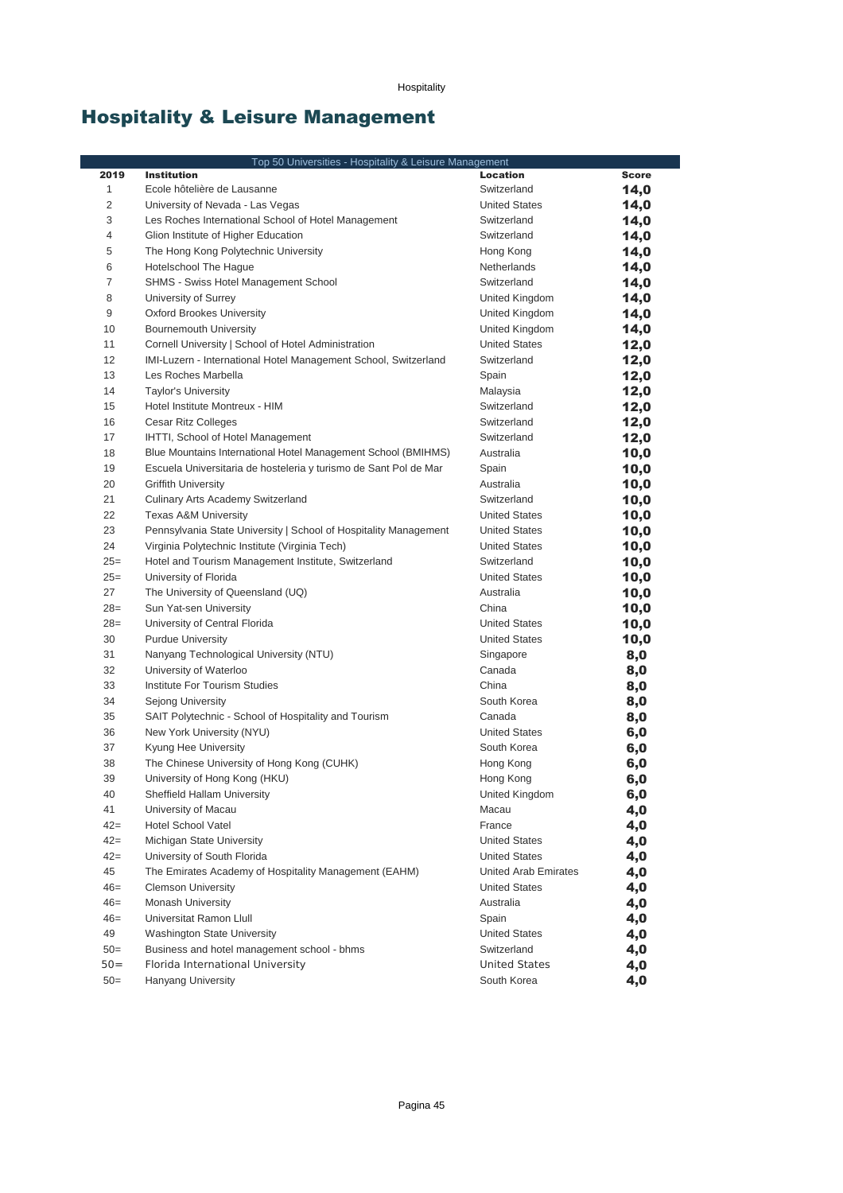# Hospitality & Leisure Management

| Top 50 Universities - Hospitality & Leisure Management | | | |
|---|---|---|---|
| **2019** | **Institution** | **Location** | **Score** |
| 1 | Ecole hôtelière de Lausanne | Switzerland | **14,0** |
| 2 | University of Nevada - Las Vegas | United States | **14,0** |
| 3 | Les Roches International School of Hotel Management | Switzerland | **14,0** |
| 4 | Glion Institute of Higher Education | Switzerland | **14,0** |
| 5 | The Hong Kong Polytechnic University | Hong Kong | **14,0** |
| 6 | Hotelschool The Hague | Netherlands | **14,0** |
| 7 | SHMS - Swiss Hotel Management School | Switzerland | **14,0** |
| 8 | University of Surrey | United Kingdom | **14,0** |
| 9 | Oxford Brookes University | United Kingdom | **14,0** |
| 10 | Bournemouth University | United Kingdom | **14,0** |
| 11 | Cornell University \| School of Hotel Administration | United States | **12,0** |
| 12 | IMI-Luzern - International Hotel Management School, Switzerland | Switzerland | **12,0** |
| 13 | Les Roches Marbella | Spain | **12,0** |
| 14 | Taylor's University | Malaysia | **12,0** |
| 15 | Hotel Institute Montreux - HIM | Switzerland | **12,0** |
| 16 | Cesar Ritz Colleges | Switzerland | **12,0** |
| 17 | IHTTI, School of Hotel Management | Switzerland | **12,0** |
| 18 | Blue Mountains International Hotel Management School (BMIHMS) | Australia | **10,0** |
| 19 | Escuela Universitaria de hosteleria y turismo de Sant Pol de Mar | Spain | **10,0** |
| 20 | Griffith University | Australia | **10,0** |
| 21 | Culinary Arts Academy Switzerland | Switzerland | **10,0** |
| 22 | Texas A&M University | United States | **10,0** |
| 23 | Pennsylvania State University \| School of Hospitality Management | United States | **10,0** |
| 24 | Virginia Polytechnic Institute (Virginia Tech) | United States | **10,0** |
| 25= | Hotel and Tourism Management Institute, Switzerland | Switzerland | **10,0** |
| 25= | University of Florida | United States | **10,0** |
| 27 | The University of Queensland (UQ) | Australia | **10,0** |
| 28= | Sun Yat-sen University | China | **10,0** |
| 28= | University of Central Florida | United States | **10,0** |
| 30 | Purdue University | United States | **10,0** |
| 31 | Nanyang Technological University (NTU) | Singapore | **8,0** |
| 32 | University of Waterloo | Canada | **8,0** |
| 33 | Institute For Tourism Studies | China | **8,0** |
| 34 | Sejong University | South Korea | **8,0** |
| 35 | SAIT Polytechnic - School of Hospitality and Tourism | Canada | **8,0** |
| 36 | New York University (NYU) | United States | **6,0** |
| 37 | Kyung Hee University | South Korea | **6,0** |
| 38 | The Chinese University of Hong Kong (CUHK) | Hong Kong | **6,0** |
| 39 | University of Hong Kong (HKU) | Hong Kong | **6,0** |
| 40 | Sheffield Hallam University | United Kingdom | **6,0** |
| 41 | University of Macau | Macau | **4,0** |
| 42= | Hotel School Vatel | France | **4,0** |
| 42= | Michigan State University | United States | **4,0** |
| 42= | University of South Florida | United States | **4,0** |
| 45 | The Emirates Academy of Hospitality Management (EAHM) | United Arab Emirates | **4,0** |
| 46= | Clemson University | United States | **4,0** |
| 46= | Monash University | Australia | **4,0** |
| 46= | Universitat Ramon Llull | Spain | **4,0** |
| 49 | Washington State University | United States | **4,0** |
| 50= | Business and hotel management school - bhms | Switzerland | **4,0** |
| 50= | Florida International University | United States | **4,0** |
| 50= | Hanyang University | South Korea | **4,0** |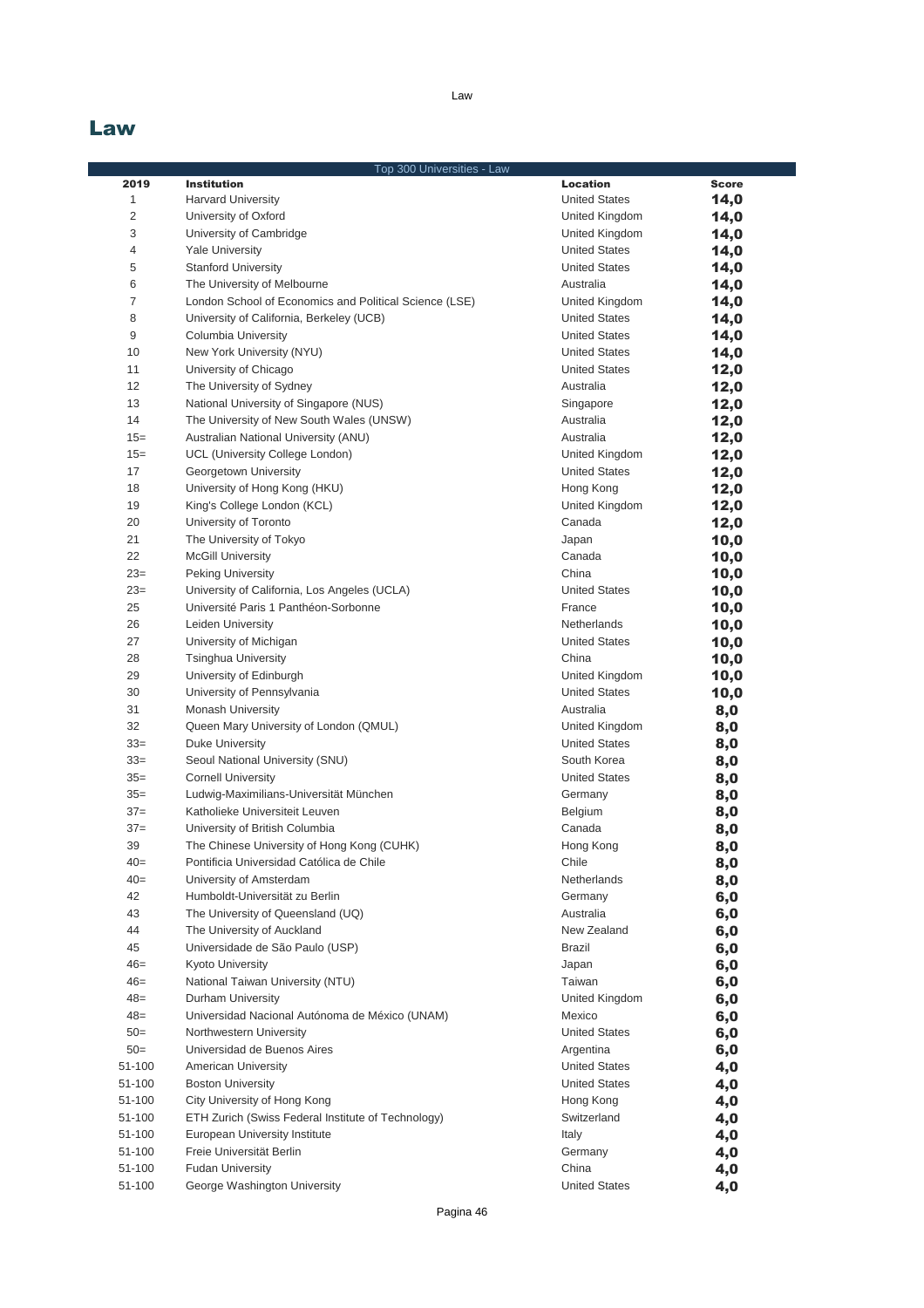# Law

| Top 300 Universities - Law | | | |
|---|---|---|---|
| **2019** | **Institution** | **Location** | **Score** |
| 1 | Harvard University | United States | **14,0** |
| 2 | University of Oxford | United Kingdom | **14,0** |
| 3 | University of Cambridge | United Kingdom | **14,0** |
| 4 | Yale University | United States | **14,0** |
| 5 | Stanford University | United States | **14,0** |
| 6 | The University of Melbourne | Australia | **14,0** |
| 7 | London School of Economics and Political Science (LSE) | United Kingdom | **14,0** |
| 8 | University of California, Berkeley (UCB) | United States | **14,0** |
| 9 | Columbia University | United States | **14,0** |
| 10 | New York University (NYU) | United States | **14,0** |
| 11 | University of Chicago | United States | **12,0** |
| 12 | The University of Sydney | Australia | **12,0** |
| 13 | National University of Singapore (NUS) | Singapore | **12,0** |
| 14 | The University of New South Wales (UNSW) | Australia | **12,0** |
| 15= | Australian National University (ANU) | Australia | **12,0** |
| 15= | UCL (University College London) | United Kingdom | **12,0** |
| 17 | Georgetown University | United States | **12,0** |
| 18 | University of Hong Kong (HKU) | Hong Kong | **12,0** |
| 19 | King's College London (KCL) | United Kingdom | **12,0** |
| 20 | University of Toronto | Canada | **12,0** |
| 21 | The University of Tokyo | Japan | **10,0** |
| 22 | McGill University | Canada | **10,0** |
| 23= | Peking University | China | **10,0** |
| 23= | University of California, Los Angeles (UCLA) | United States | **10,0** |
| 25 | Université Paris 1 Panthéon-Sorbonne | France | **10,0** |
| 26 | Leiden University | Netherlands | **10,0** |
| 27 | University of Michigan | United States | **10,0** |
| 28 | Tsinghua University | China | **10,0** |
| 29 | University of Edinburgh | United Kingdom | **10,0** |
| 30 | University of Pennsylvania | United States | **10,0** |
| 31 | Monash University | Australia | **8,0** |
| 32 | Queen Mary University of London (QMUL) | United Kingdom | **8,0** |
| 33= | Duke University | United States | **8,0** |
| 33= | Seoul National University (SNU) | South Korea | **8,0** |
| 35= | Cornell University | United States | **8,0** |
| 35= | Ludwig-Maximilians-Universität München | Germany | **8,0** |
| 37= | Katholieke Universiteit Leuven | Belgium | **8,0** |
| 37= | University of British Columbia | Canada | **8,0** |
| 39 | The Chinese University of Hong Kong (CUHK) | Hong Kong | **8,0** |
| 40= | Pontificia Universidad Católica de Chile | Chile | **8,0** |
| 40= | University of Amsterdam | Netherlands | **8,0** |
| 42 | Humboldt-Universität zu Berlin | Germany | **6,0** |
| 43 | The University of Queensland (UQ) | Australia | **6,0** |
| 44 | The University of Auckland | New Zealand | **6,0** |
| 45 | Universidade de São Paulo (USP) | Brazil | **6,0** |
| 46= | Kyoto University | Japan | **6,0** |
| 46= | National Taiwan University (NTU) | Taiwan | **6,0** |
| 48= | Durham University | United Kingdom | **6,0** |
| 48= | Universidad Nacional Autónoma de México (UNAM) | Mexico | **6,0** |
| 50= | Northwestern University | United States | **6,0** |
| 50= | Universidad de Buenos Aires | Argentina | **6,0** |
| 51-100 | American University | United States | **4,0** |
| 51-100 | Boston University | United States | **4,0** |
| 51-100 | City University of Hong Kong | Hong Kong | **4,0** |
| 51-100 | ETH Zurich (Swiss Federal Institute of Technology) | Switzerland | **4,0** |
| 51-100 | European University Institute | Italy | **4,0** |
| 51-100 | Freie Universität Berlin | Germany | **4,0** |
| 51-100 | Fudan University | China | **4,0** |
| 51-100 | George Washington University | United States | **4,0** |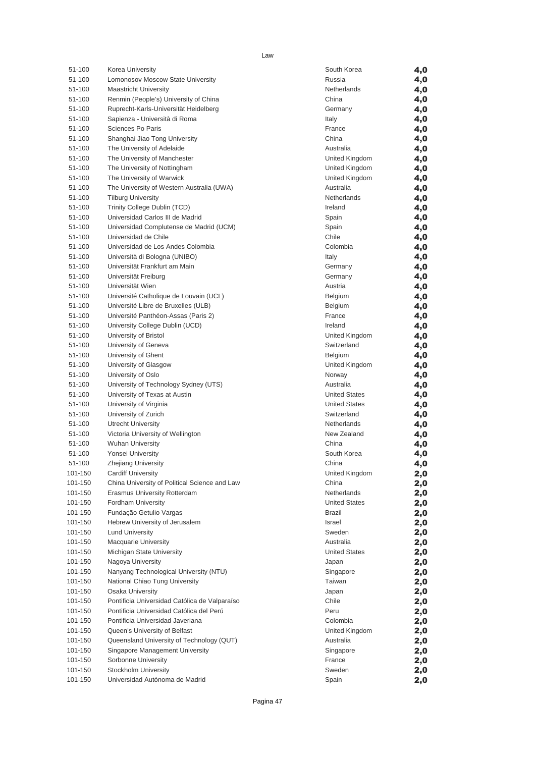Law

| | | | |
|---|---|---|---|
| 51-100 | Korea University | South Korea | 4,0 |
| 51-100 | Lomonosov Moscow State University | Russia | 4,0 |
| 51-100 | Maastricht University | Netherlands | 4,0 |
| 51-100 | Renmin (People's) University of China | China | 4,0 |
| 51-100 | Ruprecht-Karls-Universität Heidelberg | Germany | 4,0 |
| 51-100 | Sapienza - Università di Roma | Italy | 4,0 |
| 51-100 | Sciences Po Paris | France | 4,0 |
| 51-100 | Shanghai Jiao Tong University | China | 4,0 |
| 51-100 | The University of Adelaide | Australia | 4,0 |
| 51-100 | The University of Manchester | United Kingdom | 4,0 |
| 51-100 | The University of Nottingham | United Kingdom | 4,0 |
| 51-100 | The University of Warwick | United Kingdom | 4,0 |
| 51-100 | The University of Western Australia (UWA) | Australia | 4,0 |
| 51-100 | Tilburg University | Netherlands | 4,0 |
| 51-100 | Trinity College Dublin (TCD) | Ireland | 4,0 |
| 51-100 | Universidad Carlos III de Madrid | Spain | 4,0 |
| 51-100 | Universidad Complutense de Madrid (UCM) | Spain | 4,0 |
| 51-100 | Universidad de Chile | Chile | 4,0 |
| 51-100 | Universidad de Los Andes Colombia | Colombia | 4,0 |
| 51-100 | Università di Bologna (UNIBO) | Italy | 4,0 |
| 51-100 | Universität Frankfurt am Main | Germany | 4,0 |
| 51-100 | Universität Freiburg | Germany | 4,0 |
| 51-100 | Universität Wien | Austria | 4,0 |
| 51-100 | Université Catholique de Louvain (UCL) | Belgium | 4,0 |
| 51-100 | Université Libre de Bruxelles (ULB) | Belgium | 4,0 |
| 51-100 | Université Panthéon-Assas (Paris 2) | France | 4,0 |
| 51-100 | University College Dublin (UCD) | Ireland | 4,0 |
| 51-100 | University of Bristol | United Kingdom | 4,0 |
| 51-100 | University of Geneva | Switzerland | 4,0 |
| 51-100 | University of Ghent | Belgium | 4,0 |
| 51-100 | University of Glasgow | United Kingdom | 4,0 |
| 51-100 | University of Oslo | Norway | 4,0 |
| 51-100 | University of Technology Sydney (UTS) | Australia | 4,0 |
| 51-100 | University of Texas at Austin | United States | 4,0 |
| 51-100 | University of Virginia | United States | 4,0 |
| 51-100 | University of Zurich | Switzerland | 4,0 |
| 51-100 | Utrecht University | Netherlands | 4,0 |
| 51-100 | Victoria University of Wellington | New Zealand | 4,0 |
| 51-100 | Wuhan University | China | 4,0 |
| 51-100 | Yonsei University | South Korea | 4,0 |
| 51-100 | Zhejiang University | China | 4,0 |
| 101-150 | Cardiff University | United Kingdom | 2,0 |
| 101-150 | China University of Political Science and Law | China | 2,0 |
| 101-150 | Erasmus University Rotterdam | Netherlands | 2,0 |
| 101-150 | Fordham University | United States | 2,0 |
| 101-150 | Fundação Getulio Vargas | Brazil | 2,0 |
| 101-150 | Hebrew University of Jerusalem | Israel | 2,0 |
| 101-150 | Lund University | Sweden | 2,0 |
| 101-150 | Macquarie University | Australia | 2,0 |
| 101-150 | Michigan State University | United States | 2,0 |
| 101-150 | Nagoya University | Japan | 2,0 |
| 101-150 | Nanyang Technological University (NTU) | Singapore | 2,0 |
| 101-150 | National Chiao Tung University | Taiwan | 2,0 |
| 101-150 | Osaka University | Japan | 2,0 |
| 101-150 | Pontificia Universidad Católica de Valparaíso | Chile | 2,0 |
| 101-150 | Pontificia Universidad Católica del Perú | Peru | 2,0 |
| 101-150 | Pontificia Universidad Javeriana | Colombia | 2,0 |
| 101-150 | Queen's University of Belfast | United Kingdom | 2,0 |
| 101-150 | Queensland University of Technology (QUT) | Australia | 2,0 |
| 101-150 | Singapore Management University | Singapore | 2,0 |
| 101-150 | Sorbonne University | France | 2,0 |
| 101-150 | Stockholm University | Sweden | 2,0 |
| 101-150 | Universidad Autónoma de Madrid | Spain | 2,0 |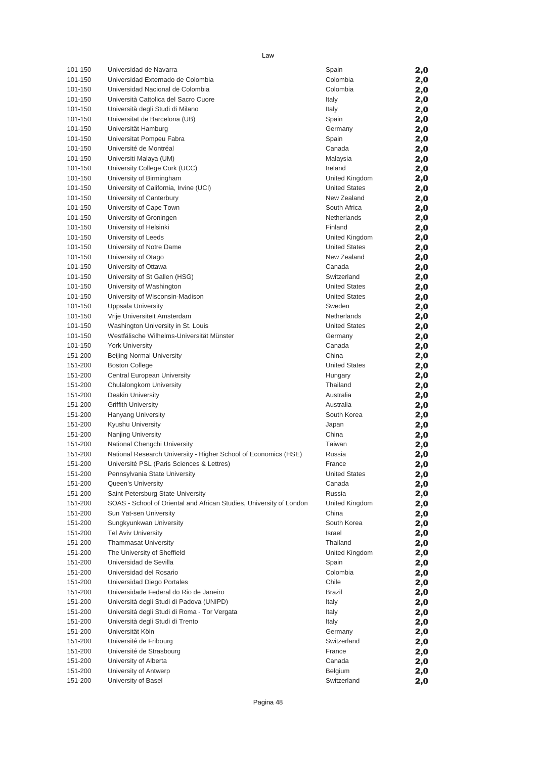Law

| | | | |
|---|---|---|---|
| 101-150 | Universidad de Navarra | Spain | 2,0 |
| 101-150 | Universidad Externado de Colombia | Colombia | 2,0 |
| 101-150 | Universidad Nacional de Colombia | Colombia | 2,0 |
| 101-150 | Università Cattolica del Sacro Cuore | Italy | 2,0 |
| 101-150 | Università degli Studi di Milano | Italy | 2,0 |
| 101-150 | Universitat de Barcelona (UB) | Spain | 2,0 |
| 101-150 | Universität Hamburg | Germany | 2,0 |
| 101-150 | Universitat Pompeu Fabra | Spain | 2,0 |
| 101-150 | Université de Montréal | Canada | 2,0 |
| 101-150 | Universiti Malaya (UM) | Malaysia | 2,0 |
| 101-150 | University College Cork (UCC) | Ireland | 2,0 |
| 101-150 | University of Birmingham | United Kingdom | 2,0 |
| 101-150 | University of California, Irvine (UCI) | United States | 2,0 |
| 101-150 | University of Canterbury | New Zealand | 2,0 |
| 101-150 | University of Cape Town | South Africa | 2,0 |
| 101-150 | University of Groningen | Netherlands | 2,0 |
| 101-150 | University of Helsinki | Finland | 2,0 |
| 101-150 | University of Leeds | United Kingdom | 2,0 |
| 101-150 | University of Notre Dame | United States | 2,0 |
| 101-150 | University of Otago | New Zealand | 2,0 |
| 101-150 | University of Ottawa | Canada | 2,0 |
| 101-150 | University of St Gallen (HSG) | Switzerland | 2,0 |
| 101-150 | University of Washington | United States | 2,0 |
| 101-150 | University of Wisconsin-Madison | United States | 2,0 |
| 101-150 | Uppsala University | Sweden | 2,0 |
| 101-150 | Vrije Universiteit Amsterdam | Netherlands | 2,0 |
| 101-150 | Washington University in St. Louis | United States | 2,0 |
| 101-150 | Westfälische Wilhelms-Universität Münster | Germany | 2,0 |
| 101-150 | York University | Canada | 2,0 |
| 151-200 | Beijing Normal University | China | 2,0 |
| 151-200 | Boston College | United States | 2,0 |
| 151-200 | Central European University | Hungary | 2,0 |
| 151-200 | Chulalongkorn University | Thailand | 2,0 |
| 151-200 | Deakin University | Australia | 2,0 |
| 151-200 | Griffith University | Australia | 2,0 |
| 151-200 | Hanyang University | South Korea | 2,0 |
| 151-200 | Kyushu University | Japan | 2,0 |
| 151-200 | Nanjing University | China | 2,0 |
| 151-200 | National Chengchi University | Taiwan | 2,0 |
| 151-200 | National Research University - Higher School of Economics (HSE) | Russia | 2,0 |
| 151-200 | Université PSL (Paris Sciences & Lettres) | France | 2,0 |
| 151-200 | Pennsylvania State University | United States | 2,0 |
| 151-200 | Queen's University | Canada | 2,0 |
| 151-200 | Saint-Petersburg State University | Russia | 2,0 |
| 151-200 | SOAS - School of Oriental and African Studies, University of London | United Kingdom | 2,0 |
| 151-200 | Sun Yat-sen University | China | 2,0 |
| 151-200 | Sungkyunkwan University | South Korea | 2,0 |
| 151-200 | Tel Aviv University | Israel | 2,0 |
| 151-200 | Thammasat University | Thailand | 2,0 |
| 151-200 | The University of Sheffield | United Kingdom | 2,0 |
| 151-200 | Universidad de Sevilla | Spain | 2,0 |
| 151-200 | Universidad del Rosario | Colombia | 2,0 |
| 151-200 | Universidad Diego Portales | Chile | 2,0 |
| 151-200 | Universidade Federal do Rio de Janeiro | Brazil | 2,0 |
| 151-200 | Università degli Studi di Padova (UNIPD) | Italy | 2,0 |
| 151-200 | Universitá degli Studi di Roma - Tor Vergata | Italy | 2,0 |
| 151-200 | Università degli Studi di Trento | Italy | 2,0 |
| 151-200 | Universität Köln | Germany | 2,0 |
| 151-200 | Université de Fribourg | Switzerland | 2,0 |
| 151-200 | Université de Strasbourg | France | 2,0 |
| 151-200 | University of Alberta | Canada | 2,0 |
| 151-200 | University of Antwerp | Belgium | 2,0 |
| 151-200 | University of Basel | Switzerland | 2,0 |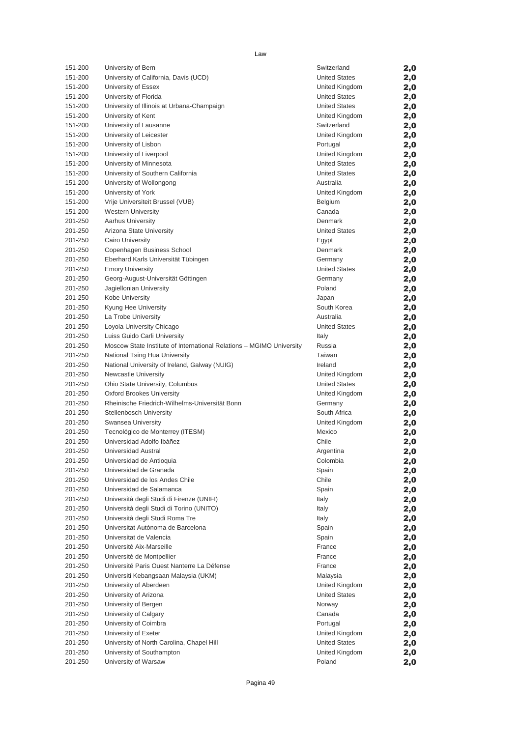Law

| | | | |
|---|---|---|---|
| 151-200 | University of Bern | Switzerland | **2,0** |
| 151-200 | University of California, Davis (UCD) | United States | **2,0** |
| 151-200 | University of Essex | United Kingdom | **2,0** |
| 151-200 | University of Florida | United States | **2,0** |
| 151-200 | University of Illinois at Urbana-Champaign | United States | **2,0** |
| 151-200 | University of Kent | United Kingdom | **2,0** |
| 151-200 | University of Lausanne | Switzerland | **2,0** |
| 151-200 | University of Leicester | United Kingdom | **2,0** |
| 151-200 | University of Lisbon | Portugal | **2,0** |
| 151-200 | University of Liverpool | United Kingdom | **2,0** |
| 151-200 | University of Minnesota | United States | **2,0** |
| 151-200 | University of Southern California | United States | **2,0** |
| 151-200 | University of Wollongong | Australia | **2,0** |
| 151-200 | University of York | United Kingdom | **2,0** |
| 151-200 | Vrije Universiteit Brussel (VUB) | Belgium | **2,0** |
| 151-200 | Western University | Canada | **2,0** |
| 201-250 | Aarhus University | Denmark | **2,0** |
| 201-250 | Arizona State University | United States | **2,0** |
| 201-250 | Cairo University | Egypt | **2,0** |
| 201-250 | Copenhagen Business School | Denmark | **2,0** |
| 201-250 | Eberhard Karls Universität Tübingen | Germany | **2,0** |
| 201-250 | Emory University | United States | **2,0** |
| 201-250 | Georg-August-Universität Göttingen | Germany | **2,0** |
| 201-250 | Jagiellonian University | Poland | **2,0** |
| 201-250 | Kobe University | Japan | **2,0** |
| 201-250 | Kyung Hee University | South Korea | **2,0** |
| 201-250 | La Trobe University | Australia | **2,0** |
| 201-250 | Loyola University Chicago | United States | **2,0** |
| 201-250 | Luiss Guido Carli University | Italy | **2,0** |
| 201-250 | Moscow State Institute of International Relations – MGIMO University | Russia | **2,0** |
| 201-250 | National Tsing Hua University | Taiwan | **2,0** |
| 201-250 | National University of Ireland, Galway (NUIG) | Ireland | **2,0** |
| 201-250 | Newcastle University | United Kingdom | **2,0** |
| 201-250 | Ohio State University, Columbus | United States | **2,0** |
| 201-250 | Oxford Brookes University | United Kingdom | **2,0** |
| 201-250 | Rheinische Friedrich-Wilhelms-Universität Bonn | Germany | **2,0** |
| 201-250 | Stellenbosch University | South Africa | **2,0** |
| 201-250 | Swansea University | United Kingdom | **2,0** |
| 201-250 | Tecnológico de Monterrey (ITESM) | Mexico | **2,0** |
| 201-250 | Universidad Adolfo Ibáñez | Chile | **2,0** |
| 201-250 | Universidad Austral | Argentina | **2,0** |
| 201-250 | Universidad de Antioquia | Colombia | **2,0** |
| 201-250 | Universidad de Granada | Spain | **2,0** |
| 201-250 | Universidad de los Andes Chile | Chile | **2,0** |
| 201-250 | Universidad de Salamanca | Spain | **2,0** |
| 201-250 | Università degli Studi di Firenze (UNIFI) | Italy | **2,0** |
| 201-250 | Università degli Studi di Torino (UNITO) | Italy | **2,0** |
| 201-250 | Università degli Studi Roma Tre | Italy | **2,0** |
| 201-250 | Universitat Autónoma de Barcelona | Spain | **2,0** |
| 201-250 | Universitat de Valencia | Spain | **2,0** |
| 201-250 | Université Aix-Marseille | France | **2,0** |
| 201-250 | Université de Montpellier | France | **2,0** |
| 201-250 | Université Paris Ouest Nanterre La Défense | France | **2,0** |
| 201-250 | Universiti Kebangsaan Malaysia (UKM) | Malaysia | **2,0** |
| 201-250 | University of Aberdeen | United Kingdom | **2,0** |
| 201-250 | University of Arizona | United States | **2,0** |
| 201-250 | University of Bergen | Norway | **2,0** |
| 201-250 | University of Calgary | Canada | **2,0** |
| 201-250 | University of Coimbra | Portugal | **2,0** |
| 201-250 | University of Exeter | United Kingdom | **2,0** |
| 201-250 | University of North Carolina, Chapel Hill | United States | **2,0** |
| 201-250 | University of Southampton | United Kingdom | **2,0** |
| 201-250 | University of Warsaw | Poland | **2,0** |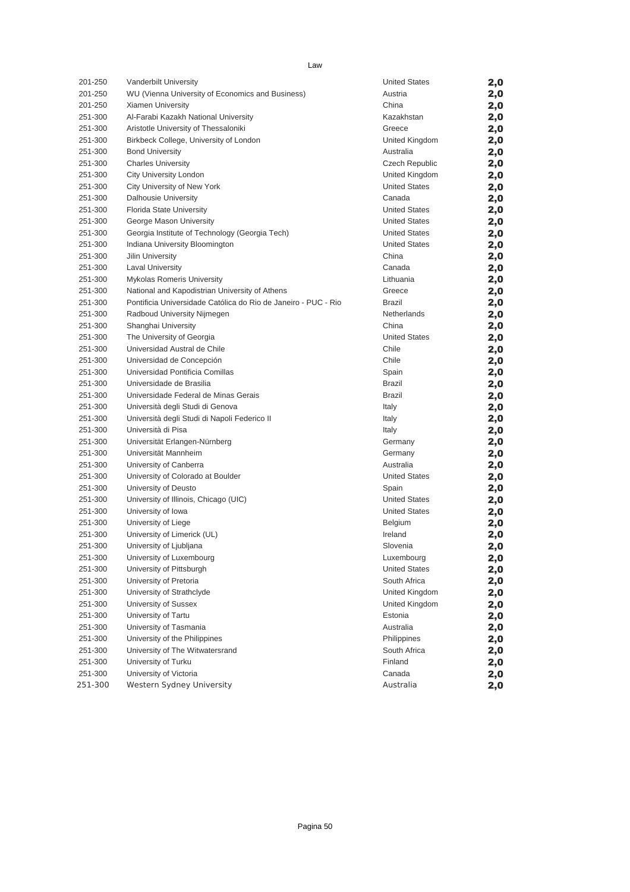Law

| 201-250 | Vanderbilt University | United States | 2,0 |
|---|---|---|---|
| 201-250 | WU (Vienna University of Economics and Business) | Austria | 2,0 |
| 201-250 | Xiamen University | China | 2,0 |
| 251-300 | Al-Farabi Kazakh National University | Kazakhstan | 2,0 |
| 251-300 | Aristotle University of Thessaloniki | Greece | 2,0 |
| 251-300 | Birkbeck College, University of London | United Kingdom | 2,0 |
| 251-300 | Bond University | Australia | 2,0 |
| 251-300 | Charles University | Czech Republic | 2,0 |
| 251-300 | City University London | United Kingdom | 2,0 |
| 251-300 | City University of New York | United States | 2,0 |
| 251-300 | Dalhousie University | Canada | 2,0 |
| 251-300 | Florida State University | United States | 2,0 |
| 251-300 | George Mason University | United States | 2,0 |
| 251-300 | Georgia Institute of Technology (Georgia Tech) | United States | 2,0 |
| 251-300 | Indiana University Bloomington | United States | 2,0 |
| 251-300 | Jilin University | China | 2,0 |
| 251-300 | Laval University | Canada | 2,0 |
| 251-300 | Mykolas Romeris University | Lithuania | 2,0 |
| 251-300 | National and Kapodistrian University of Athens | Greece | 2,0 |
| 251-300 | Pontificia Universidade Católica do Rio de Janeiro - PUC - Rio | Brazil | 2,0 |
| 251-300 | Radboud University Nijmegen | Netherlands | 2,0 |
| 251-300 | Shanghai University | China | 2,0 |
| 251-300 | The University of Georgia | United States | 2,0 |
| 251-300 | Universidad Austral de Chile | Chile | 2,0 |
| 251-300 | Universidad de Concepción | Chile | 2,0 |
| 251-300 | Universidad Pontificia Comillas | Spain | 2,0 |
| 251-300 | Universidade de Brasilia | Brazil | 2,0 |
| 251-300 | Universidade Federal de Minas Gerais | Brazil | 2,0 |
| 251-300 | Università degli Studi di Genova | Italy | 2,0 |
| 251-300 | Università degli Studi di Napoli Federico II | Italy | 2,0 |
| 251-300 | Università di Pisa | Italy | 2,0 |
| 251-300 | Universität Erlangen-Nürnberg | Germany | 2,0 |
| 251-300 | Universität Mannheim | Germany | 2,0 |
| 251-300 | University of Canberra | Australia | 2,0 |
| 251-300 | University of Colorado at Boulder | United States | 2,0 |
| 251-300 | University of Deusto | Spain | 2,0 |
| 251-300 | University of Illinois, Chicago (UIC) | United States | 2,0 |
| 251-300 | University of Iowa | United States | 2,0 |
| 251-300 | University of Liege | Belgium | 2,0 |
| 251-300 | University of Limerick (UL) | Ireland | 2,0 |
| 251-300 | University of Ljubljana | Slovenia | 2,0 |
| 251-300 | University of Luxembourg | Luxembourg | 2,0 |
| 251-300 | University of Pittsburgh | United States | 2,0 |
| 251-300 | University of Pretoria | South Africa | 2,0 |
| 251-300 | University of Strathclyde | United Kingdom | 2,0 |
| 251-300 | University of Sussex | United Kingdom | 2,0 |
| 251-300 | University of Tartu | Estonia | 2,0 |
| 251-300 | University of Tasmania | Australia | 2,0 |
| 251-300 | University of the Philippines | Philippines | 2,0 |
| 251-300 | University of The Witwatersrand | South Africa | 2,0 |
| 251-300 | University of Turku | Finland | 2,0 |
| 251-300 | University of Victoria | Canada | 2,0 |
| 251-300 | Western Sydney University | Australia | 2,0 |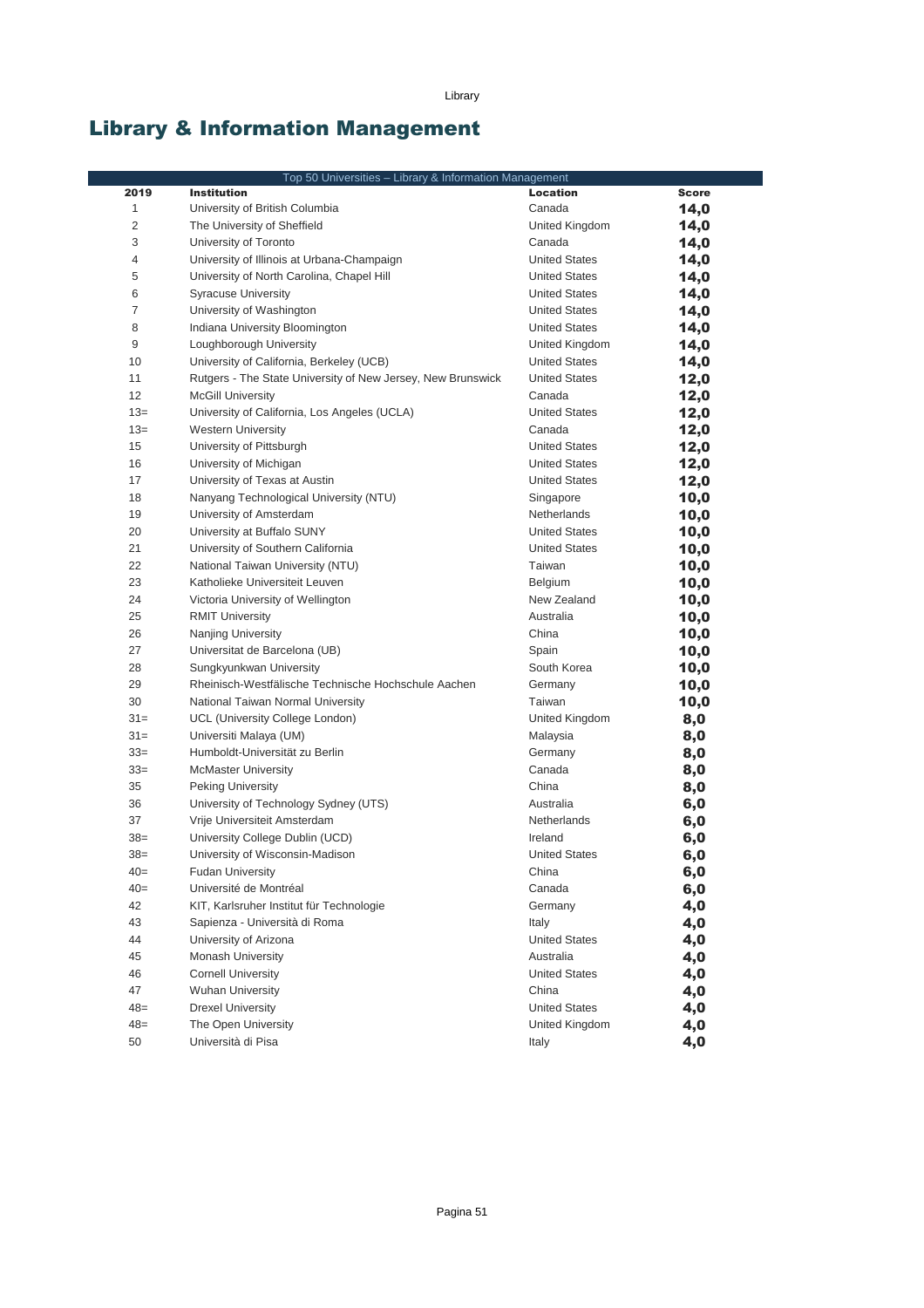# Library & Information Management

| Top 50 Universities – Library & Information Management | | | |
|---|---|---|---|
| **2019** | **Institution** | **Location** | **Score** |
| 1 | University of British Columbia | Canada | **14,0** |
| 2 | The University of Sheffield | United Kingdom | **14,0** |
| 3 | University of Toronto | Canada | **14,0** |
| 4 | University of Illinois at Urbana-Champaign | United States | **14,0** |
| 5 | University of North Carolina, Chapel Hill | United States | **14,0** |
| 6 | Syracuse University | United States | **14,0** |
| 7 | University of Washington | United States | **14,0** |
| 8 | Indiana University Bloomington | United States | **14,0** |
| 9 | Loughborough University | United Kingdom | **14,0** |
| 10 | University of California, Berkeley (UCB) | United States | **14,0** |
| 11 | Rutgers - The State University of New Jersey, New Brunswick | United States | **12,0** |
| 12 | McGill University | Canada | **12,0** |
| 13= | University of California, Los Angeles (UCLA) | United States | **12,0** |
| 13= | Western University | Canada | **12,0** |
| 15 | University of Pittsburgh | United States | **12,0** |
| 16 | University of Michigan | United States | **12,0** |
| 17 | University of Texas at Austin | United States | **12,0** |
| 18 | Nanyang Technological University (NTU) | Singapore | **10,0** |
| 19 | University of Amsterdam | Netherlands | **10,0** |
| 20 | University at Buffalo SUNY | United States | **10,0** |
| 21 | University of Southern California | United States | **10,0** |
| 22 | National Taiwan University (NTU) | Taiwan | **10,0** |
| 23 | Katholieke Universiteit Leuven | Belgium | **10,0** |
| 24 | Victoria University of Wellington | New Zealand | **10,0** |
| 25 | RMIT University | Australia | **10,0** |
| 26 | Nanjing University | China | **10,0** |
| 27 | Universitat de Barcelona (UB) | Spain | **10,0** |
| 28 | Sungkyunkwan University | South Korea | **10,0** |
| 29 | Rheinisch-Westfälische Technische Hochschule Aachen | Germany | **10,0** |
| 30 | National Taiwan Normal University | Taiwan | **10,0** |
| 31= | UCL (University College London) | United Kingdom | **8,0** |
| 31= | Universiti Malaya (UM) | Malaysia | **8,0** |
| 33= | Humboldt-Universität zu Berlin | Germany | **8,0** |
| 33= | McMaster University | Canada | **8,0** |
| 35 | Peking University | China | **8,0** |
| 36 | University of Technology Sydney (UTS) | Australia | **6,0** |
| 37 | Vrije Universiteit Amsterdam | Netherlands | **6,0** |
| 38= | University College Dublin (UCD) | Ireland | **6,0** |
| 38= | University of Wisconsin-Madison | United States | **6,0** |
| 40= | Fudan University | China | **6,0** |
| 40= | Université de Montréal | Canada | **6,0** |
| 42 | KIT, Karlsruher Institut für Technologie | Germany | **4,0** |
| 43 | Sapienza - Università di Roma | Italy | **4,0** |
| 44 | University of Arizona | United States | **4,0** |
| 45 | Monash University | Australia | **4,0** |
| 46 | Cornell University | United States | **4,0** |
| 47 | Wuhan University | China | **4,0** |
| 48= | Drexel University | United States | **4,0** |
| 48= | The Open University | United Kingdom | **4,0** |
| 50 | Università di Pisa | Italy | **4,0** |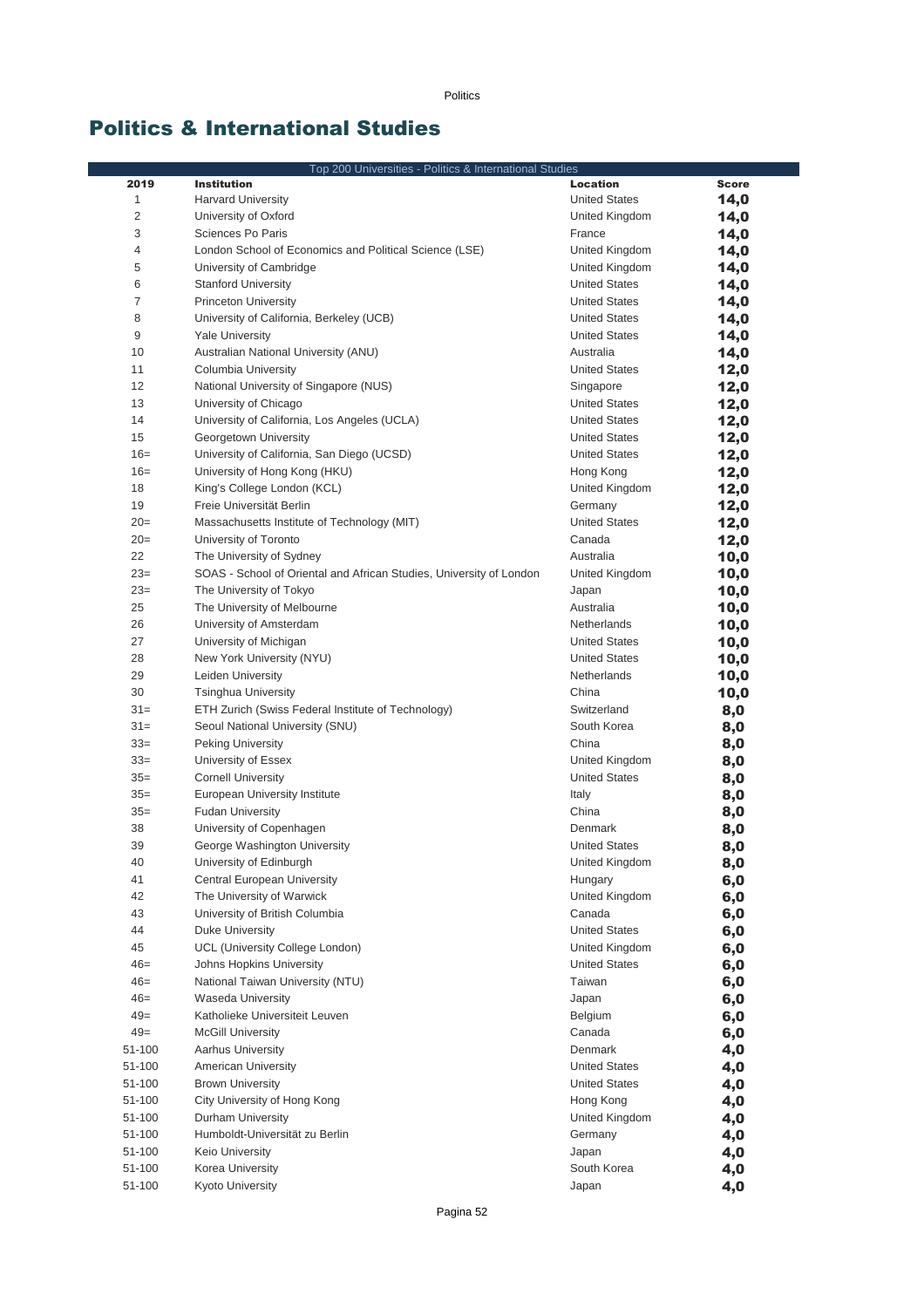# Politics & International Studies

| Top 200 Universities - Politics & International Studies | | | |
|---|---|---|---|
| **2019** | **Institution** | **Location** | **Score** |
| 1 | Harvard University | United States | 14,0 |
| 2 | University of Oxford | United Kingdom | 14,0 |
| 3 | Sciences Po Paris | France | 14,0 |
| 4 | London School of Economics and Political Science (LSE) | United Kingdom | 14,0 |
| 5 | University of Cambridge | United Kingdom | 14,0 |
| 6 | Stanford University | United States | 14,0 |
| 7 | Princeton University | United States | 14,0 |
| 8 | University of California, Berkeley (UCB) | United States | 14,0 |
| 9 | Yale University | United States | 14,0 |
| 10 | Australian National University (ANU) | Australia | 14,0 |
| 11 | Columbia University | United States | 12,0 |
| 12 | National University of Singapore (NUS) | Singapore | 12,0 |
| 13 | University of Chicago | United States | 12,0 |
| 14 | University of California, Los Angeles (UCLA) | United States | 12,0 |
| 15 | Georgetown University | United States | 12,0 |
| 16= | University of California, San Diego (UCSD) | United States | 12,0 |
| 16= | University of Hong Kong (HKU) | Hong Kong | 12,0 |
| 18 | King's College London (KCL) | United Kingdom | 12,0 |
| 19 | Freie Universität Berlin | Germany | 12,0 |
| 20= | Massachusetts Institute of Technology (MIT) | United States | 12,0 |
| 20= | University of Toronto | Canada | 12,0 |
| 22 | The University of Sydney | Australia | 10,0 |
| 23= | SOAS - School of Oriental and African Studies, University of London | United Kingdom | 10,0 |
| 23= | The University of Tokyo | Japan | 10,0 |
| 25 | The University of Melbourne | Australia | 10,0 |
| 26 | University of Amsterdam | Netherlands | 10,0 |
| 27 | University of Michigan | United States | 10,0 |
| 28 | New York University (NYU) | United States | 10,0 |
| 29 | Leiden University | Netherlands | 10,0 |
| 30 | Tsinghua University | China | 10,0 |
| 31= | ETH Zurich (Swiss Federal Institute of Technology) | Switzerland | 8,0 |
| 31= | Seoul National University (SNU) | South Korea | 8,0 |
| 33= | Peking University | China | 8,0 |
| 33= | University of Essex | United Kingdom | 8,0 |
| 35= | Cornell University | United States | 8,0 |
| 35= | European University Institute | Italy | 8,0 |
| 35= | Fudan University | China | 8,0 |
| 38 | University of Copenhagen | Denmark | 8,0 |
| 39 | George Washington University | United States | 8,0 |
| 40 | University of Edinburgh | United Kingdom | 8,0 |
| 41 | Central European University | Hungary | 6,0 |
| 42 | The University of Warwick | United Kingdom | 6,0 |
| 43 | University of British Columbia | Canada | 6,0 |
| 44 | Duke University | United States | 6,0 |
| 45 | UCL (University College London) | United Kingdom | 6,0 |
| 46= | Johns Hopkins University | United States | 6,0 |
| 46= | National Taiwan University (NTU) | Taiwan | 6,0 |
| 46= | Waseda University | Japan | 6,0 |
| 49= | Katholieke Universiteit Leuven | Belgium | 6,0 |
| 49= | McGill University | Canada | 6,0 |
| 51-100 | Aarhus University | Denmark | 4,0 |
| 51-100 | American University | United States | 4,0 |
| 51-100 | Brown University | United States | 4,0 |
| 51-100 | City University of Hong Kong | Hong Kong | 4,0 |
| 51-100 | Durham University | United Kingdom | 4,0 |
| 51-100 | Humboldt-Universität zu Berlin | Germany | 4,0 |
| 51-100 | Keio University | Japan | 4,0 |
| 51-100 | Korea University | South Korea | 4,0 |
| 51-100 | Kyoto University | Japan | 4,0 |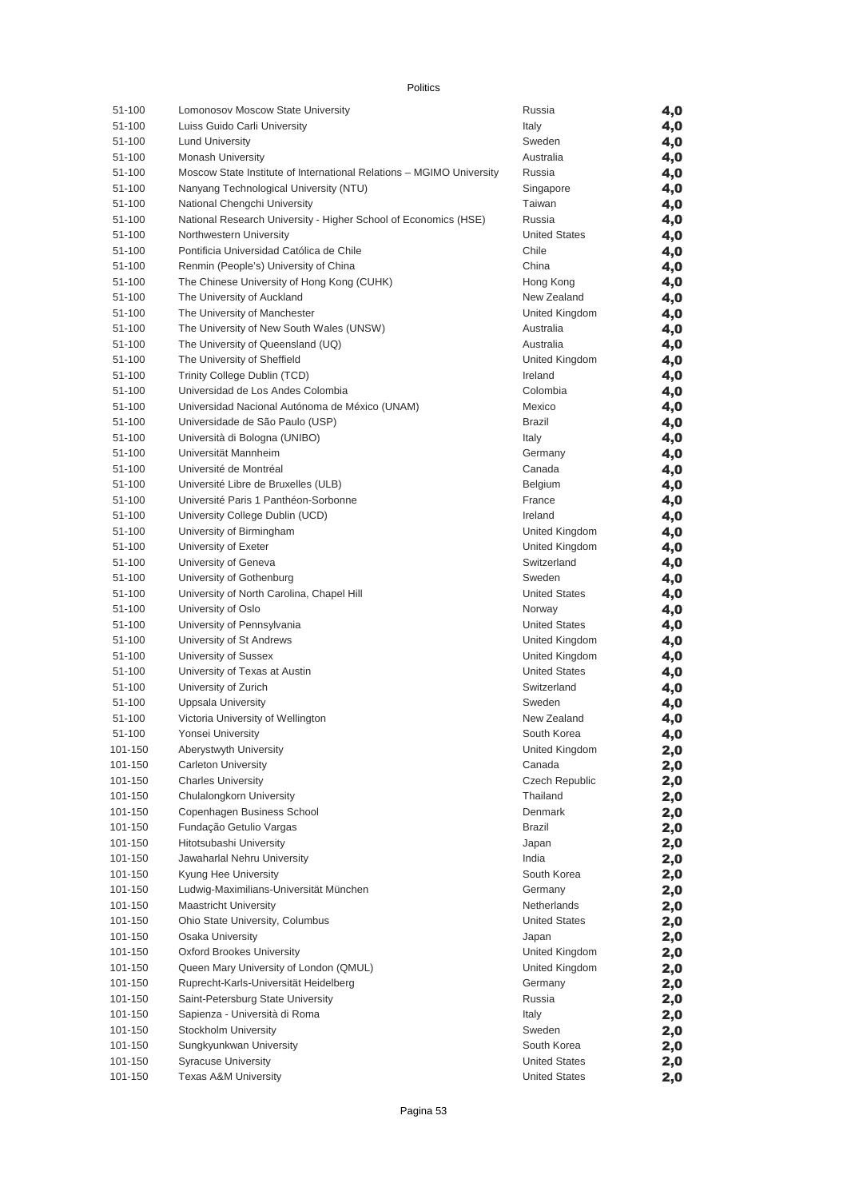Politics

| | | | |
|---|---|---|---|
| 51-100 | Lomonosov Moscow State University | Russia | **4,0** |
| 51-100 | Luiss Guido Carli University | Italy | **4,0** |
| 51-100 | Lund University | Sweden | **4,0** |
| 51-100 | Monash University | Australia | **4,0** |
| 51-100 | Moscow State Institute of International Relations – MGIMO University | Russia | **4,0** |
| 51-100 | Nanyang Technological University (NTU) | Singapore | **4,0** |
| 51-100 | National Chengchi University | Taiwan | **4,0** |
| 51-100 | National Research University - Higher School of Economics (HSE) | Russia | **4,0** |
| 51-100 | Northwestern University | United States | **4,0** |
| 51-100 | Pontificia Universidad Católica de Chile | Chile | **4,0** |
| 51-100 | Renmin (People's) University of China | China | **4,0** |
| 51-100 | The Chinese University of Hong Kong (CUHK) | Hong Kong | **4,0** |
| 51-100 | The University of Auckland | New Zealand | **4,0** |
| 51-100 | The University of Manchester | United Kingdom | **4,0** |
| 51-100 | The University of New South Wales (UNSW) | Australia | **4,0** |
| 51-100 | The University of Queensland (UQ) | Australia | **4,0** |
| 51-100 | The University of Sheffield | United Kingdom | **4,0** |
| 51-100 | Trinity College Dublin (TCD) | Ireland | **4,0** |
| 51-100 | Universidad de Los Andes Colombia | Colombia | **4,0** |
| 51-100 | Universidad Nacional Autónoma de México (UNAM) | Mexico | **4,0** |
| 51-100 | Universidade de São Paulo (USP) | Brazil | **4,0** |
| 51-100 | Università di Bologna (UNIBO) | Italy | **4,0** |
| 51-100 | Universität Mannheim | Germany | **4,0** |
| 51-100 | Université de Montréal | Canada | **4,0** |
| 51-100 | Université Libre de Bruxelles (ULB) | Belgium | **4,0** |
| 51-100 | Université Paris 1 Panthéon-Sorbonne | France | **4,0** |
| 51-100 | University College Dublin (UCD) | Ireland | **4,0** |
| 51-100 | University of Birmingham | United Kingdom | **4,0** |
| 51-100 | University of Exeter | United Kingdom | **4,0** |
| 51-100 | University of Geneva | Switzerland | **4,0** |
| 51-100 | University of Gothenburg | Sweden | **4,0** |
| 51-100 | University of North Carolina, Chapel Hill | United States | **4,0** |
| 51-100 | University of Oslo | Norway | **4,0** |
| 51-100 | University of Pennsylvania | United States | **4,0** |
| 51-100 | University of St Andrews | United Kingdom | **4,0** |
| 51-100 | University of Sussex | United Kingdom | **4,0** |
| 51-100 | University of Texas at Austin | United States | **4,0** |
| 51-100 | University of Zurich | Switzerland | **4,0** |
| 51-100 | Uppsala University | Sweden | **4,0** |
| 51-100 | Victoria University of Wellington | New Zealand | **4,0** |
| 51-100 | Yonsei University | South Korea | **4,0** |
| 101-150 | Aberystwyth University | United Kingdom | **2,0** |
| 101-150 | Carleton University | Canada | **2,0** |
| 101-150 | Charles University | Czech Republic | **2,0** |
| 101-150 | Chulalongkorn University | Thailand | **2,0** |
| 101-150 | Copenhagen Business School | Denmark | **2,0** |
| 101-150 | Fundação Getulio Vargas | Brazil | **2,0** |
| 101-150 | Hitotsubashi University | Japan | **2,0** |
| 101-150 | Jawaharlal Nehru University | India | **2,0** |
| 101-150 | Kyung Hee University | South Korea | **2,0** |
| 101-150 | Ludwig-Maximilians-Universität München | Germany | **2,0** |
| 101-150 | Maastricht University | Netherlands | **2,0** |
| 101-150 | Ohio State University, Columbus | United States | **2,0** |
| 101-150 | Osaka University | Japan | **2,0** |
| 101-150 | Oxford Brookes University | United Kingdom | **2,0** |
| 101-150 | Queen Mary University of London (QMUL) | United Kingdom | **2,0** |
| 101-150 | Ruprecht-Karls-Universität Heidelberg | Germany | **2,0** |
| 101-150 | Saint-Petersburg State University | Russia | **2,0** |
| 101-150 | Sapienza - Università di Roma | Italy | **2,0** |
| 101-150 | Stockholm University | Sweden | **2,0** |
| 101-150 | Sungkyunkwan University | South Korea | **2,0** |
| 101-150 | Syracuse University | United States | **2,0** |
| 101-150 | Texas A&M University | United States | **2,0** |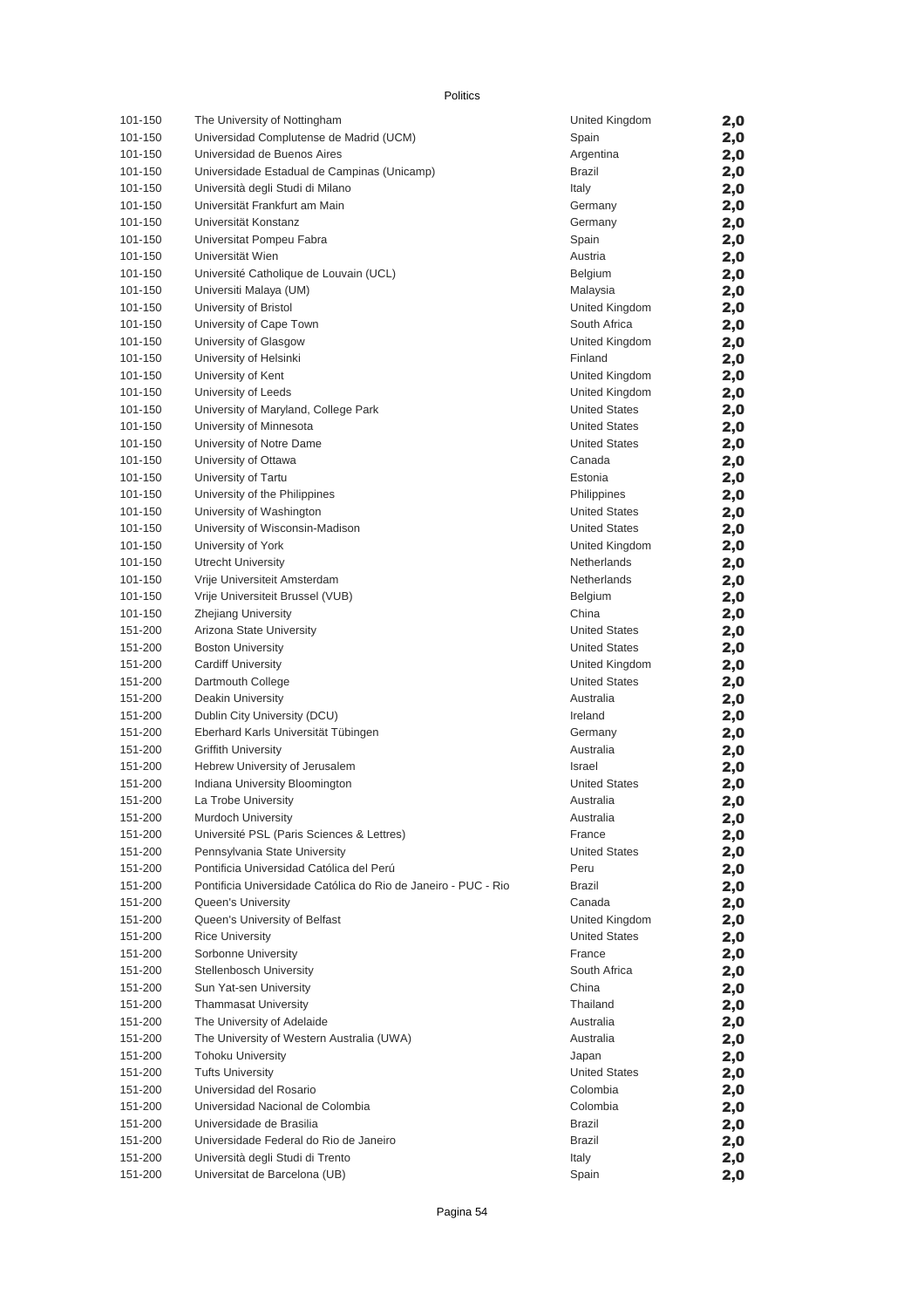Politics

| 101-150 | The University of Nottingham | United Kingdom | 2,0 |
|---|---|---|---|
| 101-150 | Universidad Complutense de Madrid (UCM) | Spain | 2,0 |
| 101-150 | Universidad de Buenos Aires | Argentina | 2,0 |
| 101-150 | Universidade Estadual de Campinas (Unicamp) | Brazil | 2,0 |
| 101-150 | Università degli Studi di Milano | Italy | 2,0 |
| 101-150 | Universität Frankfurt am Main | Germany | 2,0 |
| 101-150 | Universität Konstanz | Germany | 2,0 |
| 101-150 | Universitat Pompeu Fabra | Spain | 2,0 |
| 101-150 | Universität Wien | Austria | 2,0 |
| 101-150 | Université Catholique de Louvain (UCL) | Belgium | 2,0 |
| 101-150 | Universiti Malaya (UM) | Malaysia | 2,0 |
| 101-150 | University of Bristol | United Kingdom | 2,0 |
| 101-150 | University of Cape Town | South Africa | 2,0 |
| 101-150 | University of Glasgow | United Kingdom | 2,0 |
| 101-150 | University of Helsinki | Finland | 2,0 |
| 101-150 | University of Kent | United Kingdom | 2,0 |
| 101-150 | University of Leeds | United Kingdom | 2,0 |
| 101-150 | University of Maryland, College Park | United States | 2,0 |
| 101-150 | University of Minnesota | United States | 2,0 |
| 101-150 | University of Notre Dame | United States | 2,0 |
| 101-150 | University of Ottawa | Canada | 2,0 |
| 101-150 | University of Tartu | Estonia | 2,0 |
| 101-150 | University of the Philippines | Philippines | 2,0 |
| 101-150 | University of Washington | United States | 2,0 |
| 101-150 | University of Wisconsin-Madison | United States | 2,0 |
| 101-150 | University of York | United Kingdom | 2,0 |
| 101-150 | Utrecht University | Netherlands | 2,0 |
| 101-150 | Vrije Universiteit Amsterdam | Netherlands | 2,0 |
| 101-150 | Vrije Universiteit Brussel (VUB) | Belgium | 2,0 |
| 101-150 | Zhejiang University | China | 2,0 |
| 151-200 | Arizona State University | United States | 2,0 |
| 151-200 | Boston University | United States | 2,0 |
| 151-200 | Cardiff University | United Kingdom | 2,0 |
| 151-200 | Dartmouth College | United States | 2,0 |
| 151-200 | Deakin University | Australia | 2,0 |
| 151-200 | Dublin City University (DCU) | Ireland | 2,0 |
| 151-200 | Eberhard Karls Universität Tübingen | Germany | 2,0 |
| 151-200 | Griffith University | Australia | 2,0 |
| 151-200 | Hebrew University of Jerusalem | Israel | 2,0 |
| 151-200 | Indiana University Bloomington | United States | 2,0 |
| 151-200 | La Trobe University | Australia | 2,0 |
| 151-200 | Murdoch University | Australia | 2,0 |
| 151-200 | Université PSL (Paris Sciences & Lettres) | France | 2,0 |
| 151-200 | Pennsylvania State University | United States | 2,0 |
| 151-200 | Pontificia Universidad Católica del Perú | Peru | 2,0 |
| 151-200 | Pontificia Universidade Católica do Rio de Janeiro - PUC - Rio | Brazil | 2,0 |
| 151-200 | Queen's University | Canada | 2,0 |
| 151-200 | Queen's University of Belfast | United Kingdom | 2,0 |
| 151-200 | Rice University | United States | 2,0 |
| 151-200 | Sorbonne University | France | 2,0 |
| 151-200 | Stellenbosch University | South Africa | 2,0 |
| 151-200 | Sun Yat-sen University | China | 2,0 |
| 151-200 | Thammasat University | Thailand | 2,0 |
| 151-200 | The University of Adelaide | Australia | 2,0 |
| 151-200 | The University of Western Australia (UWA) | Australia | 2,0 |
| 151-200 | Tohoku University | Japan | 2,0 |
| 151-200 | Tufts University | United States | 2,0 |
| 151-200 | Universidad del Rosario | Colombia | 2,0 |
| 151-200 | Universidad Nacional de Colombia | Colombia | 2,0 |
| 151-200 | Universidade de Brasilia | Brazil | 2,0 |
| 151-200 | Universidade Federal do Rio de Janeiro | Brazil | 2,0 |
| 151-200 | Università degli Studi di Trento | Italy | 2,0 |
| 151-200 | Universitat de Barcelona (UB) | Spain | 2,0 |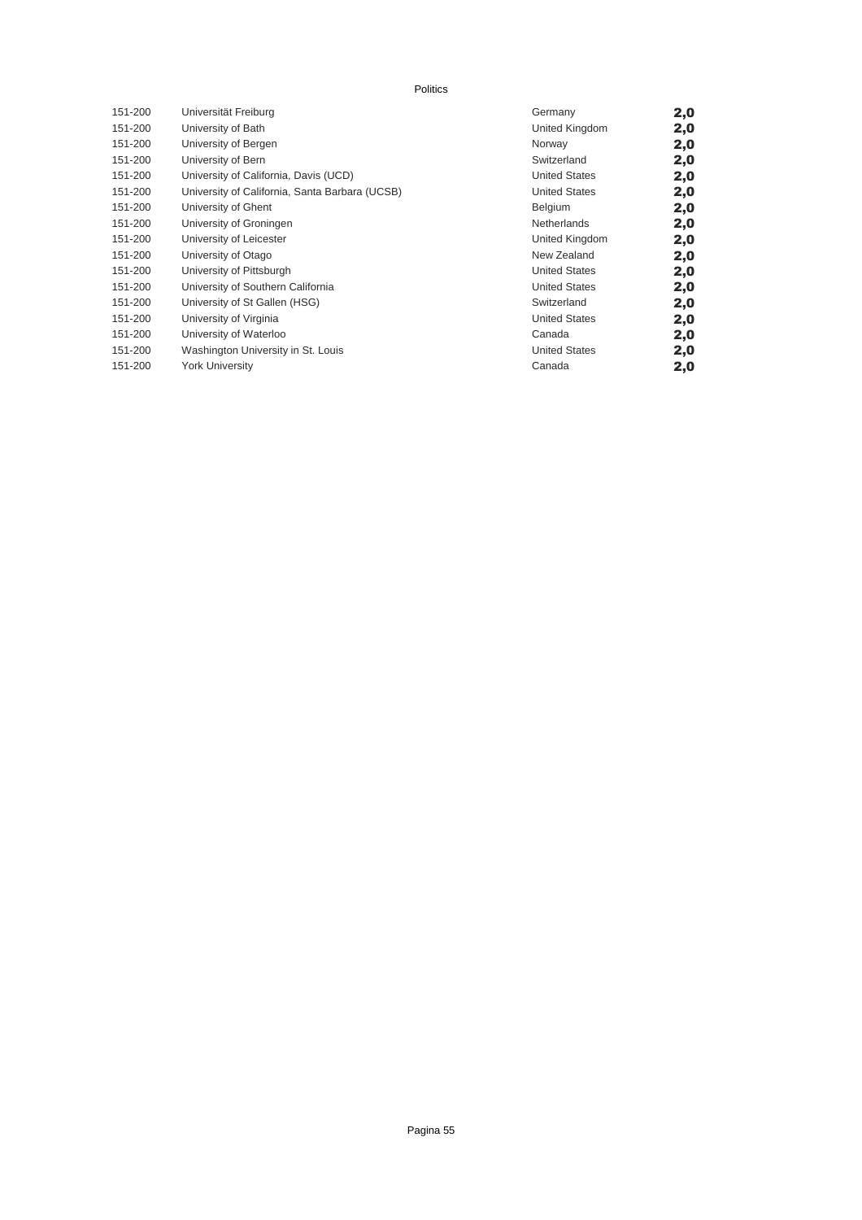| | | | |
|---|---|---|---|
| 151-200 | Universität Freiburg | Germany | **2,0** |
| 151-200 | University of Bath | United Kingdom | **2,0** |
| 151-200 | University of Bergen | Norway | **2,0** |
| 151-200 | University of Bern | Switzerland | **2,0** |
| 151-200 | University of California, Davis (UCD) | United States | **2,0** |
| 151-200 | University of California, Santa Barbara (UCSB) | United States | **2,0** |
| 151-200 | University of Ghent | Belgium | **2,0** |
| 151-200 | University of Groningen | Netherlands | **2,0** |
| 151-200 | University of Leicester | United Kingdom | **2,0** |
| 151-200 | University of Otago | New Zealand | **2,0** |
| 151-200 | University of Pittsburgh | United States | **2,0** |
| 151-200 | University of Southern California | United States | **2,0** |
| 151-200 | University of St Gallen (HSG) | Switzerland | **2,0** |
| 151-200 | University of Virginia | United States | **2,0** |
| 151-200 | University of Waterloo | Canada | **2,0** |
| 151-200 | Washington University in St. Louis | United States | **2,0** |
| 151-200 | York University | Canada | **2,0** |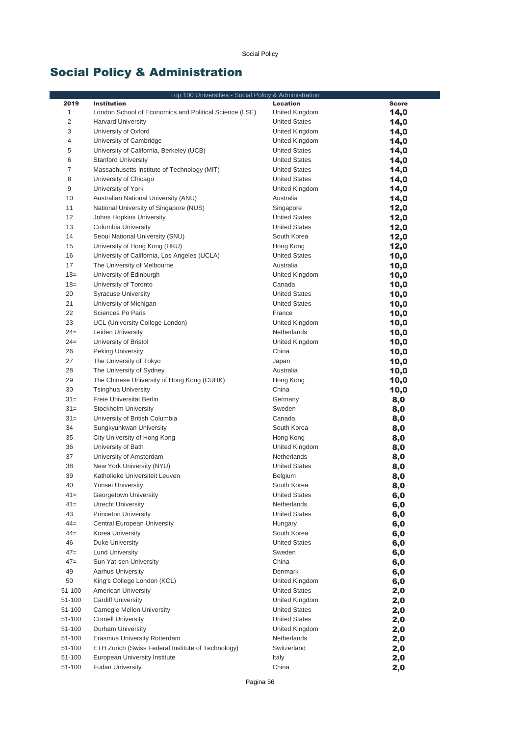# Social Policy & Administration

| Top 100 Universities - Social Policy & Administration | | | |
|---|---|---|---|
| **2019** | **Institution** | **Location** | **Score** |
| 1 | London School of Economics and Political Science (LSE) | United Kingdom | **14,0** |
| 2 | Harvard University | United States | **14,0** |
| 3 | University of Oxford | United Kingdom | **14,0** |
| 4 | University of Cambridge | United Kingdom | **14,0** |
| 5 | University of California, Berkeley (UCB) | United States | **14,0** |
| 6 | Stanford University | United States | **14,0** |
| 7 | Massachusetts Institute of Technology (MIT) | United States | **14,0** |
| 8 | University of Chicago | United States | **14,0** |
| 9 | University of York | United Kingdom | **14,0** |
| 10 | Australian National University (ANU) | Australia | **14,0** |
| 11 | National University of Singapore (NUS) | Singapore | **12,0** |
| 12 | Johns Hopkins University | United States | **12,0** |
| 13 | Columbia University | United States | **12,0** |
| 14 | Seoul National University (SNU) | South Korea | **12,0** |
| 15 | University of Hong Kong (HKU) | Hong Kong | **12,0** |
| 16 | University of California, Los Angeles (UCLA) | United States | **10,0** |
| 17 | The University of Melbourne | Australia | **10,0** |
| 18= | University of Edinburgh | United Kingdom | **10,0** |
| 18= | University of Toronto | Canada | **10,0** |
| 20 | Syracuse University | United States | **10,0** |
| 21 | University of Michigan | United States | **10,0** |
| 22 | Sciences Po Paris | France | **10,0** |
| 23 | UCL (University College London) | United Kingdom | **10,0** |
| 24= | Leiden University | Netherlands | **10,0** |
| 24= | University of Bristol | United Kingdom | **10,0** |
| 26 | Peking University | China | **10,0** |
| 27 | The University of Tokyo | Japan | **10,0** |
| 28 | The University of Sydney | Australia | **10,0** |
| 29 | The Chinese University of Hong Kong (CUHK) | Hong Kong | **10,0** |
| 30 | Tsinghua University | China | **10,0** |
| 31= | Freie Universität Berlin | Germany | **8,0** |
| 31= | Stockholm University | Sweden | **8,0** |
| 31= | University of British Columbia | Canada | **8,0** |
| 34 | Sungkyunkwan University | South Korea | **8,0** |
| 35 | City University of Hong Kong | Hong Kong | **8,0** |
| 36 | University of Bath | United Kingdom | **8,0** |
| 37 | University of Amsterdam | Netherlands | **8,0** |
| 38 | New York University (NYU) | United States | **8,0** |
| 39 | Katholieke Universiteit Leuven | Belgium | **8,0** |
| 40 | Yonsei University | South Korea | **8,0** |
| 41= | Georgetown University | United States | **6,0** |
| 41= | Utrecht University | Netherlands | **6,0** |
| 43 | Princeton University | United States | **6,0** |
| 44= | Central European University | Hungary | **6,0** |
| 44= | Korea University | South Korea | **6,0** |
| 46 | Duke University | United States | **6,0** |
| 47= | Lund University | Sweden | **6,0** |
| 47= | Sun Yat-sen University | China | **6,0** |
| 49 | Aarhus University | Denmark | **6,0** |
| 50 | King's College London (KCL) | United Kingdom | **6,0** |
| 51-100 | American University | United States | **2,0** |
| 51-100 | Cardiff University | United Kingdom | **2,0** |
| 51-100 | Carnegie Mellon University | United States | **2,0** |
| 51-100 | Cornell University | United States | **2,0** |
| 51-100 | Durham University | United Kingdom | **2,0** |
| 51-100 | Erasmus University Rotterdam | Netherlands | **2,0** |
| 51-100 | ETH Zurich (Swiss Federal Institute of Technology) | Switzerland | **2,0** |
| 51-100 | European University Institute | Italy | **2,0** |
| 51-100 | Fudan University | China | **2,0** |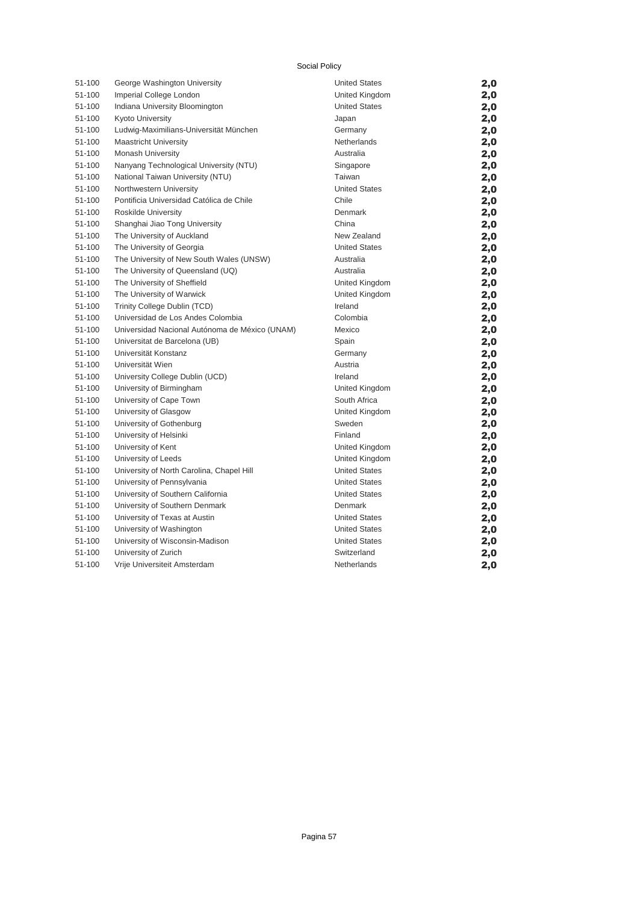Social Policy

| | | | |
|---|---|---|---|
| 51-100 | George Washington University | United States | **2,0** |
| 51-100 | Imperial College London | United Kingdom | **2,0** |
| 51-100 | Indiana University Bloomington | United States | **2,0** |
| 51-100 | Kyoto University | Japan | **2,0** |
| 51-100 | Ludwig-Maximilians-Universität München | Germany | **2,0** |
| 51-100 | Maastricht University | Netherlands | **2,0** |
| 51-100 | Monash University | Australia | **2,0** |
| 51-100 | Nanyang Technological University (NTU) | Singapore | **2,0** |
| 51-100 | National Taiwan University (NTU) | Taiwan | **2,0** |
| 51-100 | Northwestern University | United States | **2,0** |
| 51-100 | Pontificia Universidad Católica de Chile | Chile | **2,0** |
| 51-100 | Roskilde University | Denmark | **2,0** |
| 51-100 | Shanghai Jiao Tong University | China | **2,0** |
| 51-100 | The University of Auckland | New Zealand | **2,0** |
| 51-100 | The University of Georgia | United States | **2,0** |
| 51-100 | The University of New South Wales (UNSW) | Australia | **2,0** |
| 51-100 | The University of Queensland (UQ) | Australia | **2,0** |
| 51-100 | The University of Sheffield | United Kingdom | **2,0** |
| 51-100 | The University of Warwick | United Kingdom | **2,0** |
| 51-100 | Trinity College Dublin (TCD) | Ireland | **2,0** |
| 51-100 | Universidad de Los Andes Colombia | Colombia | **2,0** |
| 51-100 | Universidad Nacional Autónoma de México (UNAM) | Mexico | **2,0** |
| 51-100 | Universitat de Barcelona (UB) | Spain | **2,0** |
| 51-100 | Universität Konstanz | Germany | **2,0** |
| 51-100 | Universität Wien | Austria | **2,0** |
| 51-100 | University College Dublin (UCD) | Ireland | **2,0** |
| 51-100 | University of Birmingham | United Kingdom | **2,0** |
| 51-100 | University of Cape Town | South Africa | **2,0** |
| 51-100 | University of Glasgow | United Kingdom | **2,0** |
| 51-100 | University of Gothenburg | Sweden | **2,0** |
| 51-100 | University of Helsinki | Finland | **2,0** |
| 51-100 | University of Kent | United Kingdom | **2,0** |
| 51-100 | University of Leeds | United Kingdom | **2,0** |
| 51-100 | University of North Carolina, Chapel Hill | United States | **2,0** |
| 51-100 | University of Pennsylvania | United States | **2,0** |
| 51-100 | University of Southern California | United States | **2,0** |
| 51-100 | University of Southern Denmark | Denmark | **2,0** |
| 51-100 | University of Texas at Austin | United States | **2,0** |
| 51-100 | University of Washington | United States | **2,0** |
| 51-100 | University of Wisconsin-Madison | United States | **2,0** |
| 51-100 | University of Zurich | Switzerland | **2,0** |
| 51-100 | Vrije Universiteit Amsterdam | Netherlands | **2,0** |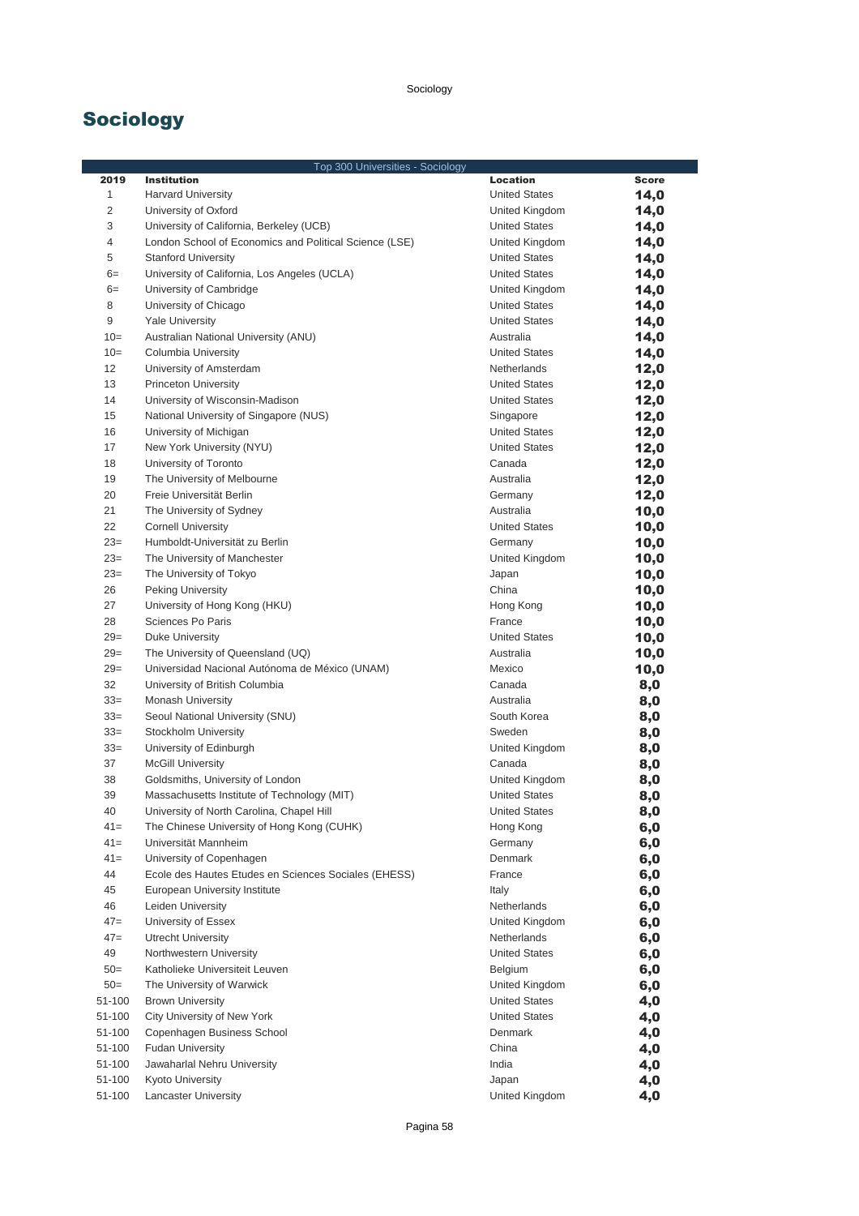# Sociology

| Top 300 Universities - Sociology | | | |
|---|---|---|---|
| **2019** | **Institution** | **Location** | **Score** |
| 1 | Harvard University | United States | **14,0** |
| 2 | University of Oxford | United Kingdom | **14,0** |
| 3 | University of California, Berkeley (UCB) | United States | **14,0** |
| 4 | London School of Economics and Political Science (LSE) | United Kingdom | **14,0** |
| 5 | Stanford University | United States | **14,0** |
| 6= | University of California, Los Angeles (UCLA) | United States | **14,0** |
| 6= | University of Cambridge | United Kingdom | **14,0** |
| 8 | University of Chicago | United States | **14,0** |
| 9 | Yale University | United States | **14,0** |
| 10= | Australian National University (ANU) | Australia | **14,0** |
| 10= | Columbia University | United States | **14,0** |
| 12 | University of Amsterdam | Netherlands | **12,0** |
| 13 | Princeton University | United States | **12,0** |
| 14 | University of Wisconsin-Madison | United States | **12,0** |
| 15 | National University of Singapore (NUS) | Singapore | **12,0** |
| 16 | University of Michigan | United States | **12,0** |
| 17 | New York University (NYU) | United States | **12,0** |
| 18 | University of Toronto | Canada | **12,0** |
| 19 | The University of Melbourne | Australia | **12,0** |
| 20 | Freie Universität Berlin | Germany | **12,0** |
| 21 | The University of Sydney | Australia | **10,0** |
| 22 | Cornell University | United States | **10,0** |
| 23= | Humboldt-Universität zu Berlin | Germany | **10,0** |
| 23= | The University of Manchester | United Kingdom | **10,0** |
| 23= | The University of Tokyo | Japan | **10,0** |
| 26 | Peking University | China | **10,0** |
| 27 | University of Hong Kong (HKU) | Hong Kong | **10,0** |
| 28 | Sciences Po Paris | France | **10,0** |
| 29= | Duke University | United States | **10,0** |
| 29= | The University of Queensland (UQ) | Australia | **10,0** |
| 29= | Universidad Nacional Autónoma de México (UNAM) | Mexico | **10,0** |
| 32 | University of British Columbia | Canada | **8,0** |
| 33= | Monash University | Australia | **8,0** |
| 33= | Seoul National University (SNU) | South Korea | **8,0** |
| 33= | Stockholm University | Sweden | **8,0** |
| 33= | University of Edinburgh | United Kingdom | **8,0** |
| 37 | McGill University | Canada | **8,0** |
| 38 | Goldsmiths, University of London | United Kingdom | **8,0** |
| 39 | Massachusetts Institute of Technology (MIT) | United States | **8,0** |
| 40 | University of North Carolina, Chapel Hill | United States | **8,0** |
| 41= | The Chinese University of Hong Kong (CUHK) | Hong Kong | **6,0** |
| 41= | Universität Mannheim | Germany | **6,0** |
| 41= | University of Copenhagen | Denmark | **6,0** |
| 44 | Ecole des Hautes Etudes en Sciences Sociales (EHESS) | France | **6,0** |
| 45 | European University Institute | Italy | **6,0** |
| 46 | Leiden University | Netherlands | **6,0** |
| 47= | University of Essex | United Kingdom | **6,0** |
| 47= | Utrecht University | Netherlands | **6,0** |
| 49 | Northwestern University | United States | **6,0** |
| 50= | Katholieke Universiteit Leuven | Belgium | **6,0** |
| 50= | The University of Warwick | United Kingdom | **6,0** |
| 51-100 | Brown University | United States | **4,0** |
| 51-100 | City University of New York | United States | **4,0** |
| 51-100 | Copenhagen Business School | Denmark | **4,0** |
| 51-100 | Fudan University | China | **4,0** |
| 51-100 | Jawaharlal Nehru University | India | **4,0** |
| 51-100 | Kyoto University | Japan | **4,0** |
| 51-100 | Lancaster University | United Kingdom | **4,0** |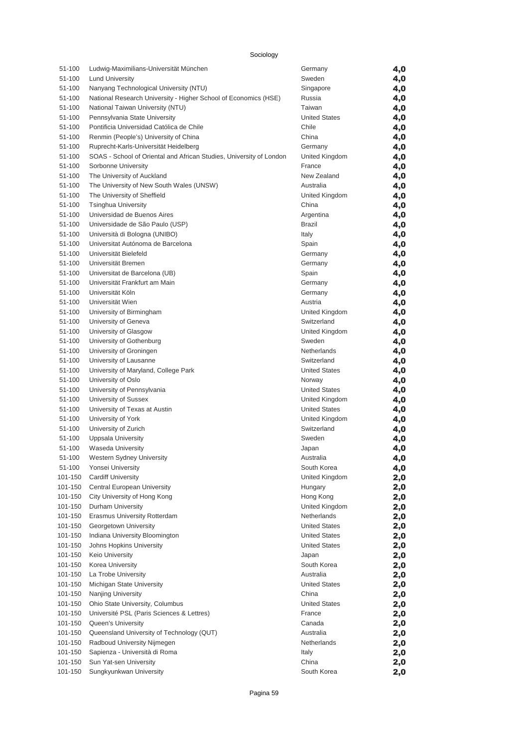Sociology

| | | | |
|---|---|---|---|
| 51-100 | Ludwig-Maximilians-Universität München | Germany | 4,0 |
| 51-100 | Lund University | Sweden | 4,0 |
| 51-100 | Nanyang Technological University (NTU) | Singapore | 4,0 |
| 51-100 | National Research University - Higher School of Economics (HSE) | Russia | 4,0 |
| 51-100 | National Taiwan University (NTU) | Taiwan | 4,0 |
| 51-100 | Pennsylvania State University | United States | 4,0 |
| 51-100 | Pontificia Universidad Católica de Chile | Chile | 4,0 |
| 51-100 | Renmin (People's) University of China | China | 4,0 |
| 51-100 | Ruprecht-Karls-Universität Heidelberg | Germany | 4,0 |
| 51-100 | SOAS - School of Oriental and African Studies, University of London | United Kingdom | 4,0 |
| 51-100 | Sorbonne University | France | 4,0 |
| 51-100 | The University of Auckland | New Zealand | 4,0 |
| 51-100 | The University of New South Wales (UNSW) | Australia | 4,0 |
| 51-100 | The University of Sheffield | United Kingdom | 4,0 |
| 51-100 | Tsinghua University | China | 4,0 |
| 51-100 | Universidad de Buenos Aires | Argentina | 4,0 |
| 51-100 | Universidade de São Paulo (USP) | Brazil | 4,0 |
| 51-100 | Università di Bologna (UNIBO) | Italy | 4,0 |
| 51-100 | Universitat Autónoma de Barcelona | Spain | 4,0 |
| 51-100 | Universität Bielefeld | Germany | 4,0 |
| 51-100 | Universität Bremen | Germany | 4,0 |
| 51-100 | Universitat de Barcelona (UB) | Spain | 4,0 |
| 51-100 | Universität Frankfurt am Main | Germany | 4,0 |
| 51-100 | Universität Köln | Germany | 4,0 |
| 51-100 | Universität Wien | Austria | 4,0 |
| 51-100 | University of Birmingham | United Kingdom | 4,0 |
| 51-100 | University of Geneva | Switzerland | 4,0 |
| 51-100 | University of Glasgow | United Kingdom | 4,0 |
| 51-100 | University of Gothenburg | Sweden | 4,0 |
| 51-100 | University of Groningen | Netherlands | 4,0 |
| 51-100 | University of Lausanne | Switzerland | 4,0 |
| 51-100 | University of Maryland, College Park | United States | 4,0 |
| 51-100 | University of Oslo | Norway | 4,0 |
| 51-100 | University of Pennsylvania | United States | 4,0 |
| 51-100 | University of Sussex | United Kingdom | 4,0 |
| 51-100 | University of Texas at Austin | United States | 4,0 |
| 51-100 | University of York | United Kingdom | 4,0 |
| 51-100 | University of Zurich | Switzerland | 4,0 |
| 51-100 | Uppsala University | Sweden | 4,0 |
| 51-100 | Waseda University | Japan | 4,0 |
| 51-100 | Western Sydney University | Australia | 4,0 |
| 51-100 | Yonsei University | South Korea | 4,0 |
| 101-150 | Cardiff University | United Kingdom | 2,0 |
| 101-150 | Central European University | Hungary | 2,0 |
| 101-150 | City University of Hong Kong | Hong Kong | 2,0 |
| 101-150 | Durham University | United Kingdom | 2,0 |
| 101-150 | Erasmus University Rotterdam | Netherlands | 2,0 |
| 101-150 | Georgetown University | United States | 2,0 |
| 101-150 | Indiana University Bloomington | United States | 2,0 |
| 101-150 | Johns Hopkins University | United States | 2,0 |
| 101-150 | Keio University | Japan | 2,0 |
| 101-150 | Korea University | South Korea | 2,0 |
| 101-150 | La Trobe University | Australia | 2,0 |
| 101-150 | Michigan State University | United States | 2,0 |
| 101-150 | Nanjing University | China | 2,0 |
| 101-150 | Ohio State University, Columbus | United States | 2,0 |
| 101-150 | Université PSL (Paris Sciences & Lettres) | France | 2,0 |
| 101-150 | Queen's University | Canada | 2,0 |
| 101-150 | Queensland University of Technology (QUT) | Australia | 2,0 |
| 101-150 | Radboud University Nijmegen | Netherlands | 2,0 |
| 101-150 | Sapienza - Università di Roma | Italy | 2,0 |
| 101-150 | Sun Yat-sen University | China | 2,0 |
| 101-150 | Sungkyunkwan University | South Korea | 2,0 |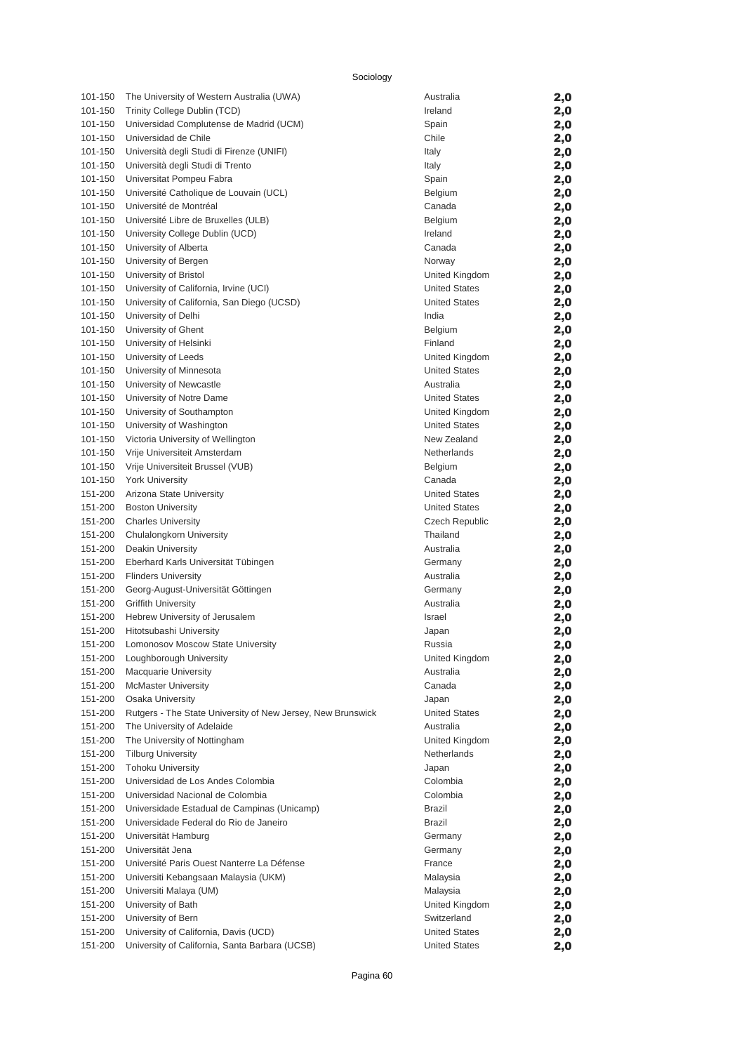Sociology

| Rank | University | Country | Score |
|---|---|---|---|
| 101-150 | The University of Western Australia (UWA) | Australia | 2,0 |
| 101-150 | Trinity College Dublin (TCD) | Ireland | 2,0 |
| 101-150 | Universidad Complutense de Madrid (UCM) | Spain | 2,0 |
| 101-150 | Universidad de Chile | Chile | 2,0 |
| 101-150 | Università degli Studi di Firenze (UNIFI) | Italy | 2,0 |
| 101-150 | Università degli Studi di Trento | Italy | 2,0 |
| 101-150 | Universitat Pompeu Fabra | Spain | 2,0 |
| 101-150 | Université Catholique de Louvain (UCL) | Belgium | 2,0 |
| 101-150 | Université de Montréal | Canada | 2,0 |
| 101-150 | Université Libre de Bruxelles (ULB) | Belgium | 2,0 |
| 101-150 | University College Dublin (UCD) | Ireland | 2,0 |
| 101-150 | University of Alberta | Canada | 2,0 |
| 101-150 | University of Bergen | Norway | 2,0 |
| 101-150 | University of Bristol | United Kingdom | 2,0 |
| 101-150 | University of California, Irvine (UCI) | United States | 2,0 |
| 101-150 | University of California, San Diego (UCSD) | United States | 2,0 |
| 101-150 | University of Delhi | India | 2,0 |
| 101-150 | University of Ghent | Belgium | 2,0 |
| 101-150 | University of Helsinki | Finland | 2,0 |
| 101-150 | University of Leeds | United Kingdom | 2,0 |
| 101-150 | University of Minnesota | United States | 2,0 |
| 101-150 | University of Newcastle | Australia | 2,0 |
| 101-150 | University of Notre Dame | United States | 2,0 |
| 101-150 | University of Southampton | United Kingdom | 2,0 |
| 101-150 | University of Washington | United States | 2,0 |
| 101-150 | Victoria University of Wellington | New Zealand | 2,0 |
| 101-150 | Vrije Universiteit Amsterdam | Netherlands | 2,0 |
| 101-150 | Vrije Universiteit Brussel (VUB) | Belgium | 2,0 |
| 101-150 | York University | Canada | 2,0 |
| 151-200 | Arizona State University | United States | 2,0 |
| 151-200 | Boston University | United States | 2,0 |
| 151-200 | Charles University | Czech Republic | 2,0 |
| 151-200 | Chulalongkorn University | Thailand | 2,0 |
| 151-200 | Deakin University | Australia | 2,0 |
| 151-200 | Eberhard Karls Universität Tübingen | Germany | 2,0 |
| 151-200 | Flinders University | Australia | 2,0 |
| 151-200 | Georg-August-Universität Göttingen | Germany | 2,0 |
| 151-200 | Griffith University | Australia | 2,0 |
| 151-200 | Hebrew University of Jerusalem | Israel | 2,0 |
| 151-200 | Hitotsubashi University | Japan | 2,0 |
| 151-200 | Lomonosov Moscow State University | Russia | 2,0 |
| 151-200 | Loughborough University | United Kingdom | 2,0 |
| 151-200 | Macquarie University | Australia | 2,0 |
| 151-200 | McMaster University | Canada | 2,0 |
| 151-200 | Osaka University | Japan | 2,0 |
| 151-200 | Rutgers - The State University of New Jersey, New Brunswick | United States | 2,0 |
| 151-200 | The University of Adelaide | Australia | 2,0 |
| 151-200 | The University of Nottingham | United Kingdom | 2,0 |
| 151-200 | Tilburg University | Netherlands | 2,0 |
| 151-200 | Tohoku University | Japan | 2,0 |
| 151-200 | Universidad de Los Andes Colombia | Colombia | 2,0 |
| 151-200 | Universidad Nacional de Colombia | Colombia | 2,0 |
| 151-200 | Universidade Estadual de Campinas (Unicamp) | Brazil | 2,0 |
| 151-200 | Universidade Federal do Rio de Janeiro | Brazil | 2,0 |
| 151-200 | Universität Hamburg | Germany | 2,0 |
| 151-200 | Universität Jena | Germany | 2,0 |
| 151-200 | Université Paris Ouest Nanterre La Défense | France | 2,0 |
| 151-200 | Universiti Kebangsaan Malaysia (UKM) | Malaysia | 2,0 |
| 151-200 | Universiti Malaya (UM) | Malaysia | 2,0 |
| 151-200 | University of Bath | United Kingdom | 2,0 |
| 151-200 | University of Bern | Switzerland | 2,0 |
| 151-200 | University of California, Davis (UCD) | United States | 2,0 |
| 151-200 | University of California, Santa Barbara (UCSB) | United States | 2,0 |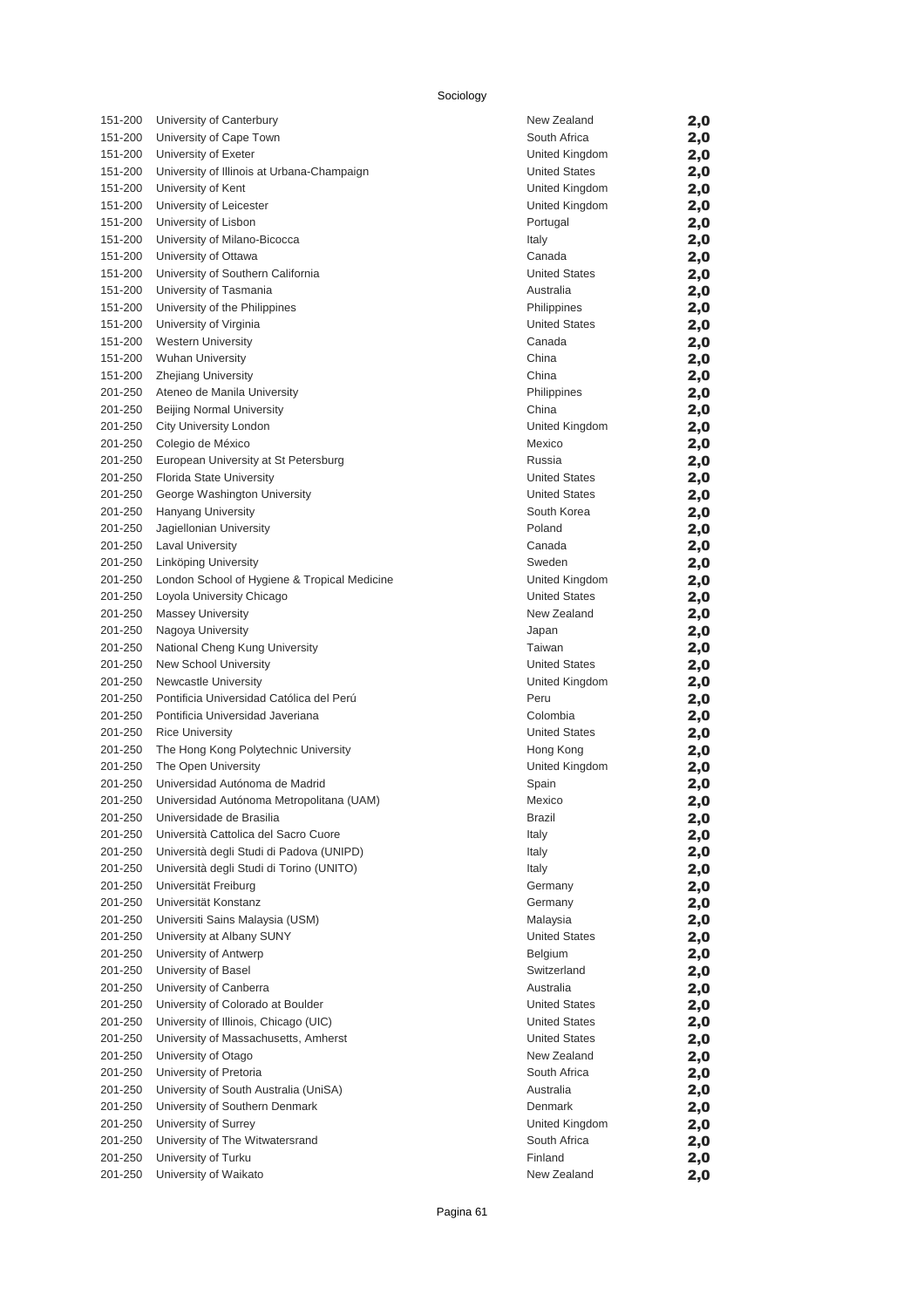Sociology

| | | | |
|---|---|---|---|
| 151-200 | University of Canterbury | New Zealand | 2,0 |
| 151-200 | University of Cape Town | South Africa | 2,0 |
| 151-200 | University of Exeter | United Kingdom | 2,0 |
| 151-200 | University of Illinois at Urbana-Champaign | United States | 2,0 |
| 151-200 | University of Kent | United Kingdom | 2,0 |
| 151-200 | University of Leicester | United Kingdom | 2,0 |
| 151-200 | University of Lisbon | Portugal | 2,0 |
| 151-200 | University of Milano-Bicocca | Italy | 2,0 |
| 151-200 | University of Ottawa | Canada | 2,0 |
| 151-200 | University of Southern California | United States | 2,0 |
| 151-200 | University of Tasmania | Australia | 2,0 |
| 151-200 | University of the Philippines | Philippines | 2,0 |
| 151-200 | University of Virginia | United States | 2,0 |
| 151-200 | Western University | Canada | 2,0 |
| 151-200 | Wuhan University | China | 2,0 |
| 151-200 | Zhejiang University | China | 2,0 |
| 201-250 | Ateneo de Manila University | Philippines | 2,0 |
| 201-250 | Beijing Normal University | China | 2,0 |
| 201-250 | City University London | United Kingdom | 2,0 |
| 201-250 | Colegio de México | Mexico | 2,0 |
| 201-250 | European University at St Petersburg | Russia | 2,0 |
| 201-250 | Florida State University | United States | 2,0 |
| 201-250 | George Washington University | United States | 2,0 |
| 201-250 | Hanyang University | South Korea | 2,0 |
| 201-250 | Jagiellonian University | Poland | 2,0 |
| 201-250 | Laval University | Canada | 2,0 |
| 201-250 | Linköping University | Sweden | 2,0 |
| 201-250 | London School of Hygiene & Tropical Medicine | United Kingdom | 2,0 |
| 201-250 | Loyola University Chicago | United States | 2,0 |
| 201-250 | Massey University | New Zealand | 2,0 |
| 201-250 | Nagoya University | Japan | 2,0 |
| 201-250 | National Cheng Kung University | Taiwan | 2,0 |
| 201-250 | New School University | United States | 2,0 |
| 201-250 | Newcastle University | United Kingdom | 2,0 |
| 201-250 | Pontificia Universidad Católica del Perú | Peru | 2,0 |
| 201-250 | Pontificia Universidad Javeriana | Colombia | 2,0 |
| 201-250 | Rice University | United States | 2,0 |
| 201-250 | The Hong Kong Polytechnic University | Hong Kong | 2,0 |
| 201-250 | The Open University | United Kingdom | 2,0 |
| 201-250 | Universidad Autónoma de Madrid | Spain | 2,0 |
| 201-250 | Universidad Autónoma Metropolitana (UAM) | Mexico | 2,0 |
| 201-250 | Universidade de Brasilia | Brazil | 2,0 |
| 201-250 | Università Cattolica del Sacro Cuore | Italy | 2,0 |
| 201-250 | Università degli Studi di Padova (UNIPD) | Italy | 2,0 |
| 201-250 | Università degli Studi di Torino (UNITO) | Italy | 2,0 |
| 201-250 | Universität Freiburg | Germany | 2,0 |
| 201-250 | Universität Konstanz | Germany | 2,0 |
| 201-250 | Universiti Sains Malaysia (USM) | Malaysia | 2,0 |
| 201-250 | University at Albany SUNY | United States | 2,0 |
| 201-250 | University of Antwerp | Belgium | 2,0 |
| 201-250 | University of Basel | Switzerland | 2,0 |
| 201-250 | University of Canberra | Australia | 2,0 |
| 201-250 | University of Colorado at Boulder | United States | 2,0 |
| 201-250 | University of Illinois, Chicago (UIC) | United States | 2,0 |
| 201-250 | University of Massachusetts, Amherst | United States | 2,0 |
| 201-250 | University of Otago | New Zealand | 2,0 |
| 201-250 | University of Pretoria | South Africa | 2,0 |
| 201-250 | University of South Australia (UniSA) | Australia | 2,0 |
| 201-250 | University of Southern Denmark | Denmark | 2,0 |
| 201-250 | University of Surrey | United Kingdom | 2,0 |
| 201-250 | University of The Witwatersrand | South Africa | 2,0 |
| 201-250 | University of Turku | Finland | 2,0 |
| 201-250 | University of Waikato | New Zealand | 2,0 |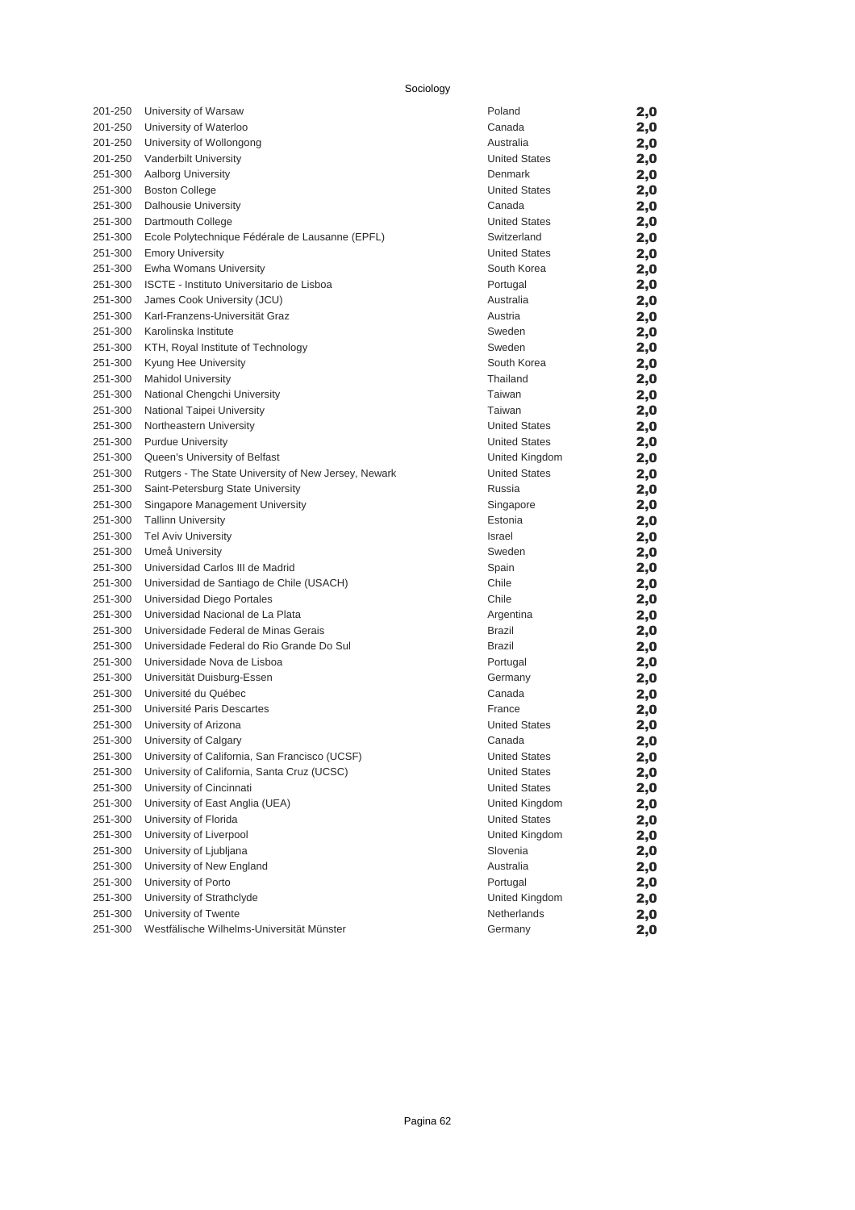Sociology

| Rank | University | Country | Score |
|---|---|---|---|
| 201-250 | University of Warsaw | Poland | **2,0** |
| 201-250 | University of Waterloo | Canada | **2,0** |
| 201-250 | University of Wollongong | Australia | **2,0** |
| 201-250 | Vanderbilt University | United States | **2,0** |
| 251-300 | Aalborg University | Denmark | **2,0** |
| 251-300 | Boston College | United States | **2,0** |
| 251-300 | Dalhousie University | Canada | **2,0** |
| 251-300 | Dartmouth College | United States | **2,0** |
| 251-300 | Ecole Polytechnique Fédérale de Lausanne (EPFL) | Switzerland | **2,0** |
| 251-300 | Emory University | United States | **2,0** |
| 251-300 | Ewha Womans University | South Korea | **2,0** |
| 251-300 | ISCTE - Instituto Universitario de Lisboa | Portugal | **2,0** |
| 251-300 | James Cook University (JCU) | Australia | **2,0** |
| 251-300 | Karl-Franzens-Universität Graz | Austria | **2,0** |
| 251-300 | Karolinska Institute | Sweden | **2,0** |
| 251-300 | KTH, Royal Institute of Technology | Sweden | **2,0** |
| 251-300 | Kyung Hee University | South Korea | **2,0** |
| 251-300 | Mahidol University | Thailand | **2,0** |
| 251-300 | National Chengchi University | Taiwan | **2,0** |
| 251-300 | National Taipei University | Taiwan | **2,0** |
| 251-300 | Northeastern University | United States | **2,0** |
| 251-300 | Purdue University | United States | **2,0** |
| 251-300 | Queen's University of Belfast | United Kingdom | **2,0** |
| 251-300 | Rutgers - The State University of New Jersey, Newark | United States | **2,0** |
| 251-300 | Saint-Petersburg State University | Russia | **2,0** |
| 251-300 | Singapore Management University | Singapore | **2,0** |
| 251-300 | Tallinn University | Estonia | **2,0** |
| 251-300 | Tel Aviv University | Israel | **2,0** |
| 251-300 | Umeå University | Sweden | **2,0** |
| 251-300 | Universidad Carlos III de Madrid | Spain | **2,0** |
| 251-300 | Universidad de Santiago de Chile (USACH) | Chile | **2,0** |
| 251-300 | Universidad Diego Portales | Chile | **2,0** |
| 251-300 | Universidad Nacional de La Plata | Argentina | **2,0** |
| 251-300 | Universidade Federal de Minas Gerais | Brazil | **2,0** |
| 251-300 | Universidade Federal do Rio Grande Do Sul | Brazil | **2,0** |
| 251-300 | Universidade Nova de Lisboa | Portugal | **2,0** |
| 251-300 | Universität Duisburg-Essen | Germany | **2,0** |
| 251-300 | Université du Québec | Canada | **2,0** |
| 251-300 | Université Paris Descartes | France | **2,0** |
| 251-300 | University of Arizona | United States | **2,0** |
| 251-300 | University of Calgary | Canada | **2,0** |
| 251-300 | University of California, San Francisco (UCSF) | United States | **2,0** |
| 251-300 | University of California, Santa Cruz (UCSC) | United States | **2,0** |
| 251-300 | University of Cincinnati | United States | **2,0** |
| 251-300 | University of East Anglia (UEA) | United Kingdom | **2,0** |
| 251-300 | University of Florida | United States | **2,0** |
| 251-300 | University of Liverpool | United Kingdom | **2,0** |
| 251-300 | University of Ljubljana | Slovenia | **2,0** |
| 251-300 | University of New England | Australia | **2,0** |
| 251-300 | University of Porto | Portugal | **2,0** |
| 251-300 | University of Strathclyde | United Kingdom | **2,0** |
| 251-300 | University of Twente | Netherlands | **2,0** |
| 251-300 | Westfälische Wilhelms-Universität Münster | Germany | **2,0** |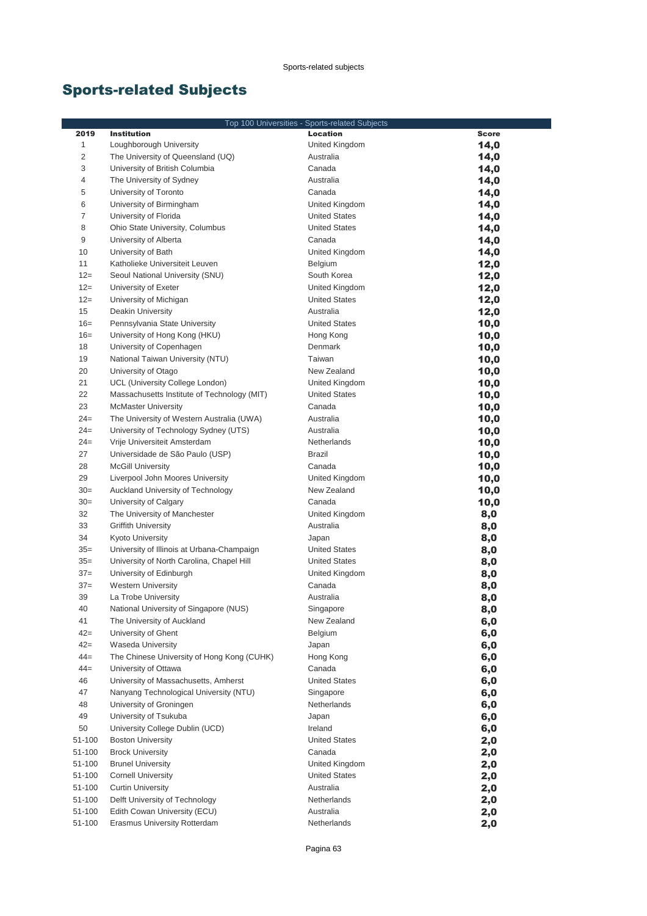# Sports-related Subjects

| Top 100 Universities - Sports-related Subjects | | | |
|---|---|---|---|
| **2019** | **Institution** | **Location** | **Score** |
| 1 | Loughborough University | United Kingdom | **14,0** |
| 2 | The University of Queensland (UQ) | Australia | **14,0** |
| 3 | University of British Columbia | Canada | **14,0** |
| 4 | The University of Sydney | Australia | **14,0** |
| 5 | University of Toronto | Canada | **14,0** |
| 6 | University of Birmingham | United Kingdom | **14,0** |
| 7 | University of Florida | United States | **14,0** |
| 8 | Ohio State University, Columbus | United States | **14,0** |
| 9 | University of Alberta | Canada | **14,0** |
| 10 | University of Bath | United Kingdom | **14,0** |
| 11 | Katholieke Universiteit Leuven | Belgium | **12,0** |
| 12= | Seoul National University (SNU) | South Korea | **12,0** |
| 12= | University of Exeter | United Kingdom | **12,0** |
| 12= | University of Michigan | United States | **12,0** |
| 15 | Deakin University | Australia | **12,0** |
| 16= | Pennsylvania State University | United States | **10,0** |
| 16= | University of Hong Kong (HKU) | Hong Kong | **10,0** |
| 18 | University of Copenhagen | Denmark | **10,0** |
| 19 | National Taiwan University (NTU) | Taiwan | **10,0** |
| 20 | University of Otago | New Zealand | **10,0** |
| 21 | UCL (University College London) | United Kingdom | **10,0** |
| 22 | Massachusetts Institute of Technology (MIT) | United States | **10,0** |
| 23 | McMaster University | Canada | **10,0** |
| 24= | The University of Western Australia (UWA) | Australia | **10,0** |
| 24= | University of Technology Sydney (UTS) | Australia | **10,0** |
| 24= | Vrije Universiteit Amsterdam | Netherlands | **10,0** |
| 27 | Universidade de São Paulo (USP) | Brazil | **10,0** |
| 28 | McGill University | Canada | **10,0** |
| 29 | Liverpool John Moores University | United Kingdom | **10,0** |
| 30= | Auckland University of Technology | New Zealand | **10,0** |
| 30= | University of Calgary | Canada | **10,0** |
| 32 | The University of Manchester | United Kingdom | **8,0** |
| 33 | Griffith University | Australia | **8,0** |
| 34 | Kyoto University | Japan | **8,0** |
| 35= | University of Illinois at Urbana-Champaign | United States | **8,0** |
| 35= | University of North Carolina, Chapel Hill | United States | **8,0** |
| 37= | University of Edinburgh | United Kingdom | **8,0** |
| 37= | Western University | Canada | **8,0** |
| 39 | La Trobe University | Australia | **8,0** |
| 40 | National University of Singapore (NUS) | Singapore | **8,0** |
| 41 | The University of Auckland | New Zealand | **6,0** |
| 42= | University of Ghent | Belgium | **6,0** |
| 42= | Waseda University | Japan | **6,0** |
| 44= | The Chinese University of Hong Kong (CUHK) | Hong Kong | **6,0** |
| 44= | University of Ottawa | Canada | **6,0** |
| 46 | University of Massachusetts, Amherst | United States | **6,0** |
| 47 | Nanyang Technological University (NTU) | Singapore | **6,0** |
| 48 | University of Groningen | Netherlands | **6,0** |
| 49 | University of Tsukuba | Japan | **6,0** |
| 50 | University College Dublin (UCD) | Ireland | **6,0** |
| 51-100 | Boston University | United States | **2,0** |
| 51-100 | Brock University | Canada | **2,0** |
| 51-100 | Brunel University | United Kingdom | **2,0** |
| 51-100 | Cornell University | United States | **2,0** |
| 51-100 | Curtin University | Australia | **2,0** |
| 51-100 | Delft University of Technology | Netherlands | **2,0** |
| 51-100 | Edith Cowan University (ECU) | Australia | **2,0** |
| 51-100 | Erasmus University Rotterdam | Netherlands | **2,0** |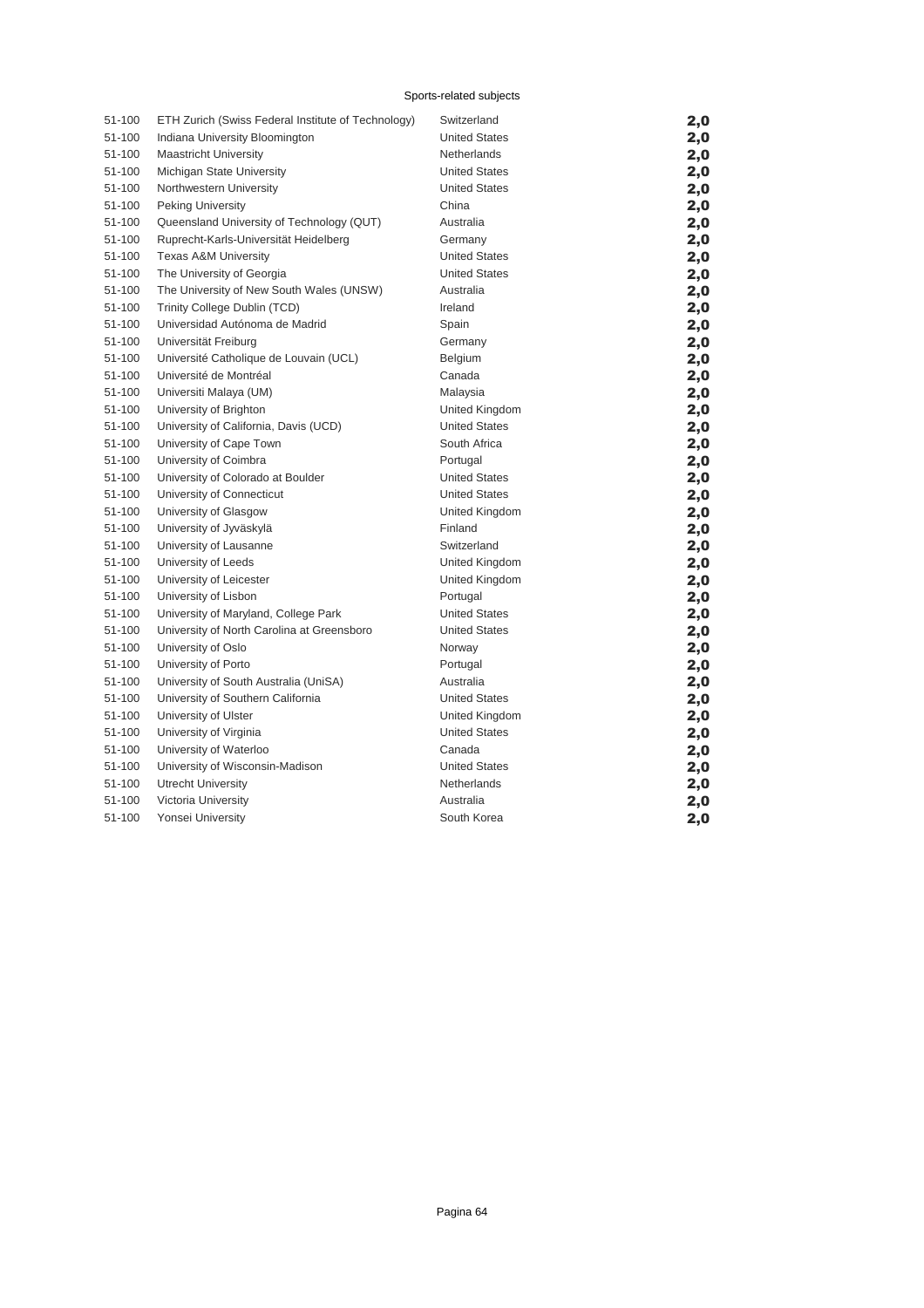Sports-related subjects

| | | | |
|---|---|---|---|
| 51-100 | ETH Zurich (Swiss Federal Institute of Technology) | Switzerland | **2,0** |
| 51-100 | Indiana University Bloomington | United States | **2,0** |
| 51-100 | Maastricht University | Netherlands | **2,0** |
| 51-100 | Michigan State University | United States | **2,0** |
| 51-100 | Northwestern University | United States | **2,0** |
| 51-100 | Peking University | China | **2,0** |
| 51-100 | Queensland University of Technology (QUT) | Australia | **2,0** |
| 51-100 | Ruprecht-Karls-Universität Heidelberg | Germany | **2,0** |
| 51-100 | Texas A&M University | United States | **2,0** |
| 51-100 | The University of Georgia | United States | **2,0** |
| 51-100 | The University of New South Wales (UNSW) | Australia | **2,0** |
| 51-100 | Trinity College Dublin (TCD) | Ireland | **2,0** |
| 51-100 | Universidad Autónoma de Madrid | Spain | **2,0** |
| 51-100 | Universität Freiburg | Germany | **2,0** |
| 51-100 | Université Catholique de Louvain (UCL) | Belgium | **2,0** |
| 51-100 | Université de Montréal | Canada | **2,0** |
| 51-100 | Universiti Malaya (UM) | Malaysia | **2,0** |
| 51-100 | University of Brighton | United Kingdom | **2,0** |
| 51-100 | University of California, Davis (UCD) | United States | **2,0** |
| 51-100 | University of Cape Town | South Africa | **2,0** |
| 51-100 | University of Coimbra | Portugal | **2,0** |
| 51-100 | University of Colorado at Boulder | United States | **2,0** |
| 51-100 | University of Connecticut | United States | **2,0** |
| 51-100 | University of Glasgow | United Kingdom | **2,0** |
| 51-100 | University of Jyväskylä | Finland | **2,0** |
| 51-100 | University of Lausanne | Switzerland | **2,0** |
| 51-100 | University of Leeds | United Kingdom | **2,0** |
| 51-100 | University of Leicester | United Kingdom | **2,0** |
| 51-100 | University of Lisbon | Portugal | **2,0** |
| 51-100 | University of Maryland, College Park | United States | **2,0** |
| 51-100 | University of North Carolina at Greensboro | United States | **2,0** |
| 51-100 | University of Oslo | Norway | **2,0** |
| 51-100 | University of Porto | Portugal | **2,0** |
| 51-100 | University of South Australia (UniSA) | Australia | **2,0** |
| 51-100 | University of Southern California | United States | **2,0** |
| 51-100 | University of Ulster | United Kingdom | **2,0** |
| 51-100 | University of Virginia | United States | **2,0** |
| 51-100 | University of Waterloo | Canada | **2,0** |
| 51-100 | University of Wisconsin-Madison | United States | **2,0** |
| 51-100 | Utrecht University | Netherlands | **2,0** |
| 51-100 | Victoria University | Australia | **2,0** |
| 51-100 | Yonsei University | South Korea | **2,0** |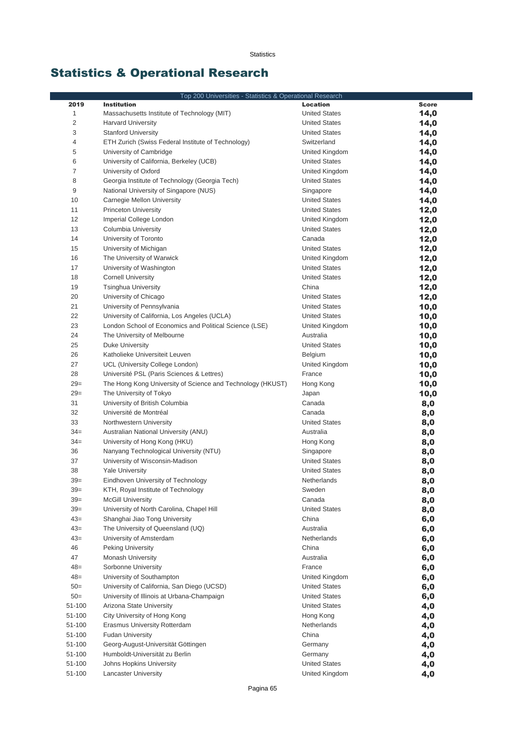# Statistics & Operational Research

| Top 200 Universities - Statistics & Operational Research | | | |
|---|---|---|---|
| 2019 | Institution | Location | Score |
| 1 | Massachusetts Institute of Technology (MIT) | United States | 14,0 |
| 2 | Harvard University | United States | 14,0 |
| 3 | Stanford University | United States | 14,0 |
| 4 | ETH Zurich (Swiss Federal Institute of Technology) | Switzerland | 14,0 |
| 5 | University of Cambridge | United Kingdom | 14,0 |
| 6 | University of California, Berkeley (UCB) | United States | 14,0 |
| 7 | University of Oxford | United Kingdom | 14,0 |
| 8 | Georgia Institute of Technology (Georgia Tech) | United States | 14,0 |
| 9 | National University of Singapore (NUS) | Singapore | 14,0 |
| 10 | Carnegie Mellon University | United States | 14,0 |
| 11 | Princeton University | United States | 12,0 |
| 12 | Imperial College London | United Kingdom | 12,0 |
| 13 | Columbia University | United States | 12,0 |
| 14 | University of Toronto | Canada | 12,0 |
| 15 | University of Michigan | United States | 12,0 |
| 16 | The University of Warwick | United Kingdom | 12,0 |
| 17 | University of Washington | United States | 12,0 |
| 18 | Cornell University | United States | 12,0 |
| 19 | Tsinghua University | China | 12,0 |
| 20 | University of Chicago | United States | 12,0 |
| 21 | University of Pennsylvania | United States | 10,0 |
| 22 | University of California, Los Angeles (UCLA) | United States | 10,0 |
| 23 | London School of Economics and Political Science (LSE) | United Kingdom | 10,0 |
| 24 | The University of Melbourne | Australia | 10,0 |
| 25 | Duke University | United States | 10,0 |
| 26 | Katholieke Universiteit Leuven | Belgium | 10,0 |
| 27 | UCL (University College London) | United Kingdom | 10,0 |
| 28 | Université PSL (Paris Sciences & Lettres) | France | 10,0 |
| 29= | The Hong Kong University of Science and Technology (HKUST) | Hong Kong | 10,0 |
| 29= | The University of Tokyo | Japan | 10,0 |
| 31 | University of British Columbia | Canada | 8,0 |
| 32 | Université de Montréal | Canada | 8,0 |
| 33 | Northwestern University | United States | 8,0 |
| 34= | Australian National University (ANU) | Australia | 8,0 |
| 34= | University of Hong Kong (HKU) | Hong Kong | 8,0 |
| 36 | Nanyang Technological University (NTU) | Singapore | 8,0 |
| 37 | University of Wisconsin-Madison | United States | 8,0 |
| 38 | Yale University | United States | 8,0 |
| 39= | Eindhoven University of Technology | Netherlands | 8,0 |
| 39= | KTH, Royal Institute of Technology | Sweden | 8,0 |
| 39= | McGill University | Canada | 8,0 |
| 39= | University of North Carolina, Chapel Hill | United States | 8,0 |
| 43= | Shanghai Jiao Tong University | China | 6,0 |
| 43= | The University of Queensland (UQ) | Australia | 6,0 |
| 43= | University of Amsterdam | Netherlands | 6,0 |
| 46 | Peking University | China | 6,0 |
| 47 | Monash University | Australia | 6,0 |
| 48= | Sorbonne University | France | 6,0 |
| 48= | University of Southampton | United Kingdom | 6,0 |
| 50= | University of California, San Diego (UCSD) | United States | 6,0 |
| 50= | University of Illinois at Urbana-Champaign | United States | 6,0 |
| 51-100 | Arizona State University | United States | 4,0 |
| 51-100 | City University of Hong Kong | Hong Kong | 4,0 |
| 51-100 | Erasmus University Rotterdam | Netherlands | 4,0 |
| 51-100 | Fudan University | China | 4,0 |
| 51-100 | Georg-August-Universität Göttingen | Germany | 4,0 |
| 51-100 | Humboldt-Universität zu Berlin | Germany | 4,0 |
| 51-100 | Johns Hopkins University | United States | 4,0 |
| 51-100 | Lancaster University | United Kingdom | 4,0 |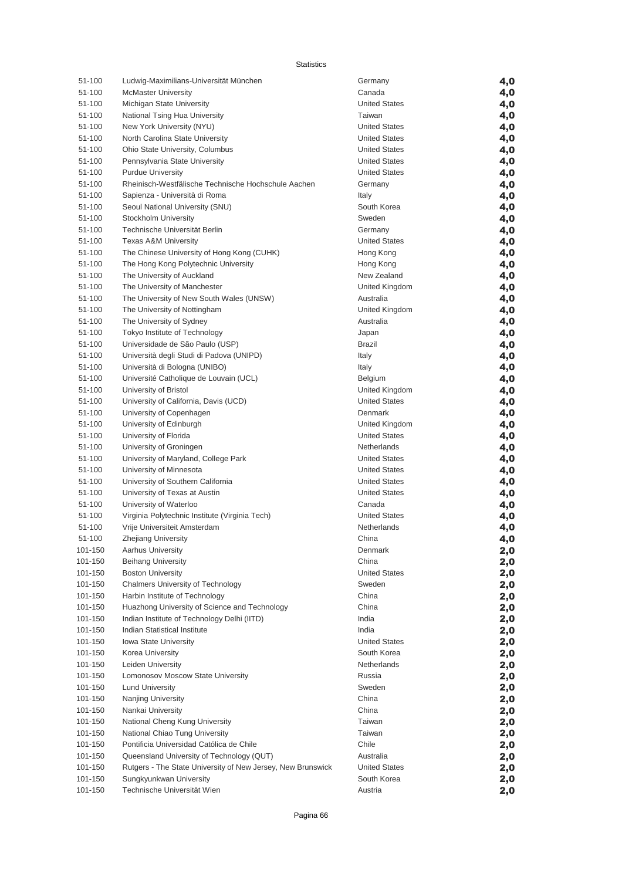Statistics

| | | | |
|---|---|---|---|
| 51-100 | Ludwig-Maximilians-Universität München | Germany | **4,0** |
| 51-100 | McMaster University | Canada | **4,0** |
| 51-100 | Michigan State University | United States | **4,0** |
| 51-100 | National Tsing Hua University | Taiwan | **4,0** |
| 51-100 | New York University (NYU) | United States | **4,0** |
| 51-100 | North Carolina State University | United States | **4,0** |
| 51-100 | Ohio State University, Columbus | United States | **4,0** |
| 51-100 | Pennsylvania State University | United States | **4,0** |
| 51-100 | Purdue University | United States | **4,0** |
| 51-100 | Rheinisch-Westfälische Technische Hochschule Aachen | Germany | **4,0** |
| 51-100 | Sapienza - Università di Roma | Italy | **4,0** |
| 51-100 | Seoul National University (SNU) | South Korea | **4,0** |
| 51-100 | Stockholm University | Sweden | **4,0** |
| 51-100 | Technische Universität Berlin | Germany | **4,0** |
| 51-100 | Texas A&M University | United States | **4,0** |
| 51-100 | The Chinese University of Hong Kong (CUHK) | Hong Kong | **4,0** |
| 51-100 | The Hong Kong Polytechnic University | Hong Kong | **4,0** |
| 51-100 | The University of Auckland | New Zealand | **4,0** |
| 51-100 | The University of Manchester | United Kingdom | **4,0** |
| 51-100 | The University of New South Wales (UNSW) | Australia | **4,0** |
| 51-100 | The University of Nottingham | United Kingdom | **4,0** |
| 51-100 | The University of Sydney | Australia | **4,0** |
| 51-100 | Tokyo Institute of Technology | Japan | **4,0** |
| 51-100 | Universidade de São Paulo (USP) | Brazil | **4,0** |
| 51-100 | Università degli Studi di Padova (UNIPD) | Italy | **4,0** |
| 51-100 | Università di Bologna (UNIBO) | Italy | **4,0** |
| 51-100 | Université Catholique de Louvain (UCL) | Belgium | **4,0** |
| 51-100 | University of Bristol | United Kingdom | **4,0** |
| 51-100 | University of California, Davis (UCD) | United States | **4,0** |
| 51-100 | University of Copenhagen | Denmark | **4,0** |
| 51-100 | University of Edinburgh | United Kingdom | **4,0** |
| 51-100 | University of Florida | United States | **4,0** |
| 51-100 | University of Groningen | Netherlands | **4,0** |
| 51-100 | University of Maryland, College Park | United States | **4,0** |
| 51-100 | University of Minnesota | United States | **4,0** |
| 51-100 | University of Southern California | United States | **4,0** |
| 51-100 | University of Texas at Austin | United States | **4,0** |
| 51-100 | University of Waterloo | Canada | **4,0** |
| 51-100 | Virginia Polytechnic Institute (Virginia Tech) | United States | **4,0** |
| 51-100 | Vrije Universiteit Amsterdam | Netherlands | **4,0** |
| 51-100 | Zhejiang University | China | **4,0** |
| 101-150 | Aarhus University | Denmark | **2,0** |
| 101-150 | Beihang University | China | **2,0** |
| 101-150 | Boston University | United States | **2,0** |
| 101-150 | Chalmers University of Technology | Sweden | **2,0** |
| 101-150 | Harbin Institute of Technology | China | **2,0** |
| 101-150 | Huazhong University of Science and Technology | China | **2,0** |
| 101-150 | Indian Institute of Technology Delhi (IITD) | India | **2,0** |
| 101-150 | Indian Statistical Institute | India | **2,0** |
| 101-150 | Iowa State University | United States | **2,0** |
| 101-150 | Korea University | South Korea | **2,0** |
| 101-150 | Leiden University | Netherlands | **2,0** |
| 101-150 | Lomonosov Moscow State University | Russia | **2,0** |
| 101-150 | Lund University | Sweden | **2,0** |
| 101-150 | Nanjing University | China | **2,0** |
| 101-150 | Nankai University | China | **2,0** |
| 101-150 | National Cheng Kung University | Taiwan | **2,0** |
| 101-150 | National Chiao Tung University | Taiwan | **2,0** |
| 101-150 | Pontificia Universidad Católica de Chile | Chile | **2,0** |
| 101-150 | Queensland University of Technology (QUT) | Australia | **2,0** |
| 101-150 | Rutgers - The State University of New Jersey, New Brunswick | United States | **2,0** |
| 101-150 | Sungkyunkwan University | South Korea | **2,0** |
| 101-150 | Technische Universität Wien | Austria | **2,0** |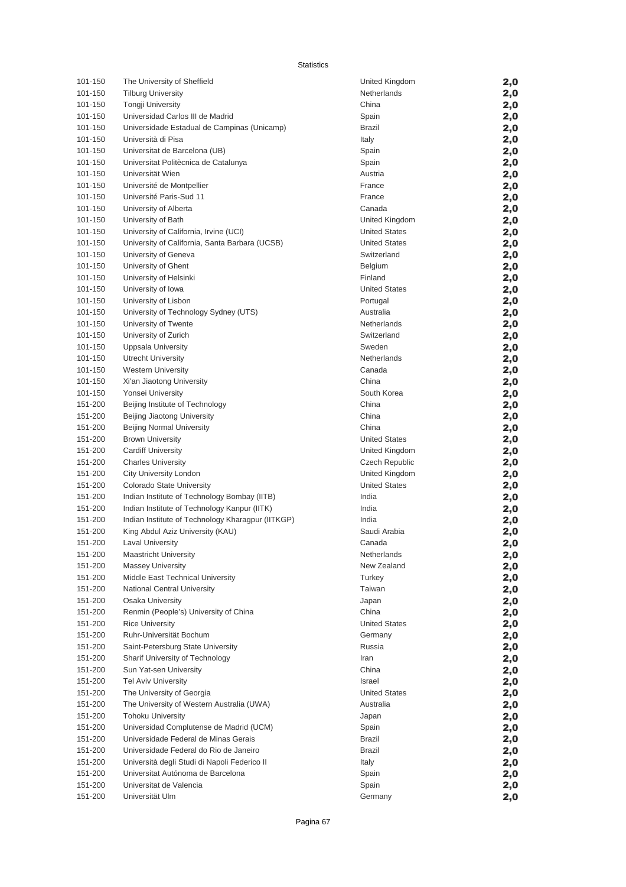| 101-150 | The University of Sheffield | United Kingdom | 2,0 |
|---|---|---|---|
| 101-150 | Tilburg University | Netherlands | 2,0 |
| 101-150 | Tongji University | China | 2,0 |
| 101-150 | Universidad Carlos III de Madrid | Spain | 2,0 |
| 101-150 | Universidade Estadual de Campinas (Unicamp) | Brazil | 2,0 |
| 101-150 | Università di Pisa | Italy | 2,0 |
| 101-150 | Universitat de Barcelona (UB) | Spain | 2,0 |
| 101-150 | Universitat Politècnica de Catalunya | Spain | 2,0 |
| 101-150 | Universität Wien | Austria | 2,0 |
| 101-150 | Université de Montpellier | France | 2,0 |
| 101-150 | Université Paris-Sud 11 | France | 2,0 |
| 101-150 | University of Alberta | Canada | 2,0 |
| 101-150 | University of Bath | United Kingdom | 2,0 |
| 101-150 | University of California, Irvine (UCI) | United States | 2,0 |
| 101-150 | University of California, Santa Barbara (UCSB) | United States | 2,0 |
| 101-150 | University of Geneva | Switzerland | 2,0 |
| 101-150 | University of Ghent | Belgium | 2,0 |
| 101-150 | University of Helsinki | Finland | 2,0 |
| 101-150 | University of Iowa | United States | 2,0 |
| 101-150 | University of Lisbon | Portugal | 2,0 |
| 101-150 | University of Technology Sydney (UTS) | Australia | 2,0 |
| 101-150 | University of Twente | Netherlands | 2,0 |
| 101-150 | University of Zurich | Switzerland | 2,0 |
| 101-150 | Uppsala University | Sweden | 2,0 |
| 101-150 | Utrecht University | Netherlands | 2,0 |
| 101-150 | Western University | Canada | 2,0 |
| 101-150 | Xi'an Jiaotong University | China | 2,0 |
| 101-150 | Yonsei University | South Korea | 2,0 |
| 151-200 | Beijing Institute of Technology | China | 2,0 |
| 151-200 | Beijing Jiaotong University | China | 2,0 |
| 151-200 | Beijing Normal University | China | 2,0 |
| 151-200 | Brown University | United States | 2,0 |
| 151-200 | Cardiff University | United Kingdom | 2,0 |
| 151-200 | Charles University | Czech Republic | 2,0 |
| 151-200 | City University London | United Kingdom | 2,0 |
| 151-200 | Colorado State University | United States | 2,0 |
| 151-200 | Indian Institute of Technology Bombay (IITB) | India | 2,0 |
| 151-200 | Indian Institute of Technology Kanpur (IITK) | India | 2,0 |
| 151-200 | Indian Institute of Technology Kharagpur (IITKGP) | India | 2,0 |
| 151-200 | King Abdul Aziz University (KAU) | Saudi Arabia | 2,0 |
| 151-200 | Laval University | Canada | 2,0 |
| 151-200 | Maastricht University | Netherlands | 2,0 |
| 151-200 | Massey University | New Zealand | 2,0 |
| 151-200 | Middle East Technical University | Turkey | 2,0 |
| 151-200 | National Central University | Taiwan | 2,0 |
| 151-200 | Osaka University | Japan | 2,0 |
| 151-200 | Renmin (People's) University of China | China | 2,0 |
| 151-200 | Rice University | United States | 2,0 |
| 151-200 | Ruhr-Universität Bochum | Germany | 2,0 |
| 151-200 | Saint-Petersburg State University | Russia | 2,0 |
| 151-200 | Sharif University of Technology | Iran | 2,0 |
| 151-200 | Sun Yat-sen University | China | 2,0 |
| 151-200 | Tel Aviv University | Israel | 2,0 |
| 151-200 | The University of Georgia | United States | 2,0 |
| 151-200 | The University of Western Australia (UWA) | Australia | 2,0 |
| 151-200 | Tohoku University | Japan | 2,0 |
| 151-200 | Universidad Complutense de Madrid (UCM) | Spain | 2,0 |
| 151-200 | Universidade Federal de Minas Gerais | Brazil | 2,0 |
| 151-200 | Universidade Federal do Rio de Janeiro | Brazil | 2,0 |
| 151-200 | Università degli Studi di Napoli Federico II | Italy | 2,0 |
| 151-200 | Universitat Autónoma de Barcelona | Spain | 2,0 |
| 151-200 | Universitat de Valencia | Spain | 2,0 |
| 151-200 | Universität Ulm | Germany | 2,0 |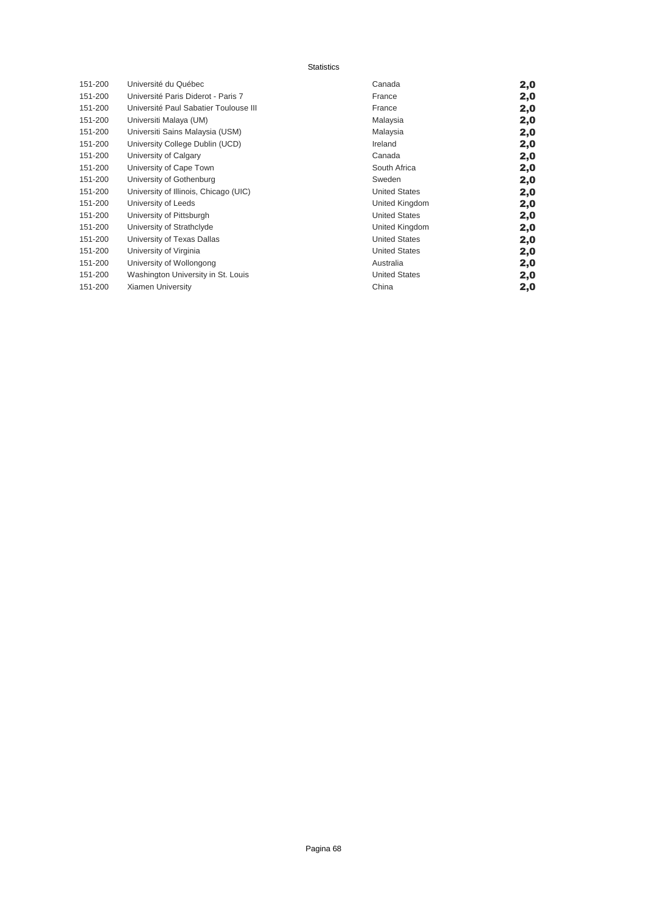| | | | |
|---|---|---|---|
| 151-200 | Université du Québec | Canada | **2,0** |
| 151-200 | Université Paris Diderot - Paris 7 | France | **2,0** |
| 151-200 | Université Paul Sabatier Toulouse III | France | **2,0** |
| 151-200 | Universiti Malaya (UM) | Malaysia | **2,0** |
| 151-200 | Universiti Sains Malaysia (USM) | Malaysia | **2,0** |
| 151-200 | University College Dublin (UCD) | Ireland | **2,0** |
| 151-200 | University of Calgary | Canada | **2,0** |
| 151-200 | University of Cape Town | South Africa | **2,0** |
| 151-200 | University of Gothenburg | Sweden | **2,0** |
| 151-200 | University of Illinois, Chicago (UIC) | United States | **2,0** |
| 151-200 | University of Leeds | United Kingdom | **2,0** |
| 151-200 | University of Pittsburgh | United States | **2,0** |
| 151-200 | University of Strathclyde | United Kingdom | **2,0** |
| 151-200 | University of Texas Dallas | United States | **2,0** |
| 151-200 | University of Virginia | United States | **2,0** |
| 151-200 | University of Wollongong | Australia | **2,0** |
| 151-200 | Washington University in St. Louis | United States | **2,0** |
| 151-200 | Xiamen University | China | **2,0** |